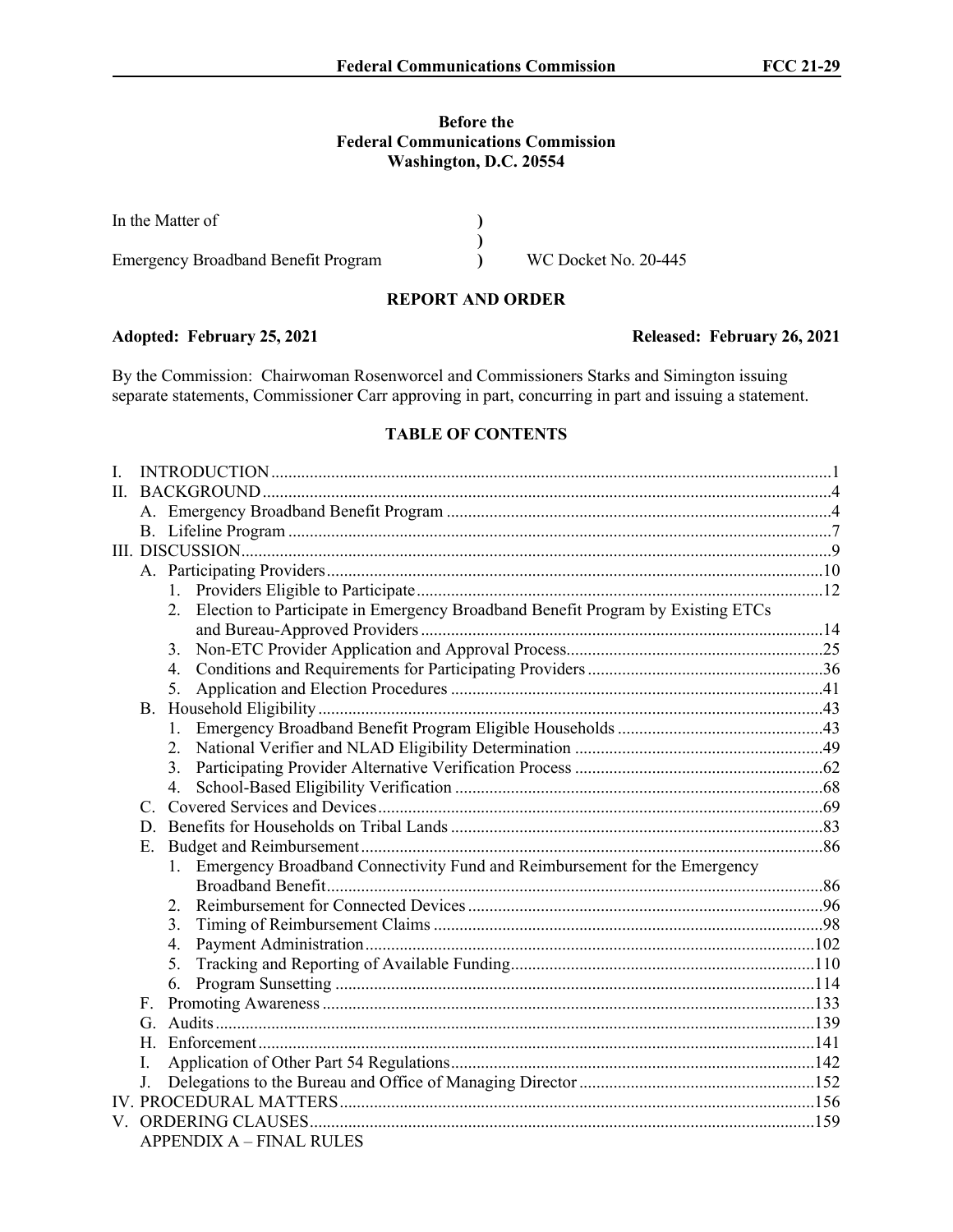**Before the**
**Federal Communications Commission**
**Washington, D.C. 20554**

| | | |
|---|---|---|
| In the Matter of | ) | |
| | ) | |
| Emergency Broadband Benefit Program | ) | WC Docket No. 20-445 |

## REPORT AND ORDER

**Adopted: February 25, 2021** **Released: February 26, 2021**

By the Commission: Chairwoman Rosenworcel and Commissioners Starks and Simington issuing separate statements, Commissioner Carr approving in part, concurring in part and issuing a statement.

### TABLE OF CONTENTS

I. INTRODUCTION....1
II. BACKGROUND....4
- A. Emergency Broadband Benefit Program....4
- B. Lifeline Program....7

III. DISCUSSION....9
- A. Participating Providers....10
  1. Providers Eligible to Participate....12
  2. Election to Participate in Emergency Broadband Benefit Program by Existing ETCs and Bureau-Approved Providers....14
  3. Non-ETC Provider Application and Approval Process....25
  4. Conditions and Requirements for Participating Providers....36
  5. Application and Election Procedures....41
- B. Household Eligibility....43
  1. Emergency Broadband Benefit Program Eligible Households....43
  2. National Verifier and NLAD Eligibility Determination....49
  3. Participating Provider Alternative Verification Process....62
  4. School-Based Eligibility Verification....68
- C. Covered Services and Devices....69
- D. Benefits for Households on Tribal Lands....83
- E. Budget and Reimbursement....86
  1. Emergency Broadband Connectivity Fund and Reimbursement for the Emergency Broadband Benefit....86
  2. Reimbursement for Connected Devices....96
  3. Timing of Reimbursement Claims....98
  4. Payment Administration....102
  5. Tracking and Reporting of Available Funding....110
  6. Program Sunsetting....114
- F. Promoting Awareness....133
- G. Audits....139
- H. Enforcement....141
- I. Application of Other Part 54 Regulations....142
- J. Delegations to the Bureau and Office of Managing Director....152

IV. PROCEDURAL MATTERS....156
V. ORDERING CLAUSES....159
APPENDIX A – FINAL RULES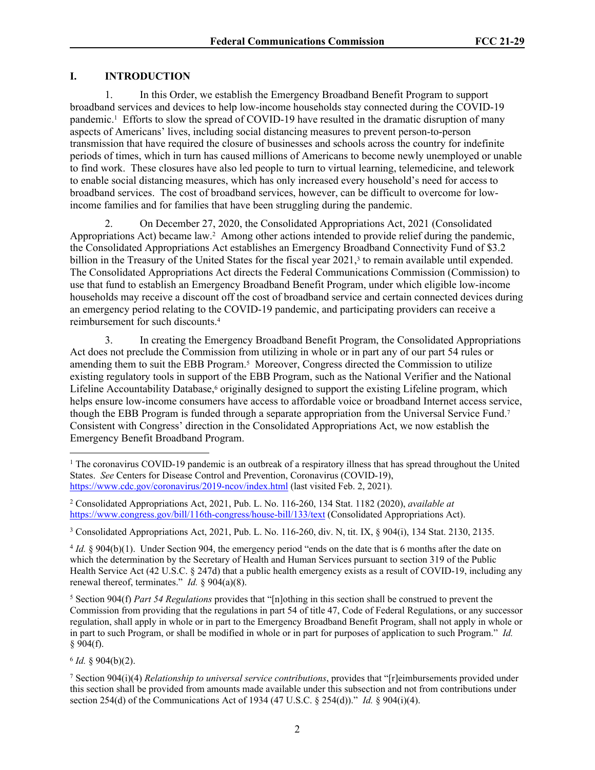## I. INTRODUCTION

1. In this Order, we establish the Emergency Broadband Benefit Program to support broadband services and devices to help low-income households stay connected during the COVID-19 pandemic.[1] Efforts to slow the spread of COVID-19 have resulted in the dramatic disruption of many aspects of Americans' lives, including social distancing measures to prevent person-to-person transmission that have required the closure of businesses and schools across the country for indefinite periods of times, which in turn has caused millions of Americans to become newly unemployed or unable to find work. These closures have also led people to turn to virtual learning, telemedicine, and telework to enable social distancing measures, which has only increased every household's need for access to broadband services. The cost of broadband services, however, can be difficult to overcome for low-income families and for families that have been struggling during the pandemic.

2. On December 27, 2020, the Consolidated Appropriations Act, 2021 (Consolidated Appropriations Act) became law.[2] Among other actions intended to provide relief during the pandemic, the Consolidated Appropriations Act establishes an Emergency Broadband Connectivity Fund of $3.2 billion in the Treasury of the United States for the fiscal year 2021,[3] to remain available until expended. The Consolidated Appropriations Act directs the Federal Communications Commission (Commission) to use that fund to establish an Emergency Broadband Benefit Program, under which eligible low-income households may receive a discount off the cost of broadband service and certain connected devices during an emergency period relating to the COVID-19 pandemic, and participating providers can receive a reimbursement for such discounts.[4]

3. In creating the Emergency Broadband Benefit Program, the Consolidated Appropriations Act does not preclude the Commission from utilizing in whole or in part any of our part 54 rules or amending them to suit the EBB Program.[5] Moreover, Congress directed the Commission to utilize existing regulatory tools in support of the EBB Program, such as the National Verifier and the National Lifeline Accountability Database,[6] originally designed to support the existing Lifeline program, which helps ensure low-income consumers have access to affordable voice or broadband Internet access service, though the EBB Program is funded through a separate appropriation from the Universal Service Fund.[7] Consistent with Congress' direction in the Consolidated Appropriations Act, we now establish the Emergency Benefit Broadband Program.

---

[1] The coronavirus COVID-19 pandemic is an outbreak of a respiratory illness that has spread throughout the United States. *See* Centers for Disease Control and Prevention, Coronavirus (COVID-19), https://www.cdc.gov/coronavirus/2019-ncov/index.html (last visited Feb. 2, 2021).

[2] Consolidated Appropriations Act, 2021, Pub. L. No. 116-260, 134 Stat. 1182 (2020), *available at* https://www.congress.gov/bill/116th-congress/house-bill/133/text (Consolidated Appropriations Act).

[3] Consolidated Appropriations Act, 2021, Pub. L. No. 116-260, div. N, tit. IX, § 904(i), 134 Stat. 2130, 2135.

[4] *Id.* § 904(b)(1). Under Section 904, the emergency period "ends on the date that is 6 months after the date on which the determination by the Secretary of Health and Human Services pursuant to section 319 of the Public Health Service Act (42 U.S.C. § 247d) that a public health emergency exists as a result of COVID-19, including any renewal thereof, terminates." *Id.* § 904(a)(8).

[5] Section 904(f) *Part 54 Regulations* provides that "[n]othing in this section shall be construed to prevent the Commission from providing that the regulations in part 54 of title 47, Code of Federal Regulations, or any successor regulation, shall apply in whole or in part to the Emergency Broadband Benefit Program, shall not apply in whole or in part to such Program, or shall be modified in whole or in part for purposes of application to such Program." *Id.* § 904(f).

[6] *Id.* § 904(b)(2).

[7] Section 904(i)(4) *Relationship to universal service contributions*, provides that "[r]eimbursements provided under this section shall be provided from amounts made available under this subsection and not from contributions under section 254(d) of the Communications Act of 1934 (47 U.S.C. § 254(d))." *Id.* § 904(i)(4).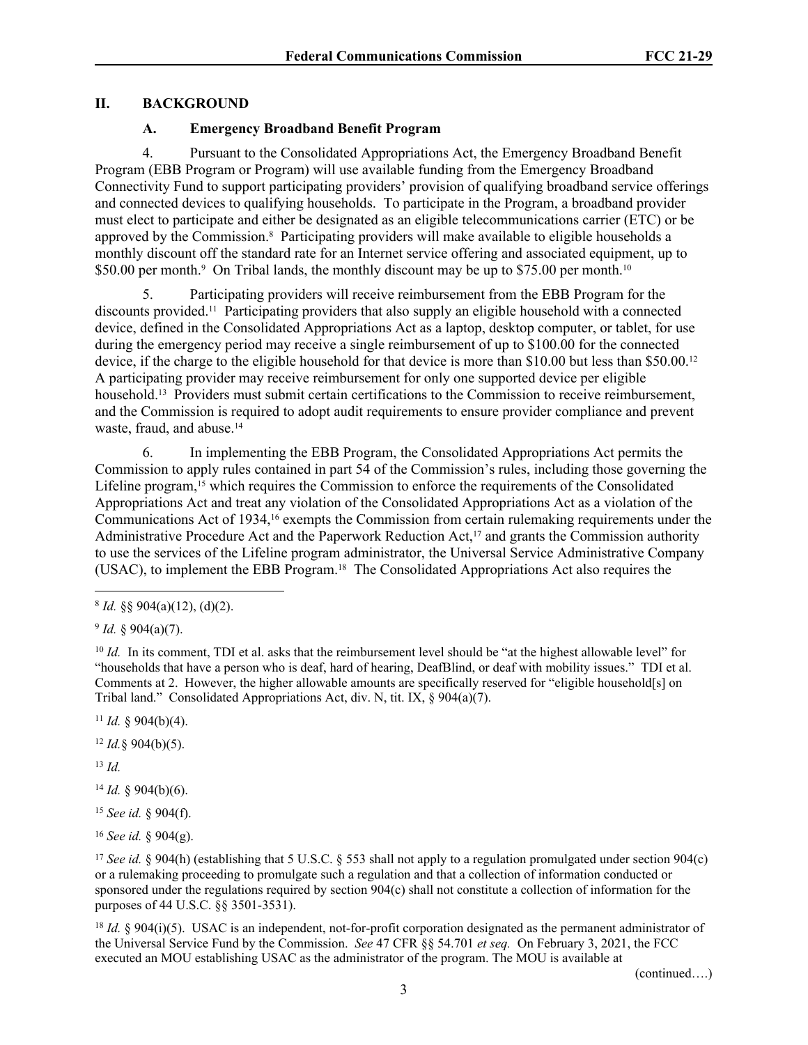## II. BACKGROUND

### A. Emergency Broadband Benefit Program

4. Pursuant to the Consolidated Appropriations Act, the Emergency Broadband Benefit Program (EBB Program or Program) will use available funding from the Emergency Broadband Connectivity Fund to support participating providers' provision of qualifying broadband service offerings and connected devices to qualifying households. To participate in the Program, a broadband provider must elect to participate and either be designated as an eligible telecommunications carrier (ETC) or be approved by the Commission.[8] Participating providers will make available to eligible households a monthly discount off the standard rate for an Internet service offering and associated equipment, up to $50.00 per month.[9] On Tribal lands, the monthly discount may be up to $75.00 per month.[10]

5. Participating providers will receive reimbursement from the EBB Program for the discounts provided.[11] Participating providers that also supply an eligible household with a connected device, defined in the Consolidated Appropriations Act as a laptop, desktop computer, or tablet, for use during the emergency period may receive a single reimbursement of up to $100.00 for the connected device, if the charge to the eligible household for that device is more than $10.00 but less than $50.00.[12] A participating provider may receive reimbursement for only one supported device per eligible household.[13] Providers must submit certain certifications to the Commission to receive reimbursement, and the Commission is required to adopt audit requirements to ensure provider compliance and prevent waste, fraud, and abuse.[14]

6. In implementing the EBB Program, the Consolidated Appropriations Act permits the Commission to apply rules contained in part 54 of the Commission's rules, including those governing the Lifeline program,[15] which requires the Commission to enforce the requirements of the Consolidated Appropriations Act and treat any violation of the Consolidated Appropriations Act as a violation of the Communications Act of 1934,[16] exempts the Commission from certain rulemaking requirements under the Administrative Procedure Act and the Paperwork Reduction Act,[17] and grants the Commission authority to use the services of the Lifeline program administrator, the Universal Service Administrative Company (USAC), to implement the EBB Program.[18] The Consolidated Appropriations Act also requires the

---

[8] *Id.* §§ 904(a)(12), (d)(2).

[9] *Id.* § 904(a)(7).

[10] *Id.* In its comment, TDI et al. asks that the reimbursement level should be "at the highest allowable level" for "households that have a person who is deaf, hard of hearing, DeafBlind, or deaf with mobility issues." TDI et al. Comments at 2. However, the higher allowable amounts are specifically reserved for "eligible household[s] on Tribal land." Consolidated Appropriations Act, div. N, tit. IX, § 904(a)(7).

[11] *Id.* § 904(b)(4).

[12] *Id.*§ 904(b)(5).

[13] *Id.*

[14] *Id.* § 904(b)(6).

[15] *See id.* § 904(f).

[16] *See id.* § 904(g).

[17] *See id.* § 904(h) (establishing that 5 U.S.C. § 553 shall not apply to a regulation promulgated under section 904(c) or a rulemaking proceeding to promulgate such a regulation and that a collection of information conducted or sponsored under the regulations required by section 904(c) shall not constitute a collection of information for the purposes of 44 U.S.C. §§ 3501-3531).

[18] *Id.* § 904(i)(5). USAC is an independent, not-for-profit corporation designated as the permanent administrator of the Universal Service Fund by the Commission. *See* 47 CFR §§ 54.701 *et seq.* On February 3, 2021, the FCC executed an MOU establishing USAC as the administrator of the program. The MOU is available at

(continued….)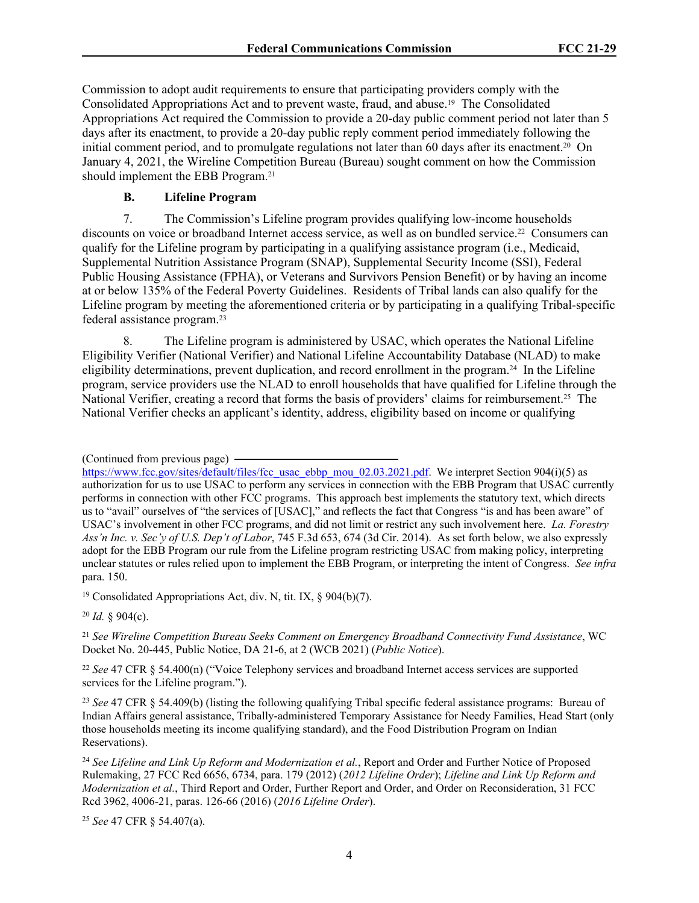Commission to adopt audit requirements to ensure that participating providers comply with the Consolidated Appropriations Act and to prevent waste, fraud, and abuse.[19] The Consolidated Appropriations Act required the Commission to provide a 20-day public comment period not later than 5 days after its enactment, to provide a 20-day public reply comment period immediately following the initial comment period, and to promulgate regulations not later than 60 days after its enactment.[20] On January 4, 2021, the Wireline Competition Bureau (Bureau) sought comment on how the Commission should implement the EBB Program.[21]

### B. Lifeline Program

7. The Commission's Lifeline program provides qualifying low-income households discounts on voice or broadband Internet access service, as well as on bundled service.[22] Consumers can qualify for the Lifeline program by participating in a qualifying assistance program (i.e., Medicaid, Supplemental Nutrition Assistance Program (SNAP), Supplemental Security Income (SSI), Federal Public Housing Assistance (FPHA), or Veterans and Survivors Pension Benefit) or by having an income at or below 135% of the Federal Poverty Guidelines. Residents of Tribal lands can also qualify for the Lifeline program by meeting the aforementioned criteria or by participating in a qualifying Tribal-specific federal assistance program.[23]

8. The Lifeline program is administered by USAC, which operates the National Lifeline Eligibility Verifier (National Verifier) and National Lifeline Accountability Database (NLAD) to make eligibility determinations, prevent duplication, and record enrollment in the program.[24] In the Lifeline program, service providers use the NLAD to enroll households that have qualified for Lifeline through the National Verifier, creating a record that forms the basis of providers' claims for reimbursement.[25] The National Verifier checks an applicant's identity, address, eligibility based on income or qualifying

---

(Continued from previous page)

https://www.fcc.gov/sites/default/files/fcc_usac_ebbp_mou_02.03.2021.pdf. We interpret Section 904(i)(5) as authorization for us to use USAC to perform any services in connection with the EBB Program that USAC currently performs in connection with other FCC programs. This approach best implements the statutory text, which directs us to "avail" ourselves of "the services of [USAC]," and reflects the fact that Congress "is and has been aware" of USAC's involvement in other FCC programs, and did not limit or restrict any such involvement here. *La. Forestry Ass'n Inc. v. Sec'y of U.S. Dep't of Labor*, 745 F.3d 653, 674 (3d Cir. 2014). As set forth below, we also expressly adopt for the EBB Program our rule from the Lifeline program restricting USAC from making policy, interpreting unclear statutes or rules relied upon to implement the EBB Program, or interpreting the intent of Congress. *See infra* para. 150.

[19] Consolidated Appropriations Act, div. N, tit. IX, § 904(b)(7).

[20] *Id.* § 904(c).

[21] *See Wireline Competition Bureau Seeks Comment on Emergency Broadband Connectivity Fund Assistance*, WC Docket No. 20-445, Public Notice, DA 21-6, at 2 (WCB 2021) (*Public Notice*).

[22] *See* 47 CFR § 54.400(n) ("Voice Telephony services and broadband Internet access services are supported services for the Lifeline program.").

[23] *See* 47 CFR § 54.409(b) (listing the following qualifying Tribal specific federal assistance programs: Bureau of Indian Affairs general assistance, Tribally-administered Temporary Assistance for Needy Families, Head Start (only those households meeting its income qualifying standard), and the Food Distribution Program on Indian Reservations).

[24] *See Lifeline and Link Up Reform and Modernization et al.*, Report and Order and Further Notice of Proposed Rulemaking, 27 FCC Rcd 6656, 6734, para. 179 (2012) (*2012 Lifeline Order*); *Lifeline and Link Up Reform and Modernization et al.*, Third Report and Order, Further Report and Order, and Order on Reconsideration, 31 FCC Rcd 3962, 4006-21, paras. 126-66 (2016) (*2016 Lifeline Order*).

[25] *See* 47 CFR § 54.407(a).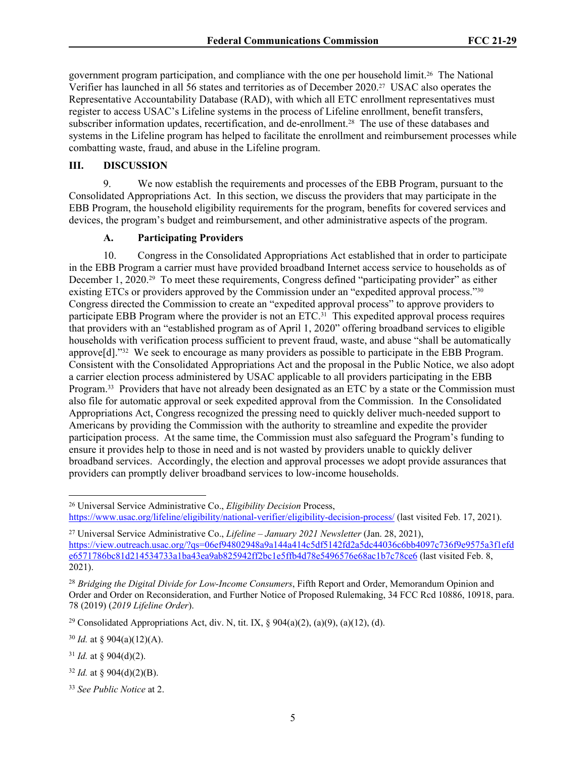government program participation, and compliance with the one per household limit.[26] The National Verifier has launched in all 56 states and territories as of December 2020.[27] USAC also operates the Representative Accountability Database (RAD), with which all ETC enrollment representatives must register to access USAC's Lifeline systems in the process of Lifeline enrollment, benefit transfers, subscriber information updates, recertification, and de-enrollment.[28] The use of these databases and systems in the Lifeline program has helped to facilitate the enrollment and reimbursement processes while combatting waste, fraud, and abuse in the Lifeline program.

## III. DISCUSSION

9. We now establish the requirements and processes of the EBB Program, pursuant to the Consolidated Appropriations Act. In this section, we discuss the providers that may participate in the EBB Program, the household eligibility requirements for the program, benefits for covered services and devices, the program's budget and reimbursement, and other administrative aspects of the program.

### A. Participating Providers

10. Congress in the Consolidated Appropriations Act established that in order to participate in the EBB Program a carrier must have provided broadband Internet access service to households as of December 1, 2020.[29] To meet these requirements, Congress defined "participating provider" as either existing ETCs or providers approved by the Commission under an "expedited approval process."[30] Congress directed the Commission to create an "expedited approval process" to approve providers to participate EBB Program where the provider is not an ETC.[31] This expedited approval process requires that providers with an "established program as of April 1, 2020" offering broadband services to eligible households with verification process sufficient to prevent fraud, waste, and abuse "shall be automatically approve[d]."[32] We seek to encourage as many providers as possible to participate in the EBB Program. Consistent with the Consolidated Appropriations Act and the proposal in the Public Notice, we also adopt a carrier election process administered by USAC applicable to all providers participating in the EBB Program.[33] Providers that have not already been designated as an ETC by a state or the Commission must also file for automatic approval or seek expedited approval from the Commission. In the Consolidated Appropriations Act, Congress recognized the pressing need to quickly deliver much-needed support to Americans by providing the Commission with the authority to streamline and expedite the provider participation process. At the same time, the Commission must also safeguard the Program's funding to ensure it provides help to those in need and is not wasted by providers unable to quickly deliver broadband services. Accordingly, the election and approval processes we adopt provide assurances that providers can promptly deliver broadband services to low-income households.

---

[26] Universal Service Administrative Co., *Eligibility Decision* Process, https://www.usac.org/lifeline/eligibility/national-verifier/eligibility-decision-process/ (last visited Feb. 17, 2021).

[27] Universal Service Administrative Co., *Lifeline – January 2021 Newsletter* (Jan. 28, 2021), https://view.outreach.usac.org/?qs=06ef94802948a9a144a414c5df5142fd2a5dc44036c6bb4097c736f9e9575a3f1efde6571786bc81d214534733a1ba43ea9ab825942ff2bc1e5ffb4d78e5496576e68ac1b7c78ce6 (last visited Feb. 8, 2021).

[28] *Bridging the Digital Divide for Low-Income Consumers*, Fifth Report and Order, Memorandum Opinion and Order and Order on Reconsideration, and Further Notice of Proposed Rulemaking, 34 FCC Rcd 10886, 10918, para. 78 (2019) (*2019 Lifeline Order*).

[29] Consolidated Appropriations Act, div. N, tit. IX, § 904(a)(2), (a)(9), (a)(12), (d).

[30] *Id.* at § 904(a)(12)(A).

[31] *Id.* at § 904(d)(2).

[32] *Id.* at § 904(d)(2)(B).

[33] *See Public Notice* at 2.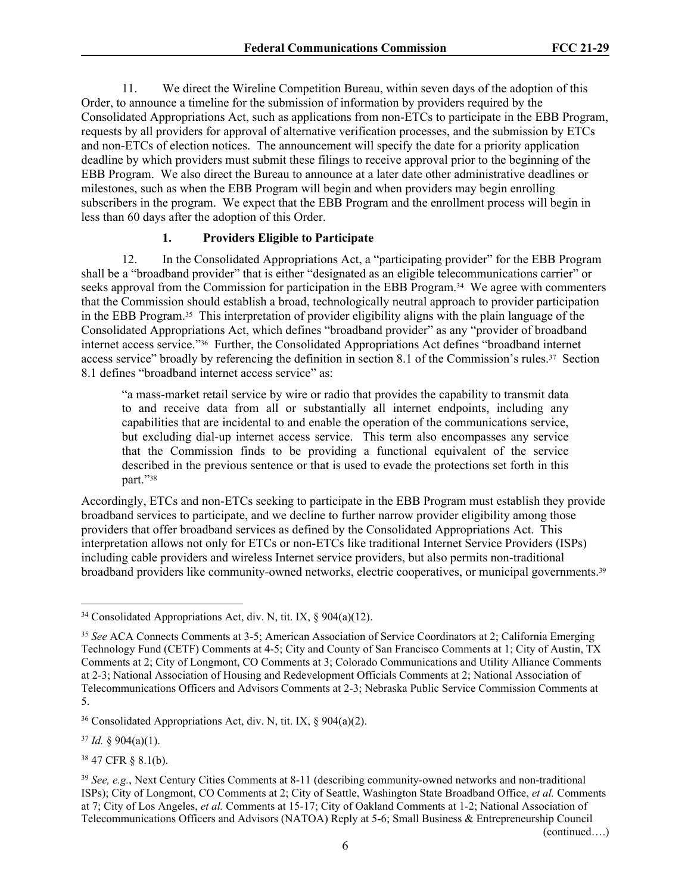11. We direct the Wireline Competition Bureau, within seven days of the adoption of this Order, to announce a timeline for the submission of information by providers required by the Consolidated Appropriations Act, such as applications from non-ETCs to participate in the EBB Program, requests by all providers for approval of alternative verification processes, and the submission by ETCs and non-ETCs of election notices. The announcement will specify the date for a priority application deadline by which providers must submit these filings to receive approval prior to the beginning of the EBB Program. We also direct the Bureau to announce at a later date other administrative deadlines or milestones, such as when the EBB Program will begin and when providers may begin enrolling subscribers in the program. We expect that the EBB Program and the enrollment process will begin in less than 60 days after the adoption of this Order.

### 1. Providers Eligible to Participate

12. In the Consolidated Appropriations Act, a "participating provider" for the EBB Program shall be a "broadband provider" that is either "designated as an eligible telecommunications carrier" or seeks approval from the Commission for participation in the EBB Program.[34] We agree with commenters that the Commission should establish a broad, technologically neutral approach to provider participation in the EBB Program.[35] This interpretation of provider eligibility aligns with the plain language of the Consolidated Appropriations Act, which defines "broadband provider" as any "provider of broadband internet access service."[36] Further, the Consolidated Appropriations Act defines "broadband internet access service" broadly by referencing the definition in section 8.1 of the Commission's rules.[37] Section 8.1 defines "broadband internet access service" as:

> "a mass-market retail service by wire or radio that provides the capability to transmit data to and receive data from all or substantially all internet endpoints, including any capabilities that are incidental to and enable the operation of the communications service, but excluding dial-up internet access service. This term also encompasses any service that the Commission finds to be providing a functional equivalent of the service described in the previous sentence or that is used to evade the protections set forth in this part."[38]

Accordingly, ETCs and non-ETCs seeking to participate in the EBB Program must establish they provide broadband services to participate, and we decline to further narrow provider eligibility among those providers that offer broadband services as defined by the Consolidated Appropriations Act. This interpretation allows not only for ETCs or non-ETCs like traditional Internet Service Providers (ISPs) including cable providers and wireless Internet service providers, but also permits non-traditional broadband providers like community-owned networks, electric cooperatives, or municipal governments.[39]

---

[34] Consolidated Appropriations Act, div. N, tit. IX, § 904(a)(12).

[35] *See* ACA Connects Comments at 3-5; American Association of Service Coordinators at 2; California Emerging Technology Fund (CETF) Comments at 4-5; City and County of San Francisco Comments at 1; City of Austin, TX Comments at 2; City of Longmont, CO Comments at 3; Colorado Communications and Utility Alliance Comments at 2-3; National Association of Housing and Redevelopment Officials Comments at 2; National Association of Telecommunications Officers and Advisors Comments at 2-3; Nebraska Public Service Commission Comments at 5.

[36] Consolidated Appropriations Act, div. N, tit. IX, § 904(a)(2).

[37] *Id.* § 904(a)(1).

[38] 47 CFR § 8.1(b).

[39] *See, e.g.*, Next Century Cities Comments at 8-11 (describing community-owned networks and non-traditional ISPs); City of Longmont, CO Comments at 2; City of Seattle, Washington State Broadband Office, *et al.* Comments at 7; City of Los Angeles, *et al.* Comments at 15-17; City of Oakland Comments at 1-2; National Association of Telecommunications Officers and Advisors (NATOA) Reply at 5-6; Small Business & Entrepreneurship Council

(continued….)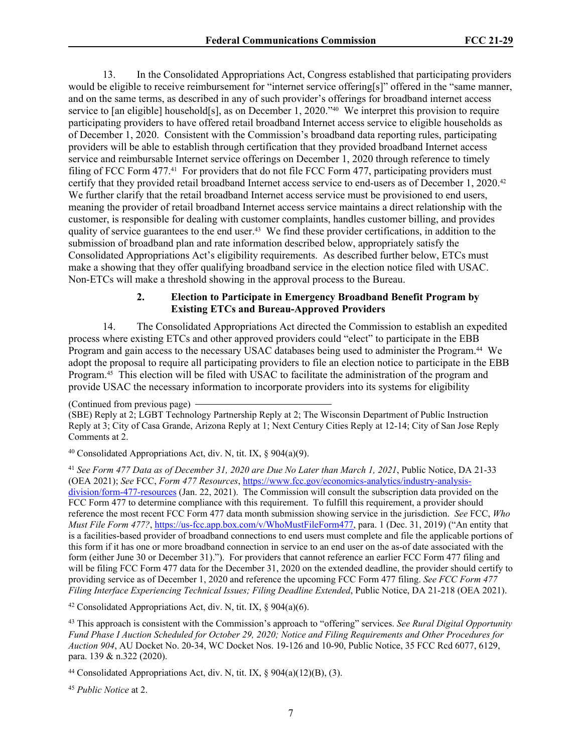13. In the Consolidated Appropriations Act, Congress established that participating providers would be eligible to receive reimbursement for "internet service offering[s]" offered in the "same manner, and on the same terms, as described in any of such provider's offerings for broadband internet access service to [an eligible] household[s], as on December 1, 2020."[40] We interpret this provision to require participating providers to have offered retail broadband Internet access service to eligible households as of December 1, 2020. Consistent with the Commission's broadband data reporting rules, participating providers will be able to establish through certification that they provided broadband Internet access service and reimbursable Internet service offerings on December 1, 2020 through reference to timely filing of FCC Form 477.[41] For providers that do not file FCC Form 477, participating providers must certify that they provided retail broadband Internet access service to end-users as of December 1, 2020.[42] We further clarify that the retail broadband Internet access service must be provisioned to end users, meaning the provider of retail broadband Internet access service maintains a direct relationship with the customer, is responsible for dealing with customer complaints, handles customer billing, and provides quality of service guarantees to the end user.[43] We find these provider certifications, in addition to the submission of broadband plan and rate information described below, appropriately satisfy the Consolidated Appropriations Act's eligibility requirements. As described further below, ETCs must make a showing that they offer qualifying broadband service in the election notice filed with USAC. Non-ETCs will make a threshold showing in the approval process to the Bureau.

### 2. Election to Participate in Emergency Broadband Benefit Program by Existing ETCs and Bureau-Approved Providers

14. The Consolidated Appropriations Act directed the Commission to establish an expedited process where existing ETCs and other approved providers could "elect" to participate in the EBB Program and gain access to the necessary USAC databases being used to administer the Program.[44] We adopt the proposal to require all participating providers to file an election notice to participate in the EBB Program.[45] This election will be filed with USAC to facilitate the administration of the program and provide USAC the necessary information to incorporate providers into its systems for eligibility

(Continued from previous page)

(SBE) Reply at 2; LGBT Technology Partnership Reply at 2; The Wisconsin Department of Public Instruction Reply at 3; City of Casa Grande, Arizona Reply at 1; Next Century Cities Reply at 12-14; City of San Jose Reply Comments at 2.

[40] Consolidated Appropriations Act, div. N, tit. IX, § 904(a)(9).

[41] *See Form 477 Data as of December 31, 2020 are Due No Later than March 1, 2021*, Public Notice, DA 21-33 (OEA 2021); *See* FCC, *Form 477 Resources*, https://www.fcc.gov/economics-analytics/industry-analysis-division/form-477-resources (Jan. 22, 2021). The Commission will consult the subscription data provided on the FCC Form 477 to determine compliance with this requirement. To fulfill this requirement, a provider should reference the most recent FCC Form 477 data month submission showing service in the jurisdiction. *See* FCC, *Who Must File Form 477?*, https://us-fcc.app.box.com/v/WhoMustFileForm477, para. 1 (Dec. 31, 2019) ("An entity that is a facilities-based provider of broadband connections to end users must complete and file the applicable portions of this form if it has one or more broadband connection in service to an end user on the as-of date associated with the form (either June 30 or December 31)."). For providers that cannot reference an earlier FCC Form 477 filing and will be filing FCC Form 477 data for the December 31, 2020 on the extended deadline, the provider should certify to providing service as of December 1, 2020 and reference the upcoming FCC Form 477 filing. *See FCC Form 477 Filing Interface Experiencing Technical Issues; Filing Deadline Extended*, Public Notice, DA 21-218 (OEA 2021).

[42] Consolidated Appropriations Act, div. N, tit. IX, § 904(a)(6).

[43] This approach is consistent with the Commission's approach to "offering" services. *See Rural Digital Opportunity Fund Phase I Auction Scheduled for October 29, 2020; Notice and Filing Requirements and Other Procedures for Auction 904*, AU Docket No. 20-34, WC Docket Nos. 19-126 and 10-90, Public Notice, 35 FCC Rcd 6077, 6129, para. 139 & n.322 (2020).

[44] Consolidated Appropriations Act, div. N, tit. IX, § 904(a)(12)(B), (3).

[45] *Public Notice* at 2.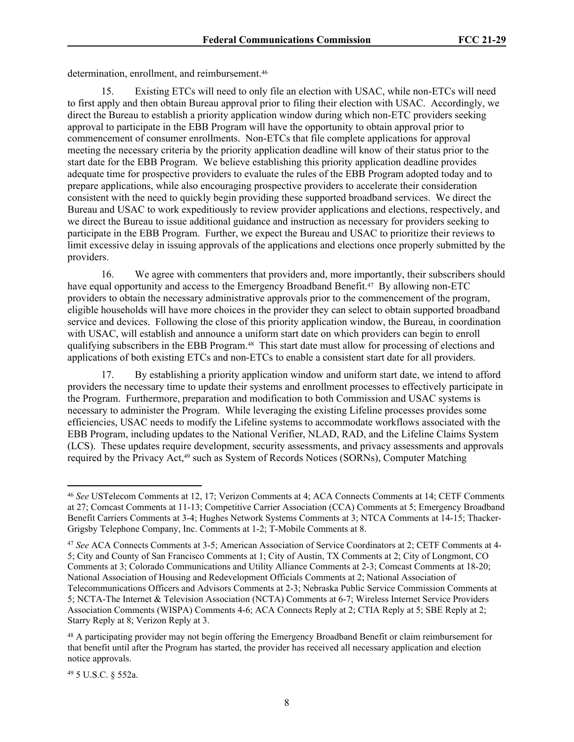determination, enrollment, and reimbursement.[46]

15. Existing ETCs will need to only file an election with USAC, while non-ETCs will need to first apply and then obtain Bureau approval prior to filing their election with USAC. Accordingly, we direct the Bureau to establish a priority application window during which non-ETC providers seeking approval to participate in the EBB Program will have the opportunity to obtain approval prior to commencement of consumer enrollments. Non-ETCs that file complete applications for approval meeting the necessary criteria by the priority application deadline will know of their status prior to the start date for the EBB Program. We believe establishing this priority application deadline provides adequate time for prospective providers to evaluate the rules of the EBB Program adopted today and to prepare applications, while also encouraging prospective providers to accelerate their consideration consistent with the need to quickly begin providing these supported broadband services. We direct the Bureau and USAC to work expeditiously to review provider applications and elections, respectively, and we direct the Bureau to issue additional guidance and instruction as necessary for providers seeking to participate in the EBB Program. Further, we expect the Bureau and USAC to prioritize their reviews to limit excessive delay in issuing approvals of the applications and elections once properly submitted by the providers.

16. We agree with commenters that providers and, more importantly, their subscribers should have equal opportunity and access to the Emergency Broadband Benefit.[47] By allowing non-ETC providers to obtain the necessary administrative approvals prior to the commencement of the program, eligible households will have more choices in the provider they can select to obtain supported broadband service and devices. Following the close of this priority application window, the Bureau, in coordination with USAC, will establish and announce a uniform start date on which providers can begin to enroll qualifying subscribers in the EBB Program.[48] This start date must allow for processing of elections and applications of both existing ETCs and non-ETCs to enable a consistent start date for all providers.

17. By establishing a priority application window and uniform start date, we intend to afford providers the necessary time to update their systems and enrollment processes to effectively participate in the Program. Furthermore, preparation and modification to both Commission and USAC systems is necessary to administer the Program. While leveraging the existing Lifeline processes provides some efficiencies, USAC needs to modify the Lifeline systems to accommodate workflows associated with the EBB Program, including updates to the National Verifier, NLAD, RAD, and the Lifeline Claims System (LCS). These updates require development, security assessments, and privacy assessments and approvals required by the Privacy Act,[49] such as System of Records Notices (SORNs), Computer Matching

---

[46] *See* USTelecom Comments at 12, 17; Verizon Comments at 4; ACA Connects Comments at 14; CETF Comments at 27; Comcast Comments at 11-13; Competitive Carrier Association (CCA) Comments at 5; Emergency Broadband Benefit Carriers Comments at 3-4; Hughes Network Systems Comments at 3; NTCA Comments at 14-15; Thacker-Grigsby Telephone Company, Inc. Comments at 1-2; T-Mobile Comments at 8.

[47] *See* ACA Connects Comments at 3-5; American Association of Service Coordinators at 2; CETF Comments at 4-5; City and County of San Francisco Comments at 1; City of Austin, TX Comments at 2; City of Longmont, CO Comments at 3; Colorado Communications and Utility Alliance Comments at 2-3; Comcast Comments at 18-20; National Association of Housing and Redevelopment Officials Comments at 2; National Association of Telecommunications Officers and Advisors Comments at 2-3; Nebraska Public Service Commission Comments at 5; NCTA-The Internet & Television Association (NCTA) Comments at 6-7; Wireless Internet Service Providers Association Comments (WISPA) Comments 4-6; ACA Connects Reply at 2; CTIA Reply at 5; SBE Reply at 2; Starry Reply at 8; Verizon Reply at 3.

[48] A participating provider may not begin offering the Emergency Broadband Benefit or claim reimbursement for that benefit until after the Program has started, the provider has received all necessary application and election notice approvals.

[49] 5 U.S.C. § 552a.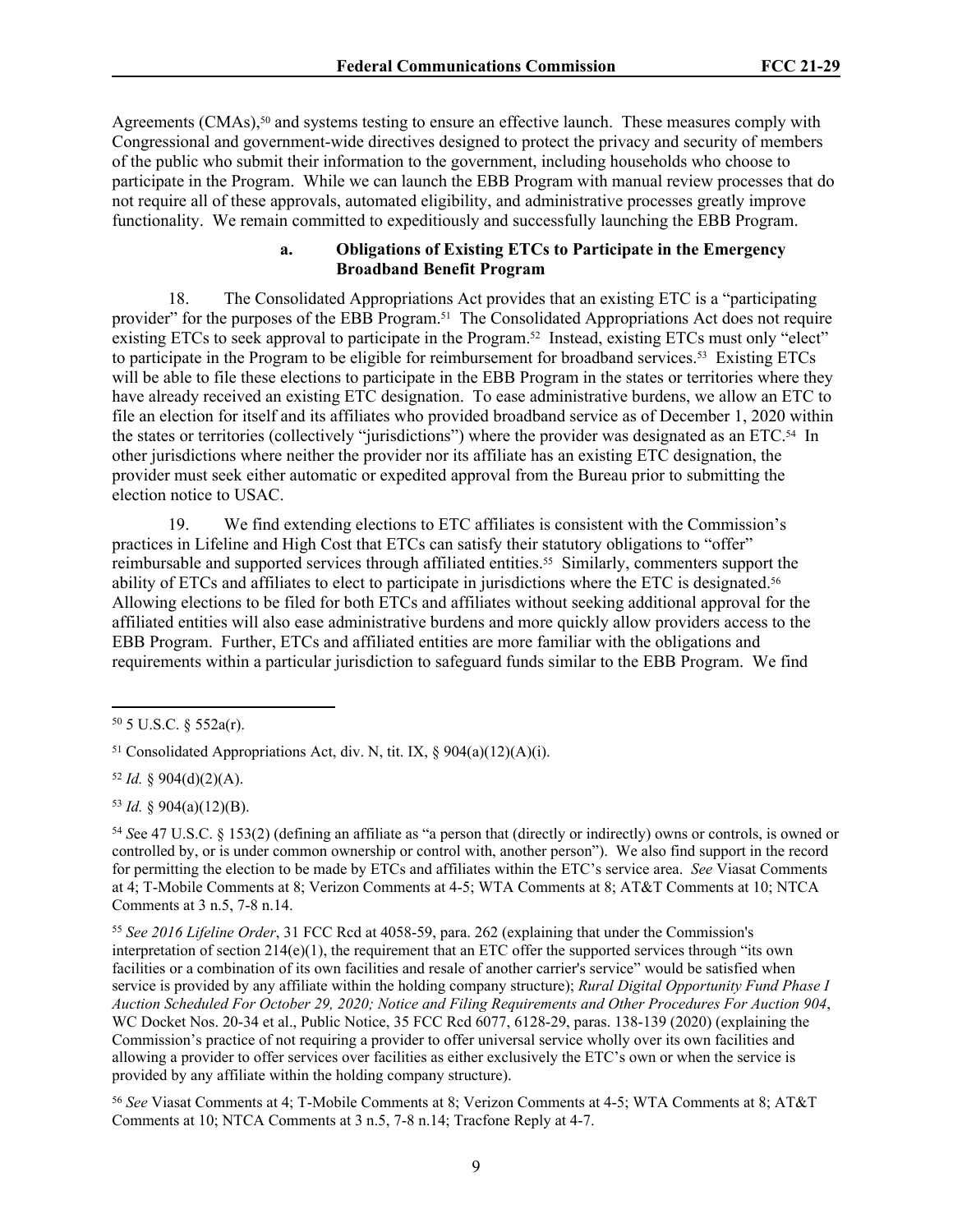Agreements (CMAs),[50] and systems testing to ensure an effective launch. These measures comply with Congressional and government-wide directives designed to protect the privacy and security of members of the public who submit their information to the government, including households who choose to participate in the Program. While we can launch the EBB Program with manual review processes that do not require all of these approvals, automated eligibility, and administrative processes greatly improve functionality. We remain committed to expeditiously and successfully launching the EBB Program.

#### a. Obligations of Existing ETCs to Participate in the Emergency Broadband Benefit Program

18. The Consolidated Appropriations Act provides that an existing ETC is a "participating provider" for the purposes of the EBB Program.[51] The Consolidated Appropriations Act does not require existing ETCs to seek approval to participate in the Program.[52] Instead, existing ETCs must only "elect" to participate in the Program to be eligible for reimbursement for broadband services.[53] Existing ETCs will be able to file these elections to participate in the EBB Program in the states or territories where they have already received an existing ETC designation. To ease administrative burdens, we allow an ETC to file an election for itself and its affiliates who provided broadband service as of December 1, 2020 within the states or territories (collectively "jurisdictions") where the provider was designated as an ETC.[54] In other jurisdictions where neither the provider nor its affiliate has an existing ETC designation, the provider must seek either automatic or expedited approval from the Bureau prior to submitting the election notice to USAC.

19. We find extending elections to ETC affiliates is consistent with the Commission's practices in Lifeline and High Cost that ETCs can satisfy their statutory obligations to "offer" reimbursable and supported services through affiliated entities.[55] Similarly, commenters support the ability of ETCs and affiliates to elect to participate in jurisdictions where the ETC is designated.[56] Allowing elections to be filed for both ETCs and affiliates without seeking additional approval for the affiliated entities will also ease administrative burdens and more quickly allow providers access to the EBB Program. Further, ETCs and affiliated entities are more familiar with the obligations and requirements within a particular jurisdiction to safeguard funds similar to the EBB Program. We find

---

[50] 5 U.S.C. § 552a(r).

[51] Consolidated Appropriations Act, div. N, tit. IX, § 904(a)(12)(A)(i).

[52] *Id.* § 904(d)(2)(A).

[53] *Id.* § 904(a)(12)(B).

[54] *See* 47 U.S.C. § 153(2) (defining an affiliate as "a person that (directly or indirectly) owns or controls, is owned or controlled by, or is under common ownership or control with, another person"). We also find support in the record for permitting the election to be made by ETCs and affiliates within the ETC's service area. *See* Viasat Comments at 4; T-Mobile Comments at 8; Verizon Comments at 4-5; WTA Comments at 8; AT&T Comments at 10; NTCA Comments at 3 n.5, 7-8 n.14.

[55] *See 2016 Lifeline Order*, 31 FCC Rcd at 4058-59, para. 262 (explaining that under the Commission's interpretation of section 214(e)(1), the requirement that an ETC offer the supported services through "its own facilities or a combination of its own facilities and resale of another carrier's service" would be satisfied when service is provided by any affiliate within the holding company structure); *Rural Digital Opportunity Fund Phase I Auction Scheduled For October 29, 2020; Notice and Filing Requirements and Other Procedures For Auction 904*, WC Docket Nos. 20-34 et al., Public Notice, 35 FCC Rcd 6077, 6128-29, paras. 138-139 (2020) (explaining the Commission's practice of not requiring a provider to offer universal service wholly over its own facilities and allowing a provider to offer services over facilities as either exclusively the ETC's own or when the service is provided by any affiliate within the holding company structure).

[56] *See* Viasat Comments at 4; T-Mobile Comments at 8; Verizon Comments at 4-5; WTA Comments at 8; AT&T Comments at 10; NTCA Comments at 3 n.5, 7-8 n.14; Tracfone Reply at 4-7.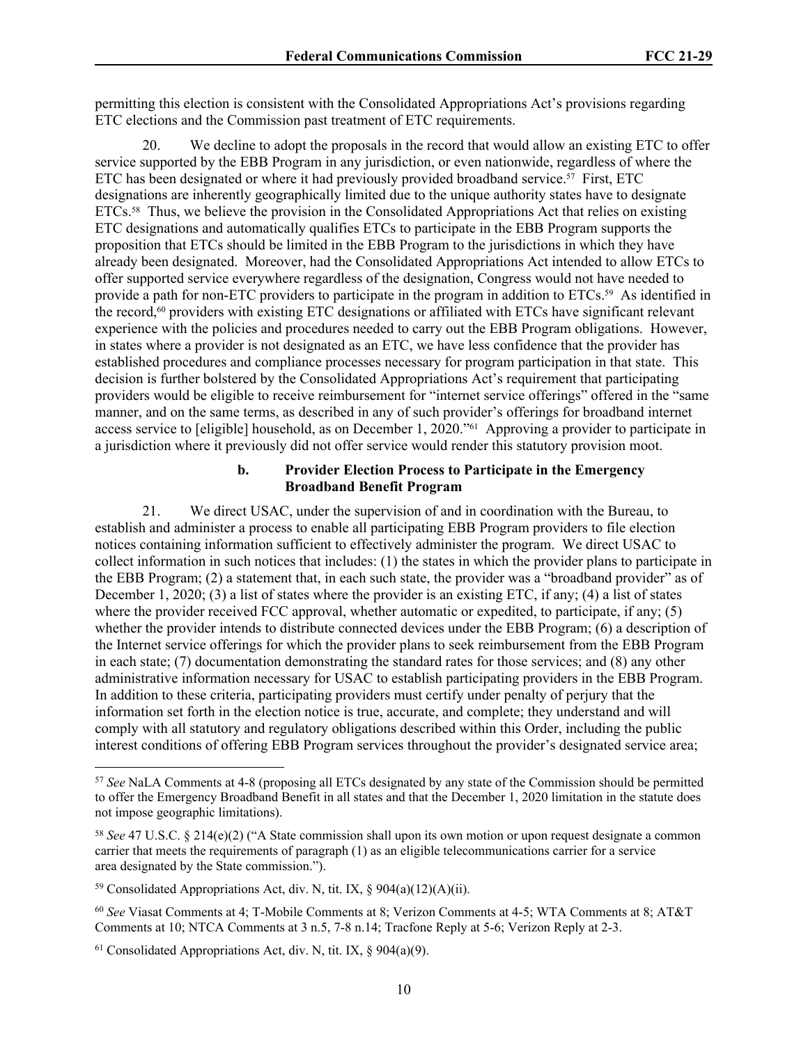permitting this election is consistent with the Consolidated Appropriations Act's provisions regarding ETC elections and the Commission past treatment of ETC requirements.

20. We decline to adopt the proposals in the record that would allow an existing ETC to offer service supported by the EBB Program in any jurisdiction, or even nationwide, regardless of where the ETC has been designated or where it had previously provided broadband service.[57] First, ETC designations are inherently geographically limited due to the unique authority states have to designate ETCs.[58] Thus, we believe the provision in the Consolidated Appropriations Act that relies on existing ETC designations and automatically qualifies ETCs to participate in the EBB Program supports the proposition that ETCs should be limited in the EBB Program to the jurisdictions in which they have already been designated. Moreover, had the Consolidated Appropriations Act intended to allow ETCs to offer supported service everywhere regardless of the designation, Congress would not have needed to provide a path for non-ETC providers to participate in the program in addition to ETCs.[59] As identified in the record,[60] providers with existing ETC designations or affiliated with ETCs have significant relevant experience with the policies and procedures needed to carry out the EBB Program obligations. However, in states where a provider is not designated as an ETC, we have less confidence that the provider has established procedures and compliance processes necessary for program participation in that state. This decision is further bolstered by the Consolidated Appropriations Act's requirement that participating providers would be eligible to receive reimbursement for "internet service offerings" offered in the "same manner, and on the same terms, as described in any of such provider's offerings for broadband internet access service to [eligible] household, as on December 1, 2020."[61] Approving a provider to participate in a jurisdiction where it previously did not offer service would render this statutory provision moot.

#### b. Provider Election Process to Participate in the Emergency Broadband Benefit Program

21. We direct USAC, under the supervision of and in coordination with the Bureau, to establish and administer a process to enable all participating EBB Program providers to file election notices containing information sufficient to effectively administer the program. We direct USAC to collect information in such notices that includes: (1) the states in which the provider plans to participate in the EBB Program; (2) a statement that, in each such state, the provider was a "broadband provider" as of December 1, 2020; (3) a list of states where the provider is an existing ETC, if any; (4) a list of states where the provider received FCC approval, whether automatic or expedited, to participate, if any; (5) whether the provider intends to distribute connected devices under the EBB Program; (6) a description of the Internet service offerings for which the provider plans to seek reimbursement from the EBB Program in each state; (7) documentation demonstrating the standard rates for those services; and (8) any other administrative information necessary for USAC to establish participating providers in the EBB Program. In addition to these criteria, participating providers must certify under penalty of perjury that the information set forth in the election notice is true, accurate, and complete; they understand and will comply with all statutory and regulatory obligations described within this Order, including the public interest conditions of offering EBB Program services throughout the provider's designated service area;

---

[57] *See* NaLA Comments at 4-8 (proposing all ETCs designated by any state of the Commission should be permitted to offer the Emergency Broadband Benefit in all states and that the December 1, 2020 limitation in the statute does not impose geographic limitations).

[58] *See* 47 U.S.C. § 214(e)(2) ("A State commission shall upon its own motion or upon request designate a common carrier that meets the requirements of paragraph (1) as an eligible telecommunications carrier for a service area designated by the State commission.").

[59] Consolidated Appropriations Act, div. N, tit. IX, § 904(a)(12)(A)(ii).

[60] *See* Viasat Comments at 4; T-Mobile Comments at 8; Verizon Comments at 4-5; WTA Comments at 8; AT&T Comments at 10; NTCA Comments at 3 n.5, 7-8 n.14; Tracfone Reply at 5-6; Verizon Reply at 2-3.

[61] Consolidated Appropriations Act, div. N, tit. IX, § 904(a)(9).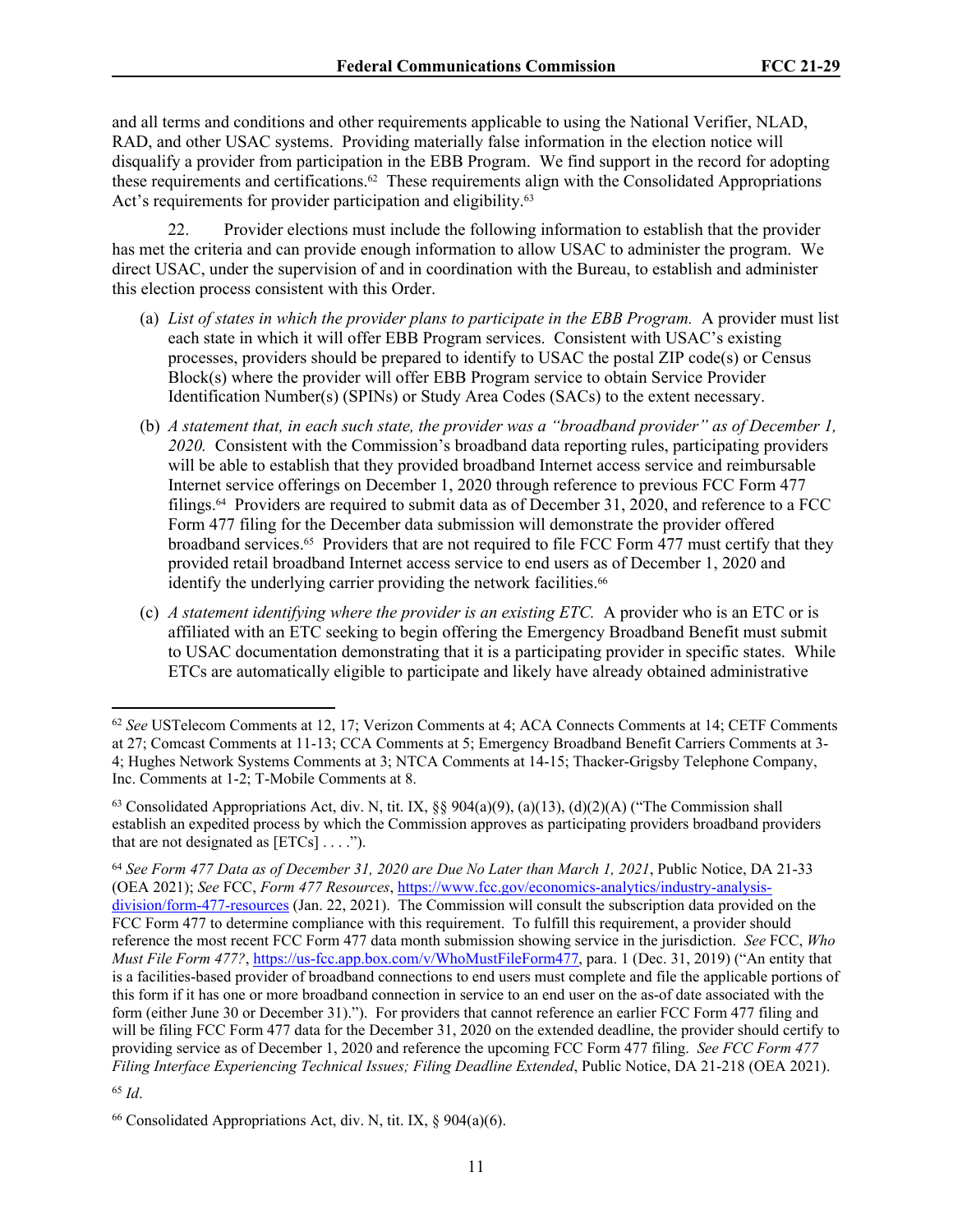and all terms and conditions and other requirements applicable to using the National Verifier, NLAD, RAD, and other USAC systems. Providing materially false information in the election notice will disqualify a provider from participation in the EBB Program. We find support in the record for adopting these requirements and certifications.[62] These requirements align with the Consolidated Appropriations Act's requirements for provider participation and eligibility.[63]

22. Provider elections must include the following information to establish that the provider has met the criteria and can provide enough information to allow USAC to administer the program. We direct USAC, under the supervision of and in coordination with the Bureau, to establish and administer this election process consistent with this Order.

(a) *List of states in which the provider plans to participate in the EBB Program.* A provider must list each state in which it will offer EBB Program services. Consistent with USAC's existing processes, providers should be prepared to identify to USAC the postal ZIP code(s) or Census Block(s) where the provider will offer EBB Program service to obtain Service Provider Identification Number(s) (SPINs) or Study Area Codes (SACs) to the extent necessary.

(b) *A statement that, in each such state, the provider was a "broadband provider" as of December 1, 2020.* Consistent with the Commission's broadband data reporting rules, participating providers will be able to establish that they provided broadband Internet access service and reimbursable Internet service offerings on December 1, 2020 through reference to previous FCC Form 477 filings.[64] Providers are required to submit data as of December 31, 2020, and reference to a FCC Form 477 filing for the December data submission will demonstrate the provider offered broadband services.[65] Providers that are not required to file FCC Form 477 must certify that they provided retail broadband Internet access service to end users as of December 1, 2020 and identify the underlying carrier providing the network facilities.[66]

(c) *A statement identifying where the provider is an existing ETC.* A provider who is an ETC or is affiliated with an ETC seeking to begin offering the Emergency Broadband Benefit must submit to USAC documentation demonstrating that it is a participating provider in specific states. While ETCs are automatically eligible to participate and likely have already obtained administrative

---

[62] *See* USTelecom Comments at 12, 17; Verizon Comments at 4; ACA Connects Comments at 14; CETF Comments at 27; Comcast Comments at 11-13; CCA Comments at 5; Emergency Broadband Benefit Carriers Comments at 3-4; Hughes Network Systems Comments at 3; NTCA Comments at 14-15; Thacker-Grigsby Telephone Company, Inc. Comments at 1-2; T-Mobile Comments at 8.

[63] Consolidated Appropriations Act, div. N, tit. IX, §§ 904(a)(9), (a)(13), (d)(2)(A) ("The Commission shall establish an expedited process by which the Commission approves as participating providers broadband providers that are not designated as [ETCs] . . . .").

[64] *See Form 477 Data as of December 31, 2020 are Due No Later than March 1, 2021*, Public Notice, DA 21-33 (OEA 2021); *See* FCC, *Form 477 Resources*, https://www.fcc.gov/economics-analytics/industry-analysis-division/form-477-resources (Jan. 22, 2021). The Commission will consult the subscription data provided on the FCC Form 477 to determine compliance with this requirement. To fulfill this requirement, a provider should reference the most recent FCC Form 477 data month submission showing service in the jurisdiction. *See* FCC, *Who Must File Form 477?*, https://us-fcc.app.box.com/v/WhoMustFileForm477, para. 1 (Dec. 31, 2019) ("An entity that is a facilities-based provider of broadband connections to end users must complete and file the applicable portions of this form if it has one or more broadband connection in service to an end user on the as-of date associated with the form (either June 30 or December 31)."). For providers that cannot reference an earlier FCC Form 477 filing and will be filing FCC Form 477 data for the December 31, 2020 on the extended deadline, the provider should certify to providing service as of December 1, 2020 and reference the upcoming FCC Form 477 filing. *See FCC Form 477 Filing Interface Experiencing Technical Issues; Filing Deadline Extended*, Public Notice, DA 21-218 (OEA 2021).

[65] *Id*.

[66] Consolidated Appropriations Act, div. N, tit. IX, § 904(a)(6).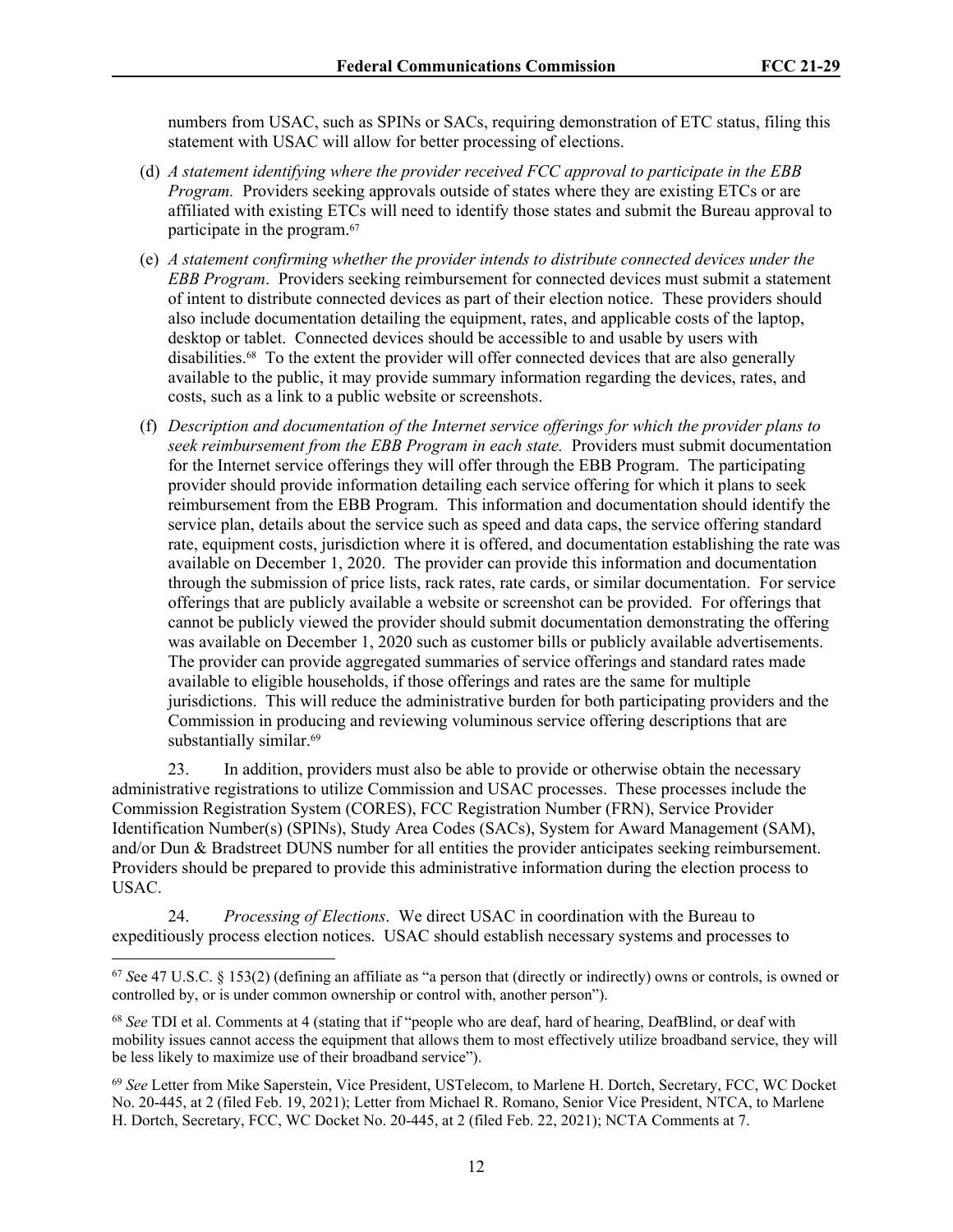numbers from USAC, such as SPINs or SACs, requiring demonstration of ETC status, filing this statement with USAC will allow for better processing of elections.

(d) *A statement identifying where the provider received FCC approval to participate in the EBB Program.* Providers seeking approvals outside of states where they are existing ETCs or are affiliated with existing ETCs will need to identify those states and submit the Bureau approval to participate in the program.[67]

(e) *A statement confirming whether the provider intends to distribute connected devices under the EBB Program*. Providers seeking reimbursement for connected devices must submit a statement of intent to distribute connected devices as part of their election notice. These providers should also include documentation detailing the equipment, rates, and applicable costs of the laptop, desktop or tablet. Connected devices should be accessible to and usable by users with disabilities.[68] To the extent the provider will offer connected devices that are also generally available to the public, it may provide summary information regarding the devices, rates, and costs, such as a link to a public website or screenshots.

(f) *Description and documentation of the Internet service offerings for which the provider plans to seek reimbursement from the EBB Program in each state.* Providers must submit documentation for the Internet service offerings they will offer through the EBB Program. The participating provider should provide information detailing each service offering for which it plans to seek reimbursement from the EBB Program. This information and documentation should identify the service plan, details about the service such as speed and data caps, the service offering standard rate, equipment costs, jurisdiction where it is offered, and documentation establishing the rate was available on December 1, 2020. The provider can provide this information and documentation through the submission of price lists, rack rates, rate cards, or similar documentation. For service offerings that are publicly available a website or screenshot can be provided. For offerings that cannot be publicly viewed the provider should submit documentation demonstrating the offering was available on December 1, 2020 such as customer bills or publicly available advertisements. The provider can provide aggregated summaries of service offerings and standard rates made available to eligible households, if those offerings and rates are the same for multiple jurisdictions. This will reduce the administrative burden for both participating providers and the Commission in producing and reviewing voluminous service offering descriptions that are substantially similar.[69]

23. In addition, providers must also be able to provide or otherwise obtain the necessary administrative registrations to utilize Commission and USAC processes. These processes include the Commission Registration System (CORES), FCC Registration Number (FRN), Service Provider Identification Number(s) (SPINs), Study Area Codes (SACs), System for Award Management (SAM), and/or Dun & Bradstreet DUNS number for all entities the provider anticipates seeking reimbursement. Providers should be prepared to provide this administrative information during the election process to USAC.

24. *Processing of Elections*. We direct USAC in coordination with the Bureau to expeditiously process election notices. USAC should establish necessary systems and processes to

---

[67] *See* 47 U.S.C. § 153(2) (defining an affiliate as "a person that (directly or indirectly) owns or controls, is owned or controlled by, or is under common ownership or control with, another person").

[68] *See* TDI et al. Comments at 4 (stating that if "people who are deaf, hard of hearing, DeafBlind, or deaf with mobility issues cannot access the equipment that allows them to most effectively utilize broadband service, they will be less likely to maximize use of their broadband service").

[69] *See* Letter from Mike Saperstein, Vice President, USTelecom, to Marlene H. Dortch, Secretary, FCC, WC Docket No. 20-445, at 2 (filed Feb. 19, 2021); Letter from Michael R. Romano, Senior Vice President, NTCA, to Marlene H. Dortch, Secretary, FCC, WC Docket No. 20-445, at 2 (filed Feb. 22, 2021); NCTA Comments at 7.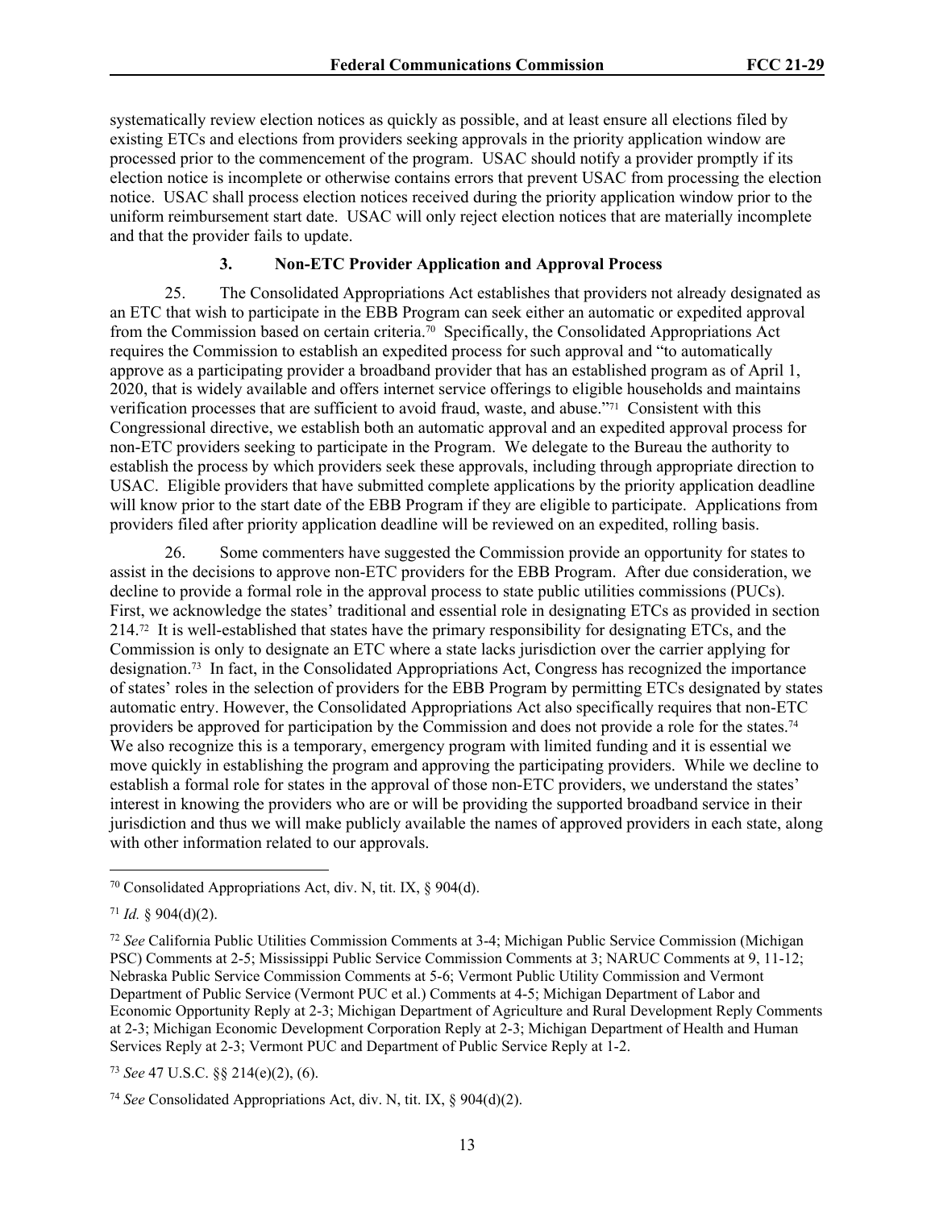systematically review election notices as quickly as possible, and at least ensure all elections filed by existing ETCs and elections from providers seeking approvals in the priority application window are processed prior to the commencement of the program. USAC should notify a provider promptly if its election notice is incomplete or otherwise contains errors that prevent USAC from processing the election notice. USAC shall process election notices received during the priority application window prior to the uniform reimbursement start date. USAC will only reject election notices that are materially incomplete and that the provider fails to update.

### 3. Non-ETC Provider Application and Approval Process

25. The Consolidated Appropriations Act establishes that providers not already designated as an ETC that wish to participate in the EBB Program can seek either an automatic or expedited approval from the Commission based on certain criteria.[70] Specifically, the Consolidated Appropriations Act requires the Commission to establish an expedited process for such approval and "to automatically approve as a participating provider a broadband provider that has an established program as of April 1, 2020, that is widely available and offers internet service offerings to eligible households and maintains verification processes that are sufficient to avoid fraud, waste, and abuse."[71] Consistent with this Congressional directive, we establish both an automatic approval and an expedited approval process for non-ETC providers seeking to participate in the Program. We delegate to the Bureau the authority to establish the process by which providers seek these approvals, including through appropriate direction to USAC. Eligible providers that have submitted complete applications by the priority application deadline will know prior to the start date of the EBB Program if they are eligible to participate. Applications from providers filed after priority application deadline will be reviewed on an expedited, rolling basis.

26. Some commenters have suggested the Commission provide an opportunity for states to assist in the decisions to approve non-ETC providers for the EBB Program. After due consideration, we decline to provide a formal role in the approval process to state public utilities commissions (PUCs). First, we acknowledge the states' traditional and essential role in designating ETCs as provided in section 214.[72] It is well-established that states have the primary responsibility for designating ETCs, and the Commission is only to designate an ETC where a state lacks jurisdiction over the carrier applying for designation.[73] In fact, in the Consolidated Appropriations Act, Congress has recognized the importance of states' roles in the selection of providers for the EBB Program by permitting ETCs designated by states automatic entry. However, the Consolidated Appropriations Act also specifically requires that non-ETC providers be approved for participation by the Commission and does not provide a role for the states.[74] We also recognize this is a temporary, emergency program with limited funding and it is essential we move quickly in establishing the program and approving the participating providers. While we decline to establish a formal role for states in the approval of those non-ETC providers, we understand the states' interest in knowing the providers who are or will be providing the supported broadband service in their jurisdiction and thus we will make publicly available the names of approved providers in each state, along with other information related to our approvals.

---

[70] Consolidated Appropriations Act, div. N, tit. IX, § 904(d).

[71] *Id.* § 904(d)(2).

[72] *See* California Public Utilities Commission Comments at 3-4; Michigan Public Service Commission (Michigan PSC) Comments at 2-5; Mississippi Public Service Commission Comments at 3; NARUC Comments at 9, 11-12; Nebraska Public Service Commission Comments at 5-6; Vermont Public Utility Commission and Vermont Department of Public Service (Vermont PUC et al.) Comments at 4-5; Michigan Department of Labor and Economic Opportunity Reply at 2-3; Michigan Department of Agriculture and Rural Development Reply Comments at 2-3; Michigan Economic Development Corporation Reply at 2-3; Michigan Department of Health and Human Services Reply at 2-3; Vermont PUC and Department of Public Service Reply at 1-2.

[73] *See* 47 U.S.C. §§ 214(e)(2), (6).

[74] *See* Consolidated Appropriations Act, div. N, tit. IX, § 904(d)(2).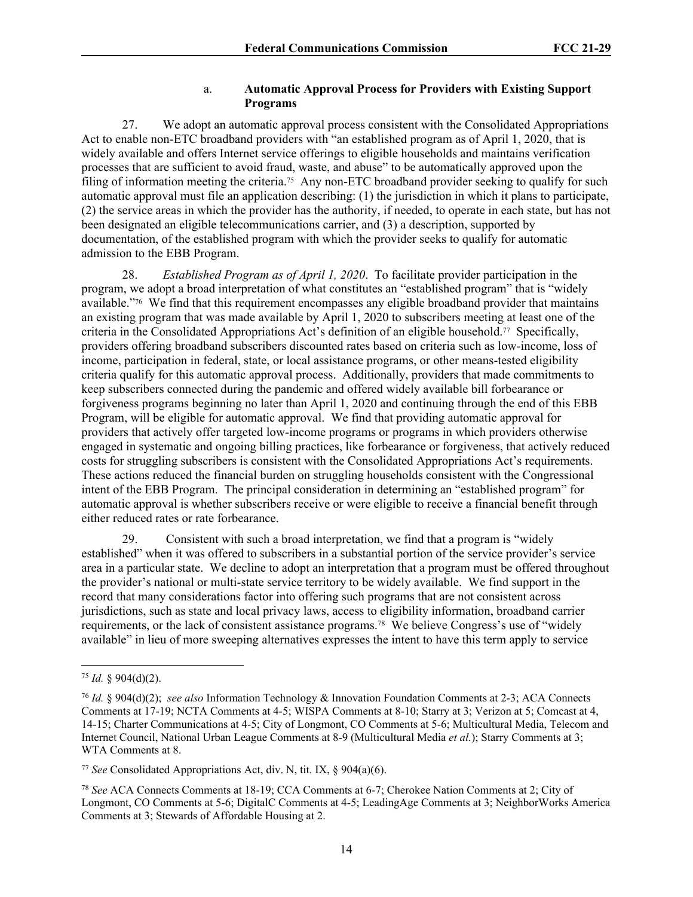#### a. **Automatic Approval Process for Providers with Existing Support Programs**

27. We adopt an automatic approval process consistent with the Consolidated Appropriations Act to enable non-ETC broadband providers with "an established program as of April 1, 2020, that is widely available and offers Internet service offerings to eligible households and maintains verification processes that are sufficient to avoid fraud, waste, and abuse" to be automatically approved upon the filing of information meeting the criteria.[75] Any non-ETC broadband provider seeking to qualify for such automatic approval must file an application describing: (1) the jurisdiction in which it plans to participate, (2) the service areas in which the provider has the authority, if needed, to operate in each state, but has not been designated an eligible telecommunications carrier, and (3) a description, supported by documentation, of the established program with which the provider seeks to qualify for automatic admission to the EBB Program.

28. *Established Program as of April 1, 2020*. To facilitate provider participation in the program, we adopt a broad interpretation of what constitutes an "established program" that is "widely available."[76] We find that this requirement encompasses any eligible broadband provider that maintains an existing program that was made available by April 1, 2020 to subscribers meeting at least one of the criteria in the Consolidated Appropriations Act's definition of an eligible household.[77] Specifically, providers offering broadband subscribers discounted rates based on criteria such as low-income, loss of income, participation in federal, state, or local assistance programs, or other means-tested eligibility criteria qualify for this automatic approval process. Additionally, providers that made commitments to keep subscribers connected during the pandemic and offered widely available bill forbearance or forgiveness programs beginning no later than April 1, 2020 and continuing through the end of this EBB Program, will be eligible for automatic approval. We find that providing automatic approval for providers that actively offer targeted low-income programs or programs in which providers otherwise engaged in systematic and ongoing billing practices, like forbearance or forgiveness, that actively reduced costs for struggling subscribers is consistent with the Consolidated Appropriations Act's requirements. These actions reduced the financial burden on struggling households consistent with the Congressional intent of the EBB Program. The principal consideration in determining an "established program" for automatic approval is whether subscribers receive or were eligible to receive a financial benefit through either reduced rates or rate forbearance.

29. Consistent with such a broad interpretation, we find that a program is "widely established" when it was offered to subscribers in a substantial portion of the service provider's service area in a particular state. We decline to adopt an interpretation that a program must be offered throughout the provider's national or multi-state service territory to be widely available. We find support in the record that many considerations factor into offering such programs that are not consistent across jurisdictions, such as state and local privacy laws, access to eligibility information, broadband carrier requirements, or the lack of consistent assistance programs.[78] We believe Congress's use of "widely available" in lieu of more sweeping alternatives expresses the intent to have this term apply to service

---

[75] *Id.* § 904(d)(2).

[76] *Id.* § 904(d)(2); *see also* Information Technology & Innovation Foundation Comments at 2-3; ACA Connects Comments at 17-19; NCTA Comments at 4-5; WISPA Comments at 8-10; Starry at 3; Verizon at 5; Comcast at 4, 14-15; Charter Communications at 4-5; City of Longmont, CO Comments at 5-6; Multicultural Media, Telecom and Internet Council, National Urban League Comments at 8-9 (Multicultural Media *et al.*); Starry Comments at 3; WTA Comments at 8.

[77] *See* Consolidated Appropriations Act, div. N, tit. IX, § 904(a)(6).

[78] *See* ACA Connects Comments at 18-19; CCA Comments at 6-7; Cherokee Nation Comments at 2; City of Longmont, CO Comments at 5-6; DigitalC Comments at 4-5; LeadingAge Comments at 3; NeighborWorks America Comments at 3; Stewards of Affordable Housing at 2.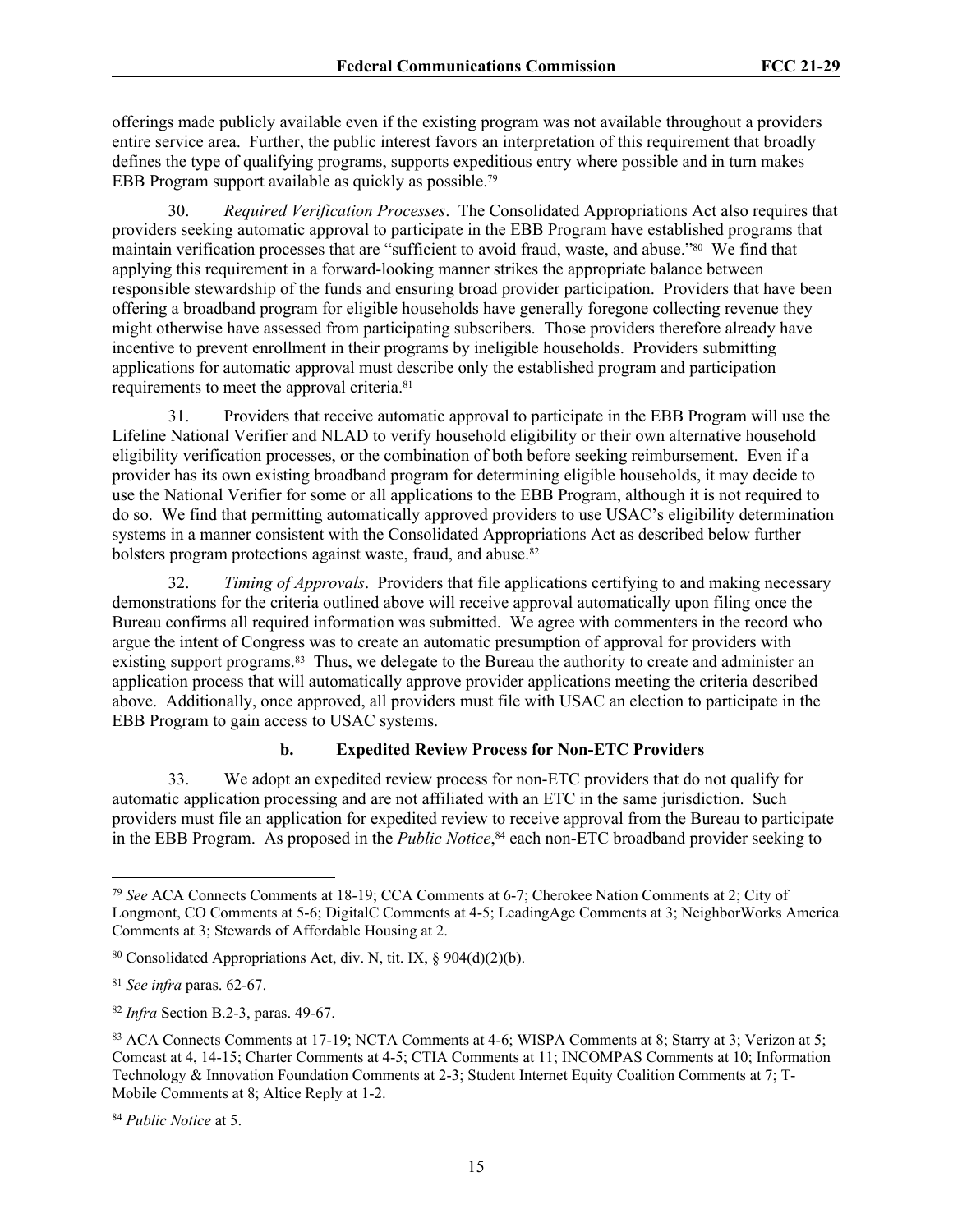offerings made publicly available even if the existing program was not available throughout a providers entire service area. Further, the public interest favors an interpretation of this requirement that broadly defines the type of qualifying programs, supports expeditious entry where possible and in turn makes EBB Program support available as quickly as possible.[79]

30. *Required Verification Processes*. The Consolidated Appropriations Act also requires that providers seeking automatic approval to participate in the EBB Program have established programs that maintain verification processes that are "sufficient to avoid fraud, waste, and abuse."[80] We find that applying this requirement in a forward-looking manner strikes the appropriate balance between responsible stewardship of the funds and ensuring broad provider participation. Providers that have been offering a broadband program for eligible households have generally foregone collecting revenue they might otherwise have assessed from participating subscribers. Those providers therefore already have incentive to prevent enrollment in their programs by ineligible households. Providers submitting applications for automatic approval must describe only the established program and participation requirements to meet the approval criteria.[81]

31. Providers that receive automatic approval to participate in the EBB Program will use the Lifeline National Verifier and NLAD to verify household eligibility or their own alternative household eligibility verification processes, or the combination of both before seeking reimbursement. Even if a provider has its own existing broadband program for determining eligible households, it may decide to use the National Verifier for some or all applications to the EBB Program, although it is not required to do so. We find that permitting automatically approved providers to use USAC's eligibility determination systems in a manner consistent with the Consolidated Appropriations Act as described below further bolsters program protections against waste, fraud, and abuse.[82]

32. *Timing of Approvals*. Providers that file applications certifying to and making necessary demonstrations for the criteria outlined above will receive approval automatically upon filing once the Bureau confirms all required information was submitted. We agree with commenters in the record who argue the intent of Congress was to create an automatic presumption of approval for providers with existing support programs.[83] Thus, we delegate to the Bureau the authority to create and administer an application process that will automatically approve provider applications meeting the criteria described above. Additionally, once approved, all providers must file with USAC an election to participate in the EBB Program to gain access to USAC systems.

#### b. Expedited Review Process for Non-ETC Providers

33. We adopt an expedited review process for non-ETC providers that do not qualify for automatic application processing and are not affiliated with an ETC in the same jurisdiction. Such providers must file an application for expedited review to receive approval from the Bureau to participate in the EBB Program. As proposed in the *Public Notice*,[84] each non-ETC broadband provider seeking to

---

[79] *See* ACA Connects Comments at 18-19; CCA Comments at 6-7; Cherokee Nation Comments at 2; City of Longmont, CO Comments at 5-6; DigitalC Comments at 4-5; LeadingAge Comments at 3; NeighborWorks America Comments at 3; Stewards of Affordable Housing at 2.

[80] Consolidated Appropriations Act, div. N, tit. IX, § 904(d)(2)(b).

[81] *See infra* paras. 62-67.

[82] *Infra* Section B.2-3, paras. 49-67.

[83] ACA Connects Comments at 17-19; NCTA Comments at 4-6; WISPA Comments at 8; Starry at 3; Verizon at 5; Comcast at 4, 14-15; Charter Comments at 4-5; CTIA Comments at 11; INCOMPAS Comments at 10; Information Technology & Innovation Foundation Comments at 2-3; Student Internet Equity Coalition Comments at 7; T-Mobile Comments at 8; Altice Reply at 1-2.

[84] *Public Notice* at 5.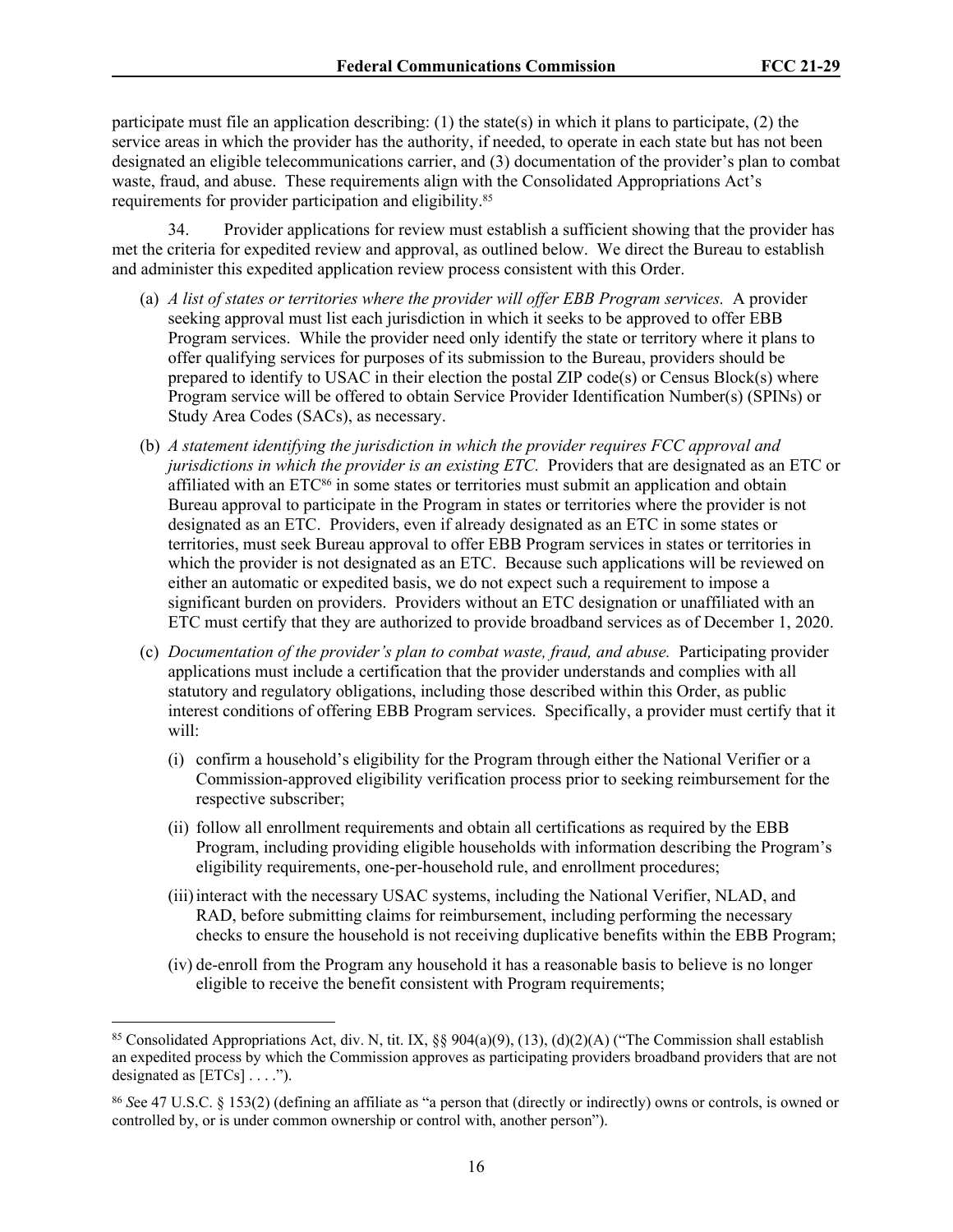participate must file an application describing: (1) the state(s) in which it plans to participate, (2) the service areas in which the provider has the authority, if needed, to operate in each state but has not been designated an eligible telecommunications carrier, and (3) documentation of the provider's plan to combat waste, fraud, and abuse. These requirements align with the Consolidated Appropriations Act's requirements for provider participation and eligibility.[85]

34. Provider applications for review must establish a sufficient showing that the provider has met the criteria for expedited review and approval, as outlined below. We direct the Bureau to establish and administer this expedited application review process consistent with this Order.

(a) *A list of states or territories where the provider will offer EBB Program services.* A provider seeking approval must list each jurisdiction in which it seeks to be approved to offer EBB Program services. While the provider need only identify the state or territory where it plans to offer qualifying services for purposes of its submission to the Bureau, providers should be prepared to identify to USAC in their election the postal ZIP code(s) or Census Block(s) where Program service will be offered to obtain Service Provider Identification Number(s) (SPINs) or Study Area Codes (SACs), as necessary.

(b) *A statement identifying the jurisdiction in which the provider requires FCC approval and jurisdictions in which the provider is an existing ETC.* Providers that are designated as an ETC or affiliated with an ETC[86] in some states or territories must submit an application and obtain Bureau approval to participate in the Program in states or territories where the provider is not designated as an ETC. Providers, even if already designated as an ETC in some states or territories, must seek Bureau approval to offer EBB Program services in states or territories in which the provider is not designated as an ETC. Because such applications will be reviewed on either an automatic or expedited basis, we do not expect such a requirement to impose a significant burden on providers. Providers without an ETC designation or unaffiliated with an ETC must certify that they are authorized to provide broadband services as of December 1, 2020.

(c) *Documentation of the provider's plan to combat waste, fraud, and abuse.* Participating provider applications must include a certification that the provider understands and complies with all statutory and regulatory obligations, including those described within this Order, as public interest conditions of offering EBB Program services. Specifically, a provider must certify that it will:

   (i) confirm a household's eligibility for the Program through either the National Verifier or a Commission-approved eligibility verification process prior to seeking reimbursement for the respective subscriber;

   (ii) follow all enrollment requirements and obtain all certifications as required by the EBB Program, including providing eligible households with information describing the Program's eligibility requirements, one-per-household rule, and enrollment procedures;

   (iii) interact with the necessary USAC systems, including the National Verifier, NLAD, and RAD, before submitting claims for reimbursement, including performing the necessary checks to ensure the household is not receiving duplicative benefits within the EBB Program;

   (iv) de-enroll from the Program any household it has a reasonable basis to believe is no longer eligible to receive the benefit consistent with Program requirements;

---

[85] Consolidated Appropriations Act, div. N, tit. IX, §§ 904(a)(9), (13), (d)(2)(A) ("The Commission shall establish an expedited process by which the Commission approves as participating providers broadband providers that are not designated as [ETCs] . . . .").

[86] *S*ee 47 U.S.C. § 153(2) (defining an affiliate as "a person that (directly or indirectly) owns or controls, is owned or controlled by, or is under common ownership or control with, another person").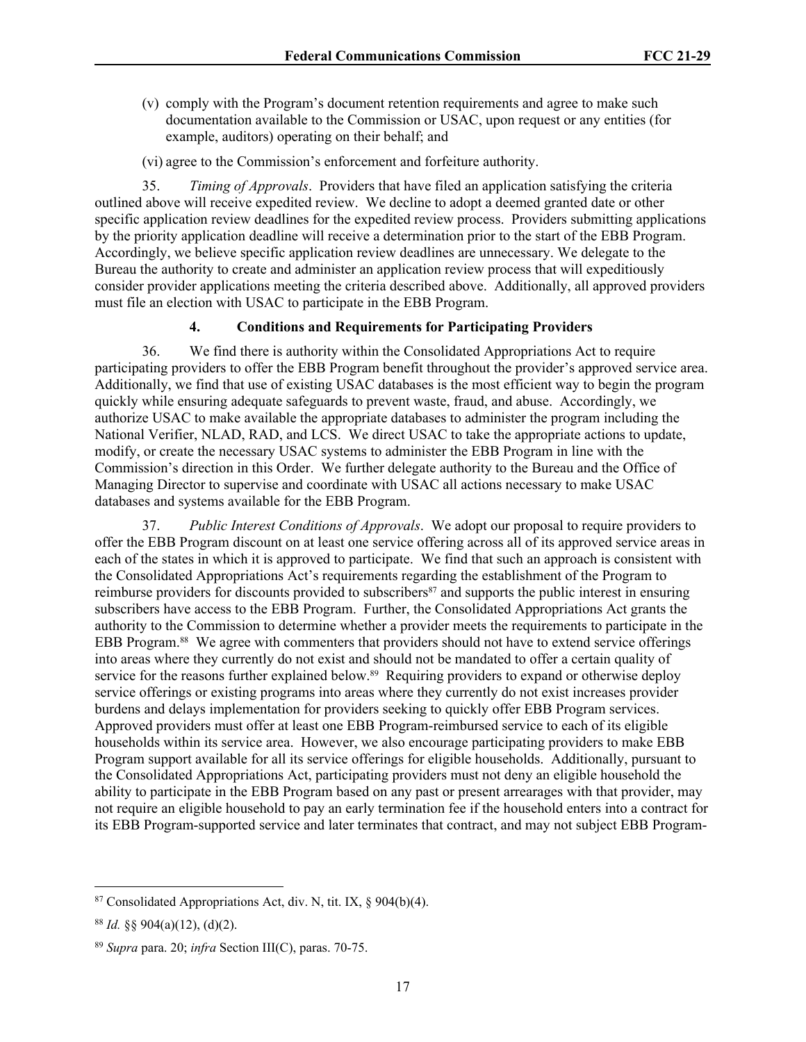(v) comply with the Program's document retention requirements and agree to make such documentation available to the Commission or USAC, upon request or any entities (for example, auditors) operating on their behalf; and

(vi) agree to the Commission's enforcement and forfeiture authority.

35. *Timing of Approvals*. Providers that have filed an application satisfying the criteria outlined above will receive expedited review. We decline to adopt a deemed granted date or other specific application review deadlines for the expedited review process. Providers submitting applications by the priority application deadline will receive a determination prior to the start of the EBB Program. Accordingly, we believe specific application review deadlines are unnecessary. We delegate to the Bureau the authority to create and administer an application review process that will expeditiously consider provider applications meeting the criteria described above. Additionally, all approved providers must file an election with USAC to participate in the EBB Program.

#### 4. Conditions and Requirements for Participating Providers

36. We find there is authority within the Consolidated Appropriations Act to require participating providers to offer the EBB Program benefit throughout the provider's approved service area. Additionally, we find that use of existing USAC databases is the most efficient way to begin the program quickly while ensuring adequate safeguards to prevent waste, fraud, and abuse. Accordingly, we authorize USAC to make available the appropriate databases to administer the program including the National Verifier, NLAD, RAD, and LCS. We direct USAC to take the appropriate actions to update, modify, or create the necessary USAC systems to administer the EBB Program in line with the Commission's direction in this Order. We further delegate authority to the Bureau and the Office of Managing Director to supervise and coordinate with USAC all actions necessary to make USAC databases and systems available for the EBB Program.

37. *Public Interest Conditions of Approvals*. We adopt our proposal to require providers to offer the EBB Program discount on at least one service offering across all of its approved service areas in each of the states in which it is approved to participate. We find that such an approach is consistent with the Consolidated Appropriations Act's requirements regarding the establishment of the Program to reimburse providers for discounts provided to subscribers[87] and supports the public interest in ensuring subscribers have access to the EBB Program. Further, the Consolidated Appropriations Act grants the authority to the Commission to determine whether a provider meets the requirements to participate in the EBB Program.[88] We agree with commenters that providers should not have to extend service offerings into areas where they currently do not exist and should not be mandated to offer a certain quality of service for the reasons further explained below.[89] Requiring providers to expand or otherwise deploy service offerings or existing programs into areas where they currently do not exist increases provider burdens and delays implementation for providers seeking to quickly offer EBB Program services. Approved providers must offer at least one EBB Program-reimbursed service to each of its eligible households within its service area. However, we also encourage participating providers to make EBB Program support available for all its service offerings for eligible households. Additionally, pursuant to the Consolidated Appropriations Act, participating providers must not deny an eligible household the ability to participate in the EBB Program based on any past or present arrearages with that provider, may not require an eligible household to pay an early termination fee if the household enters into a contract for its EBB Program-supported service and later terminates that contract, and may not subject EBB Program-

---

[87] Consolidated Appropriations Act, div. N, tit. IX, § 904(b)(4).

[88] *Id.* §§ 904(a)(12), (d)(2).

[89] *Supra* para. 20; *infra* Section III(C), paras. 70-75.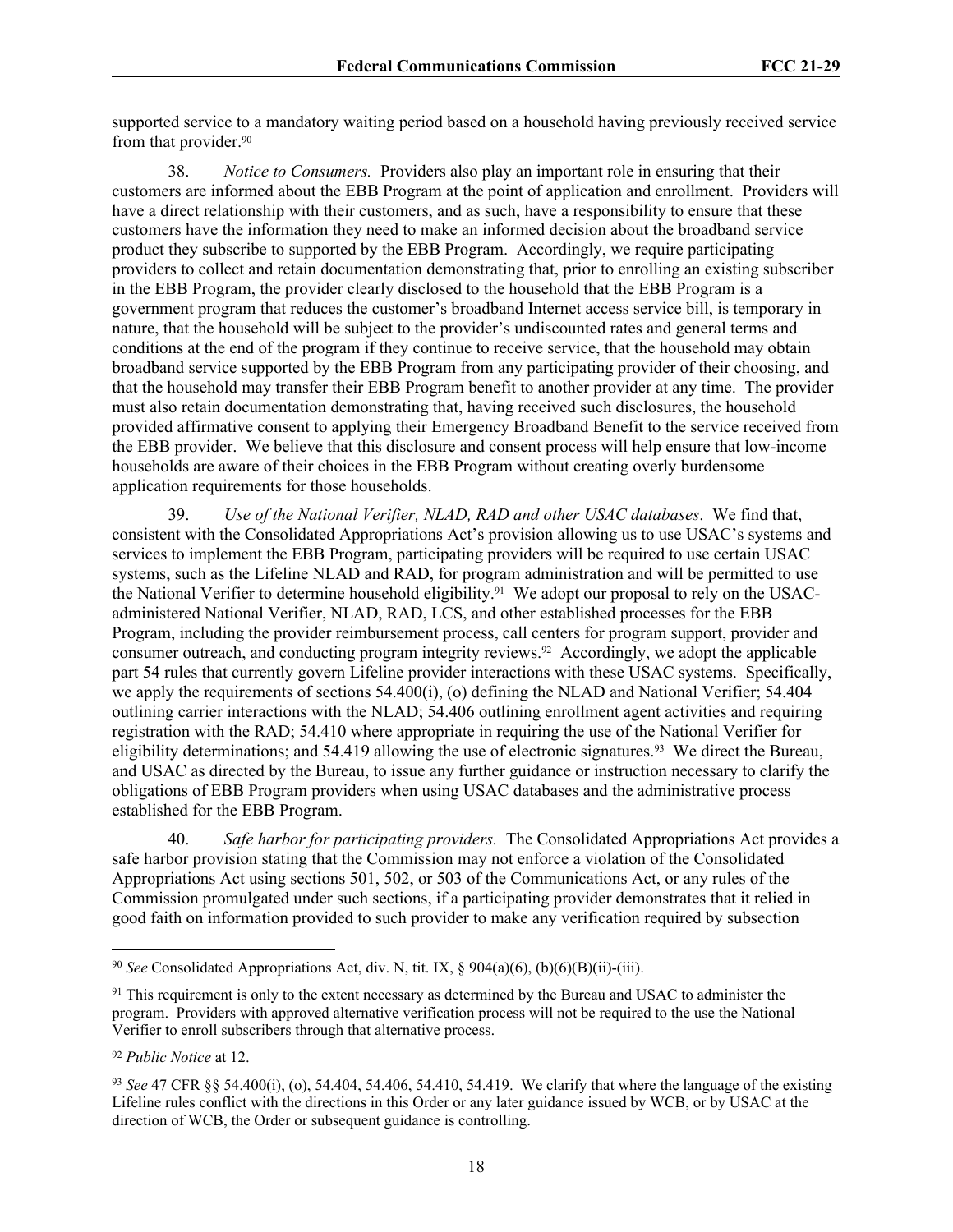supported service to a mandatory waiting period based on a household having previously received service from that provider.[90]

38. *Notice to Consumers.* Providers also play an important role in ensuring that their customers are informed about the EBB Program at the point of application and enrollment. Providers will have a direct relationship with their customers, and as such, have a responsibility to ensure that these customers have the information they need to make an informed decision about the broadband service product they subscribe to supported by the EBB Program. Accordingly, we require participating providers to collect and retain documentation demonstrating that, prior to enrolling an existing subscriber in the EBB Program, the provider clearly disclosed to the household that the EBB Program is a government program that reduces the customer's broadband Internet access service bill, is temporary in nature, that the household will be subject to the provider's undiscounted rates and general terms and conditions at the end of the program if they continue to receive service, that the household may obtain broadband service supported by the EBB Program from any participating provider of their choosing, and that the household may transfer their EBB Program benefit to another provider at any time. The provider must also retain documentation demonstrating that, having received such disclosures, the household provided affirmative consent to applying their Emergency Broadband Benefit to the service received from the EBB provider. We believe that this disclosure and consent process will help ensure that low-income households are aware of their choices in the EBB Program without creating overly burdensome application requirements for those households.

39. *Use of the National Verifier, NLAD, RAD and other USAC databases*. We find that, consistent with the Consolidated Appropriations Act's provision allowing us to use USAC's systems and services to implement the EBB Program, participating providers will be required to use certain USAC systems, such as the Lifeline NLAD and RAD, for program administration and will be permitted to use the National Verifier to determine household eligibility.[91] We adopt our proposal to rely on the USAC-administered National Verifier, NLAD, RAD, LCS, and other established processes for the EBB Program, including the provider reimbursement process, call centers for program support, provider and consumer outreach, and conducting program integrity reviews.[92] Accordingly, we adopt the applicable part 54 rules that currently govern Lifeline provider interactions with these USAC systems. Specifically, we apply the requirements of sections 54.400(i), (o) defining the NLAD and National Verifier; 54.404 outlining carrier interactions with the NLAD; 54.406 outlining enrollment agent activities and requiring registration with the RAD; 54.410 where appropriate in requiring the use of the National Verifier for eligibility determinations; and 54.419 allowing the use of electronic signatures.[93] We direct the Bureau, and USAC as directed by the Bureau, to issue any further guidance or instruction necessary to clarify the obligations of EBB Program providers when using USAC databases and the administrative process established for the EBB Program.

40. *Safe harbor for participating providers.* The Consolidated Appropriations Act provides a safe harbor provision stating that the Commission may not enforce a violation of the Consolidated Appropriations Act using sections 501, 502, or 503 of the Communications Act, or any rules of the Commission promulgated under such sections, if a participating provider demonstrates that it relied in good faith on information provided to such provider to make any verification required by subsection

---

[90] *See* Consolidated Appropriations Act, div. N, tit. IX, § 904(a)(6), (b)(6)(B)(ii)-(iii).

[91] This requirement is only to the extent necessary as determined by the Bureau and USAC to administer the program. Providers with approved alternative verification process will not be required to the use the National Verifier to enroll subscribers through that alternative process.

[92] *Public Notice* at 12.

[93] *See* 47 CFR §§ 54.400(i), (o), 54.404, 54.406, 54.410, 54.419. We clarify that where the language of the existing Lifeline rules conflict with the directions in this Order or any later guidance issued by WCB, or by USAC at the direction of WCB, the Order or subsequent guidance is controlling.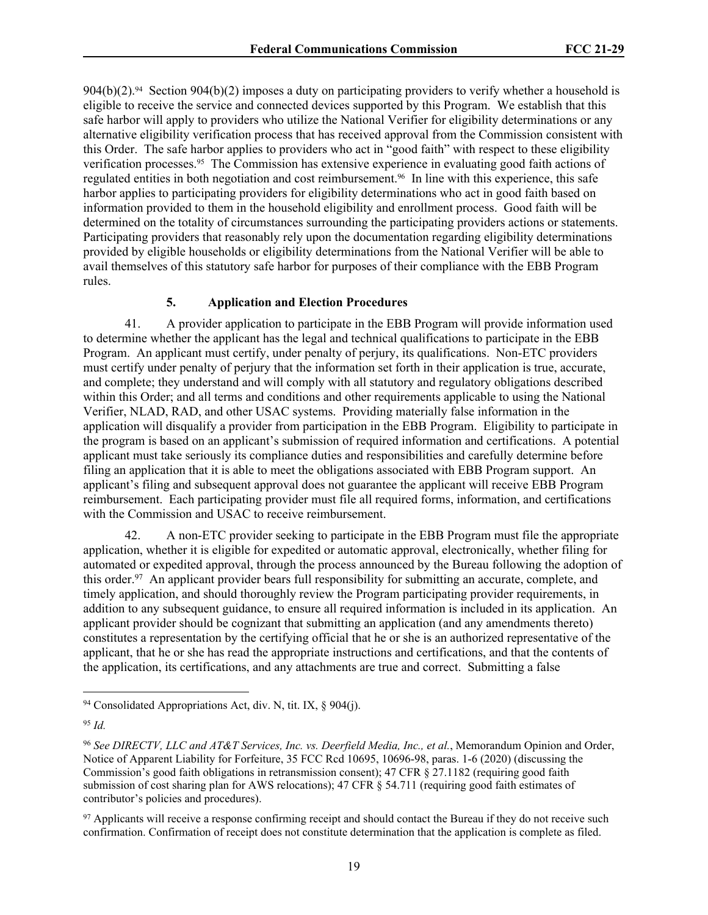904(b)(2).[94] Section 904(b)(2) imposes a duty on participating providers to verify whether a household is eligible to receive the service and connected devices supported by this Program. We establish that this safe harbor will apply to providers who utilize the National Verifier for eligibility determinations or any alternative eligibility verification process that has received approval from the Commission consistent with this Order. The safe harbor applies to providers who act in "good faith" with respect to these eligibility verification processes.[95] The Commission has extensive experience in evaluating good faith actions of regulated entities in both negotiation and cost reimbursement.[96] In line with this experience, this safe harbor applies to participating providers for eligibility determinations who act in good faith based on information provided to them in the household eligibility and enrollment process. Good faith will be determined on the totality of circumstances surrounding the participating providers actions or statements. Participating providers that reasonably rely upon the documentation regarding eligibility determinations provided by eligible households or eligibility determinations from the National Verifier will be able to avail themselves of this statutory safe harbor for purposes of their compliance with the EBB Program rules.

### 5. Application and Election Procedures

41. A provider application to participate in the EBB Program will provide information used to determine whether the applicant has the legal and technical qualifications to participate in the EBB Program. An applicant must certify, under penalty of perjury, its qualifications. Non-ETC providers must certify under penalty of perjury that the information set forth in their application is true, accurate, and complete; they understand and will comply with all statutory and regulatory obligations described within this Order; and all terms and conditions and other requirements applicable to using the National Verifier, NLAD, RAD, and other USAC systems. Providing materially false information in the application will disqualify a provider from participation in the EBB Program. Eligibility to participate in the program is based on an applicant's submission of required information and certifications. A potential applicant must take seriously its compliance duties and responsibilities and carefully determine before filing an application that it is able to meet the obligations associated with EBB Program support. An applicant's filing and subsequent approval does not guarantee the applicant will receive EBB Program reimbursement. Each participating provider must file all required forms, information, and certifications with the Commission and USAC to receive reimbursement.

42. A non-ETC provider seeking to participate in the EBB Program must file the appropriate application, whether it is eligible for expedited or automatic approval, electronically, whether filing for automated or expedited approval, through the process announced by the Bureau following the adoption of this order.[97] An applicant provider bears full responsibility for submitting an accurate, complete, and timely application, and should thoroughly review the Program participating provider requirements, in addition to any subsequent guidance, to ensure all required information is included in its application. An applicant provider should be cognizant that submitting an application (and any amendments thereto) constitutes a representation by the certifying official that he or she is an authorized representative of the applicant, that he or she has read the appropriate instructions and certifications, and that the contents of the application, its certifications, and any attachments are true and correct. Submitting a false

---

[94] Consolidated Appropriations Act, div. N, tit. IX, § 904(j).

[95] *Id.*

[96] *See DIRECTV, LLC and AT&T Services, Inc. vs. Deerfield Media, Inc., et al.*, Memorandum Opinion and Order, Notice of Apparent Liability for Forfeiture, 35 FCC Rcd 10695, 10696-98, paras. 1-6 (2020) (discussing the Commission's good faith obligations in retransmission consent); 47 CFR § 27.1182 (requiring good faith submission of cost sharing plan for AWS relocations); 47 CFR § 54.711 (requiring good faith estimates of contributor's policies and procedures).

[97] Applicants will receive a response confirming receipt and should contact the Bureau if they do not receive such confirmation. Confirmation of receipt does not constitute determination that the application is complete as filed.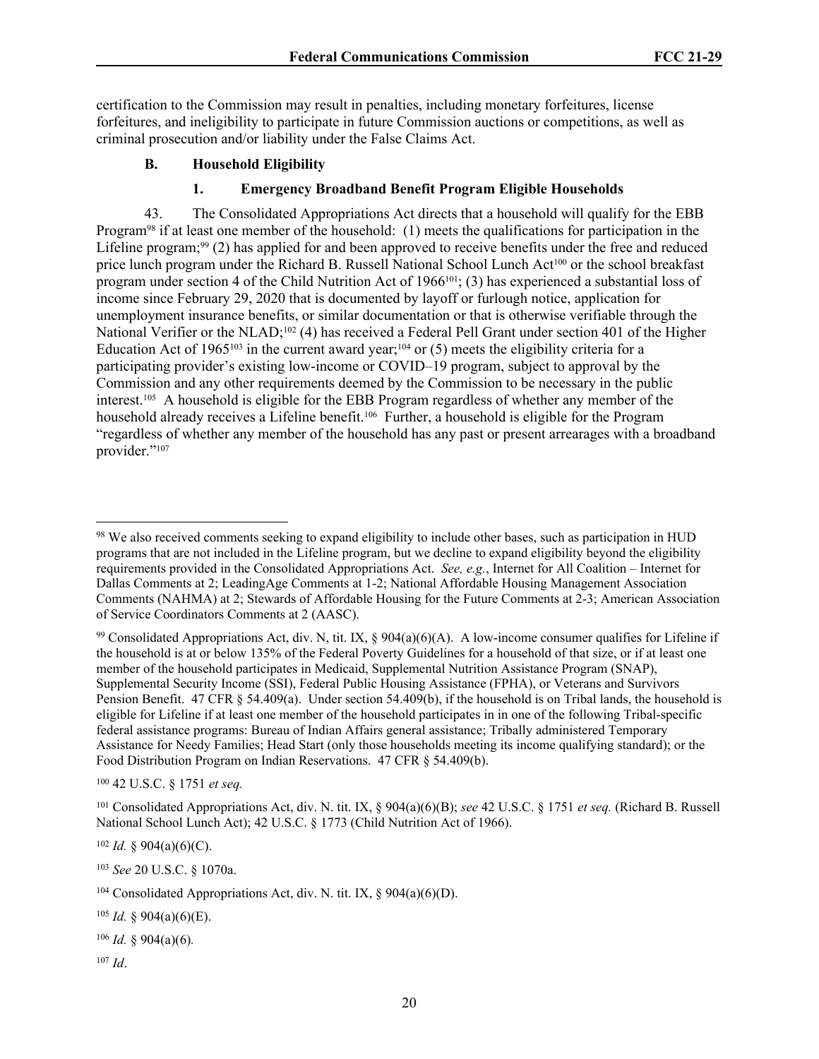certification to the Commission may result in penalties, including monetary forfeitures, license forfeitures, and ineligibility to participate in future Commission auctions or competitions, as well as criminal prosecution and/or liability under the False Claims Act.

### B. Household Eligibility

#### 1. Emergency Broadband Benefit Program Eligible Households

43. The Consolidated Appropriations Act directs that a household will qualify for the EBB Program[98] if at least one member of the household: (1) meets the qualifications for participation in the Lifeline program;[99] (2) has applied for and been approved to receive benefits under the free and reduced price lunch program under the Richard B. Russell National School Lunch Act[100] or the school breakfast program under section 4 of the Child Nutrition Act of 1966[101]; (3) has experienced a substantial loss of income since February 29, 2020 that is documented by layoff or furlough notice, application for unemployment insurance benefits, or similar documentation or that is otherwise verifiable through the National Verifier or the NLAD;[102] (4) has received a Federal Pell Grant under section 401 of the Higher Education Act of 1965[103] in the current award year;[104] or (5) meets the eligibility criteria for a participating provider's existing low-income or COVID–19 program, subject to approval by the Commission and any other requirements deemed by the Commission to be necessary in the public interest.[105] A household is eligible for the EBB Program regardless of whether any member of the household already receives a Lifeline benefit.[106] Further, a household is eligible for the Program "regardless of whether any member of the household has any past or present arrearages with a broadband provider."[107]

---

[98] We also received comments seeking to expand eligibility to include other bases, such as participation in HUD programs that are not included in the Lifeline program, but we decline to expand eligibility beyond the eligibility requirements provided in the Consolidated Appropriations Act. *See, e.g.*, Internet for All Coalition – Internet for Dallas Comments at 2; LeadingAge Comments at 1-2; National Affordable Housing Management Association Comments (NAHMA) at 2; Stewards of Affordable Housing for the Future Comments at 2-3; American Association of Service Coordinators Comments at 2 (AASC).

[99] Consolidated Appropriations Act, div. N, tit. IX, § 904(a)(6)(A). A low-income consumer qualifies for Lifeline if the household is at or below 135% of the Federal Poverty Guidelines for a household of that size, or if at least one member of the household participates in Medicaid, Supplemental Nutrition Assistance Program (SNAP), Supplemental Security Income (SSI), Federal Public Housing Assistance (FPHA), or Veterans and Survivors Pension Benefit. 47 CFR § 54.409(a). Under section 54.409(b), if the household is on Tribal lands, the household is eligible for Lifeline if at least one member of the household participates in in one of the following Tribal-specific federal assistance programs: Bureau of Indian Affairs general assistance; Tribally administered Temporary Assistance for Needy Families; Head Start (only those households meeting its income qualifying standard); or the Food Distribution Program on Indian Reservations. 47 CFR § 54.409(b).

[100] 42 U.S.C. § 1751 *et seq.*

[101] Consolidated Appropriations Act, div. N. tit. IX, § 904(a)(6)(B); *see* 42 U.S.C. § 1751 *et seq.* (Richard B. Russell National School Lunch Act); 42 U.S.C. § 1773 (Child Nutrition Act of 1966).

[102] *Id.* § 904(a)(6)(C).

[103] *See* 20 U.S.C. § 1070a.

[104] Consolidated Appropriations Act, div. N. tit. IX, § 904(a)(6)(D).

[105] *Id.* § 904(a)(6)(E).

[106] *Id.* § 904(a)(6).

[107] *Id*.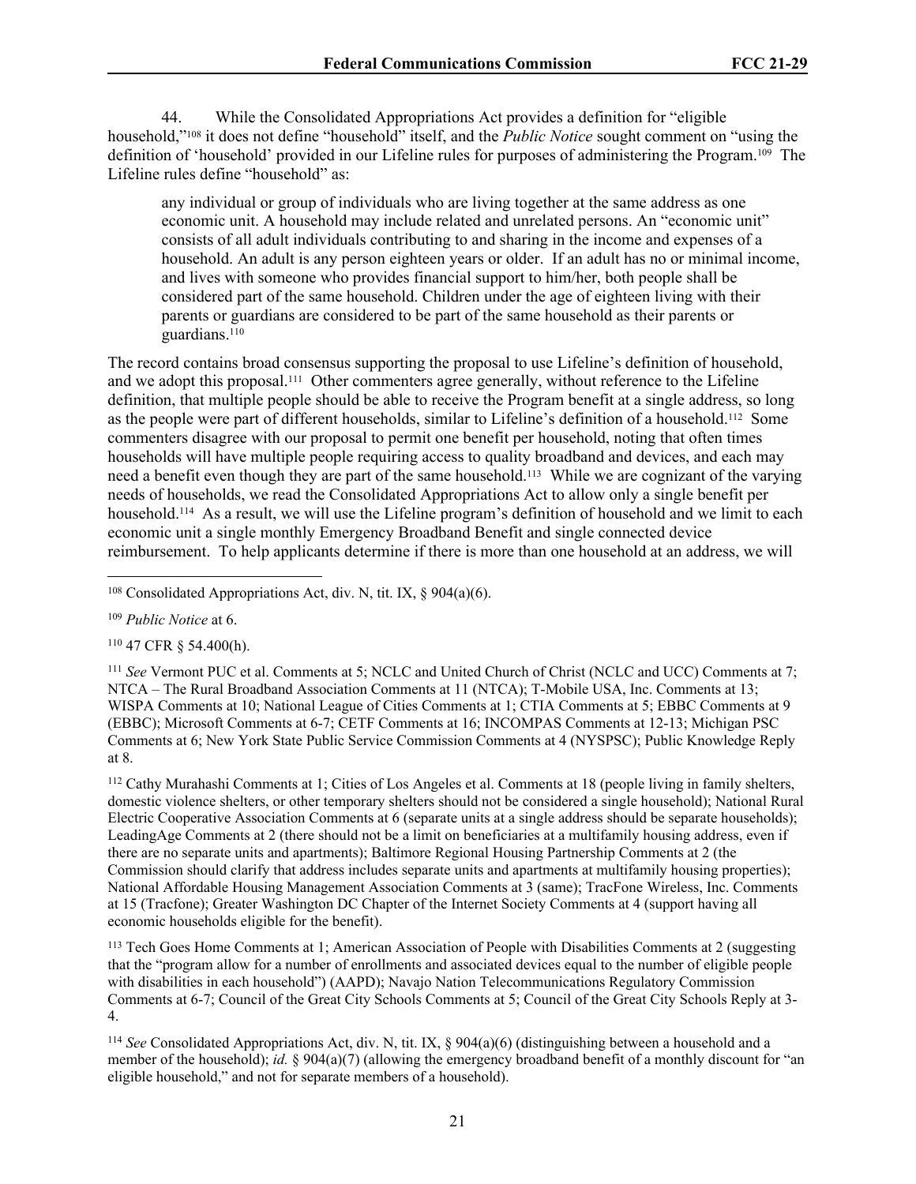44. While the Consolidated Appropriations Act provides a definition for "eligible household,"[108] it does not define "household" itself, and the *Public Notice* sought comment on "using the definition of 'household' provided in our Lifeline rules for purposes of administering the Program.[109] The Lifeline rules define "household" as:

> any individual or group of individuals who are living together at the same address as one economic unit. A household may include related and unrelated persons. An "economic unit" consists of all adult individuals contributing to and sharing in the income and expenses of a household. An adult is any person eighteen years or older. If an adult has no or minimal income, and lives with someone who provides financial support to him/her, both people shall be considered part of the same household. Children under the age of eighteen living with their parents or guardians are considered to be part of the same household as their parents or guardians.[110]

The record contains broad consensus supporting the proposal to use Lifeline's definition of household, and we adopt this proposal.[111] Other commenters agree generally, without reference to the Lifeline definition, that multiple people should be able to receive the Program benefit at a single address, so long as the people were part of different households, similar to Lifeline's definition of a household.[112] Some commenters disagree with our proposal to permit one benefit per household, noting that often times households will have multiple people requiring access to quality broadband and devices, and each may need a benefit even though they are part of the same household.[113] While we are cognizant of the varying needs of households, we read the Consolidated Appropriations Act to allow only a single benefit per household.[114] As a result, we will use the Lifeline program's definition of household and we limit to each economic unit a single monthly Emergency Broadband Benefit and single connected device reimbursement. To help applicants determine if there is more than one household at an address, we will

---

[108] Consolidated Appropriations Act, div. N, tit. IX, § 904(a)(6).

[109] *Public Notice* at 6.

[110] 47 CFR § 54.400(h).

[111] *See* Vermont PUC et al. Comments at 5; NCLC and United Church of Christ (NCLC and UCC) Comments at 7; NTCA – The Rural Broadband Association Comments at 11 (NTCA); T-Mobile USA, Inc. Comments at 13; WISPA Comments at 10; National League of Cities Comments at 1; CTIA Comments at 5; EBBC Comments at 9 (EBBC); Microsoft Comments at 6-7; CETF Comments at 16; INCOMPAS Comments at 12-13; Michigan PSC Comments at 6; New York State Public Service Commission Comments at 4 (NYSPSC); Public Knowledge Reply at 8.

[112] Cathy Murahashi Comments at 1; Cities of Los Angeles et al. Comments at 18 (people living in family shelters, domestic violence shelters, or other temporary shelters should not be considered a single household); National Rural Electric Cooperative Association Comments at 6 (separate units at a single address should be separate households); LeadingAge Comments at 2 (there should not be a limit on beneficiaries at a multifamily housing address, even if there are no separate units and apartments); Baltimore Regional Housing Partnership Comments at 2 (the Commission should clarify that address includes separate units and apartments at multifamily housing properties); National Affordable Housing Management Association Comments at 3 (same); TracFone Wireless, Inc. Comments at 15 (Tracfone); Greater Washington DC Chapter of the Internet Society Comments at 4 (support having all economic households eligible for the benefit).

[113] Tech Goes Home Comments at 1; American Association of People with Disabilities Comments at 2 (suggesting that the "program allow for a number of enrollments and associated devices equal to the number of eligible people with disabilities in each household") (AAPD); Navajo Nation Telecommunications Regulatory Commission Comments at 6-7; Council of the Great City Schools Comments at 5; Council of the Great City Schools Reply at 3-4.

[114] *See* Consolidated Appropriations Act, div. N, tit. IX, § 904(a)(6) (distinguishing between a household and a member of the household); *id.* § 904(a)(7) (allowing the emergency broadband benefit of a monthly discount for "an eligible household," and not for separate members of a household).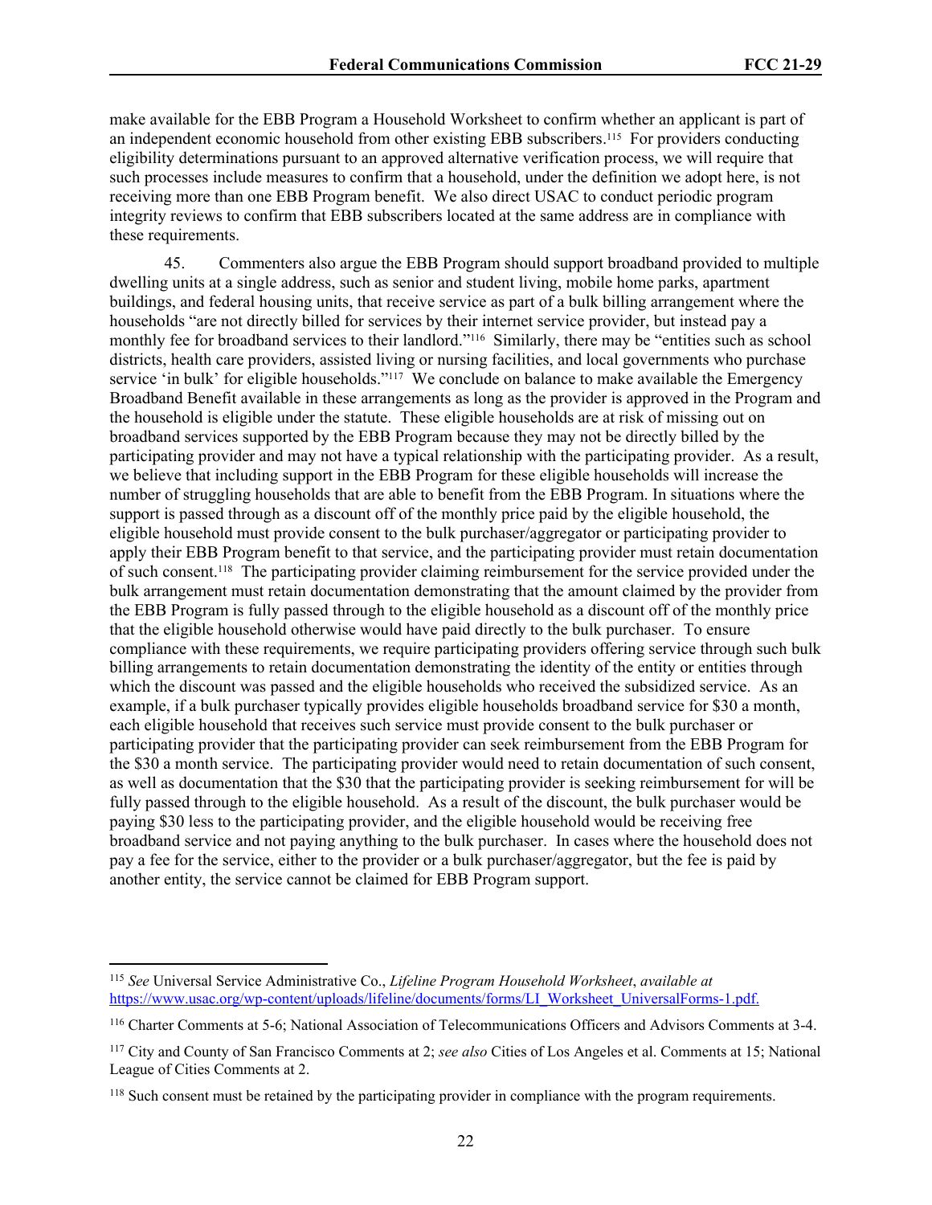make available for the EBB Program a Household Worksheet to confirm whether an applicant is part of an independent economic household from other existing EBB subscribers.[115] For providers conducting eligibility determinations pursuant to an approved alternative verification process, we will require that such processes include measures to confirm that a household, under the definition we adopt here, is not receiving more than one EBB Program benefit. We also direct USAC to conduct periodic program integrity reviews to confirm that EBB subscribers located at the same address are in compliance with these requirements.

45. Commenters also argue the EBB Program should support broadband provided to multiple dwelling units at a single address, such as senior and student living, mobile home parks, apartment buildings, and federal housing units, that receive service as part of a bulk billing arrangement where the households "are not directly billed for services by their internet service provider, but instead pay a monthly fee for broadband services to their landlord."[116] Similarly, there may be "entities such as school districts, health care providers, assisted living or nursing facilities, and local governments who purchase service 'in bulk' for eligible households."[117] We conclude on balance to make available the Emergency Broadband Benefit available in these arrangements as long as the provider is approved in the Program and the household is eligible under the statute. These eligible households are at risk of missing out on broadband services supported by the EBB Program because they may not be directly billed by the participating provider and may not have a typical relationship with the participating provider. As a result, we believe that including support in the EBB Program for these eligible households will increase the number of struggling households that are able to benefit from the EBB Program. In situations where the support is passed through as a discount off of the monthly price paid by the eligible household, the eligible household must provide consent to the bulk purchaser/aggregator or participating provider to apply their EBB Program benefit to that service, and the participating provider must retain documentation of such consent.[118] The participating provider claiming reimbursement for the service provided under the bulk arrangement must retain documentation demonstrating that the amount claimed by the provider from the EBB Program is fully passed through to the eligible household as a discount off of the monthly price that the eligible household otherwise would have paid directly to the bulk purchaser. To ensure compliance with these requirements, we require participating providers offering service through such bulk billing arrangements to retain documentation demonstrating the identity of the entity or entities through which the discount was passed and the eligible households who received the subsidized service. As an example, if a bulk purchaser typically provides eligible households broadband service for $30 a month, each eligible household that receives such service must provide consent to the bulk purchaser or participating provider that the participating provider can seek reimbursement from the EBB Program for the $30 a month service. The participating provider would need to retain documentation of such consent, as well as documentation that the $30 that the participating provider is seeking reimbursement for will be fully passed through to the eligible household. As a result of the discount, the bulk purchaser would be paying $30 less to the participating provider, and the eligible household would be receiving free broadband service and not paying anything to the bulk purchaser. In cases where the household does not pay a fee for the service, either to the provider or a bulk purchaser/aggregator, but the fee is paid by another entity, the service cannot be claimed for EBB Program support.

---

[115] *See* Universal Service Administrative Co., *Lifeline Program Household Worksheet*, *available at* https://www.usac.org/wp-content/uploads/lifeline/documents/forms/LI_Worksheet_UniversalForms-1.pdf.

[116] Charter Comments at 5-6; National Association of Telecommunications Officers and Advisors Comments at 3-4.

[117] City and County of San Francisco Comments at 2; *see also* Cities of Los Angeles et al. Comments at 15; National League of Cities Comments at 2.

[118] Such consent must be retained by the participating provider in compliance with the program requirements.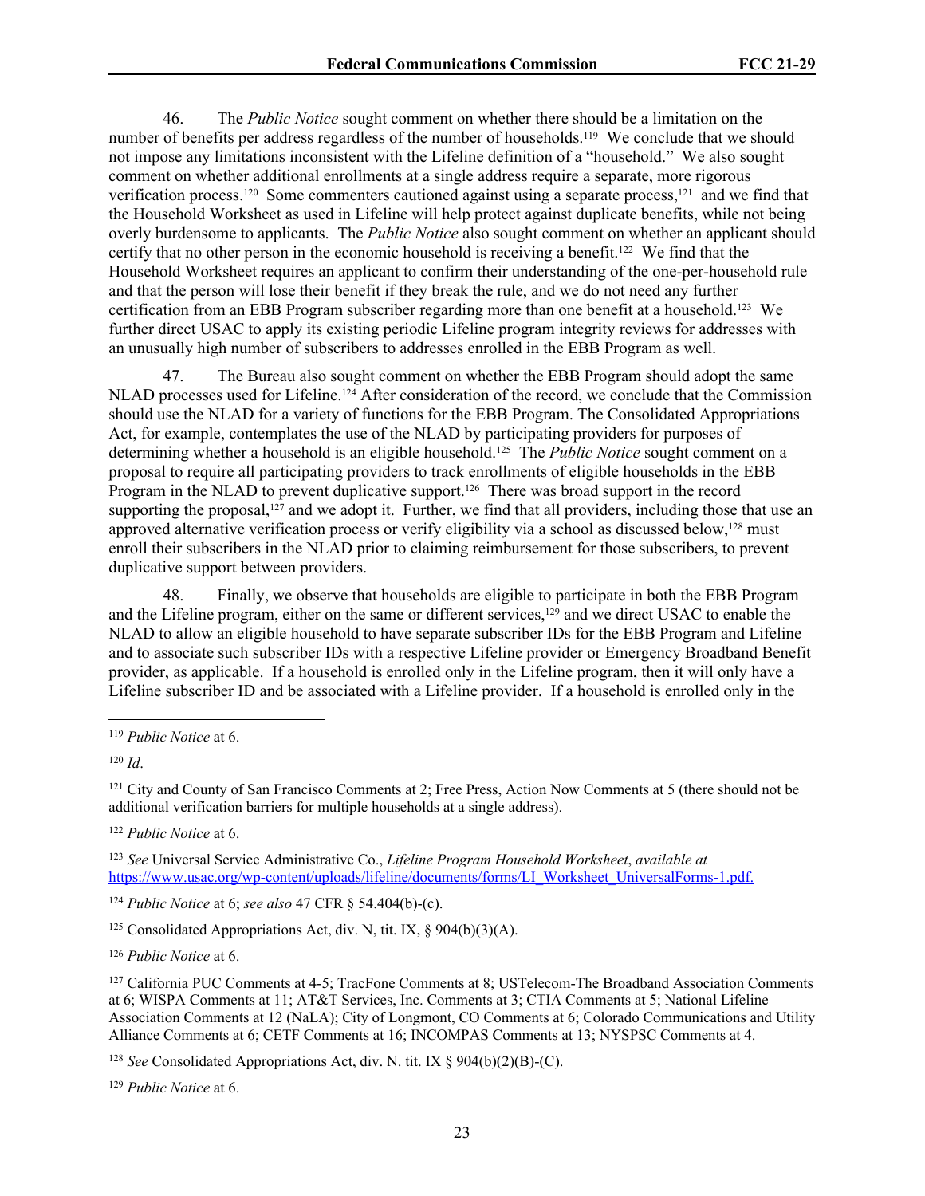46. The *Public Notice* sought comment on whether there should be a limitation on the number of benefits per address regardless of the number of households.[119] We conclude that we should not impose any limitations inconsistent with the Lifeline definition of a "household." We also sought comment on whether additional enrollments at a single address require a separate, more rigorous verification process.[120] Some commenters cautioned against using a separate process,[121] and we find that the Household Worksheet as used in Lifeline will help protect against duplicate benefits, while not being overly burdensome to applicants. The *Public Notice* also sought comment on whether an applicant should certify that no other person in the economic household is receiving a benefit.[122] We find that the Household Worksheet requires an applicant to confirm their understanding of the one-per-household rule and that the person will lose their benefit if they break the rule, and we do not need any further certification from an EBB Program subscriber regarding more than one benefit at a household.[123] We further direct USAC to apply its existing periodic Lifeline program integrity reviews for addresses with an unusually high number of subscribers to addresses enrolled in the EBB Program as well.

47. The Bureau also sought comment on whether the EBB Program should adopt the same NLAD processes used for Lifeline.[124] After consideration of the record, we conclude that the Commission should use the NLAD for a variety of functions for the EBB Program. The Consolidated Appropriations Act, for example, contemplates the use of the NLAD by participating providers for purposes of determining whether a household is an eligible household.[125] The *Public Notice* sought comment on a proposal to require all participating providers to track enrollments of eligible households in the EBB Program in the NLAD to prevent duplicative support.[126] There was broad support in the record supporting the proposal,[127] and we adopt it. Further, we find that all providers, including those that use an approved alternative verification process or verify eligibility via a school as discussed below,[128] must enroll their subscribers in the NLAD prior to claiming reimbursement for those subscribers, to prevent duplicative support between providers.

48. Finally, we observe that households are eligible to participate in both the EBB Program and the Lifeline program, either on the same or different services,[129] and we direct USAC to enable the NLAD to allow an eligible household to have separate subscriber IDs for the EBB Program and Lifeline and to associate such subscriber IDs with a respective Lifeline provider or Emergency Broadband Benefit provider, as applicable. If a household is enrolled only in the Lifeline program, then it will only have a Lifeline subscriber ID and be associated with a Lifeline provider. If a household is enrolled only in the

---

[119] *Public Notice* at 6.

[120] *Id*.

[121] City and County of San Francisco Comments at 2; Free Press, Action Now Comments at 5 (there should not be additional verification barriers for multiple households at a single address).

[122] *Public Notice* at 6.

[123] *See* Universal Service Administrative Co., *Lifeline Program Household Worksheet*, *available at* https://www.usac.org/wp-content/uploads/lifeline/documents/forms/LI_Worksheet_UniversalForms-1.pdf.

[124] *Public Notice* at 6; *see also* 47 CFR § 54.404(b)-(c).

[125] Consolidated Appropriations Act, div. N, tit. IX, § 904(b)(3)(A).

[126] *Public Notice* at 6.

[127] California PUC Comments at 4-5; TracFone Comments at 8; USTelecom-The Broadband Association Comments at 6; WISPA Comments at 11; AT&T Services, Inc. Comments at 3; CTIA Comments at 5; National Lifeline Association Comments at 12 (NaLA); City of Longmont, CO Comments at 6; Colorado Communications and Utility Alliance Comments at 6; CETF Comments at 16; INCOMPAS Comments at 13; NYSPSC Comments at 4.

[128] *See* Consolidated Appropriations Act, div. N. tit. IX § 904(b)(2)(B)-(C).

[129] *Public Notice* at 6.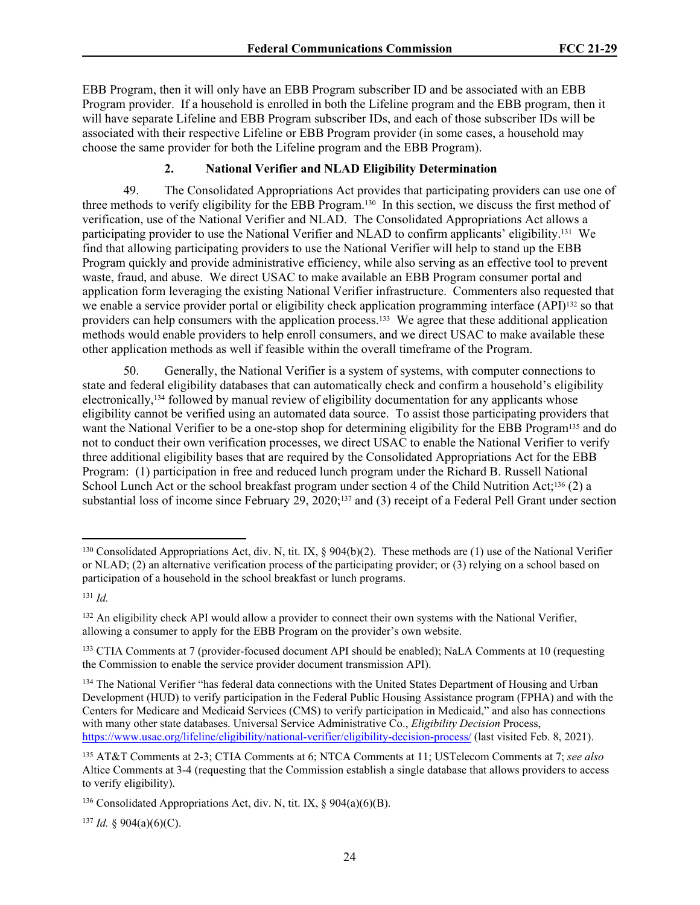EBB Program, then it will only have an EBB Program subscriber ID and be associated with an EBB Program provider. If a household is enrolled in both the Lifeline program and the EBB program, then it will have separate Lifeline and EBB Program subscriber IDs, and each of those subscriber IDs will be associated with their respective Lifeline or EBB Program provider (in some cases, a household may choose the same provider for both the Lifeline program and the EBB Program).

### 2. National Verifier and NLAD Eligibility Determination

49. The Consolidated Appropriations Act provides that participating providers can use one of three methods to verify eligibility for the EBB Program.[130] In this section, we discuss the first method of verification, use of the National Verifier and NLAD. The Consolidated Appropriations Act allows a participating provider to use the National Verifier and NLAD to confirm applicants' eligibility.[131] We find that allowing participating providers to use the National Verifier will help to stand up the EBB Program quickly and provide administrative efficiency, while also serving as an effective tool to prevent waste, fraud, and abuse. We direct USAC to make available an EBB Program consumer portal and application form leveraging the existing National Verifier infrastructure. Commenters also requested that we enable a service provider portal or eligibility check application programming interface (API)[132] so that providers can help consumers with the application process.[133] We agree that these additional application methods would enable providers to help enroll consumers, and we direct USAC to make available these other application methods as well if feasible within the overall timeframe of the Program.

50. Generally, the National Verifier is a system of systems, with computer connections to state and federal eligibility databases that can automatically check and confirm a household's eligibility electronically,[134] followed by manual review of eligibility documentation for any applicants whose eligibility cannot be verified using an automated data source. To assist those participating providers that want the National Verifier to be a one-stop shop for determining eligibility for the EBB Program[135] and do not to conduct their own verification processes, we direct USAC to enable the National Verifier to verify three additional eligibility bases that are required by the Consolidated Appropriations Act for the EBB Program: (1) participation in free and reduced lunch program under the Richard B. Russell National School Lunch Act or the school breakfast program under section 4 of the Child Nutrition Act;[136] (2) a substantial loss of income since February 29, 2020;[137] and (3) receipt of a Federal Pell Grant under section

---

[130] Consolidated Appropriations Act, div. N, tit. IX, § 904(b)(2). These methods are (1) use of the National Verifier or NLAD; (2) an alternative verification process of the participating provider; or (3) relying on a school based on participation of a household in the school breakfast or lunch programs.

[131] *Id.*

[132] An eligibility check API would allow a provider to connect their own systems with the National Verifier, allowing a consumer to apply for the EBB Program on the provider's own website.

[133] CTIA Comments at 7 (provider-focused document API should be enabled); NaLA Comments at 10 (requesting the Commission to enable the service provider document transmission API).

[134] The National Verifier "has federal data connections with the United States Department of Housing and Urban Development (HUD) to verify participation in the Federal Public Housing Assistance program (FPHA) and with the Centers for Medicare and Medicaid Services (CMS) to verify participation in Medicaid," and also has connections with many other state databases. Universal Service Administrative Co., *Eligibility Decision* Process, https://www.usac.org/lifeline/eligibility/national-verifier/eligibility-decision-process/ (last visited Feb. 8, 2021).

[135] AT&T Comments at 2-3; CTIA Comments at 6; NTCA Comments at 11; USTelecom Comments at 7; *see also* Altice Comments at 3-4 (requesting that the Commission establish a single database that allows providers to access to verify eligibility).

[136] Consolidated Appropriations Act, div. N, tit. IX, § 904(a)(6)(B).

[137] *Id.* § 904(a)(6)(C).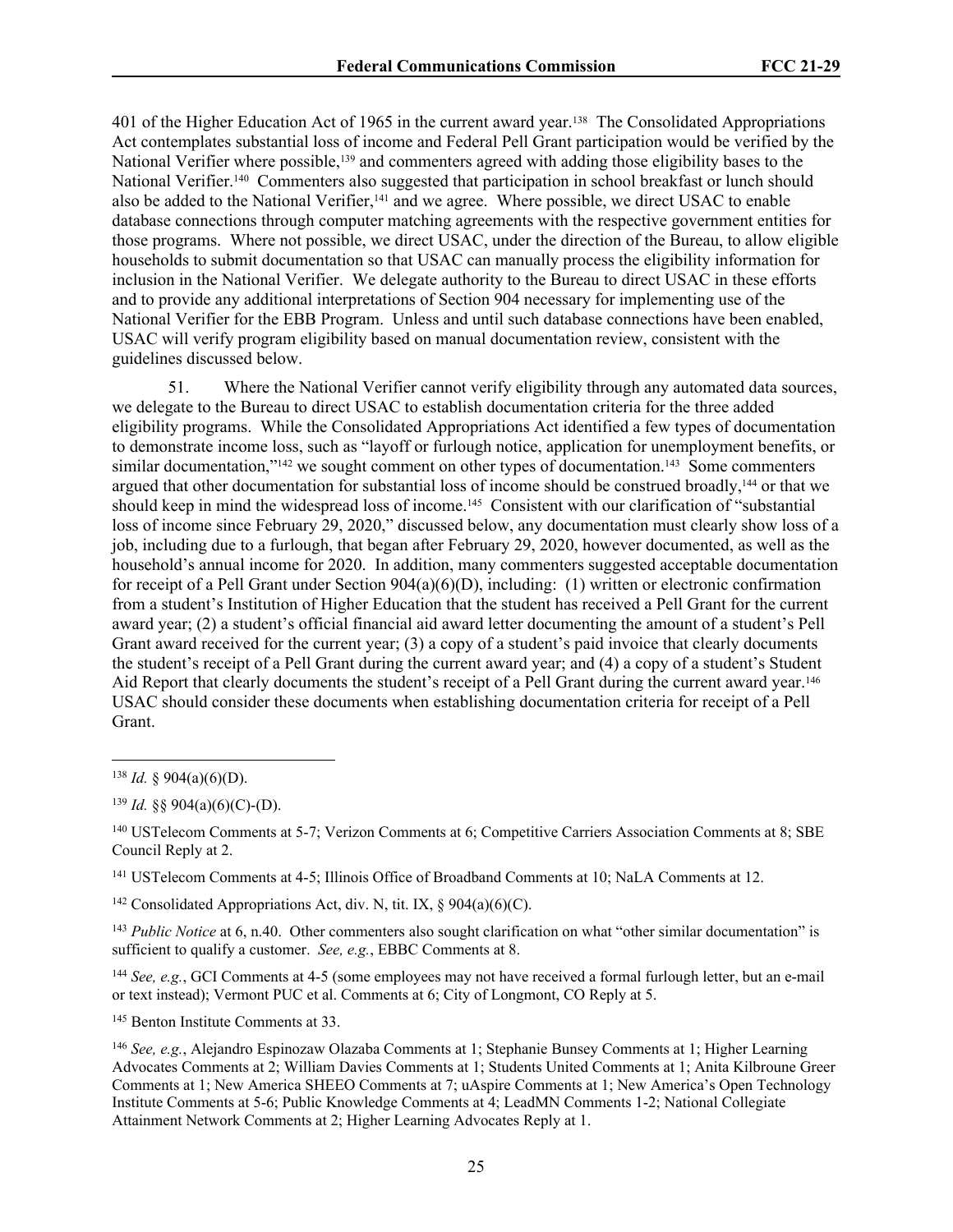401 of the Higher Education Act of 1965 in the current award year.[138] The Consolidated Appropriations Act contemplates substantial loss of income and Federal Pell Grant participation would be verified by the National Verifier where possible,[139] and commenters agreed with adding those eligibility bases to the National Verifier.[140] Commenters also suggested that participation in school breakfast or lunch should also be added to the National Verifier,[141] and we agree. Where possible, we direct USAC to enable database connections through computer matching agreements with the respective government entities for those programs. Where not possible, we direct USAC, under the direction of the Bureau, to allow eligible households to submit documentation so that USAC can manually process the eligibility information for inclusion in the National Verifier. We delegate authority to the Bureau to direct USAC in these efforts and to provide any additional interpretations of Section 904 necessary for implementing use of the National Verifier for the EBB Program. Unless and until such database connections have been enabled, USAC will verify program eligibility based on manual documentation review, consistent with the guidelines discussed below.

51. Where the National Verifier cannot verify eligibility through any automated data sources, we delegate to the Bureau to direct USAC to establish documentation criteria for the three added eligibility programs. While the Consolidated Appropriations Act identified a few types of documentation to demonstrate income loss, such as "layoff or furlough notice, application for unemployment benefits, or similar documentation,"[142] we sought comment on other types of documentation.[143] Some commenters argued that other documentation for substantial loss of income should be construed broadly,[144] or that we should keep in mind the widespread loss of income.[145] Consistent with our clarification of "substantial loss of income since February 29, 2020," discussed below, any documentation must clearly show loss of a job, including due to a furlough, that began after February 29, 2020, however documented, as well as the household's annual income for 2020. In addition, many commenters suggested acceptable documentation for receipt of a Pell Grant under Section 904(a)(6)(D), including: (1) written or electronic confirmation from a student's Institution of Higher Education that the student has received a Pell Grant for the current award year; (2) a student's official financial aid award letter documenting the amount of a student's Pell Grant award received for the current year; (3) a copy of a student's paid invoice that clearly documents the student's receipt of a Pell Grant during the current award year; and (4) a copy of a student's Student Aid Report that clearly documents the student's receipt of a Pell Grant during the current award year.[146] USAC should consider these documents when establishing documentation criteria for receipt of a Pell Grant.

---

[138] *Id.* § 904(a)(6)(D).

[139] *Id.* §§ 904(a)(6)(C)-(D).

[140] USTelecom Comments at 5-7; Verizon Comments at 6; Competitive Carriers Association Comments at 8; SBE Council Reply at 2.

[141] USTelecom Comments at 4-5; Illinois Office of Broadband Comments at 10; NaLA Comments at 12.

[142] Consolidated Appropriations Act, div. N, tit. IX, § 904(a)(6)(C).

[143] *Public Notice* at 6, n.40. Other commenters also sought clarification on what "other similar documentation" is sufficient to qualify a customer. *See, e.g.*, EBBC Comments at 8.

[144] *See, e.g.*, GCI Comments at 4-5 (some employees may not have received a formal furlough letter, but an e-mail or text instead); Vermont PUC et al. Comments at 6; City of Longmont, CO Reply at 5.

[145] Benton Institute Comments at 33.

[146] *See, e.g.*, Alejandro Espinozaw Olazaba Comments at 1; Stephanie Bunsey Comments at 1; Higher Learning Advocates Comments at 2; William Davies Comments at 1; Students United Comments at 1; Anita Kilbroune Greer Comments at 1; New America SHEEO Comments at 7; uAspire Comments at 1; New America's Open Technology Institute Comments at 5-6; Public Knowledge Comments at 4; LeadMN Comments 1-2; National Collegiate Attainment Network Comments at 2; Higher Learning Advocates Reply at 1.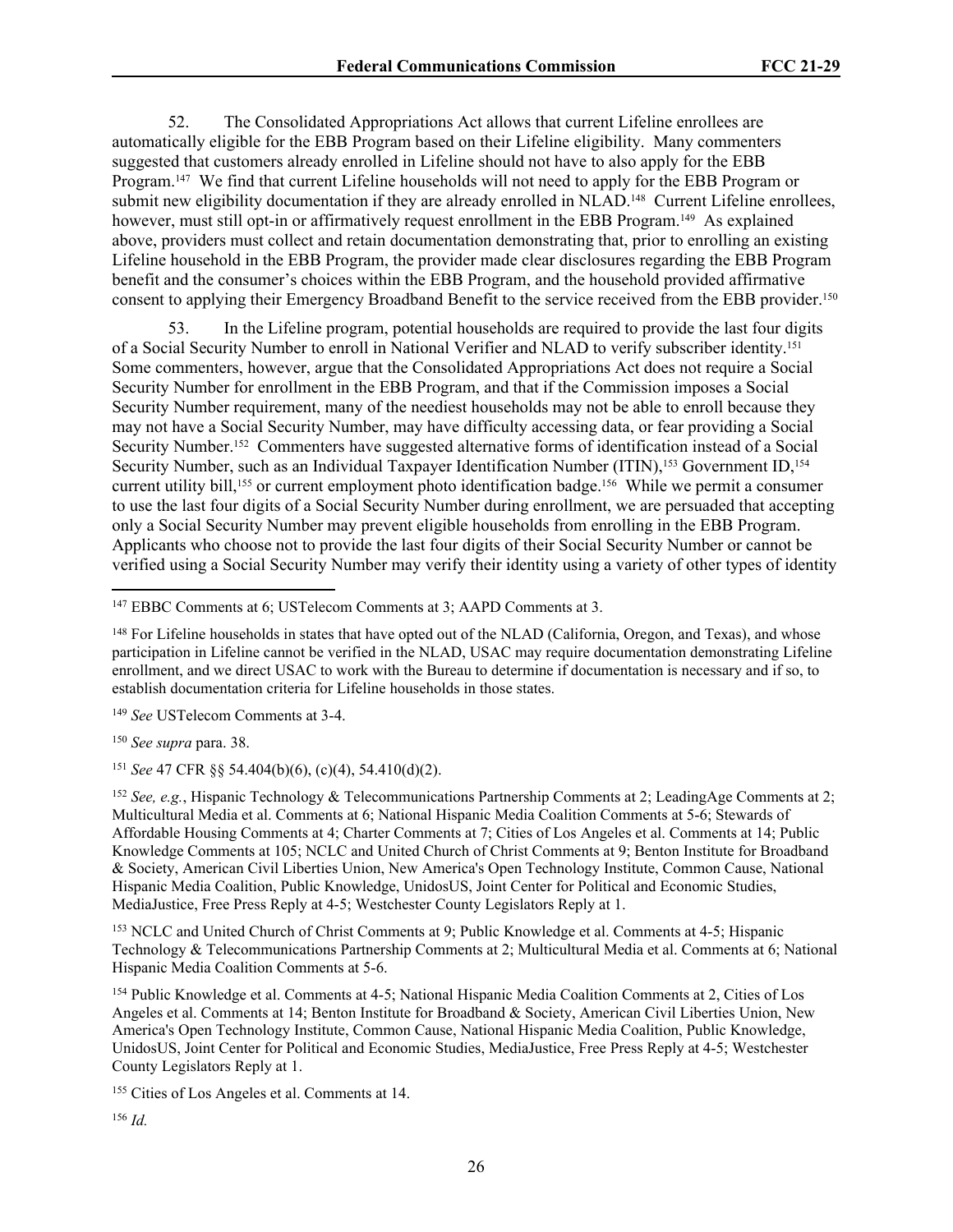52. The Consolidated Appropriations Act allows that current Lifeline enrollees are automatically eligible for the EBB Program based on their Lifeline eligibility. Many commenters suggested that customers already enrolled in Lifeline should not have to also apply for the EBB Program.[147] We find that current Lifeline households will not need to apply for the EBB Program or submit new eligibility documentation if they are already enrolled in NLAD.[148] Current Lifeline enrollees, however, must still opt-in or affirmatively request enrollment in the EBB Program.[149] As explained above, providers must collect and retain documentation demonstrating that, prior to enrolling an existing Lifeline household in the EBB Program, the provider made clear disclosures regarding the EBB Program benefit and the consumer's choices within the EBB Program, and the household provided affirmative consent to applying their Emergency Broadband Benefit to the service received from the EBB provider.[150]

53. In the Lifeline program, potential households are required to provide the last four digits of a Social Security Number to enroll in National Verifier and NLAD to verify subscriber identity.[151] Some commenters, however, argue that the Consolidated Appropriations Act does not require a Social Security Number for enrollment in the EBB Program, and that if the Commission imposes a Social Security Number requirement, many of the neediest households may not be able to enroll because they may not have a Social Security Number, may have difficulty accessing data, or fear providing a Social Security Number.[152] Commenters have suggested alternative forms of identification instead of a Social Security Number, such as an Individual Taxpayer Identification Number (ITIN),[153] Government ID,[154] current utility bill,[155] or current employment photo identification badge.[156] While we permit a consumer to use the last four digits of a Social Security Number during enrollment, we are persuaded that accepting only a Social Security Number may prevent eligible households from enrolling in the EBB Program. Applicants who choose not to provide the last four digits of their Social Security Number or cannot be verified using a Social Security Number may verify their identity using a variety of other types of identity

---

[147] EBBC Comments at 6; USTelecom Comments at 3; AAPD Comments at 3.

[148] For Lifeline households in states that have opted out of the NLAD (California, Oregon, and Texas), and whose participation in Lifeline cannot be verified in the NLAD, USAC may require documentation demonstrating Lifeline enrollment, and we direct USAC to work with the Bureau to determine if documentation is necessary and if so, to establish documentation criteria for Lifeline households in those states.

[149] *See* USTelecom Comments at 3-4.

[150] *See supra* para. 38.

[151] *See* 47 CFR §§ 54.404(b)(6), (c)(4), 54.410(d)(2).

[152] *See, e.g.*, Hispanic Technology & Telecommunications Partnership Comments at 2; LeadingAge Comments at 2; Multicultural Media et al. Comments at 6; National Hispanic Media Coalition Comments at 5-6; Stewards of Affordable Housing Comments at 4; Charter Comments at 7; Cities of Los Angeles et al. Comments at 14; Public Knowledge Comments at 105; NCLC and United Church of Christ Comments at 9; Benton Institute for Broadband & Society, American Civil Liberties Union, New America's Open Technology Institute, Common Cause, National Hispanic Media Coalition, Public Knowledge, UnidosUS, Joint Center for Political and Economic Studies, MediaJustice, Free Press Reply at 4-5; Westchester County Legislators Reply at 1.

[153] NCLC and United Church of Christ Comments at 9; Public Knowledge et al. Comments at 4-5; Hispanic Technology & Telecommunications Partnership Comments at 2; Multicultural Media et al. Comments at 6; National Hispanic Media Coalition Comments at 5-6.

[154] Public Knowledge et al. Comments at 4-5; National Hispanic Media Coalition Comments at 2, Cities of Los Angeles et al. Comments at 14; Benton Institute for Broadband & Society, American Civil Liberties Union, New America's Open Technology Institute, Common Cause, National Hispanic Media Coalition, Public Knowledge, UnidosUS, Joint Center for Political and Economic Studies, MediaJustice, Free Press Reply at 4-5; Westchester County Legislators Reply at 1.

[155] Cities of Los Angeles et al. Comments at 14.

[156] *Id.*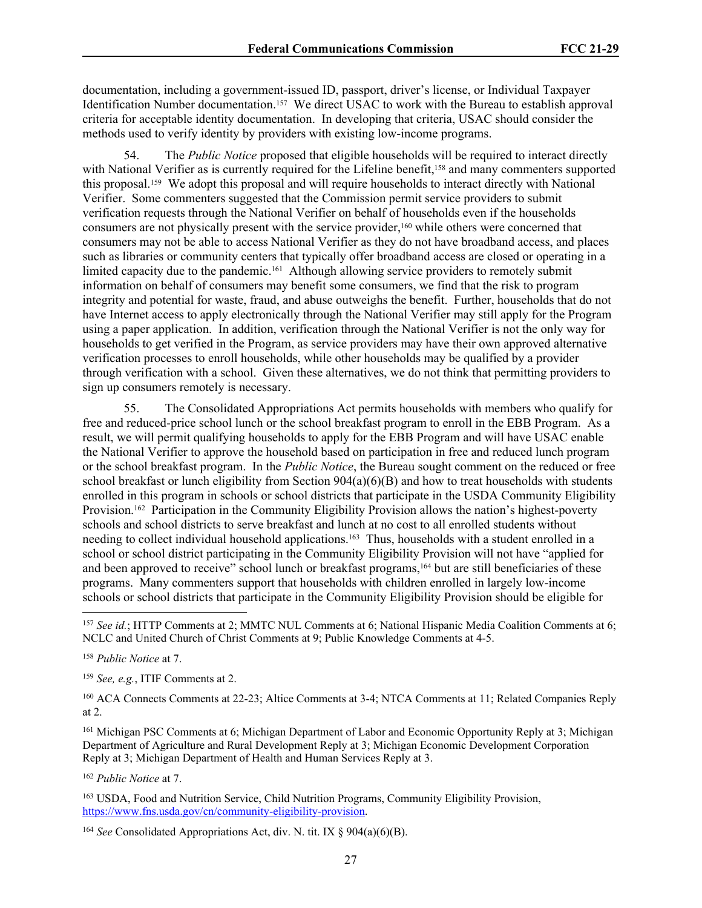documentation, including a government-issued ID, passport, driver's license, or Individual Taxpayer Identification Number documentation.[157] We direct USAC to work with the Bureau to establish approval criteria for acceptable identity documentation. In developing that criteria, USAC should consider the methods used to verify identity by providers with existing low-income programs.

54. The *Public Notice* proposed that eligible households will be required to interact directly with National Verifier as is currently required for the Lifeline benefit,[158] and many commenters supported this proposal.[159] We adopt this proposal and will require households to interact directly with National Verifier. Some commenters suggested that the Commission permit service providers to submit verification requests through the National Verifier on behalf of households even if the households consumers are not physically present with the service provider,[160] while others were concerned that consumers may not be able to access National Verifier as they do not have broadband access, and places such as libraries or community centers that typically offer broadband access are closed or operating in a limited capacity due to the pandemic.[161] Although allowing service providers to remotely submit information on behalf of consumers may benefit some consumers, we find that the risk to program integrity and potential for waste, fraud, and abuse outweighs the benefit. Further, households that do not have Internet access to apply electronically through the National Verifier may still apply for the Program using a paper application. In addition, verification through the National Verifier is not the only way for households to get verified in the Program, as service providers may have their own approved alternative verification processes to enroll households, while other households may be qualified by a provider through verification with a school. Given these alternatives, we do not think that permitting providers to sign up consumers remotely is necessary.

55. The Consolidated Appropriations Act permits households with members who qualify for free and reduced-price school lunch or the school breakfast program to enroll in the EBB Program. As a result, we will permit qualifying households to apply for the EBB Program and will have USAC enable the National Verifier to approve the household based on participation in free and reduced lunch program or the school breakfast program. In the *Public Notice*, the Bureau sought comment on the reduced or free school breakfast or lunch eligibility from Section 904(a)(6)(B) and how to treat households with students enrolled in this program in schools or school districts that participate in the USDA Community Eligibility Provision.[162] Participation in the Community Eligibility Provision allows the nation's highest-poverty schools and school districts to serve breakfast and lunch at no cost to all enrolled students without needing to collect individual household applications.[163] Thus, households with a student enrolled in a school or school district participating in the Community Eligibility Provision will not have "applied for and been approved to receive" school lunch or breakfast programs,[164] but are still beneficiaries of these programs. Many commenters support that households with children enrolled in largely low-income schools or school districts that participate in the Community Eligibility Provision should be eligible for

---

[157] *See id.*; HTTP Comments at 2; MMTC NUL Comments at 6; National Hispanic Media Coalition Comments at 6; NCLC and United Church of Christ Comments at 9; Public Knowledge Comments at 4-5.

[158] *Public Notice* at 7.

[159] *See, e.g.*, ITIF Comments at 2.

[160] ACA Connects Comments at 22-23; Altice Comments at 3-4; NTCA Comments at 11; Related Companies Reply at 2.

[161] Michigan PSC Comments at 6; Michigan Department of Labor and Economic Opportunity Reply at 3; Michigan Department of Agriculture and Rural Development Reply at 3; Michigan Economic Development Corporation Reply at 3; Michigan Department of Health and Human Services Reply at 3.

[162] *Public Notice* at 7.

[163] USDA, Food and Nutrition Service, Child Nutrition Programs, Community Eligibility Provision, https://www.fns.usda.gov/cn/community-eligibility-provision.

[164] *See* Consolidated Appropriations Act, div. N. tit. IX § 904(a)(6)(B).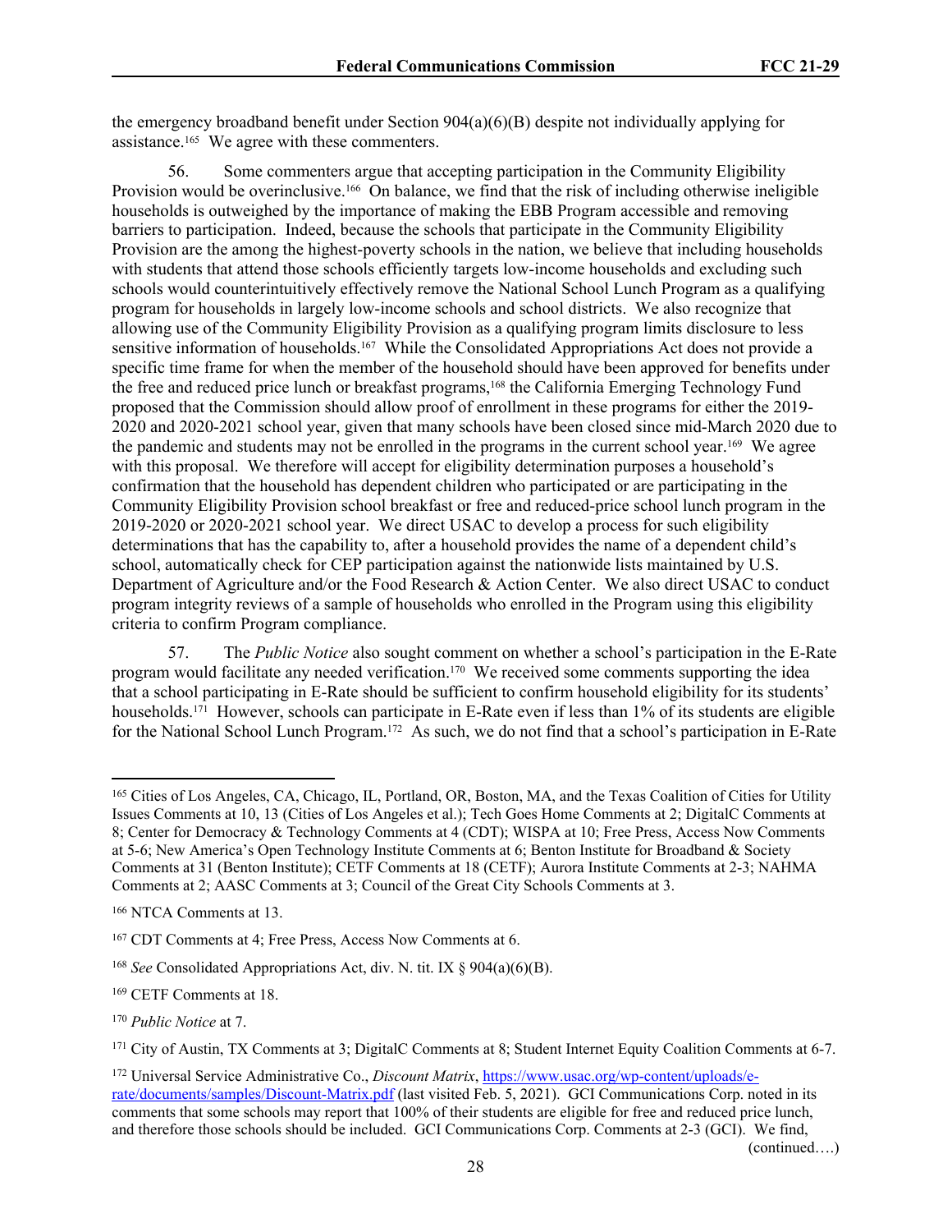the emergency broadband benefit under Section 904(a)(6)(B) despite not individually applying for assistance.[165] We agree with these commenters.

56. Some commenters argue that accepting participation in the Community Eligibility Provision would be overinclusive.[166] On balance, we find that the risk of including otherwise ineligible households is outweighed by the importance of making the EBB Program accessible and removing barriers to participation. Indeed, because the schools that participate in the Community Eligibility Provision are the among the highest-poverty schools in the nation, we believe that including households with students that attend those schools efficiently targets low-income households and excluding such schools would counterintuitively effectively remove the National School Lunch Program as a qualifying program for households in largely low-income schools and school districts. We also recognize that allowing use of the Community Eligibility Provision as a qualifying program limits disclosure to less sensitive information of households.[167] While the Consolidated Appropriations Act does not provide a specific time frame for when the member of the household should have been approved for benefits under the free and reduced price lunch or breakfast programs,[168] the California Emerging Technology Fund proposed that the Commission should allow proof of enrollment in these programs for either the 2019-2020 and 2020-2021 school year, given that many schools have been closed since mid-March 2020 due to the pandemic and students may not be enrolled in the programs in the current school year.[169] We agree with this proposal. We therefore will accept for eligibility determination purposes a household's confirmation that the household has dependent children who participated or are participating in the Community Eligibility Provision school breakfast or free and reduced-price school lunch program in the 2019-2020 or 2020-2021 school year. We direct USAC to develop a process for such eligibility determinations that has the capability to, after a household provides the name of a dependent child's school, automatically check for CEP participation against the nationwide lists maintained by U.S. Department of Agriculture and/or the Food Research & Action Center. We also direct USAC to conduct program integrity reviews of a sample of households who enrolled in the Program using this eligibility criteria to confirm Program compliance.

57. The *Public Notice* also sought comment on whether a school's participation in the E-Rate program would facilitate any needed verification.[170] We received some comments supporting the idea that a school participating in E-Rate should be sufficient to confirm household eligibility for its students' households.[171] However, schools can participate in E-Rate even if less than 1% of its students are eligible for the National School Lunch Program.[172] As such, we do not find that a school's participation in E-Rate

---

[165] Cities of Los Angeles, CA, Chicago, IL, Portland, OR, Boston, MA, and the Texas Coalition of Cities for Utility Issues Comments at 10, 13 (Cities of Los Angeles et al.); Tech Goes Home Comments at 2; DigitalC Comments at 8; Center for Democracy & Technology Comments at 4 (CDT); WISPA at 10; Free Press, Access Now Comments at 5-6; New America's Open Technology Institute Comments at 6; Benton Institute for Broadband & Society Comments at 31 (Benton Institute); CETF Comments at 18 (CETF); Aurora Institute Comments at 2-3; NAHMA Comments at 2; AASC Comments at 3; Council of the Great City Schools Comments at 3.

[166] NTCA Comments at 13.

[167] CDT Comments at 4; Free Press, Access Now Comments at 6.

[168] *See* Consolidated Appropriations Act, div. N. tit. IX § 904(a)(6)(B).

[169] CETF Comments at 18.

[170] *Public Notice* at 7.

[171] City of Austin, TX Comments at 3; DigitalC Comments at 8; Student Internet Equity Coalition Comments at 6-7.

[172] Universal Service Administrative Co., *Discount Matrix*, https://www.usac.org/wp-content/uploads/e-rate/documents/samples/Discount-Matrix.pdf (last visited Feb. 5, 2021). GCI Communications Corp. noted in its comments that some schools may report that 100% of their students are eligible for free and reduced price lunch, and therefore those schools should be included. GCI Communications Corp. Comments at 2-3 (GCI). We find,

(continued….)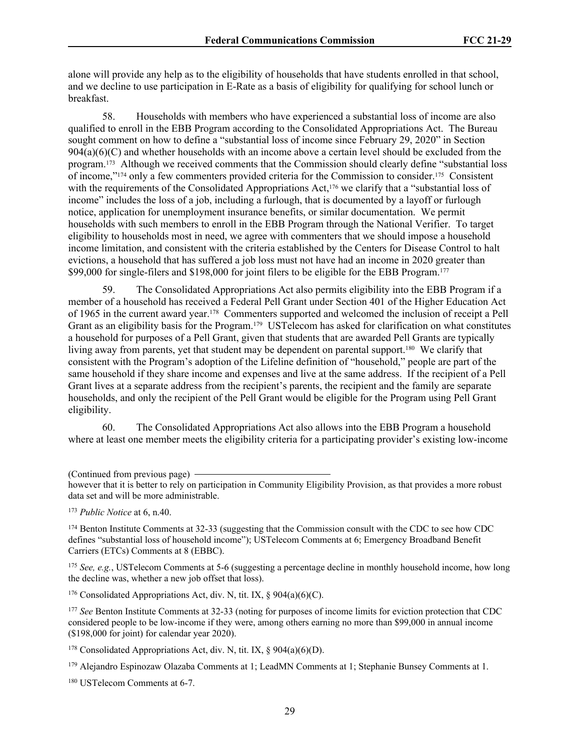alone will provide any help as to the eligibility of households that have students enrolled in that school, and we decline to use participation in E-Rate as a basis of eligibility for qualifying for school lunch or breakfast.

58. Households with members who have experienced a substantial loss of income are also qualified to enroll in the EBB Program according to the Consolidated Appropriations Act. The Bureau sought comment on how to define a "substantial loss of income since February 29, 2020" in Section 904(a)(6)(C) and whether households with an income above a certain level should be excluded from the program.[173] Although we received comments that the Commission should clearly define "substantial loss of income,"[174] only a few commenters provided criteria for the Commission to consider.[175] Consistent with the requirements of the Consolidated Appropriations Act,[176] we clarify that a "substantial loss of income" includes the loss of a job, including a furlough, that is documented by a layoff or furlough notice, application for unemployment insurance benefits, or similar documentation. We permit households with such members to enroll in the EBB Program through the National Verifier. To target eligibility to households most in need, we agree with commenters that we should impose a household income limitation, and consistent with the criteria established by the Centers for Disease Control to halt evictions, a household that has suffered a job loss must not have had an income in 2020 greater than $99,000 for single-filers and $198,000 for joint filers to be eligible for the EBB Program.[177]

59. The Consolidated Appropriations Act also permits eligibility into the EBB Program if a member of a household has received a Federal Pell Grant under Section 401 of the Higher Education Act of 1965 in the current award year.[178] Commenters supported and welcomed the inclusion of receipt a Pell Grant as an eligibility basis for the Program.[179] USTelecom has asked for clarification on what constitutes a household for purposes of a Pell Grant, given that students that are awarded Pell Grants are typically living away from parents, yet that student may be dependent on parental support.[180] We clarify that consistent with the Program's adoption of the Lifeline definition of "household," people are part of the same household if they share income and expenses and live at the same address. If the recipient of a Pell Grant lives at a separate address from the recipient's parents, the recipient and the family are separate households, and only the recipient of the Pell Grant would be eligible for the Program using Pell Grant eligibility.

60. The Consolidated Appropriations Act also allows into the EBB Program a household where at least one member meets the eligibility criteria for a participating provider's existing low-income

(Continued from previous page)
however that it is better to rely on participation in Community Eligibility Provision, as that provides a more robust data set and will be more administrable.

[173] *Public Notice* at 6, n.40.

[174] Benton Institute Comments at 32-33 (suggesting that the Commission consult with the CDC to see how CDC defines "substantial loss of household income"); USTelecom Comments at 6; Emergency Broadband Benefit Carriers (ETCs) Comments at 8 (EBBC).

[175] *See, e.g.*, USTelecom Comments at 5-6 (suggesting a percentage decline in monthly household income, how long the decline was, whether a new job offset that loss).

[176] Consolidated Appropriations Act, div. N, tit. IX, § 904(a)(6)(C).

[177] *See* Benton Institute Comments at 32-33 (noting for purposes of income limits for eviction protection that CDC considered people to be low-income if they were, among others earning no more than $99,000 in annual income ($198,000 for joint) for calendar year 2020).

[178] Consolidated Appropriations Act, div. N, tit. IX, § 904(a)(6)(D).

[179] Alejandro Espinozaw Olazaba Comments at 1; LeadMN Comments at 1; Stephanie Bunsey Comments at 1.

[180] USTelecom Comments at 6-7.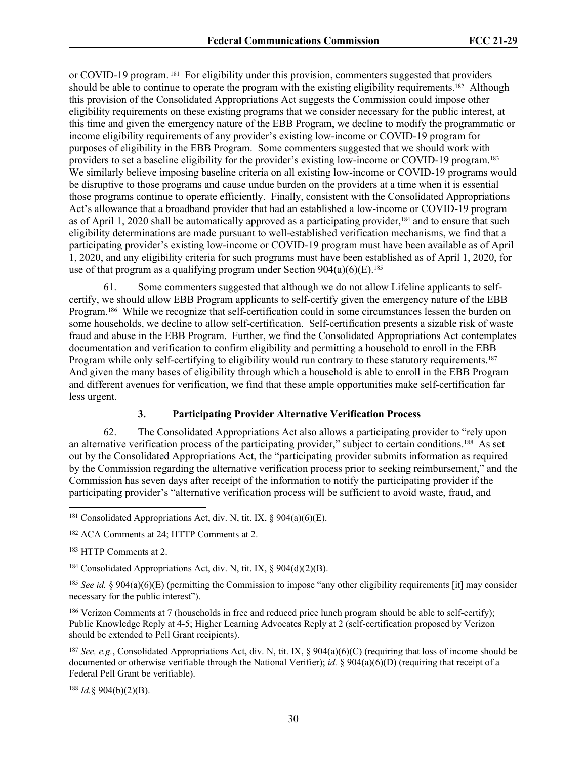or COVID-19 program.[181] For eligibility under this provision, commenters suggested that providers should be able to continue to operate the program with the existing eligibility requirements.[182] Although this provision of the Consolidated Appropriations Act suggests the Commission could impose other eligibility requirements on these existing programs that we consider necessary for the public interest, at this time and given the emergency nature of the EBB Program, we decline to modify the programmatic or income eligibility requirements of any provider's existing low-income or COVID-19 program for purposes of eligibility in the EBB Program. Some commenters suggested that we should work with providers to set a baseline eligibility for the provider's existing low-income or COVID-19 program.[183] We similarly believe imposing baseline criteria on all existing low-income or COVID-19 programs would be disruptive to those programs and cause undue burden on the providers at a time when it is essential those programs continue to operate efficiently. Finally, consistent with the Consolidated Appropriations Act's allowance that a broadband provider that had an established a low-income or COVID-19 program as of April 1, 2020 shall be automatically approved as a participating provider,[184] and to ensure that such eligibility determinations are made pursuant to well-established verification mechanisms, we find that a participating provider's existing low-income or COVID-19 program must have been available as of April 1, 2020, and any eligibility criteria for such programs must have been established as of April 1, 2020, for use of that program as a qualifying program under Section 904(a)(6)(E).[185]

61. Some commenters suggested that although we do not allow Lifeline applicants to self-certify, we should allow EBB Program applicants to self-certify given the emergency nature of the EBB Program.[186] While we recognize that self-certification could in some circumstances lessen the burden on some households, we decline to allow self-certification. Self-certification presents a sizable risk of waste fraud and abuse in the EBB Program. Further, we find the Consolidated Appropriations Act contemplates documentation and verification to confirm eligibility and permitting a household to enroll in the EBB Program while only self-certifying to eligibility would run contrary to these statutory requirements.[187] And given the many bases of eligibility through which a household is able to enroll in the EBB Program and different avenues for verification, we find that these ample opportunities make self-certification far less urgent.

### 3. Participating Provider Alternative Verification Process

62. The Consolidated Appropriations Act also allows a participating provider to "rely upon an alternative verification process of the participating provider," subject to certain conditions.[188] As set out by the Consolidated Appropriations Act, the "participating provider submits information as required by the Commission regarding the alternative verification process prior to seeking reimbursement," and the Commission has seven days after receipt of the information to notify the participating provider if the participating provider's "alternative verification process will be sufficient to avoid waste, fraud, and

---

[181] Consolidated Appropriations Act, div. N, tit. IX, § 904(a)(6)(E).

[182] ACA Comments at 24; HTTP Comments at 2.

[183] HTTP Comments at 2.

[184] Consolidated Appropriations Act, div. N, tit. IX, § 904(d)(2)(B).

[185] *See id.* § 904(a)(6)(E) (permitting the Commission to impose "any other eligibility requirements [it] may consider necessary for the public interest").

[186] Verizon Comments at 7 (households in free and reduced price lunch program should be able to self-certify); Public Knowledge Reply at 4-5; Higher Learning Advocates Reply at 2 (self-certification proposed by Verizon should be extended to Pell Grant recipients).

[187] *See, e.g.*, Consolidated Appropriations Act, div. N, tit. IX, § 904(a)(6)(C) (requiring that loss of income should be documented or otherwise verifiable through the National Verifier); *id.* § 904(a)(6)(D) (requiring that receipt of a Federal Pell Grant be verifiable).

[188] *Id.*§ 904(b)(2)(B).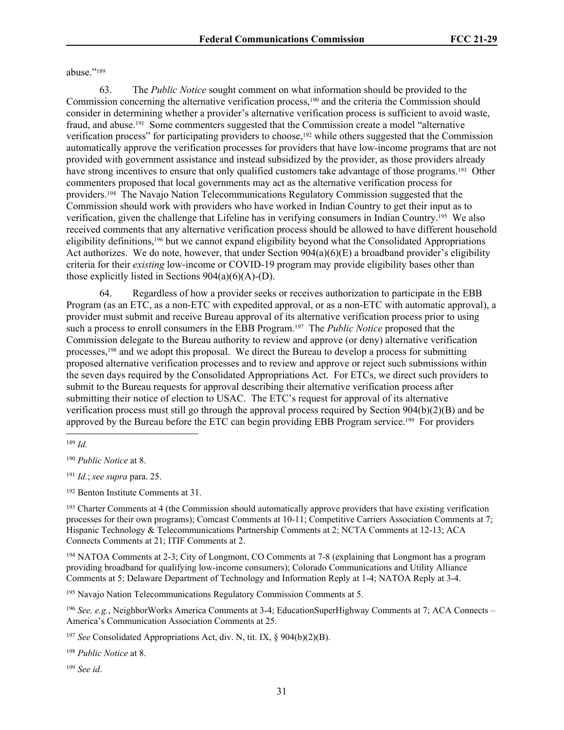abuse."[189]

63. The *Public Notice* sought comment on what information should be provided to the Commission concerning the alternative verification process,[190] and the criteria the Commission should consider in determining whether a provider's alternative verification process is sufficient to avoid waste, fraud, and abuse.[191] Some commenters suggested that the Commission create a model "alternative verification process" for participating providers to choose,[192] while others suggested that the Commission automatically approve the verification processes for providers that have low-income programs that are not provided with government assistance and instead subsidized by the provider, as those providers already have strong incentives to ensure that only qualified customers take advantage of those programs.[193] Other commenters proposed that local governments may act as the alternative verification process for providers.[194] The Navajo Nation Telecommunications Regulatory Commission suggested that the Commission should work with providers who have worked in Indian Country to get their input as to verification, given the challenge that Lifeline has in verifying consumers in Indian Country.[195] We also received comments that any alternative verification process should be allowed to have different household eligibility definitions,[196] but we cannot expand eligibility beyond what the Consolidated Appropriations Act authorizes. We do note, however, that under Section 904(a)(6)(E) a broadband provider's eligibility criteria for their *existing* low-income or COVID-19 program may provide eligibility bases other than those explicitly listed in Sections 904(a)(6)(A)-(D).

64. Regardless of how a provider seeks or receives authorization to participate in the EBB Program (as an ETC, as a non-ETC with expedited approval, or as a non-ETC with automatic approval), a provider must submit and receive Bureau approval of its alternative verification process prior to using such a process to enroll consumers in the EBB Program.[197] The *Public Notice* proposed that the Commission delegate to the Bureau authority to review and approve (or deny) alternative verification processes,[198] and we adopt this proposal. We direct the Bureau to develop a process for submitting proposed alternative verification processes and to review and approve or reject such submissions within the seven days required by the Consolidated Appropriations Act. For ETCs, we direct such providers to submit to the Bureau requests for approval describing their alternative verification process after submitting their notice of election to USAC. The ETC's request for approval of its alternative verification process must still go through the approval process required by Section 904(b)(2)(B) and be approved by the Bureau before the ETC can begin providing EBB Program service.[199] For providers

---

[189] *Id.*

[190] *Public Notice* at 8.

[191] *Id.*; *see supra* para. 25.

[192] Benton Institute Comments at 31.

[193] Charter Comments at 4 (the Commission should automatically approve providers that have existing verification processes for their own programs); Comcast Comments at 10-11; Competitive Carriers Association Comments at 7; Hispanic Technology & Telecommunications Partnership Comments at 2; NCTA Comments at 12-13; ACA Connects Comments at 21; ITIF Comments at 2.

[194] NATOA Comments at 2-3; City of Longmont, CO Comments at 7-8 (explaining that Longmont has a program providing broadband for qualifying low-income consumers); Colorado Communications and Utility Alliance Comments at 5; Delaware Department of Technology and Information Reply at 1-4; NATOA Reply at 3-4.

[195] Navajo Nation Telecommunications Regulatory Commission Comments at 5.

[196] *See, e.g.*, NeighborWorks America Comments at 3-4; EducationSuperHighway Comments at 7; ACA Connects – America's Communication Association Comments at 25.

[197] *See* Consolidated Appropriations Act, div. N, tit. IX, § 904(b)(2)(B).

[198] *Public Notice* at 8.

[199] *See id*.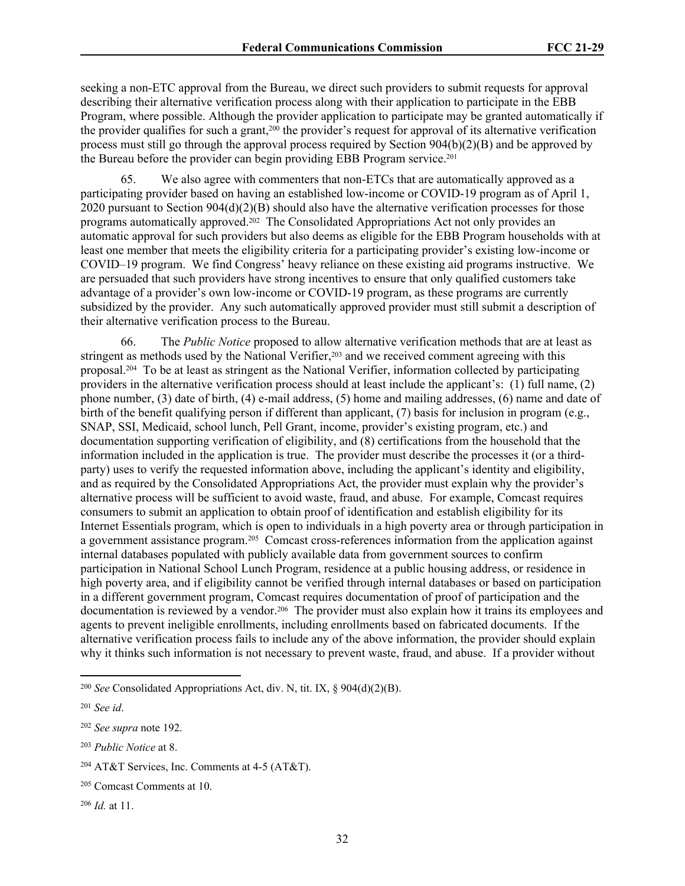seeking a non-ETC approval from the Bureau, we direct such providers to submit requests for approval describing their alternative verification process along with their application to participate in the EBB Program, where possible. Although the provider application to participate may be granted automatically if the provider qualifies for such a grant,[200] the provider's request for approval of its alternative verification process must still go through the approval process required by Section 904(b)(2)(B) and be approved by the Bureau before the provider can begin providing EBB Program service.[201]

65. We also agree with commenters that non-ETCs that are automatically approved as a participating provider based on having an established low-income or COVID-19 program as of April 1, 2020 pursuant to Section 904(d)(2)(B) should also have the alternative verification processes for those programs automatically approved.[202] The Consolidated Appropriations Act not only provides an automatic approval for such providers but also deems as eligible for the EBB Program households with at least one member that meets the eligibility criteria for a participating provider's existing low-income or COVID–19 program. We find Congress' heavy reliance on these existing aid programs instructive. We are persuaded that such providers have strong incentives to ensure that only qualified customers take advantage of a provider's own low-income or COVID-19 program, as these programs are currently subsidized by the provider. Any such automatically approved provider must still submit a description of their alternative verification process to the Bureau.

66. The *Public Notice* proposed to allow alternative verification methods that are at least as stringent as methods used by the National Verifier,[203] and we received comment agreeing with this proposal.[204] To be at least as stringent as the National Verifier, information collected by participating providers in the alternative verification process should at least include the applicant's: (1) full name, (2) phone number, (3) date of birth, (4) e-mail address, (5) home and mailing addresses, (6) name and date of birth of the benefit qualifying person if different than applicant, (7) basis for inclusion in program (e.g., SNAP, SSI, Medicaid, school lunch, Pell Grant, income, provider's existing program, etc.) and documentation supporting verification of eligibility, and (8) certifications from the household that the information included in the application is true. The provider must describe the processes it (or a third-party) uses to verify the requested information above, including the applicant's identity and eligibility, and as required by the Consolidated Appropriations Act, the provider must explain why the provider's alternative process will be sufficient to avoid waste, fraud, and abuse. For example, Comcast requires consumers to submit an application to obtain proof of identification and establish eligibility for its Internet Essentials program, which is open to individuals in a high poverty area or through participation in a government assistance program.[205] Comcast cross-references information from the application against internal databases populated with publicly available data from government sources to confirm participation in National School Lunch Program, residence at a public housing address, or residence in high poverty area, and if eligibility cannot be verified through internal databases or based on participation in a different government program, Comcast requires documentation of proof of participation and the documentation is reviewed by a vendor.[206] The provider must also explain how it trains its employees and agents to prevent ineligible enrollments, including enrollments based on fabricated documents. If the alternative verification process fails to include any of the above information, the provider should explain why it thinks such information is not necessary to prevent waste, fraud, and abuse. If a provider without

[200] *See* Consolidated Appropriations Act, div. N, tit. IX, § 904(d)(2)(B).

[201] *See id*.

[202] *See supra* note 192.

[203] *Public Notice* at 8.

[204] AT&T Services, Inc. Comments at 4-5 (AT&T).

[205] Comcast Comments at 10.

[206] *Id.* at 11.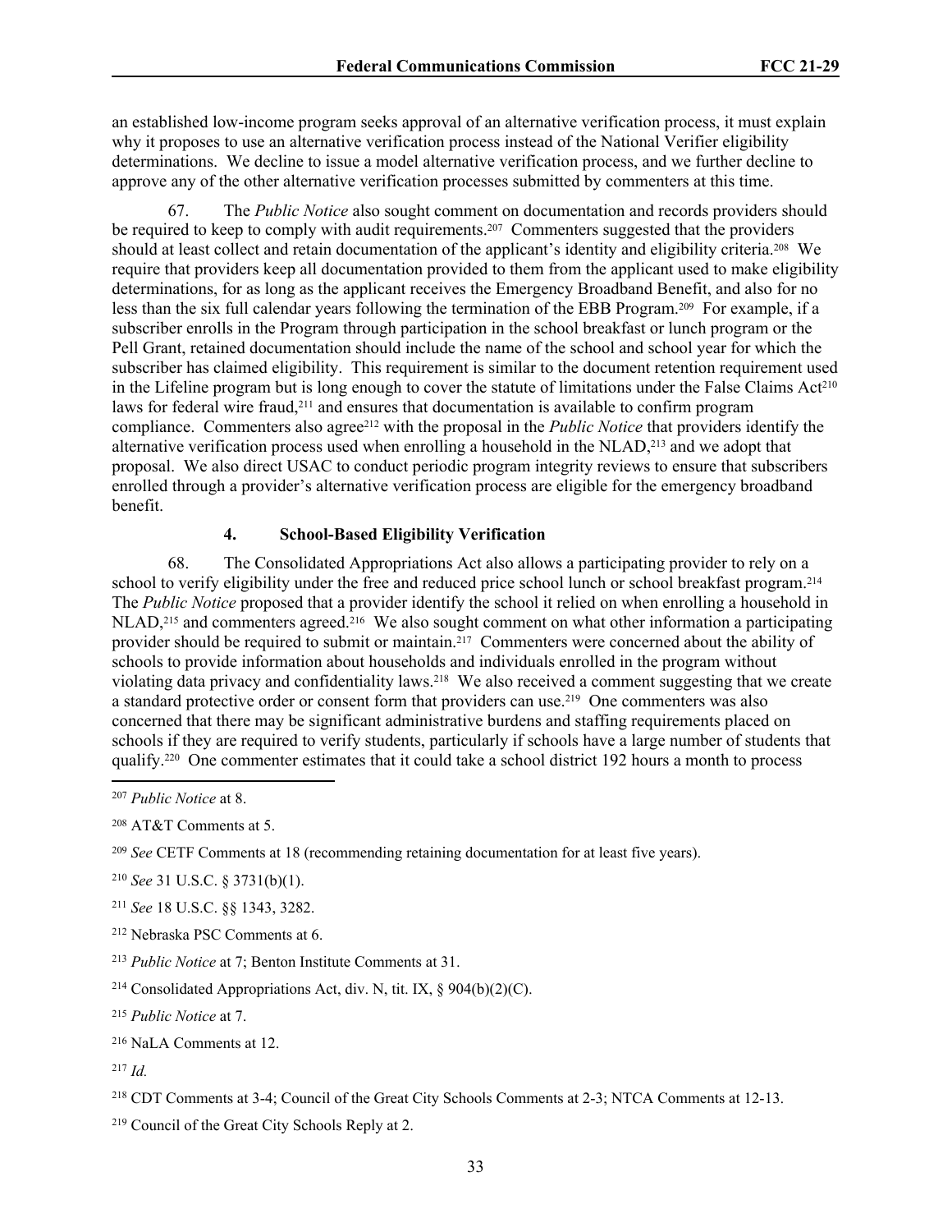an established low-income program seeks approval of an alternative verification process, it must explain why it proposes to use an alternative verification process instead of the National Verifier eligibility determinations. We decline to issue a model alternative verification process, and we further decline to approve any of the other alternative verification processes submitted by commenters at this time.

67. The *Public Notice* also sought comment on documentation and records providers should be required to keep to comply with audit requirements.[207] Commenters suggested that the providers should at least collect and retain documentation of the applicant's identity and eligibility criteria.[208] We require that providers keep all documentation provided to them from the applicant used to make eligibility determinations, for as long as the applicant receives the Emergency Broadband Benefit, and also for no less than the six full calendar years following the termination of the EBB Program.[209] For example, if a subscriber enrolls in the Program through participation in the school breakfast or lunch program or the Pell Grant, retained documentation should include the name of the school and school year for which the subscriber has claimed eligibility. This requirement is similar to the document retention requirement used in the Lifeline program but is long enough to cover the statute of limitations under the False Claims Act[210] laws for federal wire fraud,[211] and ensures that documentation is available to confirm program compliance. Commenters also agree[212] with the proposal in the *Public Notice* that providers identify the alternative verification process used when enrolling a household in the NLAD,[213] and we adopt that proposal. We also direct USAC to conduct periodic program integrity reviews to ensure that subscribers enrolled through a provider's alternative verification process are eligible for the emergency broadband benefit.

#### 4. School-Based Eligibility Verification

68. The Consolidated Appropriations Act also allows a participating provider to rely on a school to verify eligibility under the free and reduced price school lunch or school breakfast program.[214] The *Public Notice* proposed that a provider identify the school it relied on when enrolling a household in NLAD,[215] and commenters agreed.[216] We also sought comment on what other information a participating provider should be required to submit or maintain.[217] Commenters were concerned about the ability of schools to provide information about households and individuals enrolled in the program without violating data privacy and confidentiality laws.[218] We also received a comment suggesting that we create a standard protective order or consent form that providers can use.[219] One commenters was also concerned that there may be significant administrative burdens and staffing requirements placed on schools if they are required to verify students, particularly if schools have a large number of students that qualify.[220] One commenter estimates that it could take a school district 192 hours a month to process

---

[207] *Public Notice* at 8.

[208] AT&T Comments at 5.

[209] *See* CETF Comments at 18 (recommending retaining documentation for at least five years).

[210] *See* 31 U.S.C. § 3731(b)(1).

[211] *See* 18 U.S.C. §§ 1343, 3282.

[212] Nebraska PSC Comments at 6.

[213] *Public Notice* at 7; Benton Institute Comments at 31.

[214] Consolidated Appropriations Act, div. N, tit. IX, § 904(b)(2)(C).

[215] *Public Notice* at 7.

[216] NaLA Comments at 12.

[217] *Id.*

[218] CDT Comments at 3-4; Council of the Great City Schools Comments at 2-3; NTCA Comments at 12-13.

[219] Council of the Great City Schools Reply at 2.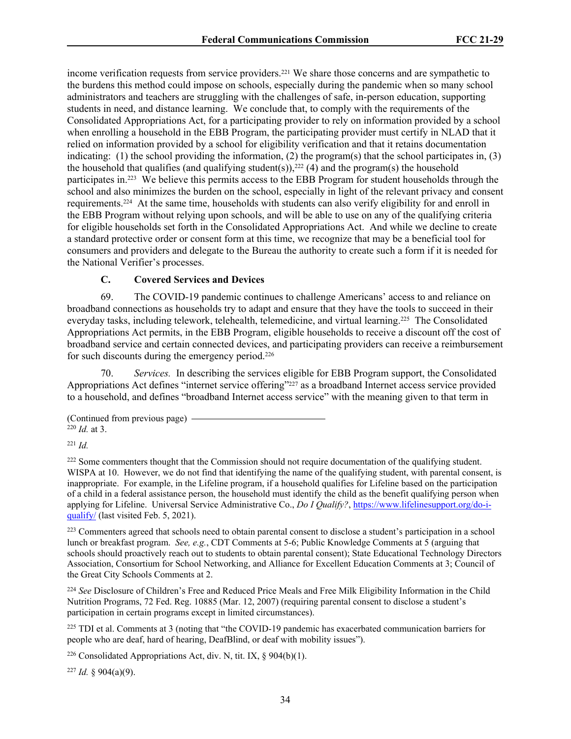income verification requests from service providers.[221] We share those concerns and are sympathetic to the burdens this method could impose on schools, especially during the pandemic when so many school administrators and teachers are struggling with the challenges of safe, in-person education, supporting students in need, and distance learning. We conclude that, to comply with the requirements of the Consolidated Appropriations Act, for a participating provider to rely on information provided by a school when enrolling a household in the EBB Program, the participating provider must certify in NLAD that it relied on information provided by a school for eligibility verification and that it retains documentation indicating: (1) the school providing the information, (2) the program(s) that the school participates in, (3) the household that qualifies (and qualifying student(s)),[222] (4) and the program(s) the household participates in.[223] We believe this permits access to the EBB Program for student households through the school and also minimizes the burden on the school, especially in light of the relevant privacy and consent requirements.[224] At the same time, households with students can also verify eligibility for and enroll in the EBB Program without relying upon schools, and will be able to use on any of the qualifying criteria for eligible households set forth in the Consolidated Appropriations Act. And while we decline to create a standard protective order or consent form at this time, we recognize that may be a beneficial tool for consumers and providers and delegate to the Bureau the authority to create such a form if it is needed for the National Verifier's processes.

### C. Covered Services and Devices

69. The COVID-19 pandemic continues to challenge Americans' access to and reliance on broadband connections as households try to adapt and ensure that they have the tools to succeed in their everyday tasks, including telework, telehealth, telemedicine, and virtual learning.[225] The Consolidated Appropriations Act permits, in the EBB Program, eligible households to receive a discount off the cost of broadband service and certain connected devices, and participating providers can receive a reimbursement for such discounts during the emergency period.[226]

70. *Services.* In describing the services eligible for EBB Program support, the Consolidated Appropriations Act defines "internet service offering"[227] as a broadband Internet access service provided to a household, and defines "broadband Internet access service" with the meaning given to that term in

(Continued from previous page)

[220] *Id.* at 3.

[221] *Id.*

[222] Some commenters thought that the Commission should not require documentation of the qualifying student. WISPA at 10. However, we do not find that identifying the name of the qualifying student, with parental consent, is inappropriate. For example, in the Lifeline program, if a household qualifies for Lifeline based on the participation of a child in a federal assistance person, the household must identify the child as the benefit qualifying person when applying for Lifeline. Universal Service Administrative Co., *Do I Qualify?*, https://www.lifelinesupport.org/do-i-qualify/ (last visited Feb. 5, 2021).

[223] Commenters agreed that schools need to obtain parental consent to disclose a student's participation in a school lunch or breakfast program. *See, e.g.*, CDT Comments at 5-6; Public Knowledge Comments at 5 (arguing that schools should proactively reach out to students to obtain parental consent); State Educational Technology Directors Association, Consortium for School Networking, and Alliance for Excellent Education Comments at 3; Council of the Great City Schools Comments at 2.

[224] *See* Disclosure of Children's Free and Reduced Price Meals and Free Milk Eligibility Information in the Child Nutrition Programs, 72 Fed. Reg. 10885 (Mar. 12, 2007) (requiring parental consent to disclose a student's participation in certain programs except in limited circumstances).

[225] TDI et al. Comments at 3 (noting that "the COVID-19 pandemic has exacerbated communication barriers for people who are deaf, hard of hearing, DeafBlind, or deaf with mobility issues").

[226] Consolidated Appropriations Act, div. N, tit. IX, § 904(b)(1).

[227] *Id.* § 904(a)(9).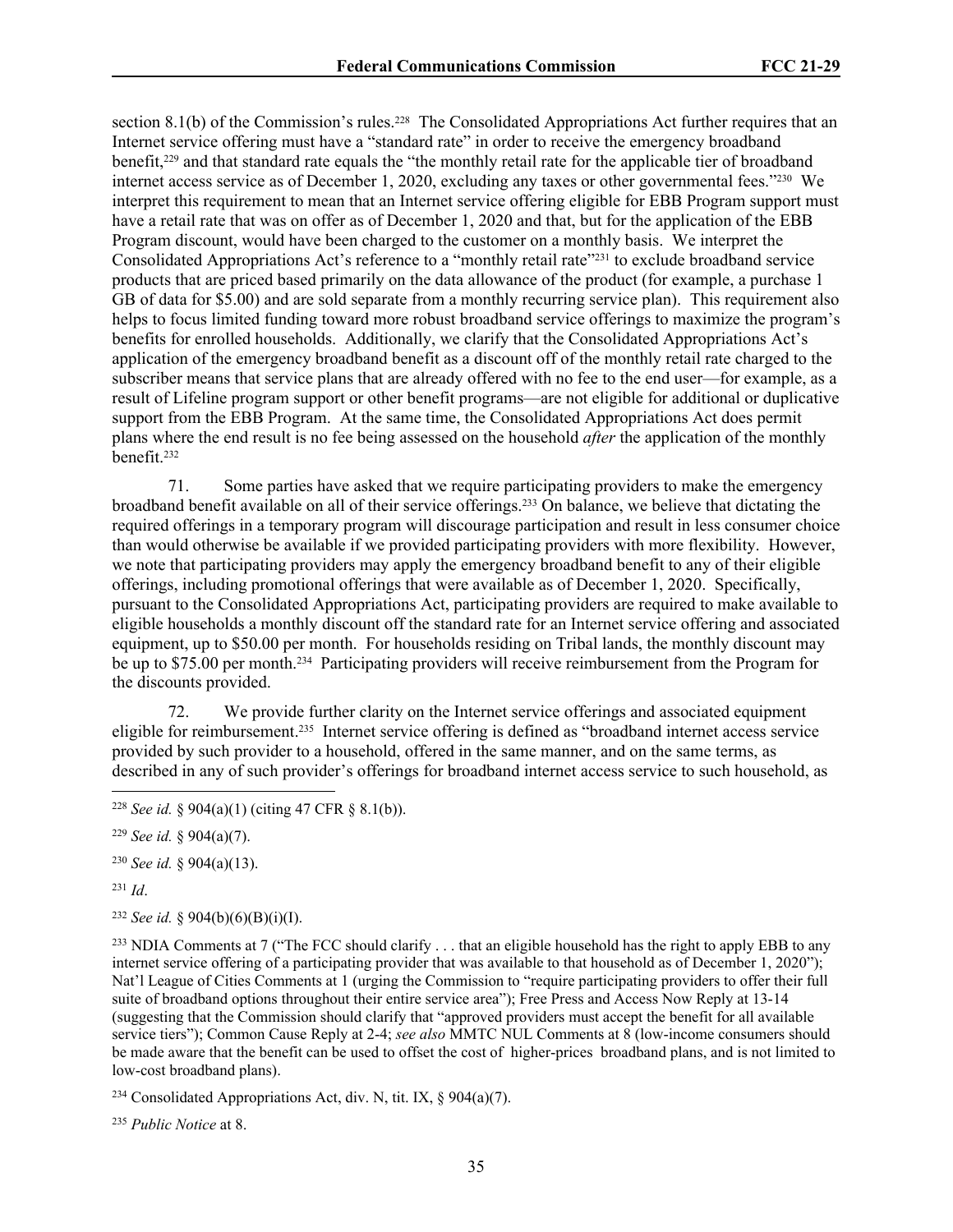section 8.1(b) of the Commission's rules.[228] The Consolidated Appropriations Act further requires that an Internet service offering must have a "standard rate" in order to receive the emergency broadband benefit,[229] and that standard rate equals the "the monthly retail rate for the applicable tier of broadband internet access service as of December 1, 2020, excluding any taxes or other governmental fees."[230] We interpret this requirement to mean that an Internet service offering eligible for EBB Program support must have a retail rate that was on offer as of December 1, 2020 and that, but for the application of the EBB Program discount, would have been charged to the customer on a monthly basis. We interpret the Consolidated Appropriations Act's reference to a "monthly retail rate"[231] to exclude broadband service products that are priced based primarily on the data allowance of the product (for example, a purchase 1 GB of data for $5.00) and are sold separate from a monthly recurring service plan). This requirement also helps to focus limited funding toward more robust broadband service offerings to maximize the program's benefits for enrolled households. Additionally, we clarify that the Consolidated Appropriations Act's application of the emergency broadband benefit as a discount off of the monthly retail rate charged to the subscriber means that service plans that are already offered with no fee to the end user—for example, as a result of Lifeline program support or other benefit programs—are not eligible for additional or duplicative support from the EBB Program. At the same time, the Consolidated Appropriations Act does permit plans where the end result is no fee being assessed on the household *after* the application of the monthly benefit.[232]

71. Some parties have asked that we require participating providers to make the emergency broadband benefit available on all of their service offerings.[233] On balance, we believe that dictating the required offerings in a temporary program will discourage participation and result in less consumer choice than would otherwise be available if we provided participating providers with more flexibility. However, we note that participating providers may apply the emergency broadband benefit to any of their eligible offerings, including promotional offerings that were available as of December 1, 2020. Specifically, pursuant to the Consolidated Appropriations Act, participating providers are required to make available to eligible households a monthly discount off the standard rate for an Internet service offering and associated equipment, up to $50.00 per month. For households residing on Tribal lands, the monthly discount may be up to $75.00 per month.[234] Participating providers will receive reimbursement from the Program for the discounts provided.

72. We provide further clarity on the Internet service offerings and associated equipment eligible for reimbursement.[235] Internet service offering is defined as "broadband internet access service provided by such provider to a household, offered in the same manner, and on the same terms, as described in any of such provider's offerings for broadband internet access service to such household, as

---

[228] *See id.* § 904(a)(1) (citing 47 CFR § 8.1(b)).

[229] *See id.* § 904(a)(7).

[230] *See id.* § 904(a)(13).

[231] *Id*.

[232] *See id.* § 904(b)(6)(B)(i)(I).

[233] NDIA Comments at 7 ("The FCC should clarify . . . that an eligible household has the right to apply EBB to any internet service offering of a participating provider that was available to that household as of December 1, 2020"); Nat'l League of Cities Comments at 1 (urging the Commission to "require participating providers to offer their full suite of broadband options throughout their entire service area"); Free Press and Access Now Reply at 13-14 (suggesting that the Commission should clarify that "approved providers must accept the benefit for all available service tiers"); Common Cause Reply at 2-4; *see also* MMTC NUL Comments at 8 (low-income consumers should be made aware that the benefit can be used to offset the cost of higher-prices broadband plans, and is not limited to low-cost broadband plans).

[234] Consolidated Appropriations Act, div. N, tit. IX, § 904(a)(7).

[235] *Public Notice* at 8.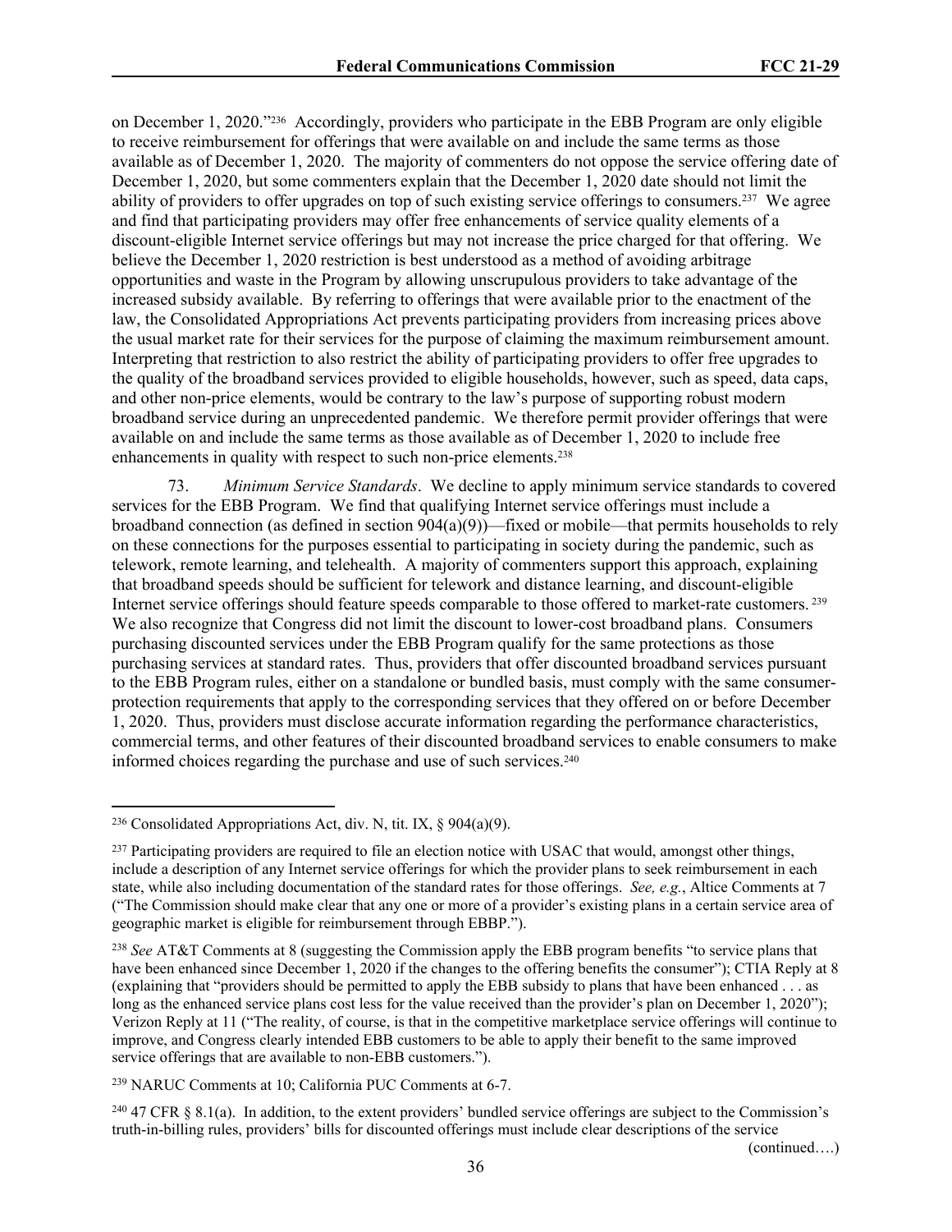on December 1, 2020."[236] Accordingly, providers who participate in the EBB Program are only eligible to receive reimbursement for offerings that were available on and include the same terms as those available as of December 1, 2020. The majority of commenters do not oppose the service offering date of December 1, 2020, but some commenters explain that the December 1, 2020 date should not limit the ability of providers to offer upgrades on top of such existing service offerings to consumers.[237] We agree and find that participating providers may offer free enhancements of service quality elements of a discount-eligible Internet service offerings but may not increase the price charged for that offering. We believe the December 1, 2020 restriction is best understood as a method of avoiding arbitrage opportunities and waste in the Program by allowing unscrupulous providers to take advantage of the increased subsidy available. By referring to offerings that were available prior to the enactment of the law, the Consolidated Appropriations Act prevents participating providers from increasing prices above the usual market rate for their services for the purpose of claiming the maximum reimbursement amount. Interpreting that restriction to also restrict the ability of participating providers to offer free upgrades to the quality of the broadband services provided to eligible households, however, such as speed, data caps, and other non-price elements, would be contrary to the law's purpose of supporting robust modern broadband service during an unprecedented pandemic. We therefore permit provider offerings that were available on and include the same terms as those available as of December 1, 2020 to include free enhancements in quality with respect to such non-price elements.[238]

73. *Minimum Service Standards*. We decline to apply minimum service standards to covered services for the EBB Program. We find that qualifying Internet service offerings must include a broadband connection (as defined in section 904(a)(9))—fixed or mobile—that permits households to rely on these connections for the purposes essential to participating in society during the pandemic, such as telework, remote learning, and telehealth. A majority of commenters support this approach, explaining that broadband speeds should be sufficient for telework and distance learning, and discount-eligible Internet service offerings should feature speeds comparable to those offered to market-rate customers.[239] We also recognize that Congress did not limit the discount to lower-cost broadband plans. Consumers purchasing discounted services under the EBB Program qualify for the same protections as those purchasing services at standard rates. Thus, providers that offer discounted broadband services pursuant to the EBB Program rules, either on a standalone or bundled basis, must comply with the same consumer-protection requirements that apply to the corresponding services that they offered on or before December 1, 2020. Thus, providers must disclose accurate information regarding the performance characteristics, commercial terms, and other features of their discounted broadband services to enable consumers to make informed choices regarding the purchase and use of such services.[240]

---

[236] Consolidated Appropriations Act, div. N, tit. IX, § 904(a)(9).

[237] Participating providers are required to file an election notice with USAC that would, amongst other things, include a description of any Internet service offerings for which the provider plans to seek reimbursement in each state, while also including documentation of the standard rates for those offerings. *See, e.g.*, Altice Comments at 7 ("The Commission should make clear that any one or more of a provider's existing plans in a certain service area of geographic market is eligible for reimbursement through EBBP.").

[238] *See* AT&T Comments at 8 (suggesting the Commission apply the EBB program benefits "to service plans that have been enhanced since December 1, 2020 if the changes to the offering benefits the consumer"); CTIA Reply at 8 (explaining that "providers should be permitted to apply the EBB subsidy to plans that have been enhanced . . . as long as the enhanced service plans cost less for the value received than the provider's plan on December 1, 2020"); Verizon Reply at 11 ("The reality, of course, is that in the competitive marketplace service offerings will continue to improve, and Congress clearly intended EBB customers to be able to apply their benefit to the same improved service offerings that are available to non-EBB customers.").

[239] NARUC Comments at 10; California PUC Comments at 6-7.

[240] 47 CFR § 8.1(a). In addition, to the extent providers' bundled service offerings are subject to the Commission's truth-in-billing rules, providers' bills for discounted offerings must include clear descriptions of the service

(continued….)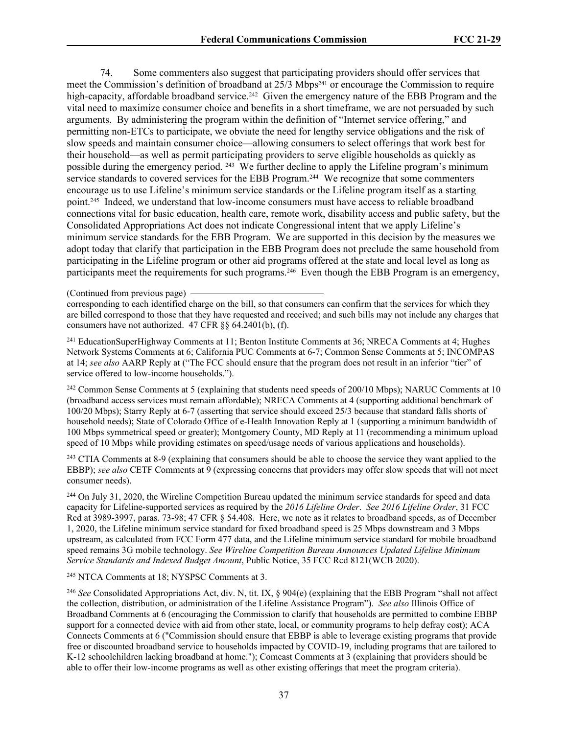74. Some commenters also suggest that participating providers should offer services that meet the Commission's definition of broadband at 25/3 Mbps[241] or encourage the Commission to require high-capacity, affordable broadband service.[242] Given the emergency nature of the EBB Program and the vital need to maximize consumer choice and benefits in a short timeframe, we are not persuaded by such arguments. By administering the program within the definition of "Internet service offering," and permitting non-ETCs to participate, we obviate the need for lengthy service obligations and the risk of slow speeds and maintain consumer choice—allowing consumers to select offerings that work best for their household—as well as permit participating providers to serve eligible households as quickly as possible during the emergency period. [243] We further decline to apply the Lifeline program's minimum service standards to covered services for the EBB Program.[244] We recognize that some commenters encourage us to use Lifeline's minimum service standards or the Lifeline program itself as a starting point.[245] Indeed, we understand that low-income consumers must have access to reliable broadband connections vital for basic education, health care, remote work, disability access and public safety, but the Consolidated Appropriations Act does not indicate Congressional intent that we apply Lifeline's minimum service standards for the EBB Program. We are supported in this decision by the measures we adopt today that clarify that participation in the EBB Program does not preclude the same household from participating in the Lifeline program or other aid programs offered at the state and local level as long as participants meet the requirements for such programs.[246] Even though the EBB Program is an emergency,

(Continued from previous page)

corresponding to each identified charge on the bill, so that consumers can confirm that the services for which they are billed correspond to those that they have requested and received; and such bills may not include any charges that consumers have not authorized. 47 CFR §§ 64.2401(b), (f).

[241] EducationSuperHighway Comments at 11; Benton Institute Comments at 36; NRECA Comments at 4; Hughes Network Systems Comments at 6; California PUC Comments at 6-7; Common Sense Comments at 5; INCOMPAS at 14; *see also* AARP Reply at ("The FCC should ensure that the program does not result in an inferior "tier" of service offered to low-income households.").

[242] Common Sense Comments at 5 (explaining that students need speeds of 200/10 Mbps); NARUC Comments at 10 (broadband access services must remain affordable); NRECA Comments at 4 (supporting additional benchmark of 100/20 Mbps); Starry Reply at 6-7 (asserting that service should exceed 25/3 because that standard falls shorts of household needs); State of Colorado Office of e-Health Innovation Reply at 1 (supporting a minimum bandwidth of 100 Mbps symmetrical speed or greater); Montgomery County, MD Reply at 11 (recommending a minimum upload speed of 10 Mbps while providing estimates on speed/usage needs of various applications and households).

[243] CTIA Comments at 8-9 (explaining that consumers should be able to choose the service they want applied to the EBBP); *see also* CETF Comments at 9 (expressing concerns that providers may offer slow speeds that will not meet consumer needs).

[244] On July 31, 2020, the Wireline Competition Bureau updated the minimum service standards for speed and data capacity for Lifeline-supported services as required by the *2016 Lifeline Order*. *See 2016 Lifeline Order*, 31 FCC Rcd at 3989-3997, paras. 73-98; 47 CFR § 54.408. Here, we note as it relates to broadband speeds, as of December 1, 2020, the Lifeline minimum service standard for fixed broadband speed is 25 Mbps downstream and 3 Mbps upstream, as calculated from FCC Form 477 data, and the Lifeline minimum service standard for mobile broadband speed remains 3G mobile technology. *See Wireline Competition Bureau Announces Updated Lifeline Minimum Service Standards and Indexed Budget Amount*, Public Notice, 35 FCC Rcd 8121(WCB 2020).

[245] NTCA Comments at 18; NYSPSC Comments at 3.

[246] *See* Consolidated Appropriations Act, div. N, tit. IX, § 904(e) (explaining that the EBB Program "shall not affect the collection, distribution, or administration of the Lifeline Assistance Program"). *See also* Illinois Office of Broadband Comments at 6 (encouraging the Commission to clarify that households are permitted to combine EBBP support for a connected device with aid from other state, local, or community programs to help defray cost); ACA Connects Comments at 6 ("Commission should ensure that EBBP is able to leverage existing programs that provide free or discounted broadband service to households impacted by COVID-19, including programs that are tailored to K-12 schoolchildren lacking broadband at home."); Comcast Comments at 3 (explaining that providers should be able to offer their low-income programs as well as other existing offerings that meet the program criteria).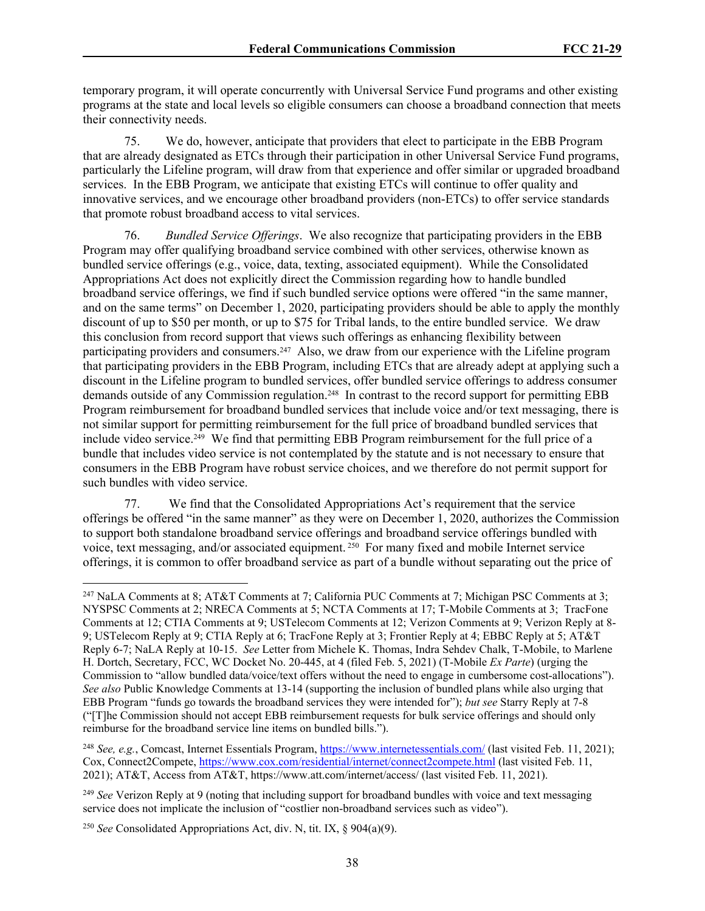temporary program, it will operate concurrently with Universal Service Fund programs and other existing programs at the state and local levels so eligible consumers can choose a broadband connection that meets their connectivity needs.

75. We do, however, anticipate that providers that elect to participate in the EBB Program that are already designated as ETCs through their participation in other Universal Service Fund programs, particularly the Lifeline program, will draw from that experience and offer similar or upgraded broadband services. In the EBB Program, we anticipate that existing ETCs will continue to offer quality and innovative services, and we encourage other broadband providers (non-ETCs) to offer service standards that promote robust broadband access to vital services.

76. *Bundled Service Offerings*. We also recognize that participating providers in the EBB Program may offer qualifying broadband service combined with other services, otherwise known as bundled service offerings (e.g., voice, data, texting, associated equipment). While the Consolidated Appropriations Act does not explicitly direct the Commission regarding how to handle bundled broadband service offerings, we find if such bundled service options were offered "in the same manner, and on the same terms" on December 1, 2020, participating providers should be able to apply the monthly discount of up to $50 per month, or up to $75 for Tribal lands, to the entire bundled service. We draw this conclusion from record support that views such offerings as enhancing flexibility between participating providers and consumers.[247] Also, we draw from our experience with the Lifeline program that participating providers in the EBB Program, including ETCs that are already adept at applying such a discount in the Lifeline program to bundled services, offer bundled service offerings to address consumer demands outside of any Commission regulation.[248] In contrast to the record support for permitting EBB Program reimbursement for broadband bundled services that include voice and/or text messaging, there is not similar support for permitting reimbursement for the full price of broadband bundled services that include video service.[249] We find that permitting EBB Program reimbursement for the full price of a bundle that includes video service is not contemplated by the statute and is not necessary to ensure that consumers in the EBB Program have robust service choices, and we therefore do not permit support for such bundles with video service.

77. We find that the Consolidated Appropriations Act's requirement that the service offerings be offered "in the same manner" as they were on December 1, 2020, authorizes the Commission to support both standalone broadband service offerings and broadband service offerings bundled with voice, text messaging, and/or associated equipment.[250] For many fixed and mobile Internet service offerings, it is common to offer broadband service as part of a bundle without separating out the price of

---

[247] NaLA Comments at 8; AT&T Comments at 7; California PUC Comments at 7; Michigan PSC Comments at 3; NYSPSC Comments at 2; NRECA Comments at 5; NCTA Comments at 17; T-Mobile Comments at 3; TracFone Comments at 12; CTIA Comments at 9; USTelecom Comments at 12; Verizon Comments at 9; Verizon Reply at 8-9; USTelecom Reply at 9; CTIA Reply at 6; TracFone Reply at 3; Frontier Reply at 4; EBBC Reply at 5; AT&T Reply 6-7; NaLA Reply at 10-15. *See* Letter from Michele K. Thomas, Indra Sehdev Chalk, T-Mobile, to Marlene H. Dortch, Secretary, FCC, WC Docket No. 20-445, at 4 (filed Feb. 5, 2021) (T-Mobile *Ex Parte*) (urging the Commission to "allow bundled data/voice/text offers without the need to engage in cumbersome cost-allocations"). *See also* Public Knowledge Comments at 13-14 (supporting the inclusion of bundled plans while also urging that EBB Program "funds go towards the broadband services they were intended for"); *but see* Starry Reply at 7-8 ("[T]he Commission should not accept EBB reimbursement requests for bulk service offerings and should only reimburse for the broadband service line items on bundled bills.").

[248] *See, e.g.*, Comcast, Internet Essentials Program, https://www.internetessentials.com/ (last visited Feb. 11, 2021); Cox, Connect2Compete, https://www.cox.com/residential/internet/connect2compete.html (last visited Feb. 11, 2021); AT&T, Access from AT&T, https://www.att.com/internet/access/ (last visited Feb. 11, 2021).

[249] *See* Verizon Reply at 9 (noting that including support for broadband bundles with voice and text messaging service does not implicate the inclusion of "costlier non-broadband services such as video").

[250] *See* Consolidated Appropriations Act, div. N, tit. IX, § 904(a)(9).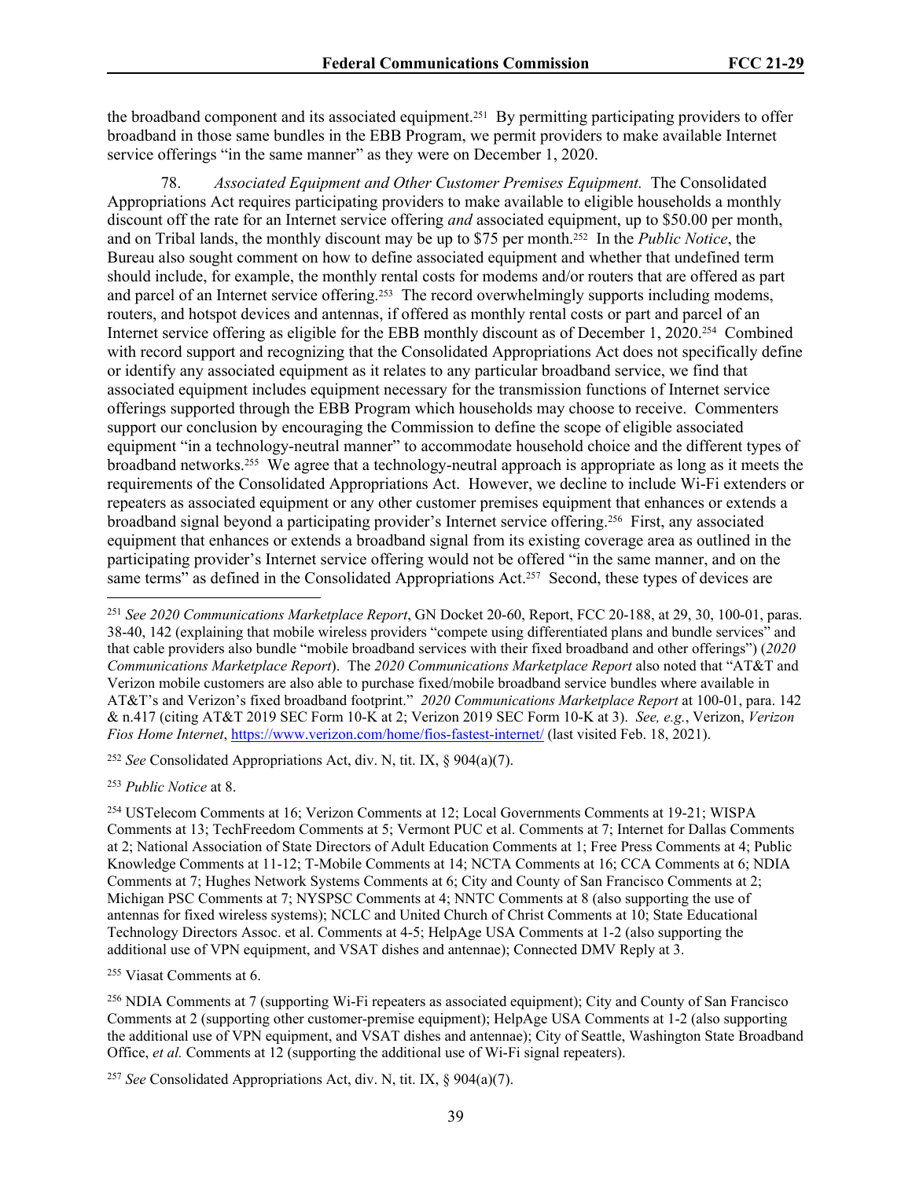the broadband component and its associated equipment.[251] By permitting participating providers to offer broadband in those same bundles in the EBB Program, we permit providers to make available Internet service offerings "in the same manner" as they were on December 1, 2020.

78. *Associated Equipment and Other Customer Premises Equipment.* The Consolidated Appropriations Act requires participating providers to make available to eligible households a monthly discount off the rate for an Internet service offering *and* associated equipment, up to $50.00 per month, and on Tribal lands, the monthly discount may be up to $75 per month.[252] In the *Public Notice*, the Bureau also sought comment on how to define associated equipment and whether that undefined term should include, for example, the monthly rental costs for modems and/or routers that are offered as part and parcel of an Internet service offering.[253] The record overwhelmingly supports including modems, routers, and hotspot devices and antennas, if offered as monthly rental costs or part and parcel of an Internet service offering as eligible for the EBB monthly discount as of December 1, 2020.[254] Combined with record support and recognizing that the Consolidated Appropriations Act does not specifically define or identify any associated equipment as it relates to any particular broadband service, we find that associated equipment includes equipment necessary for the transmission functions of Internet service offerings supported through the EBB Program which households may choose to receive. Commenters support our conclusion by encouraging the Commission to define the scope of eligible associated equipment "in a technology-neutral manner" to accommodate household choice and the different types of broadband networks.[255] We agree that a technology-neutral approach is appropriate as long as it meets the requirements of the Consolidated Appropriations Act. However, we decline to include Wi-Fi extenders or repeaters as associated equipment or any other customer premises equipment that enhances or extends a broadband signal beyond a participating provider's Internet service offering.[256] First, any associated equipment that enhances or extends a broadband signal from its existing coverage area as outlined in the participating provider's Internet service offering would not be offered "in the same manner, and on the same terms" as defined in the Consolidated Appropriations Act.[257] Second, these types of devices are

---

[251] *See 2020 Communications Marketplace Report*, GN Docket 20-60, Report, FCC 20-188, at 29, 30, 100-01, paras. 38-40, 142 (explaining that mobile wireless providers "compete using differentiated plans and bundle services" and that cable providers also bundle "mobile broadband services with their fixed broadband and other offerings") (*2020 Communications Marketplace Report*). The *2020 Communications Marketplace Report* also noted that "AT&T and Verizon mobile customers are also able to purchase fixed/mobile broadband service bundles where available in AT&T's and Verizon's fixed broadband footprint." *2020 Communications Marketplace Report* at 100-01, para. 142 & n.417 (citing AT&T 2019 SEC Form 10-K at 2; Verizon 2019 SEC Form 10-K at 3). *See, e.g.*, Verizon, *Verizon Fios Home Internet*, https://www.verizon.com/home/fios-fastest-internet/ (last visited Feb. 18, 2021).

[252] *See* Consolidated Appropriations Act, div. N, tit. IX, § 904(a)(7).

[253] *Public Notice* at 8.

[254] USTelecom Comments at 16; Verizon Comments at 12; Local Governments Comments at 19-21; WISPA Comments at 13; TechFreedom Comments at 5; Vermont PUC et al. Comments at 7; Internet for Dallas Comments at 2; National Association of State Directors of Adult Education Comments at 1; Free Press Comments at 4; Public Knowledge Comments at 11-12; T-Mobile Comments at 14; NCTA Comments at 16; CCA Comments at 6; NDIA Comments at 7; Hughes Network Systems Comments at 6; City and County of San Francisco Comments at 2; Michigan PSC Comments at 7; NYSPSC Comments at 4; NNTC Comments at 8 (also supporting the use of antennas for fixed wireless systems); NCLC and United Church of Christ Comments at 10; State Educational Technology Directors Assoc. et al. Comments at 4-5; HelpAge USA Comments at 1-2 (also supporting the additional use of VPN equipment, and VSAT dishes and antennae); Connected DMV Reply at 3.

[255] Viasat Comments at 6.

[256] NDIA Comments at 7 (supporting Wi-Fi repeaters as associated equipment); City and County of San Francisco Comments at 2 (supporting other customer-premise equipment); HelpAge USA Comments at 1-2 (also supporting the additional use of VPN equipment, and VSAT dishes and antennae); City of Seattle, Washington State Broadband Office, *et al.* Comments at 12 (supporting the additional use of Wi-Fi signal repeaters).

[257] *See* Consolidated Appropriations Act, div. N, tit. IX, § 904(a)(7).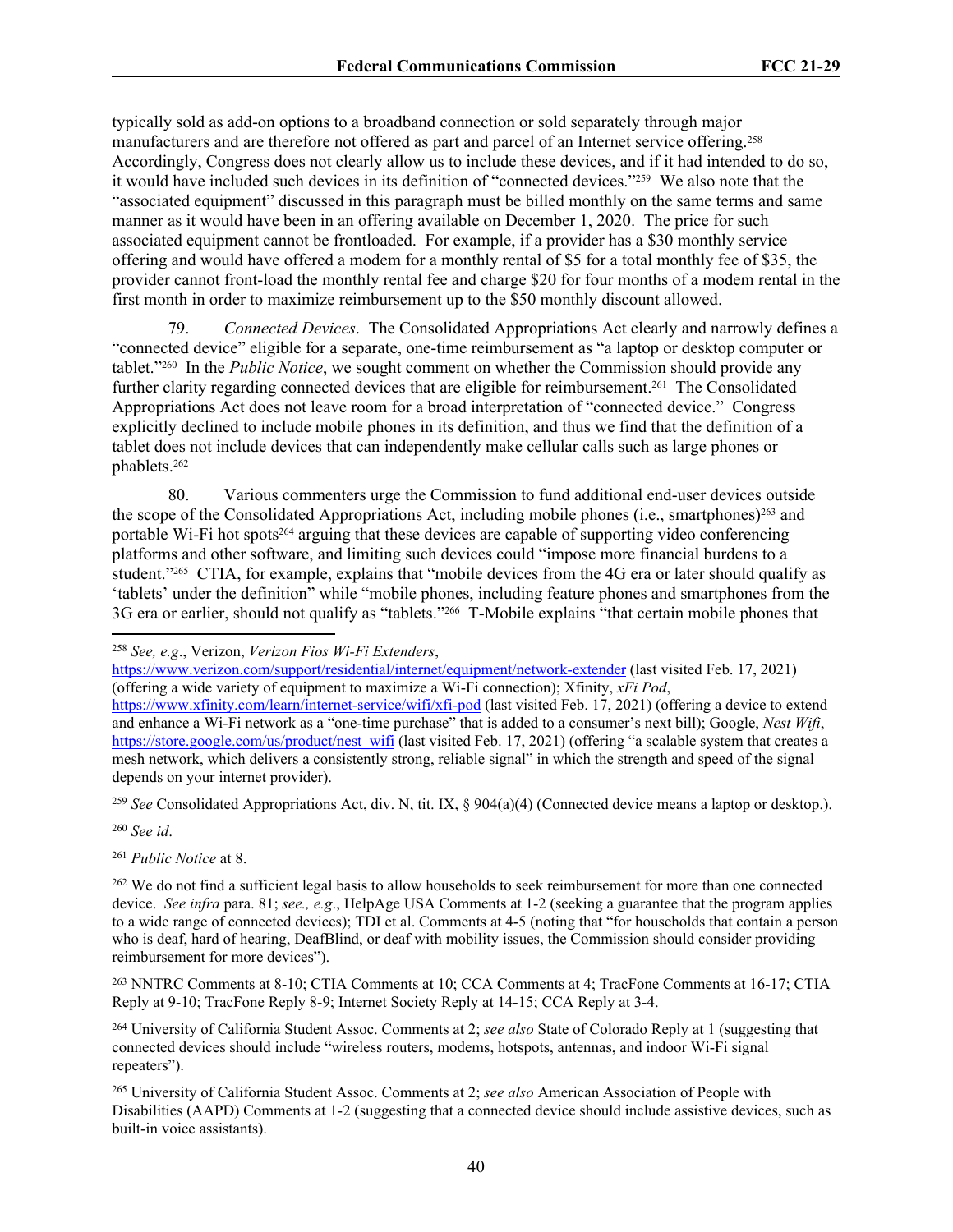typically sold as add-on options to a broadband connection or sold separately through major manufacturers and are therefore not offered as part and parcel of an Internet service offering.[258] Accordingly, Congress does not clearly allow us to include these devices, and if it had intended to do so, it would have included such devices in its definition of "connected devices."[259] We also note that the "associated equipment" discussed in this paragraph must be billed monthly on the same terms and same manner as it would have been in an offering available on December 1, 2020. The price for such associated equipment cannot be frontloaded. For example, if a provider has a $30 monthly service offering and would have offered a modem for a monthly rental of $5 for a total monthly fee of $35, the provider cannot front-load the monthly rental fee and charge $20 for four months of a modem rental in the first month in order to maximize reimbursement up to the $50 monthly discount allowed.

79. *Connected Devices*. The Consolidated Appropriations Act clearly and narrowly defines a "connected device" eligible for a separate, one-time reimbursement as "a laptop or desktop computer or tablet."[260] In the *Public Notice*, we sought comment on whether the Commission should provide any further clarity regarding connected devices that are eligible for reimbursement.[261] The Consolidated Appropriations Act does not leave room for a broad interpretation of "connected device." Congress explicitly declined to include mobile phones in its definition, and thus we find that the definition of a tablet does not include devices that can independently make cellular calls such as large phones or phablets.[262]

80. Various commenters urge the Commission to fund additional end-user devices outside the scope of the Consolidated Appropriations Act, including mobile phones (i.e., smartphones)[263] and portable Wi-Fi hot spots[264] arguing that these devices are capable of supporting video conferencing platforms and other software, and limiting such devices could "impose more financial burdens to a student."[265] CTIA, for example, explains that "mobile devices from the 4G era or later should qualify as 'tablets' under the definition" while "mobile phones, including feature phones and smartphones from the 3G era or earlier, should not qualify as "tablets."[266] T-Mobile explains "that certain mobile phones that

---

[258] *See, e.g.*, Verizon, *Verizon Fios Wi-Fi Extenders*, https://www.verizon.com/support/residential/internet/equipment/network-extender (last visited Feb. 17, 2021) (offering a wide variety of equipment to maximize a Wi-Fi connection); Xfinity, *xFi Pod*, https://www.xfinity.com/learn/internet-service/wifi/xfi-pod (last visited Feb. 17, 2021) (offering a device to extend and enhance a Wi-Fi network as a "one-time purchase" that is added to a consumer's next bill); Google, *Nest Wifi*, https://store.google.com/us/product/nest_wifi (last visited Feb. 17, 2021) (offering "a scalable system that creates a mesh network, which delivers a consistently strong, reliable signal" in which the strength and speed of the signal depends on your internet provider).

[259] *See* Consolidated Appropriations Act, div. N, tit. IX, § 904(a)(4) (Connected device means a laptop or desktop.).

[260] *See id*.

[261] *Public Notice* at 8.

[262] We do not find a sufficient legal basis to allow households to seek reimbursement for more than one connected device. *See infra* para. 81; *see., e.g.*, HelpAge USA Comments at 1-2 (seeking a guarantee that the program applies to a wide range of connected devices); TDI et al. Comments at 4-5 (noting that "for households that contain a person who is deaf, hard of hearing, DeafBlind, or deaf with mobility issues, the Commission should consider providing reimbursement for more devices").

[263] NNTRC Comments at 8-10; CTIA Comments at 10; CCA Comments at 4; TracFone Comments at 16-17; CTIA Reply at 9-10; TracFone Reply 8-9; Internet Society Reply at 14-15; CCA Reply at 3-4.

[264] University of California Student Assoc. Comments at 2; *see also* State of Colorado Reply at 1 (suggesting that connected devices should include "wireless routers, modems, hotspots, antennas, and indoor Wi-Fi signal repeaters").

[265] University of California Student Assoc. Comments at 2; *see also* American Association of People with Disabilities (AAPD) Comments at 1-2 (suggesting that a connected device should include assistive devices, such as built-in voice assistants).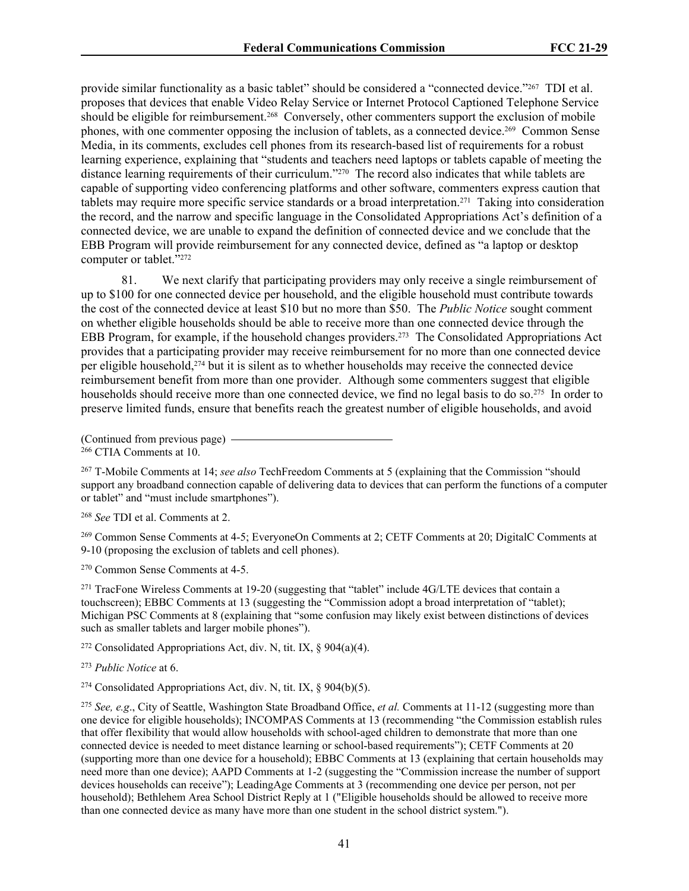provide similar functionality as a basic tablet" should be considered a "connected device."[267] TDI et al. proposes that devices that enable Video Relay Service or Internet Protocol Captioned Telephone Service should be eligible for reimbursement.[268] Conversely, other commenters support the exclusion of mobile phones, with one commenter opposing the inclusion of tablets, as a connected device.[269] Common Sense Media, in its comments, excludes cell phones from its research-based list of requirements for a robust learning experience, explaining that "students and teachers need laptops or tablets capable of meeting the distance learning requirements of their curriculum."[270] The record also indicates that while tablets are capable of supporting video conferencing platforms and other software, commenters express caution that tablets may require more specific service standards or a broad interpretation.[271] Taking into consideration the record, and the narrow and specific language in the Consolidated Appropriations Act's definition of a connected device, we are unable to expand the definition of connected device and we conclude that the EBB Program will provide reimbursement for any connected device, defined as "a laptop or desktop computer or tablet."[272]

81. We next clarify that participating providers may only receive a single reimbursement of up to $100 for one connected device per household, and the eligible household must contribute towards the cost of the connected device at least $10 but no more than $50. The *Public Notice* sought comment on whether eligible households should be able to receive more than one connected device through the EBB Program, for example, if the household changes providers.[273] The Consolidated Appropriations Act provides that a participating provider may receive reimbursement for no more than one connected device per eligible household,[274] but it is silent as to whether households may receive the connected device reimbursement benefit from more than one provider. Although some commenters suggest that eligible households should receive more than one connected device, we find no legal basis to do so.[275] In order to preserve limited funds, ensure that benefits reach the greatest number of eligible households, and avoid

(Continued from previous page)

[266] CTIA Comments at 10.

[267] T-Mobile Comments at 14; *see also* TechFreedom Comments at 5 (explaining that the Commission "should support any broadband connection capable of delivering data to devices that can perform the functions of a computer or tablet" and "must include smartphones").

[268] *See* TDI et al. Comments at 2.

[269] Common Sense Comments at 4-5; EveryoneOn Comments at 2; CETF Comments at 20; DigitalC Comments at 9-10 (proposing the exclusion of tablets and cell phones).

[270] Common Sense Comments at 4-5.

[271] TracFone Wireless Comments at 19-20 (suggesting that "tablet" include 4G/LTE devices that contain a touchscreen); EBBC Comments at 13 (suggesting the "Commission adopt a broad interpretation of "tablet); Michigan PSC Comments at 8 (explaining that "some confusion may likely exist between distinctions of devices such as smaller tablets and larger mobile phones").

[272] Consolidated Appropriations Act, div. N, tit. IX, § 904(a)(4).

[273] *Public Notice* at 6.

[274] Consolidated Appropriations Act, div. N, tit. IX, § 904(b)(5).

[275] *See, e.g*., City of Seattle, Washington State Broadband Office, *et al.* Comments at 11-12 (suggesting more than one device for eligible households); INCOMPAS Comments at 13 (recommending "the Commission establish rules that offer flexibility that would allow households with school-aged children to demonstrate that more than one connected device is needed to meet distance learning or school-based requirements"); CETF Comments at 20 (supporting more than one device for a household); EBBC Comments at 13 (explaining that certain households may need more than one device); AAPD Comments at 1-2 (suggesting the "Commission increase the number of support devices households can receive"); LeadingAge Comments at 3 (recommending one device per person, not per household); Bethlehem Area School District Reply at 1 ("Eligible households should be allowed to receive more than one connected device as many have more than one student in the school district system.").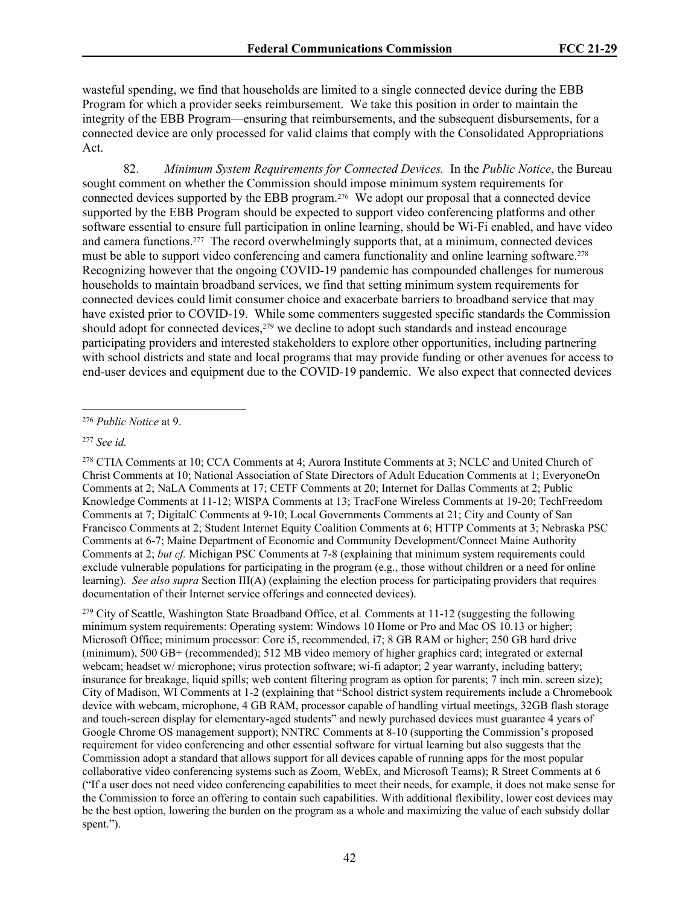wasteful spending, we find that households are limited to a single connected device during the EBB Program for which a provider seeks reimbursement. We take this position in order to maintain the integrity of the EBB Program—ensuring that reimbursements, and the subsequent disbursements, for a connected device are only processed for valid claims that comply with the Consolidated Appropriations Act.

82. *Minimum System Requirements for Connected Devices.* In the *Public Notice*, the Bureau sought comment on whether the Commission should impose minimum system requirements for connected devices supported by the EBB program.[276] We adopt our proposal that a connected device supported by the EBB Program should be expected to support video conferencing platforms and other software essential to ensure full participation in online learning, should be Wi-Fi enabled, and have video and camera functions.[277] The record overwhelmingly supports that, at a minimum, connected devices must be able to support video conferencing and camera functionality and online learning software.[278] Recognizing however that the ongoing COVID-19 pandemic has compounded challenges for numerous households to maintain broadband services, we find that setting minimum system requirements for connected devices could limit consumer choice and exacerbate barriers to broadband service that may have existed prior to COVID-19. While some commenters suggested specific standards the Commission should adopt for connected devices,[279] we decline to adopt such standards and instead encourage participating providers and interested stakeholders to explore other opportunities, including partnering with school districts and state and local programs that may provide funding or other avenues for access to end-user devices and equipment due to the COVID-19 pandemic. We also expect that connected devices

---

[276] *Public Notice* at 9.

[277] *See id.*

[278] CTIA Comments at 10; CCA Comments at 4; Aurora Institute Comments at 3; NCLC and United Church of Christ Comments at 10; National Association of State Directors of Adult Education Comments at 1; EveryoneOn Comments at 2; NaLA Comments at 17; CETF Comments at 20; Internet for Dallas Comments at 2; Public Knowledge Comments at 11-12; WISPA Comments at 13; TracFone Wireless Comments at 19-20; TechFreedom Comments at 7; DigitalC Comments at 9-10; Local Governments Comments at 21; City and County of San Francisco Comments at 2; Student Internet Equity Coalition Comments at 6; HTTP Comments at 3; Nebraska PSC Comments at 6-7; Maine Department of Economic and Community Development/Connect Maine Authority Comments at 2; *but cf.* Michigan PSC Comments at 7-8 (explaining that minimum system requirements could exclude vulnerable populations for participating in the program (e.g., those without children or a need for online learning). *See also supra* Section III(A) (explaining the election process for participating providers that requires documentation of their Internet service offerings and connected devices).

[279] City of Seattle, Washington State Broadband Office, et al*.* Comments at 11-12 (suggesting the following minimum system requirements: Operating system: Windows 10 Home or Pro and Mac OS 10.13 or higher; Microsoft Office; minimum processor: Core i5, recommended, i7; 8 GB RAM or higher; 250 GB hard drive (minimum), 500 GB+ (recommended); 512 MB video memory of higher graphics card; integrated or external webcam; headset w/ microphone; virus protection software; wi-fi adaptor; 2 year warranty, including battery; insurance for breakage, liquid spills; web content filtering program as option for parents; 7 inch min. screen size); City of Madison, WI Comments at 1-2 (explaining that "School district system requirements include a Chromebook device with webcam, microphone, 4 GB RAM, processor capable of handling virtual meetings, 32GB flash storage and touch-screen display for elementary-aged students" and newly purchased devices must guarantee 4 years of Google Chrome OS management support); NNTRC Comments at 8-10 (supporting the Commission's proposed requirement for video conferencing and other essential software for virtual learning but also suggests that the Commission adopt a standard that allows support for all devices capable of running apps for the most popular collaborative video conferencing systems such as Zoom, WebEx, and Microsoft Teams); R Street Comments at 6 ("If a user does not need video conferencing capabilities to meet their needs, for example, it does not make sense for the Commission to force an offering to contain such capabilities. With additional flexibility, lower cost devices may be the best option, lowering the burden on the program as a whole and maximizing the value of each subsidy dollar spent.").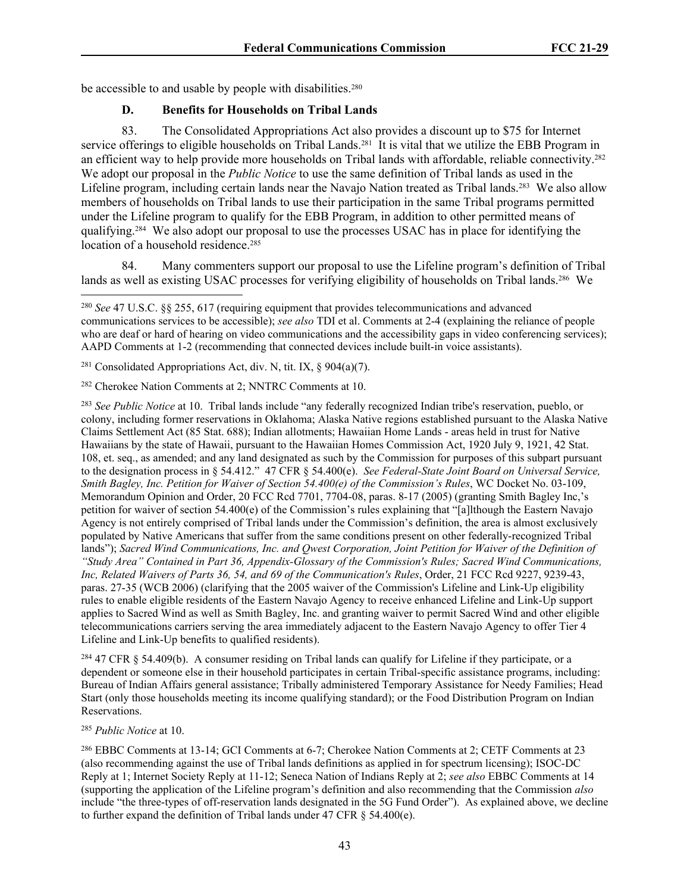be accessible to and usable by people with disabilities.[280]

### D. Benefits for Households on Tribal Lands

83. The Consolidated Appropriations Act also provides a discount up to $75 for Internet service offerings to eligible households on Tribal Lands.[281] It is vital that we utilize the EBB Program in an efficient way to help provide more households on Tribal lands with affordable, reliable connectivity.[282] We adopt our proposal in the *Public Notice* to use the same definition of Tribal lands as used in the Lifeline program, including certain lands near the Navajo Nation treated as Tribal lands.[283] We also allow members of households on Tribal lands to use their participation in the same Tribal programs permitted under the Lifeline program to qualify for the EBB Program, in addition to other permitted means of qualifying.[284] We also adopt our proposal to use the processes USAC has in place for identifying the location of a household residence.[285]

84. Many commenters support our proposal to use the Lifeline program's definition of Tribal lands as well as existing USAC processes for verifying eligibility of households on Tribal lands.[286] We

---

[280] *See* 47 U.S.C. §§ 255, 617 (requiring equipment that provides telecommunications and advanced communications services to be accessible); *see also* TDI et al. Comments at 2-4 (explaining the reliance of people who are deaf or hard of hearing on video communications and the accessibility gaps in video conferencing services); AAPD Comments at 1-2 (recommending that connected devices include built-in voice assistants).

[281] Consolidated Appropriations Act, div. N, tit. IX, § 904(a)(7).

[282] Cherokee Nation Comments at 2; NNTRC Comments at 10.

[283] *See Public Notice* at 10. Tribal lands include "any federally recognized Indian tribe's reservation, pueblo, or colony, including former reservations in Oklahoma; Alaska Native regions established pursuant to the Alaska Native Claims Settlement Act (85 Stat. 688); Indian allotments; Hawaiian Home Lands - areas held in trust for Native Hawaiians by the state of Hawaii, pursuant to the Hawaiian Homes Commission Act, 1920 July 9, 1921, 42 Stat. 108, et. seq., as amended; and any land designated as such by the Commission for purposes of this subpart pursuant to the designation process in § 54.412." 47 CFR § 54.400(e). *See Federal-State Joint Board on Universal Service, Smith Bagley, Inc. Petition for Waiver of Section 54.400(e) of the Commission's Rules*, WC Docket No. 03-109, Memorandum Opinion and Order, 20 FCC Rcd 7701, 7704-08, paras. 8-17 (2005) (granting Smith Bagley Inc,'s petition for waiver of section 54.400(e) of the Commission's rules explaining that "[a]lthough the Eastern Navajo Agency is not entirely comprised of Tribal lands under the Commission's definition, the area is almost exclusively populated by Native Americans that suffer from the same conditions present on other federally-recognized Tribal lands"); *Sacred Wind Communications, Inc. and Qwest Corporation, Joint Petition for Waiver of the Definition of "Study Area" Contained in Part 36, Appendix-Glossary of the Commission's Rules; Sacred Wind Communications, Inc, Related Waivers of Parts 36, 54, and 69 of the Communication's Rules*, Order, 21 FCC Rcd 9227, 9239-43, paras. 27-35 (WCB 2006) (clarifying that the 2005 waiver of the Commission's Lifeline and Link-Up eligibility rules to enable eligible residents of the Eastern Navajo Agency to receive enhanced Lifeline and Link-Up support applies to Sacred Wind as well as Smith Bagley, Inc. and granting waiver to permit Sacred Wind and other eligible telecommunications carriers serving the area immediately adjacent to the Eastern Navajo Agency to offer Tier 4 Lifeline and Link-Up benefits to qualified residents).

[284] 47 CFR § 54.409(b). A consumer residing on Tribal lands can qualify for Lifeline if they participate, or a dependent or someone else in their household participates in certain Tribal-specific assistance programs, including: Bureau of Indian Affairs general assistance; Tribally administered Temporary Assistance for Needy Families; Head Start (only those households meeting its income qualifying standard); or the Food Distribution Program on Indian Reservations.

[285] *Public Notice* at 10.

[286] EBBC Comments at 13-14; GCI Comments at 6-7; Cherokee Nation Comments at 2; CETF Comments at 23 (also recommending against the use of Tribal lands definitions as applied in for spectrum licensing); ISOC-DC Reply at 1; Internet Society Reply at 11-12; Seneca Nation of Indians Reply at 2; *see also* EBBC Comments at 14 (supporting the application of the Lifeline program's definition and also recommending that the Commission *also* include "the three-types of off-reservation lands designated in the 5G Fund Order"). As explained above, we decline to further expand the definition of Tribal lands under 47 CFR § 54.400(e).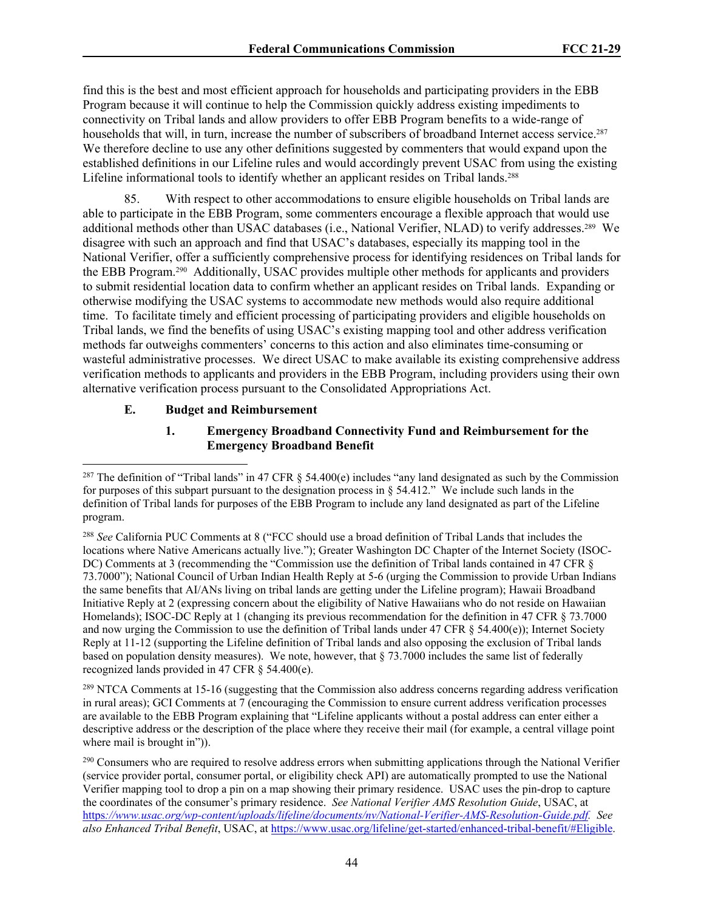find this is the best and most efficient approach for households and participating providers in the EBB Program because it will continue to help the Commission quickly address existing impediments to connectivity on Tribal lands and allow providers to offer EBB Program benefits to a wide-range of households that will, in turn, increase the number of subscribers of broadband Internet access service.[287] We therefore decline to use any other definitions suggested by commenters that would expand upon the established definitions in our Lifeline rules and would accordingly prevent USAC from using the existing Lifeline informational tools to identify whether an applicant resides on Tribal lands.[288]

85. With respect to other accommodations to ensure eligible households on Tribal lands are able to participate in the EBB Program, some commenters encourage a flexible approach that would use additional methods other than USAC databases (i.e., National Verifier, NLAD) to verify addresses.[289] We disagree with such an approach and find that USAC's databases, especially its mapping tool in the National Verifier, offer a sufficiently comprehensive process for identifying residences on Tribal lands for the EBB Program.[290] Additionally, USAC provides multiple other methods for applicants and providers to submit residential location data to confirm whether an applicant resides on Tribal lands. Expanding or otherwise modifying the USAC systems to accommodate new methods would also require additional time. To facilitate timely and efficient processing of participating providers and eligible households on Tribal lands, we find the benefits of using USAC's existing mapping tool and other address verification methods far outweighs commenters' concerns to this action and also eliminates time-consuming or wasteful administrative processes. We direct USAC to make available its existing comprehensive address verification methods to applicants and providers in the EBB Program, including providers using their own alternative verification process pursuant to the Consolidated Appropriations Act.

### E. Budget and Reimbursement

#### 1. Emergency Broadband Connectivity Fund and Reimbursement for the Emergency Broadband Benefit

---

[287] The definition of "Tribal lands" in 47 CFR § 54.400(e) includes "any land designated as such by the Commission for purposes of this subpart pursuant to the designation process in § 54.412." We include such lands in the definition of Tribal lands for purposes of the EBB Program to include any land designated as part of the Lifeline program.

[288] *See* California PUC Comments at 8 ("FCC should use a broad definition of Tribal Lands that includes the locations where Native Americans actually live."); Greater Washington DC Chapter of the Internet Society (ISOC-DC) Comments at 3 (recommending the "Commission use the definition of Tribal lands contained in 47 CFR § 73.7000"); National Council of Urban Indian Health Reply at 5-6 (urging the Commission to provide Urban Indians the same benefits that AI/ANs living on tribal lands are getting under the Lifeline program); Hawaii Broadband Initiative Reply at 2 (expressing concern about the eligibility of Native Hawaiians who do not reside on Hawaiian Homelands); ISOC-DC Reply at 1 (changing its previous recommendation for the definition in 47 CFR § 73.7000 and now urging the Commission to use the definition of Tribal lands under 47 CFR § 54.400(e)); Internet Society Reply at 11-12 (supporting the Lifeline definition of Tribal lands and also opposing the exclusion of Tribal lands based on population density measures). We note, however, that § 73.7000 includes the same list of federally recognized lands provided in 47 CFR § 54.400(e).

[289] NTCA Comments at 15-16 (suggesting that the Commission also address concerns regarding address verification in rural areas); GCI Comments at 7 (encouraging the Commission to ensure current address verification processes are available to the EBB Program explaining that "Lifeline applicants without a postal address can enter either a descriptive address or the description of the place where they receive their mail (for example, a central village point where mail is brought in")).

[290] Consumers who are required to resolve address errors when submitting applications through the National Verifier (service provider portal, consumer portal, or eligibility check API) are automatically prompted to use the National Verifier mapping tool to drop a pin on a map showing their primary residence. USAC uses the pin-drop to capture the coordinates of the consumer's primary residence. *See National Verifier AMS Resolution Guide*, USAC, at *https://www.usac.org/wp-content/uploads/lifeline/documents/nv/National-Verifier-AMS-Resolution-Guide.pdf*. *See also Enhanced Tribal Benefit*, USAC, at https://www.usac.org/lifeline/get-started/enhanced-tribal-benefit/#Eligible.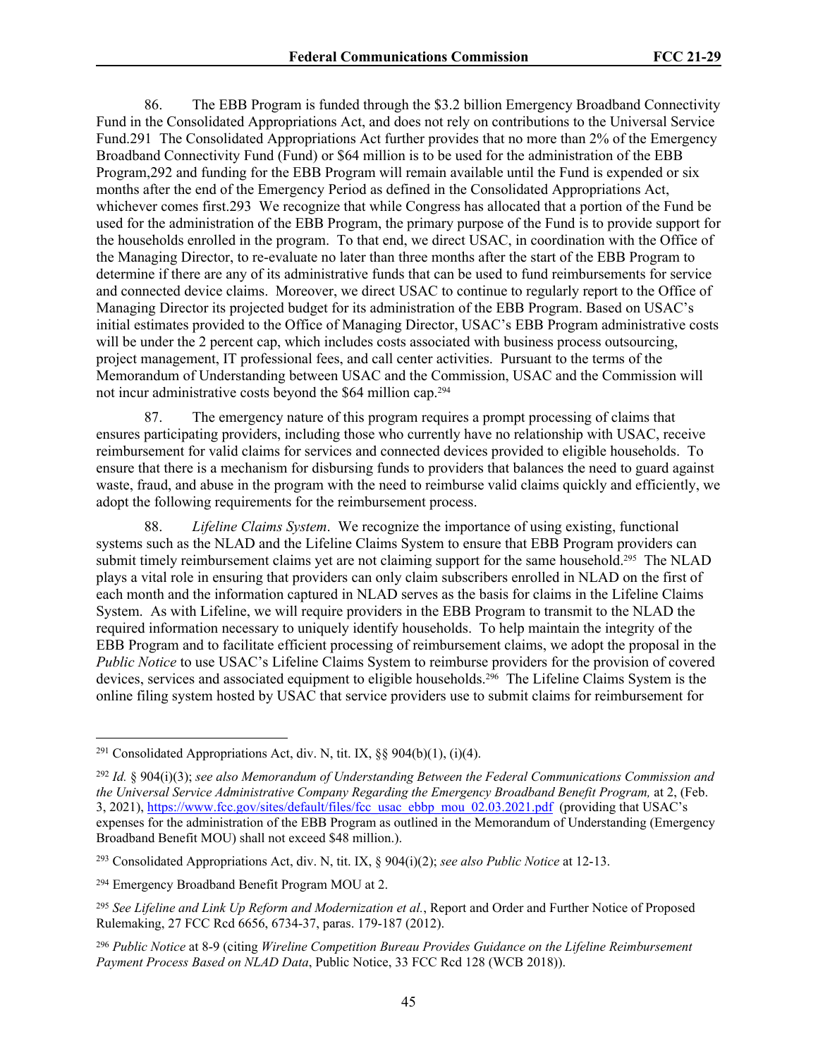86. The EBB Program is funded through the $3.2 billion Emergency Broadband Connectivity Fund in the Consolidated Appropriations Act, and does not rely on contributions to the Universal Service Fund.[291] The Consolidated Appropriations Act further provides that no more than 2% of the Emergency Broadband Connectivity Fund (Fund) or $64 million is to be used for the administration of the EBB Program,[292] and funding for the EBB Program will remain available until the Fund is expended or six months after the end of the Emergency Period as defined in the Consolidated Appropriations Act, whichever comes first.[293] We recognize that while Congress has allocated that a portion of the Fund be used for the administration of the EBB Program, the primary purpose of the Fund is to provide support for the households enrolled in the program. To that end, we direct USAC, in coordination with the Office of the Managing Director, to re-evaluate no later than three months after the start of the EBB Program to determine if there are any of its administrative funds that can be used to fund reimbursements for service and connected device claims. Moreover, we direct USAC to continue to regularly report to the Office of Managing Director its projected budget for its administration of the EBB Program. Based on USAC's initial estimates provided to the Office of Managing Director, USAC's EBB Program administrative costs will be under the 2 percent cap, which includes costs associated with business process outsourcing, project management, IT professional fees, and call center activities. Pursuant to the terms of the Memorandum of Understanding between USAC and the Commission, USAC and the Commission will not incur administrative costs beyond the $64 million cap.[294]

87. The emergency nature of this program requires a prompt processing of claims that ensures participating providers, including those who currently have no relationship with USAC, receive reimbursement for valid claims for services and connected devices provided to eligible households. To ensure that there is a mechanism for disbursing funds to providers that balances the need to guard against waste, fraud, and abuse in the program with the need to reimburse valid claims quickly and efficiently, we adopt the following requirements for the reimbursement process.

88. *Lifeline Claims System*. We recognize the importance of using existing, functional systems such as the NLAD and the Lifeline Claims System to ensure that EBB Program providers can submit timely reimbursement claims yet are not claiming support for the same household.[295] The NLAD plays a vital role in ensuring that providers can only claim subscribers enrolled in NLAD on the first of each month and the information captured in NLAD serves as the basis for claims in the Lifeline Claims System. As with Lifeline, we will require providers in the EBB Program to transmit to the NLAD the required information necessary to uniquely identify households. To help maintain the integrity of the EBB Program and to facilitate efficient processing of reimbursement claims, we adopt the proposal in the *Public Notice* to use USAC's Lifeline Claims System to reimburse providers for the provision of covered devices, services and associated equipment to eligible households.[296] The Lifeline Claims System is the online filing system hosted by USAC that service providers use to submit claims for reimbursement for

---

[291] Consolidated Appropriations Act, div. N, tit. IX, §§ 904(b)(1), (i)(4).

[292] *Id.* § 904(i)(3); *see also Memorandum of Understanding Between the Federal Communications Commission and the Universal Service Administrative Company Regarding the Emergency Broadband Benefit Program,* at 2, (Feb. 3, 2021), https://www.fcc.gov/sites/default/files/fcc_usac_ebbp_mou_02.03.2021.pdf (providing that USAC's expenses for the administration of the EBB Program as outlined in the Memorandum of Understanding (Emergency Broadband Benefit MOU) shall not exceed $48 million.).

[293] Consolidated Appropriations Act, div. N, tit. IX, § 904(i)(2); *see also Public Notice* at 12-13.

[294] Emergency Broadband Benefit Program MOU at 2.

[295] *See Lifeline and Link Up Reform and Modernization et al.*, Report and Order and Further Notice of Proposed Rulemaking, 27 FCC Rcd 6656, 6734-37, paras. 179-187 (2012).

[296] *Public Notice* at 8-9 (citing *Wireline Competition Bureau Provides Guidance on the Lifeline Reimbursement Payment Process Based on NLAD Data*, Public Notice, 33 FCC Rcd 128 (WCB 2018)).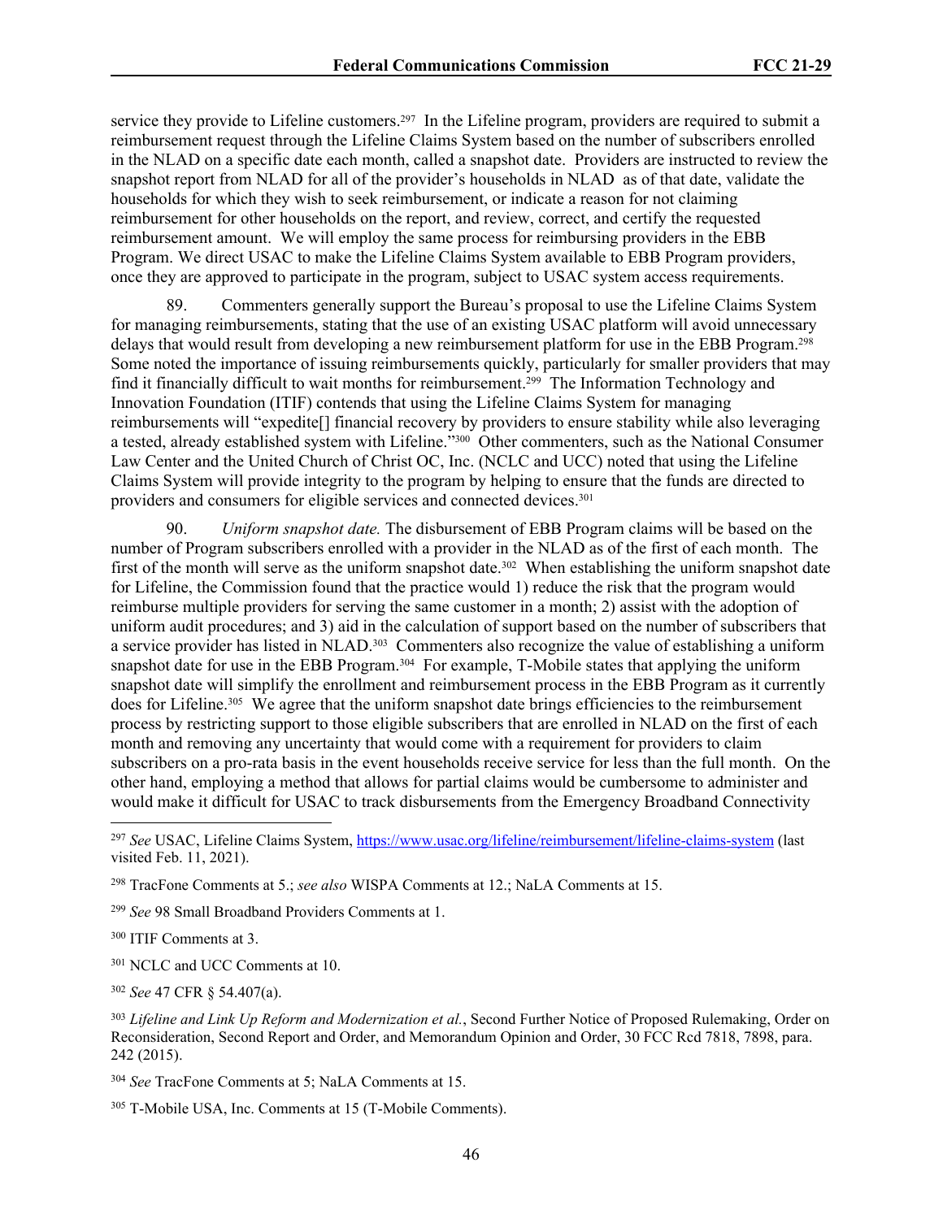service they provide to Lifeline customers.[297] In the Lifeline program, providers are required to submit a reimbursement request through the Lifeline Claims System based on the number of subscribers enrolled in the NLAD on a specific date each month, called a snapshot date. Providers are instructed to review the snapshot report from NLAD for all of the provider's households in NLAD as of that date, validate the households for which they wish to seek reimbursement, or indicate a reason for not claiming reimbursement for other households on the report, and review, correct, and certify the requested reimbursement amount. We will employ the same process for reimbursing providers in the EBB Program. We direct USAC to make the Lifeline Claims System available to EBB Program providers, once they are approved to participate in the program, subject to USAC system access requirements.

89. Commenters generally support the Bureau's proposal to use the Lifeline Claims System for managing reimbursements, stating that the use of an existing USAC platform will avoid unnecessary delays that would result from developing a new reimbursement platform for use in the EBB Program.[298] Some noted the importance of issuing reimbursements quickly, particularly for smaller providers that may find it financially difficult to wait months for reimbursement.[299] The Information Technology and Innovation Foundation (ITIF) contends that using the Lifeline Claims System for managing reimbursements will "expedite[] financial recovery by providers to ensure stability while also leveraging a tested, already established system with Lifeline."[300] Other commenters, such as the National Consumer Law Center and the United Church of Christ OC, Inc. (NCLC and UCC) noted that using the Lifeline Claims System will provide integrity to the program by helping to ensure that the funds are directed to providers and consumers for eligible services and connected devices.[301]

90. *Uniform snapshot date.* The disbursement of EBB Program claims will be based on the number of Program subscribers enrolled with a provider in the NLAD as of the first of each month. The first of the month will serve as the uniform snapshot date.[302] When establishing the uniform snapshot date for Lifeline, the Commission found that the practice would 1) reduce the risk that the program would reimburse multiple providers for serving the same customer in a month; 2) assist with the adoption of uniform audit procedures; and 3) aid in the calculation of support based on the number of subscribers that a service provider has listed in NLAD.[303] Commenters also recognize the value of establishing a uniform snapshot date for use in the EBB Program.[304] For example, T-Mobile states that applying the uniform snapshot date will simplify the enrollment and reimbursement process in the EBB Program as it currently does for Lifeline.[305] We agree that the uniform snapshot date brings efficiencies to the reimbursement process by restricting support to those eligible subscribers that are enrolled in NLAD on the first of each month and removing any uncertainty that would come with a requirement for providers to claim subscribers on a pro-rata basis in the event households receive service for less than the full month. On the other hand, employing a method that allows for partial claims would be cumbersome to administer and would make it difficult for USAC to track disbursements from the Emergency Broadband Connectivity

---

[297] *See* USAC, Lifeline Claims System, https://www.usac.org/lifeline/reimbursement/lifeline-claims-system (last visited Feb. 11, 2021).

[298] TracFone Comments at 5.; *see also* WISPA Comments at 12.; NaLA Comments at 15.

[299] *See* 98 Small Broadband Providers Comments at 1.

[300] ITIF Comments at 3.

[301] NCLC and UCC Comments at 10.

[302] *See* 47 CFR § 54.407(a).

[303] *Lifeline and Link Up Reform and Modernization et al.*, Second Further Notice of Proposed Rulemaking, Order on Reconsideration, Second Report and Order, and Memorandum Opinion and Order, 30 FCC Rcd 7818, 7898, para. 242 (2015).

[304] *See* TracFone Comments at 5; NaLA Comments at 15.

[305] T-Mobile USA, Inc. Comments at 15 (T-Mobile Comments).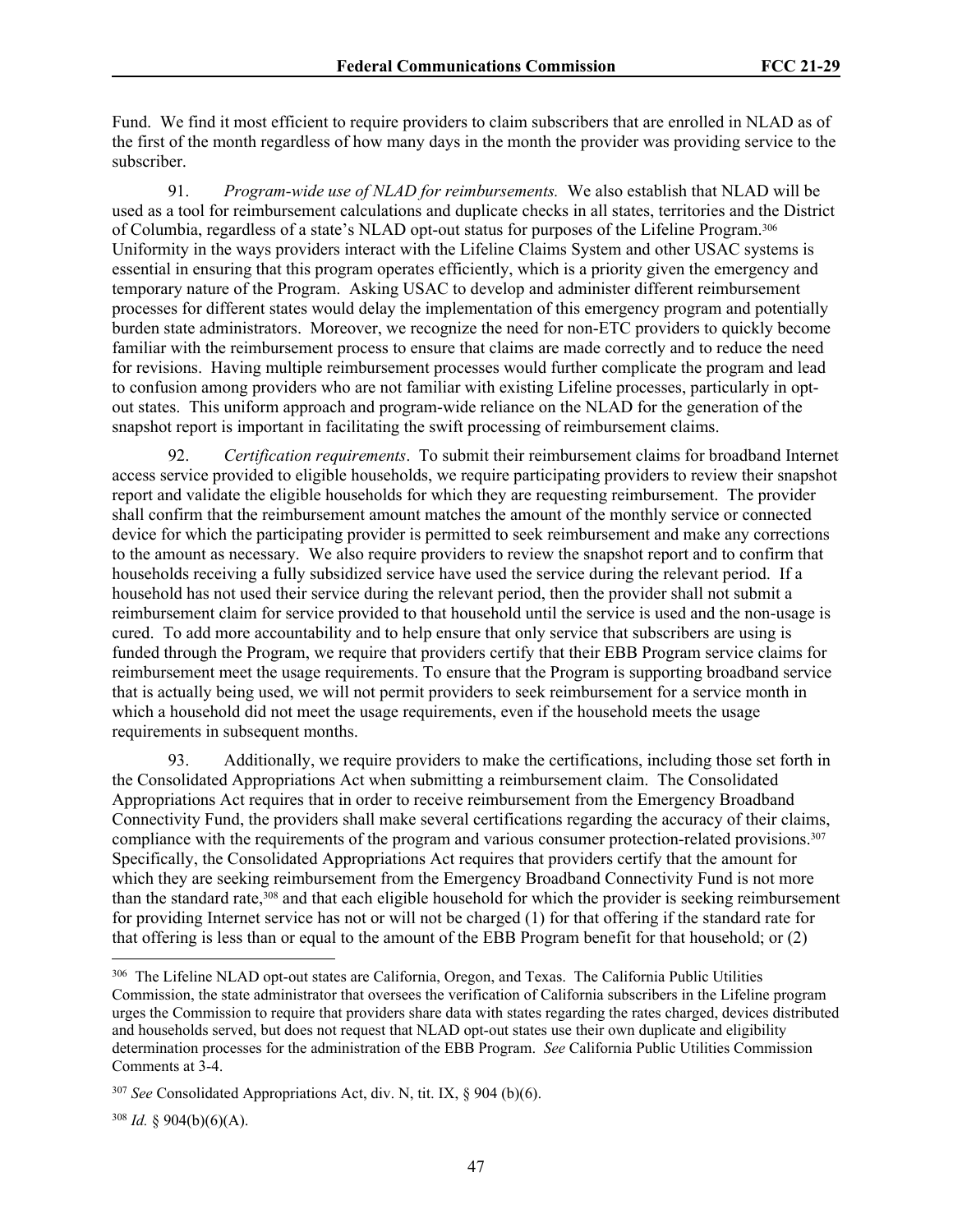Fund. We find it most efficient to require providers to claim subscribers that are enrolled in NLAD as of the first of the month regardless of how many days in the month the provider was providing service to the subscriber.

91. *Program-wide use of NLAD for reimbursements.* We also establish that NLAD will be used as a tool for reimbursement calculations and duplicate checks in all states, territories and the District of Columbia, regardless of a state's NLAD opt-out status for purposes of the Lifeline Program.[306] Uniformity in the ways providers interact with the Lifeline Claims System and other USAC systems is essential in ensuring that this program operates efficiently, which is a priority given the emergency and temporary nature of the Program. Asking USAC to develop and administer different reimbursement processes for different states would delay the implementation of this emergency program and potentially burden state administrators. Moreover, we recognize the need for non-ETC providers to quickly become familiar with the reimbursement process to ensure that claims are made correctly and to reduce the need for revisions. Having multiple reimbursement processes would further complicate the program and lead to confusion among providers who are not familiar with existing Lifeline processes, particularly in opt-out states. This uniform approach and program-wide reliance on the NLAD for the generation of the snapshot report is important in facilitating the swift processing of reimbursement claims.

92. *Certification requirements*. To submit their reimbursement claims for broadband Internet access service provided to eligible households, we require participating providers to review their snapshot report and validate the eligible households for which they are requesting reimbursement. The provider shall confirm that the reimbursement amount matches the amount of the monthly service or connected device for which the participating provider is permitted to seek reimbursement and make any corrections to the amount as necessary. We also require providers to review the snapshot report and to confirm that households receiving a fully subsidized service have used the service during the relevant period. If a household has not used their service during the relevant period, then the provider shall not submit a reimbursement claim for service provided to that household until the service is used and the non-usage is cured. To add more accountability and to help ensure that only service that subscribers are using is funded through the Program, we require that providers certify that their EBB Program service claims for reimbursement meet the usage requirements. To ensure that the Program is supporting broadband service that is actually being used, we will not permit providers to seek reimbursement for a service month in which a household did not meet the usage requirements, even if the household meets the usage requirements in subsequent months.

93. Additionally, we require providers to make the certifications, including those set forth in the Consolidated Appropriations Act when submitting a reimbursement claim. The Consolidated Appropriations Act requires that in order to receive reimbursement from the Emergency Broadband Connectivity Fund, the providers shall make several certifications regarding the accuracy of their claims, compliance with the requirements of the program and various consumer protection-related provisions.[307] Specifically, the Consolidated Appropriations Act requires that providers certify that the amount for which they are seeking reimbursement from the Emergency Broadband Connectivity Fund is not more than the standard rate,[308] and that each eligible household for which the provider is seeking reimbursement for providing Internet service has not or will not be charged (1) for that offering if the standard rate for that offering is less than or equal to the amount of the EBB Program benefit for that household; or (2)

---

[306] The Lifeline NLAD opt-out states are California, Oregon, and Texas. The California Public Utilities Commission, the state administrator that oversees the verification of California subscribers in the Lifeline program urges the Commission to require that providers share data with states regarding the rates charged, devices distributed and households served, but does not request that NLAD opt-out states use their own duplicate and eligibility determination processes for the administration of the EBB Program. *See* California Public Utilities Commission Comments at 3-4.

[307] *See* Consolidated Appropriations Act, div. N, tit. IX, § 904 (b)(6).

[308] *Id.* § 904(b)(6)(A).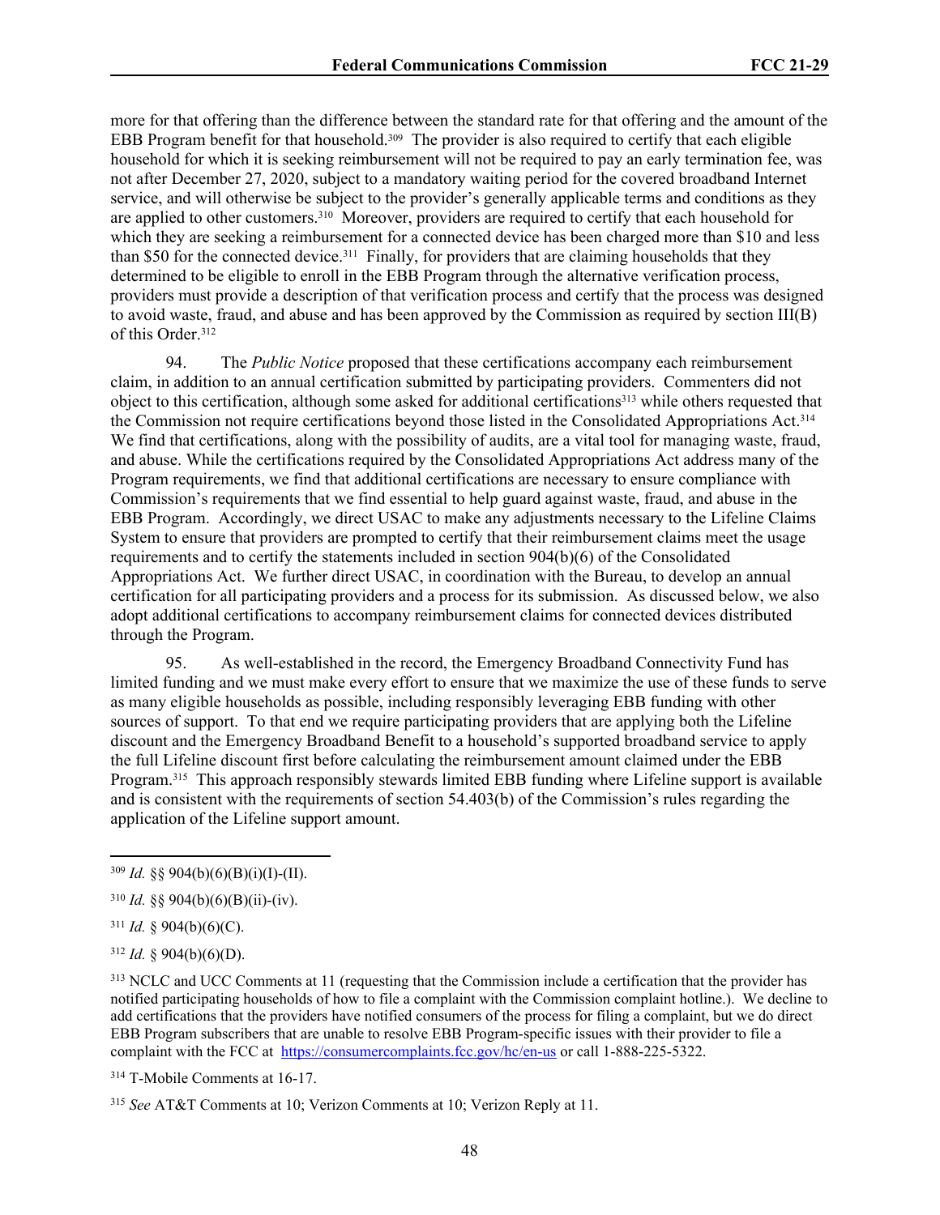more for that offering than the difference between the standard rate for that offering and the amount of the EBB Program benefit for that household.[309] The provider is also required to certify that each eligible household for which it is seeking reimbursement will not be required to pay an early termination fee, was not after December 27, 2020, subject to a mandatory waiting period for the covered broadband Internet service, and will otherwise be subject to the provider's generally applicable terms and conditions as they are applied to other customers.[310] Moreover, providers are required to certify that each household for which they are seeking a reimbursement for a connected device has been charged more than $10 and less than $50 for the connected device.[311] Finally, for providers that are claiming households that they determined to be eligible to enroll in the EBB Program through the alternative verification process, providers must provide a description of that verification process and certify that the process was designed to avoid waste, fraud, and abuse and has been approved by the Commission as required by section III(B) of this Order.[312]

94. The *Public Notice* proposed that these certifications accompany each reimbursement claim, in addition to an annual certification submitted by participating providers. Commenters did not object to this certification, although some asked for additional certifications[313] while others requested that the Commission not require certifications beyond those listed in the Consolidated Appropriations Act.[314] We find that certifications, along with the possibility of audits, are a vital tool for managing waste, fraud, and abuse. While the certifications required by the Consolidated Appropriations Act address many of the Program requirements, we find that additional certifications are necessary to ensure compliance with Commission's requirements that we find essential to help guard against waste, fraud, and abuse in the EBB Program. Accordingly, we direct USAC to make any adjustments necessary to the Lifeline Claims System to ensure that providers are prompted to certify that their reimbursement claims meet the usage requirements and to certify the statements included in section 904(b)(6) of the Consolidated Appropriations Act. We further direct USAC, in coordination with the Bureau, to develop an annual certification for all participating providers and a process for its submission. As discussed below, we also adopt additional certifications to accompany reimbursement claims for connected devices distributed through the Program.

95. As well-established in the record, the Emergency Broadband Connectivity Fund has limited funding and we must make every effort to ensure that we maximize the use of these funds to serve as many eligible households as possible, including responsibly leveraging EBB funding with other sources of support. To that end we require participating providers that are applying both the Lifeline discount and the Emergency Broadband Benefit to a household's supported broadband service to apply the full Lifeline discount first before calculating the reimbursement amount claimed under the EBB Program.[315] This approach responsibly stewards limited EBB funding where Lifeline support is available and is consistent with the requirements of section 54.403(b) of the Commission's rules regarding the application of the Lifeline support amount.

---

[309] *Id.* §§ 904(b)(6)(B)(i)(I)-(II).

[310] *Id.* §§ 904(b)(6)(B)(ii)-(iv).

[311] *Id.* § 904(b)(6)(C).

[312] *Id.* § 904(b)(6)(D).

[313] NCLC and UCC Comments at 11 (requesting that the Commission include a certification that the provider has notified participating households of how to file a complaint with the Commission complaint hotline.). We decline to add certifications that the providers have notified consumers of the process for filing a complaint, but we do direct EBB Program subscribers that are unable to resolve EBB Program-specific issues with their provider to file a complaint with the FCC at https://consumercomplaints.fcc.gov/hc/en-us or call 1-888-225-5322.

[314] T-Mobile Comments at 16-17.

[315] *See* AT&T Comments at 10; Verizon Comments at 10; Verizon Reply at 11.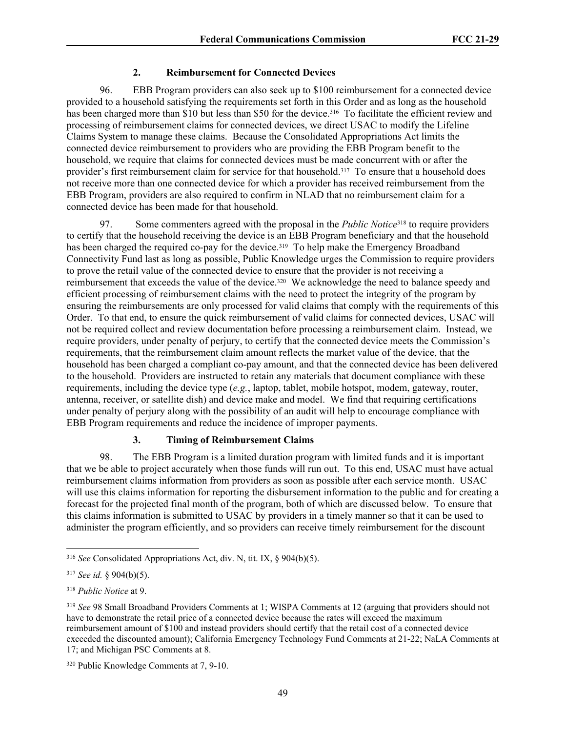### 2. Reimbursement for Connected Devices

96. EBB Program providers can also seek up to $100 reimbursement for a connected device provided to a household satisfying the requirements set forth in this Order and as long as the household has been charged more than $10 but less than $50 for the device.[316] To facilitate the efficient review and processing of reimbursement claims for connected devices, we direct USAC to modify the Lifeline Claims System to manage these claims. Because the Consolidated Appropriations Act limits the connected device reimbursement to providers who are providing the EBB Program benefit to the household, we require that claims for connected devices must be made concurrent with or after the provider's first reimbursement claim for service for that household.[317] To ensure that a household does not receive more than one connected device for which a provider has received reimbursement from the EBB Program, providers are also required to confirm in NLAD that no reimbursement claim for a connected device has been made for that household.

97. Some commenters agreed with the proposal in the *Public Notice*[318] to require providers to certify that the household receiving the device is an EBB Program beneficiary and that the household has been charged the required co-pay for the device.[319] To help make the Emergency Broadband Connectivity Fund last as long as possible, Public Knowledge urges the Commission to require providers to prove the retail value of the connected device to ensure that the provider is not receiving a reimbursement that exceeds the value of the device.[320] We acknowledge the need to balance speedy and efficient processing of reimbursement claims with the need to protect the integrity of the program by ensuring the reimbursements are only processed for valid claims that comply with the requirements of this Order. To that end, to ensure the quick reimbursement of valid claims for connected devices, USAC will not be required collect and review documentation before processing a reimbursement claim. Instead, we require providers, under penalty of perjury, to certify that the connected device meets the Commission's requirements, that the reimbursement claim amount reflects the market value of the device, that the household has been charged a compliant co-pay amount, and that the connected device has been delivered to the household. Providers are instructed to retain any materials that document compliance with these requirements, including the device type (*e.g.*, laptop, tablet, mobile hotspot, modem, gateway, router, antenna, receiver, or satellite dish) and device make and model. We find that requiring certifications under penalty of perjury along with the possibility of an audit will help to encourage compliance with EBB Program requirements and reduce the incidence of improper payments.

### 3. Timing of Reimbursement Claims

98. The EBB Program is a limited duration program with limited funds and it is important that we be able to project accurately when those funds will run out. To this end, USAC must have actual reimbursement claims information from providers as soon as possible after each service month. USAC will use this claims information for reporting the disbursement information to the public and for creating a forecast for the projected final month of the program, both of which are discussed below. To ensure that this claims information is submitted to USAC by providers in a timely manner so that it can be used to administer the program efficiently, and so providers can receive timely reimbursement for the discount

---

[316] *See* Consolidated Appropriations Act, div. N, tit. IX, § 904(b)(5).

[317] *See id.* § 904(b)(5).

[318] *Public Notice* at 9.

[319] *See* 98 Small Broadband Providers Comments at 1; WISPA Comments at 12 (arguing that providers should not have to demonstrate the retail price of a connected device because the rates will exceed the maximum reimbursement amount of $100 and instead providers should certify that the retail cost of a connected device exceeded the discounted amount); California Emergency Technology Fund Comments at 21-22; NaLA Comments at 17; and Michigan PSC Comments at 8.

[320] Public Knowledge Comments at 7, 9-10.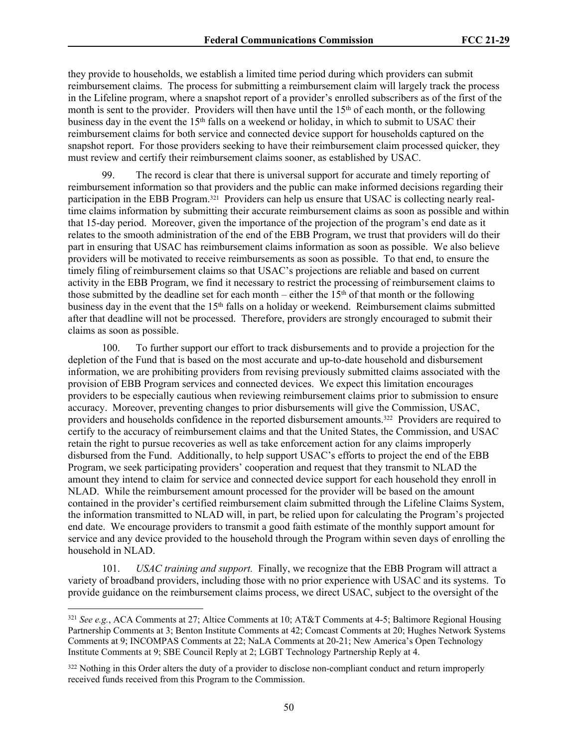they provide to households, we establish a limited time period during which providers can submit reimbursement claims. The process for submitting a reimbursement claim will largely track the process in the Lifeline program, where a snapshot report of a provider's enrolled subscribers as of the first of the month is sent to the provider. Providers will then have until the 15th of each month, or the following business day in the event the 15th falls on a weekend or holiday, in which to submit to USAC their reimbursement claims for both service and connected device support for households captured on the snapshot report. For those providers seeking to have their reimbursement claim processed quicker, they must review and certify their reimbursement claims sooner, as established by USAC.

99. The record is clear that there is universal support for accurate and timely reporting of reimbursement information so that providers and the public can make informed decisions regarding their participation in the EBB Program.[321] Providers can help us ensure that USAC is collecting nearly real-time claims information by submitting their accurate reimbursement claims as soon as possible and within that 15-day period. Moreover, given the importance of the projection of the program's end date as it relates to the smooth administration of the end of the EBB Program, we trust that providers will do their part in ensuring that USAC has reimbursement claims information as soon as possible. We also believe providers will be motivated to receive reimbursements as soon as possible. To that end, to ensure the timely filing of reimbursement claims so that USAC's projections are reliable and based on current activity in the EBB Program, we find it necessary to restrict the processing of reimbursement claims to those submitted by the deadline set for each month – either the 15th of that month or the following business day in the event that the 15th falls on a holiday or weekend. Reimbursement claims submitted after that deadline will not be processed. Therefore, providers are strongly encouraged to submit their claims as soon as possible.

100. To further support our effort to track disbursements and to provide a projection for the depletion of the Fund that is based on the most accurate and up-to-date household and disbursement information, we are prohibiting providers from revising previously submitted claims associated with the provision of EBB Program services and connected devices. We expect this limitation encourages providers to be especially cautious when reviewing reimbursement claims prior to submission to ensure accuracy. Moreover, preventing changes to prior disbursements will give the Commission, USAC, providers and households confidence in the reported disbursement amounts.[322] Providers are required to certify to the accuracy of reimbursement claims and that the United States, the Commission, and USAC retain the right to pursue recoveries as well as take enforcement action for any claims improperly disbursed from the Fund. Additionally, to help support USAC's efforts to project the end of the EBB Program, we seek participating providers' cooperation and request that they transmit to NLAD the amount they intend to claim for service and connected device support for each household they enroll in NLAD. While the reimbursement amount processed for the provider will be based on the amount contained in the provider's certified reimbursement claim submitted through the Lifeline Claims System, the information transmitted to NLAD will, in part, be relied upon for calculating the Program's projected end date. We encourage providers to transmit a good faith estimate of the monthly support amount for service and any device provided to the household through the Program within seven days of enrolling the household in NLAD.

101. *USAC training and support.* Finally, we recognize that the EBB Program will attract a variety of broadband providers, including those with no prior experience with USAC and its systems. To provide guidance on the reimbursement claims process, we direct USAC, subject to the oversight of the

---

[321] *See e.g.*, ACA Comments at 27; Altice Comments at 10; AT&T Comments at 4-5; Baltimore Regional Housing Partnership Comments at 3; Benton Institute Comments at 42; Comcast Comments at 20; Hughes Network Systems Comments at 9; INCOMPAS Comments at 22; NaLA Comments at 20-21; New America's Open Technology Institute Comments at 9; SBE Council Reply at 2; LGBT Technology Partnership Reply at 4.

[322] Nothing in this Order alters the duty of a provider to disclose non-compliant conduct and return improperly received funds received from this Program to the Commission.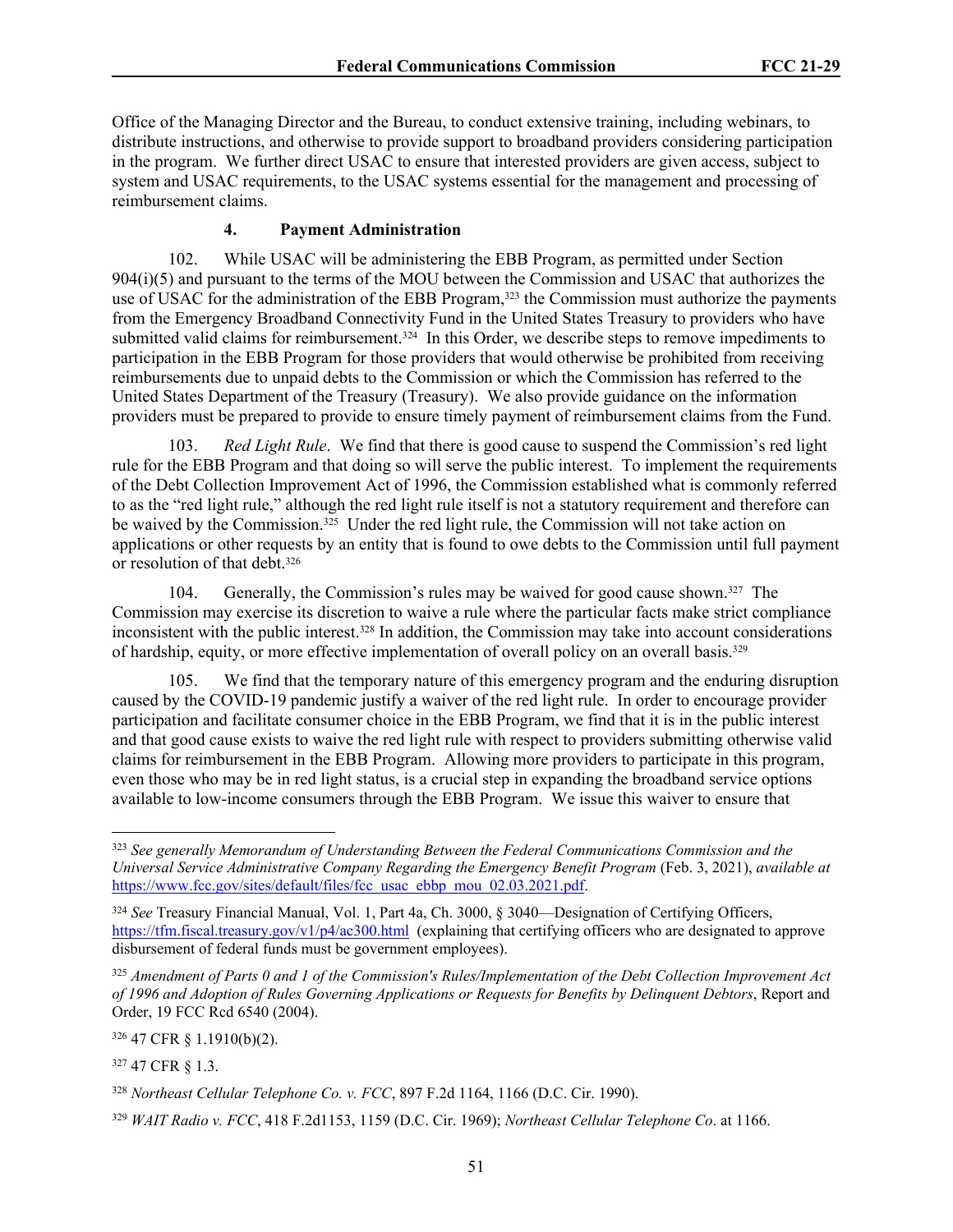Office of the Managing Director and the Bureau, to conduct extensive training, including webinars, to distribute instructions, and otherwise to provide support to broadband providers considering participation in the program. We further direct USAC to ensure that interested providers are given access, subject to system and USAC requirements, to the USAC systems essential for the management and processing of reimbursement claims.

#### 4. Payment Administration

102. While USAC will be administering the EBB Program, as permitted under Section 904(i)(5) and pursuant to the terms of the MOU between the Commission and USAC that authorizes the use of USAC for the administration of the EBB Program,[323] the Commission must authorize the payments from the Emergency Broadband Connectivity Fund in the United States Treasury to providers who have submitted valid claims for reimbursement.[324] In this Order, we describe steps to remove impediments to participation in the EBB Program for those providers that would otherwise be prohibited from receiving reimbursements due to unpaid debts to the Commission or which the Commission has referred to the United States Department of the Treasury (Treasury). We also provide guidance on the information providers must be prepared to provide to ensure timely payment of reimbursement claims from the Fund.

103. *Red Light Rule*. We find that there is good cause to suspend the Commission's red light rule for the EBB Program and that doing so will serve the public interest. To implement the requirements of the Debt Collection Improvement Act of 1996, the Commission established what is commonly referred to as the "red light rule," although the red light rule itself is not a statutory requirement and therefore can be waived by the Commission.[325] Under the red light rule, the Commission will not take action on applications or other requests by an entity that is found to owe debts to the Commission until full payment or resolution of that debt.[326]

104. Generally, the Commission's rules may be waived for good cause shown.[327] The Commission may exercise its discretion to waive a rule where the particular facts make strict compliance inconsistent with the public interest.[328] In addition, the Commission may take into account considerations of hardship, equity, or more effective implementation of overall policy on an overall basis.[329]

105. We find that the temporary nature of this emergency program and the enduring disruption caused by the COVID-19 pandemic justify a waiver of the red light rule. In order to encourage provider participation and facilitate consumer choice in the EBB Program, we find that it is in the public interest and that good cause exists to waive the red light rule with respect to providers submitting otherwise valid claims for reimbursement in the EBB Program. Allowing more providers to participate in this program, even those who may be in red light status, is a crucial step in expanding the broadband service options available to low-income consumers through the EBB Program. We issue this waiver to ensure that

---

[323] *See generally Memorandum of Understanding Between the Federal Communications Commission and the Universal Service Administrative Company Regarding the Emergency Benefit Program* (Feb. 3, 2021), *available at* https://www.fcc.gov/sites/default/files/fcc_usac_ebbp_mou_02.03.2021.pdf.

[324] *See* Treasury Financial Manual, Vol. 1, Part 4a, Ch. 3000, § 3040—Designation of Certifying Officers, https://tfm.fiscal.treasury.gov/v1/p4/ac300.html (explaining that certifying officers who are designated to approve disbursement of federal funds must be government employees).

[325] *Amendment of Parts 0 and 1 of the Commission's Rules/Implementation of the Debt Collection Improvement Act of 1996 and Adoption of Rules Governing Applications or Requests for Benefits by Delinquent Debtors*, Report and Order, 19 FCC Rcd 6540 (2004).

[326] 47 CFR § 1.1910(b)(2).

[327] 47 CFR § 1.3.

[328] *Northeast Cellular Telephone Co. v. FCC*, 897 F.2d 1164, 1166 (D.C. Cir. 1990).

[329] *WAIT Radio v. FCC*, 418 F.2d1153, 1159 (D.C. Cir. 1969); *Northeast Cellular Telephone Co*. at 1166.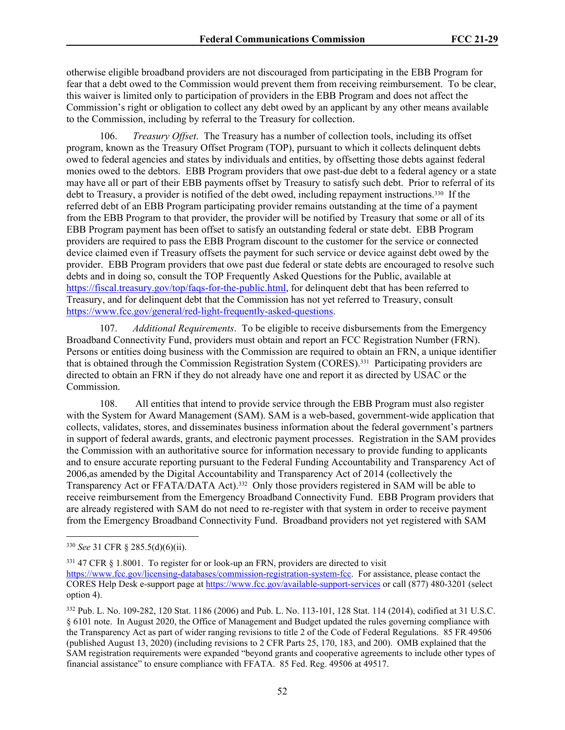otherwise eligible broadband providers are not discouraged from participating in the EBB Program for fear that a debt owed to the Commission would prevent them from receiving reimbursement. To be clear, this waiver is limited only to participation of providers in the EBB Program and does not affect the Commission's right or obligation to collect any debt owed by an applicant by any other means available to the Commission, including by referral to the Treasury for collection.

106. *Treasury Offset*. The Treasury has a number of collection tools, including its offset program, known as the Treasury Offset Program (TOP), pursuant to which it collects delinquent debts owed to federal agencies and states by individuals and entities, by offsetting those debts against federal monies owed to the debtors. EBB Program providers that owe past-due debt to a federal agency or a state may have all or part of their EBB payments offset by Treasury to satisfy such debt. Prior to referral of its debt to Treasury, a provider is notified of the debt owed, including repayment instructions.[330] If the referred debt of an EBB Program participating provider remains outstanding at the time of a payment from the EBB Program to that provider, the provider will be notified by Treasury that some or all of its EBB Program payment has been offset to satisfy an outstanding federal or state debt. EBB Program providers are required to pass the EBB Program discount to the customer for the service or connected device claimed even if Treasury offsets the payment for such service or device against debt owed by the provider. EBB Program providers that owe past due federal or state debts are encouraged to resolve such debts and in doing so, consult the TOP Frequently Asked Questions for the Public, available at https://fiscal.treasury.gov/top/faqs-for-the-public.html, for delinquent debt that has been referred to Treasury, and for delinquent debt that the Commission has not yet referred to Treasury, consult https://www.fcc.gov/general/red-light-frequently-asked-questions.

107. *Additional Requirements*. To be eligible to receive disbursements from the Emergency Broadband Connectivity Fund, providers must obtain and report an FCC Registration Number (FRN). Persons or entities doing business with the Commission are required to obtain an FRN, a unique identifier that is obtained through the Commission Registration System (CORES).[331] Participating providers are directed to obtain an FRN if they do not already have one and report it as directed by USAC or the Commission.

108. All entities that intend to provide service through the EBB Program must also register with the System for Award Management (SAM). SAM is a web-based, government-wide application that collects, validates, stores, and disseminates business information about the federal government's partners in support of federal awards, grants, and electronic payment processes. Registration in the SAM provides the Commission with an authoritative source for information necessary to provide funding to applicants and to ensure accurate reporting pursuant to the Federal Funding Accountability and Transparency Act of 2006,as amended by the Digital Accountability and Transparency Act of 2014 (collectively the Transparency Act or FFATA/DATA Act).[332] Only those providers registered in SAM will be able to receive reimbursement from the Emergency Broadband Connectivity Fund. EBB Program providers that are already registered with SAM do not need to re-register with that system in order to receive payment from the Emergency Broadband Connectivity Fund. Broadband providers not yet registered with SAM

---

[330] *See* 31 CFR § 285.5(d)(6)(ii).

[331] 47 CFR § 1.8001. To register for or look-up an FRN, providers are directed to visit https://www.fcc.gov/licensing-databases/commission-registration-system-fcc. For assistance, please contact the CORES Help Desk e-support page at https://www.fcc.gov/available-support-services or call (877) 480-3201 (select option 4).

[332] Pub. L. No. 109-282, 120 Stat. 1186 (2006) and Pub. L. No. 113-101, 128 Stat. 114 (2014), codified at 31 U.S.C. § 6101 note. In August 2020, the Office of Management and Budget updated the rules governing compliance with the Transparency Act as part of wider ranging revisions to title 2 of the Code of Federal Regulations. 85 FR 49506 (published August 13, 2020) (including revisions to 2 CFR Parts 25, 170, 183, and 200). OMB explained that the SAM registration requirements were expanded "beyond grants and cooperative agreements to include other types of financial assistance" to ensure compliance with FFATA. 85 Fed. Reg. 49506 at 49517.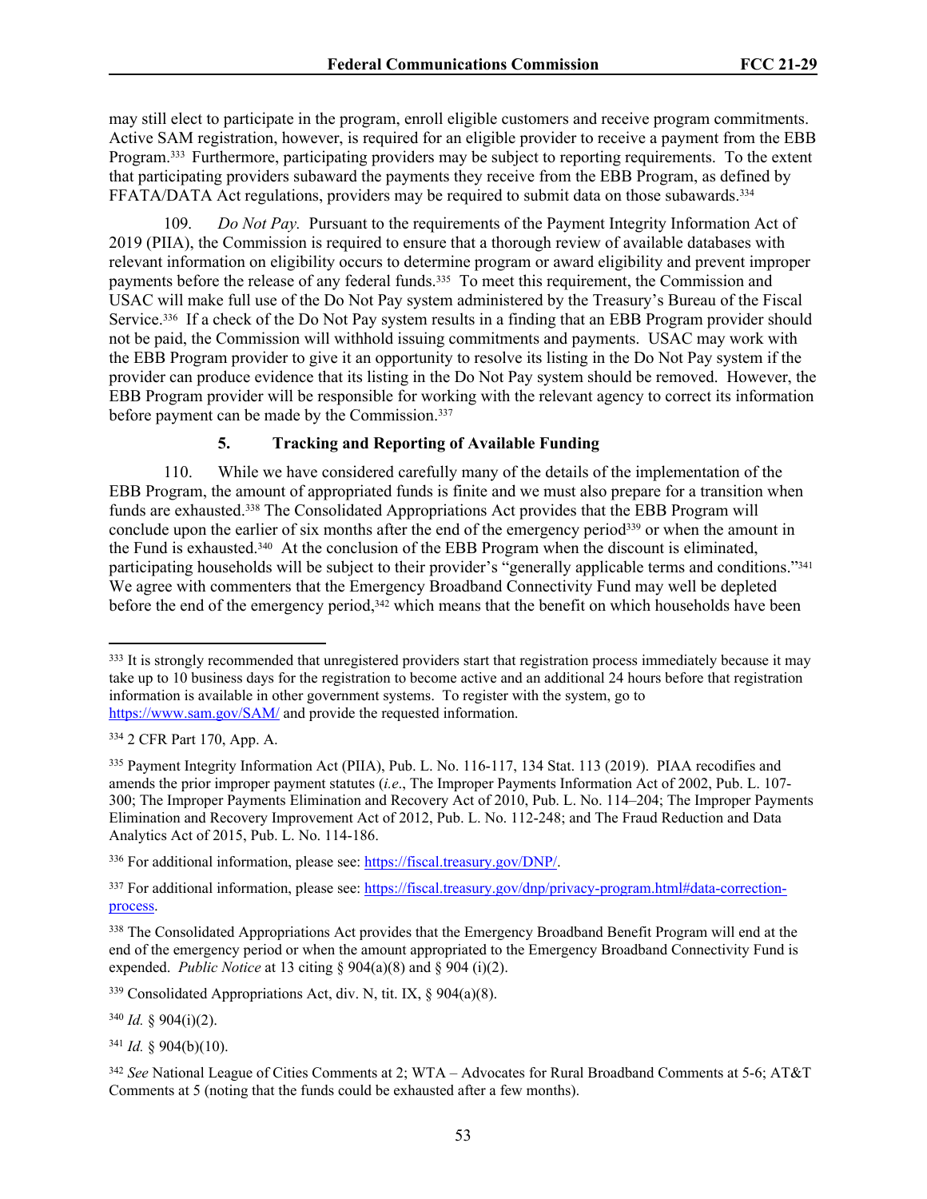may still elect to participate in the program, enroll eligible customers and receive program commitments. Active SAM registration, however, is required for an eligible provider to receive a payment from the EBB Program.[333] Furthermore, participating providers may be subject to reporting requirements. To the extent that participating providers subaward the payments they receive from the EBB Program, as defined by FFATA/DATA Act regulations, providers may be required to submit data on those subawards.[334]

109. *Do Not Pay.* Pursuant to the requirements of the Payment Integrity Information Act of 2019 (PIIA), the Commission is required to ensure that a thorough review of available databases with relevant information on eligibility occurs to determine program or award eligibility and prevent improper payments before the release of any federal funds.[335] To meet this requirement, the Commission and USAC will make full use of the Do Not Pay system administered by the Treasury's Bureau of the Fiscal Service.[336] If a check of the Do Not Pay system results in a finding that an EBB Program provider should not be paid, the Commission will withhold issuing commitments and payments. USAC may work with the EBB Program provider to give it an opportunity to resolve its listing in the Do Not Pay system if the provider can produce evidence that its listing in the Do Not Pay system should be removed. However, the EBB Program provider will be responsible for working with the relevant agency to correct its information before payment can be made by the Commission.[337]

### 5. Tracking and Reporting of Available Funding

110. While we have considered carefully many of the details of the implementation of the EBB Program, the amount of appropriated funds is finite and we must also prepare for a transition when funds are exhausted.[338] The Consolidated Appropriations Act provides that the EBB Program will conclude upon the earlier of six months after the end of the emergency period[339] or when the amount in the Fund is exhausted.[340] At the conclusion of the EBB Program when the discount is eliminated, participating households will be subject to their provider's "generally applicable terms and conditions."[341] We agree with commenters that the Emergency Broadband Connectivity Fund may well be depleted before the end of the emergency period,[342] which means that the benefit on which households have been

---

[333] It is strongly recommended that unregistered providers start that registration process immediately because it may take up to 10 business days for the registration to become active and an additional 24 hours before that registration information is available in other government systems. To register with the system, go to https://www.sam.gov/SAM/ and provide the requested information.

[334] 2 CFR Part 170, App. A.

[335] Payment Integrity Information Act (PIIA), Pub. L. No. 116-117, 134 Stat. 113 (2019). PIAA recodifies and amends the prior improper payment statutes (*i.e*., The Improper Payments Information Act of 2002, Pub. L. 107-300; The Improper Payments Elimination and Recovery Act of 2010, Pub. L. No. 114–204; The Improper Payments Elimination and Recovery Improvement Act of 2012, Pub. L. No. 112-248; and The Fraud Reduction and Data Analytics Act of 2015, Pub. L. No. 114-186.

[336] For additional information, please see: https://fiscal.treasury.gov/DNP/.

[337] For additional information, please see: https://fiscal.treasury.gov/dnp/privacy-program.html#data-correction-process.

[338] The Consolidated Appropriations Act provides that the Emergency Broadband Benefit Program will end at the end of the emergency period or when the amount appropriated to the Emergency Broadband Connectivity Fund is expended. *Public Notice* at 13 citing § 904(a)(8) and § 904 (i)(2).

[339] Consolidated Appropriations Act, div. N, tit. IX, § 904(a)(8).

[340] *Id.* § 904(i)(2).

[341] *Id.* § 904(b)(10).

[342] *See* National League of Cities Comments at 2; WTA – Advocates for Rural Broadband Comments at 5-6; AT&T Comments at 5 (noting that the funds could be exhausted after a few months).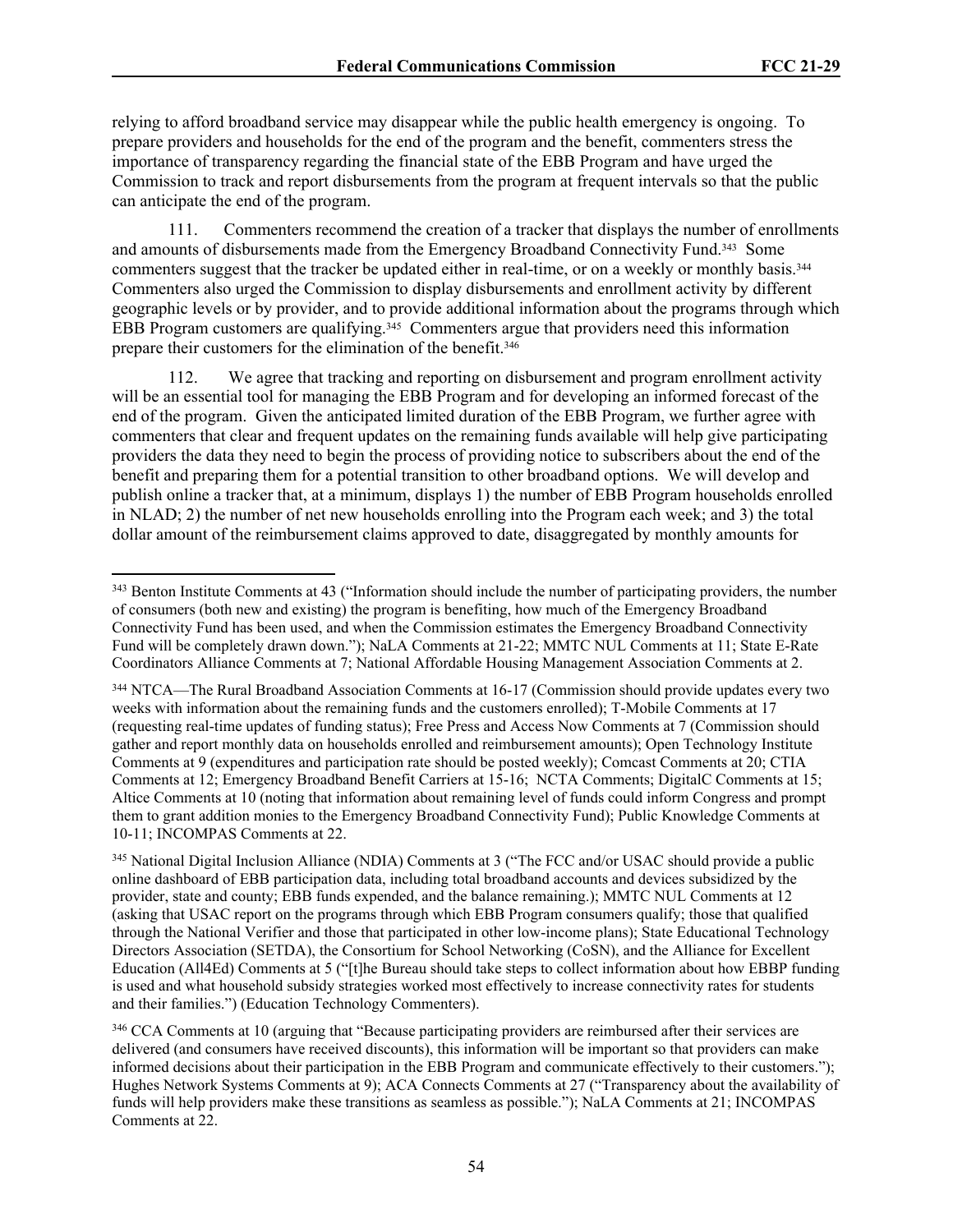relying to afford broadband service may disappear while the public health emergency is ongoing. To prepare providers and households for the end of the program and the benefit, commenters stress the importance of transparency regarding the financial state of the EBB Program and have urged the Commission to track and report disbursements from the program at frequent intervals so that the public can anticipate the end of the program.

111. Commenters recommend the creation of a tracker that displays the number of enrollments and amounts of disbursements made from the Emergency Broadband Connectivity Fund.[343] Some commenters suggest that the tracker be updated either in real-time, or on a weekly or monthly basis.[344] Commenters also urged the Commission to display disbursements and enrollment activity by different geographic levels or by provider, and to provide additional information about the programs through which EBB Program customers are qualifying.[345] Commenters argue that providers need this information prepare their customers for the elimination of the benefit.[346]

112. We agree that tracking and reporting on disbursement and program enrollment activity will be an essential tool for managing the EBB Program and for developing an informed forecast of the end of the program. Given the anticipated limited duration of the EBB Program, we further agree with commenters that clear and frequent updates on the remaining funds available will help give participating providers the data they need to begin the process of providing notice to subscribers about the end of the benefit and preparing them for a potential transition to other broadband options. We will develop and publish online a tracker that, at a minimum, displays 1) the number of EBB Program households enrolled in NLAD; 2) the number of net new households enrolling into the Program each week; and 3) the total dollar amount of the reimbursement claims approved to date, disaggregated by monthly amounts for

---

[343] Benton Institute Comments at 43 ("Information should include the number of participating providers, the number of consumers (both new and existing) the program is benefiting, how much of the Emergency Broadband Connectivity Fund has been used, and when the Commission estimates the Emergency Broadband Connectivity Fund will be completely drawn down."); NaLA Comments at 21-22; MMTC NUL Comments at 11; State E-Rate Coordinators Alliance Comments at 7; National Affordable Housing Management Association Comments at 2.

[344] NTCA—The Rural Broadband Association Comments at 16-17 (Commission should provide updates every two weeks with information about the remaining funds and the customers enrolled); T-Mobile Comments at 17 (requesting real-time updates of funding status); Free Press and Access Now Comments at 7 (Commission should gather and report monthly data on households enrolled and reimbursement amounts); Open Technology Institute Comments at 9 (expenditures and participation rate should be posted weekly); Comcast Comments at 20; CTIA Comments at 12; Emergency Broadband Benefit Carriers at 15-16; NCTA Comments; DigitalC Comments at 15; Altice Comments at 10 (noting that information about remaining level of funds could inform Congress and prompt them to grant addition monies to the Emergency Broadband Connectivity Fund); Public Knowledge Comments at 10-11; INCOMPAS Comments at 22.

[345] National Digital Inclusion Alliance (NDIA) Comments at 3 ("The FCC and/or USAC should provide a public online dashboard of EBB participation data, including total broadband accounts and devices subsidized by the provider, state and county; EBB funds expended, and the balance remaining.); MMTC NUL Comments at 12 (asking that USAC report on the programs through which EBB Program consumers qualify; those that qualified through the National Verifier and those that participated in other low-income plans); State Educational Technology Directors Association (SETDA), the Consortium for School Networking (CoSN), and the Alliance for Excellent Education (All4Ed) Comments at 5 ("[t]he Bureau should take steps to collect information about how EBBP funding is used and what household subsidy strategies worked most effectively to increase connectivity rates for students and their families.") (Education Technology Commenters).

[346] CCA Comments at 10 (arguing that "Because participating providers are reimbursed after their services are delivered (and consumers have received discounts), this information will be important so that providers can make informed decisions about their participation in the EBB Program and communicate effectively to their customers."); Hughes Network Systems Comments at 9); ACA Connects Comments at 27 ("Transparency about the availability of funds will help providers make these transitions as seamless as possible."); NaLA Comments at 21; INCOMPAS Comments at 22.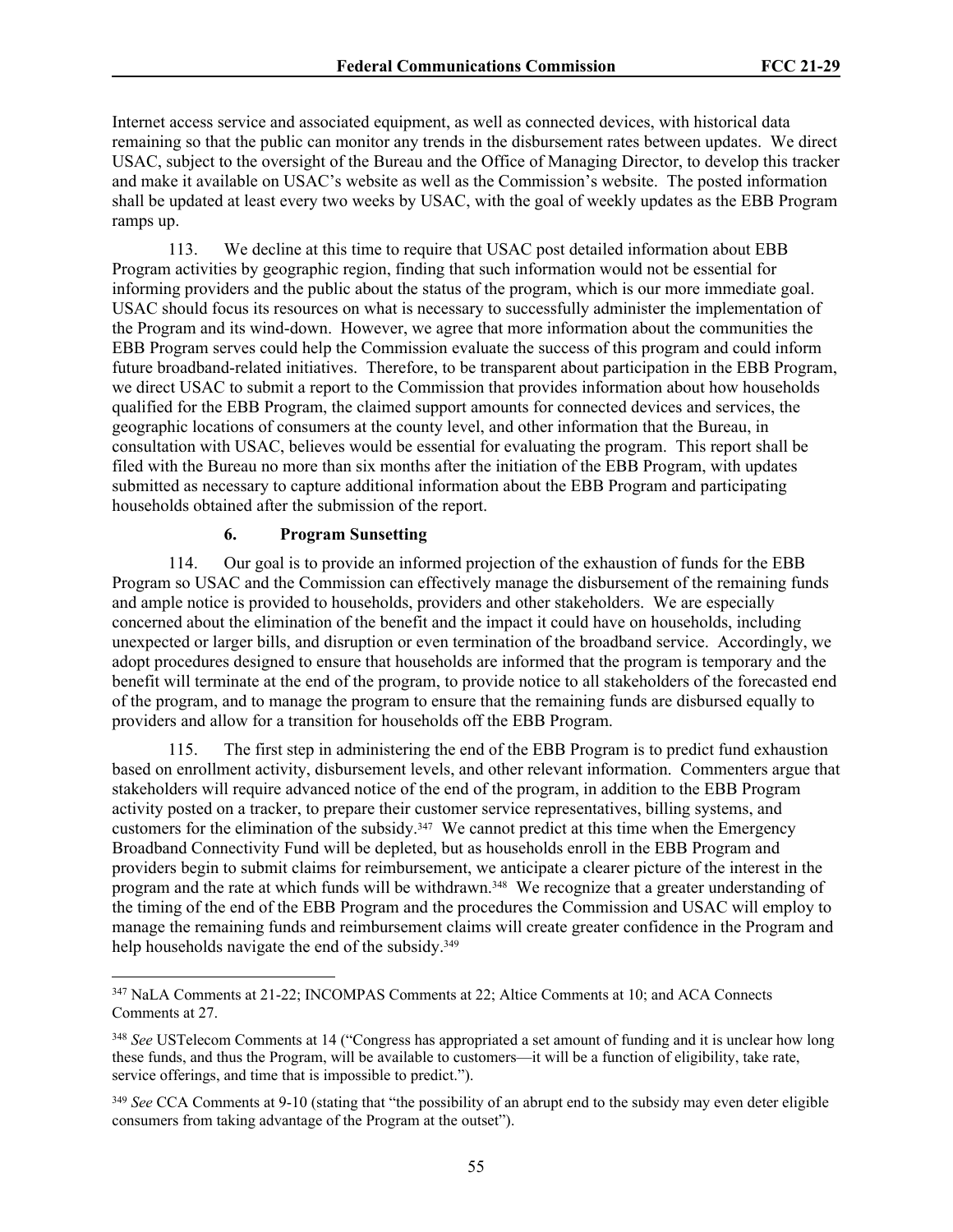Internet access service and associated equipment, as well as connected devices, with historical data remaining so that the public can monitor any trends in the disbursement rates between updates. We direct USAC, subject to the oversight of the Bureau and the Office of Managing Director, to develop this tracker and make it available on USAC's website as well as the Commission's website. The posted information shall be updated at least every two weeks by USAC, with the goal of weekly updates as the EBB Program ramps up.

113. We decline at this time to require that USAC post detailed information about EBB Program activities by geographic region, finding that such information would not be essential for informing providers and the public about the status of the program, which is our more immediate goal. USAC should focus its resources on what is necessary to successfully administer the implementation of the Program and its wind-down. However, we agree that more information about the communities the EBB Program serves could help the Commission evaluate the success of this program and could inform future broadband-related initiatives. Therefore, to be transparent about participation in the EBB Program, we direct USAC to submit a report to the Commission that provides information about how households qualified for the EBB Program, the claimed support amounts for connected devices and services, the geographic locations of consumers at the county level, and other information that the Bureau, in consultation with USAC, believes would be essential for evaluating the program. This report shall be filed with the Bureau no more than six months after the initiation of the EBB Program, with updates submitted as necessary to capture additional information about the EBB Program and participating households obtained after the submission of the report.

#### 6. Program Sunsetting

114. Our goal is to provide an informed projection of the exhaustion of funds for the EBB Program so USAC and the Commission can effectively manage the disbursement of the remaining funds and ample notice is provided to households, providers and other stakeholders. We are especially concerned about the elimination of the benefit and the impact it could have on households, including unexpected or larger bills, and disruption or even termination of the broadband service. Accordingly, we adopt procedures designed to ensure that households are informed that the program is temporary and the benefit will terminate at the end of the program, to provide notice to all stakeholders of the forecasted end of the program, and to manage the program to ensure that the remaining funds are disbursed equally to providers and allow for a transition for households off the EBB Program.

115. The first step in administering the end of the EBB Program is to predict fund exhaustion based on enrollment activity, disbursement levels, and other relevant information. Commenters argue that stakeholders will require advanced notice of the end of the program, in addition to the EBB Program activity posted on a tracker, to prepare their customer service representatives, billing systems, and customers for the elimination of the subsidy.[347] We cannot predict at this time when the Emergency Broadband Connectivity Fund will be depleted, but as households enroll in the EBB Program and providers begin to submit claims for reimbursement, we anticipate a clearer picture of the interest in the program and the rate at which funds will be withdrawn.[348] We recognize that a greater understanding of the timing of the end of the EBB Program and the procedures the Commission and USAC will employ to manage the remaining funds and reimbursement claims will create greater confidence in the Program and help households navigate the end of the subsidy.[349]

---

[347] NaLA Comments at 21-22; INCOMPAS Comments at 22; Altice Comments at 10; and ACA Connects Comments at 27.

[348] *See* USTelecom Comments at 14 ("Congress has appropriated a set amount of funding and it is unclear how long these funds, and thus the Program, will be available to customers—it will be a function of eligibility, take rate, service offerings, and time that is impossible to predict.").

[349] *See* CCA Comments at 9-10 (stating that "the possibility of an abrupt end to the subsidy may even deter eligible consumers from taking advantage of the Program at the outset").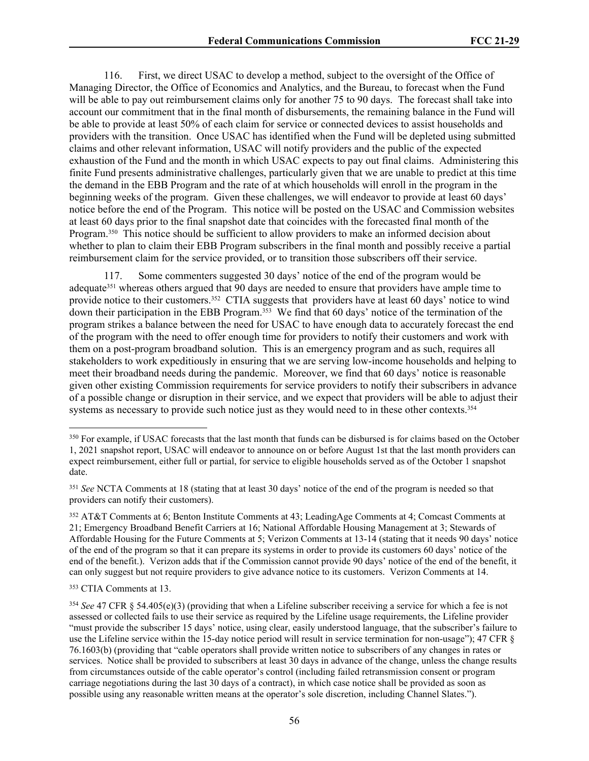116. First, we direct USAC to develop a method, subject to the oversight of the Office of Managing Director, the Office of Economics and Analytics, and the Bureau, to forecast when the Fund will be able to pay out reimbursement claims only for another 75 to 90 days. The forecast shall take into account our commitment that in the final month of disbursements, the remaining balance in the Fund will be able to provide at least 50% of each claim for service or connected devices to assist households and providers with the transition. Once USAC has identified when the Fund will be depleted using submitted claims and other relevant information, USAC will notify providers and the public of the expected exhaustion of the Fund and the month in which USAC expects to pay out final claims. Administering this finite Fund presents administrative challenges, particularly given that we are unable to predict at this time the demand in the EBB Program and the rate of at which households will enroll in the program in the beginning weeks of the program. Given these challenges, we will endeavor to provide at least 60 days' notice before the end of the Program. This notice will be posted on the USAC and Commission websites at least 60 days prior to the final snapshot date that coincides with the forecasted final month of the Program.[350] This notice should be sufficient to allow providers to make an informed decision about whether to plan to claim their EBB Program subscribers in the final month and possibly receive a partial reimbursement claim for the service provided, or to transition those subscribers off their service.

117. Some commenters suggested 30 days' notice of the end of the program would be adequate[351] whereas others argued that 90 days are needed to ensure that providers have ample time to provide notice to their customers.[352] CTIA suggests that providers have at least 60 days' notice to wind down their participation in the EBB Program.[353] We find that 60 days' notice of the termination of the program strikes a balance between the need for USAC to have enough data to accurately forecast the end of the program with the need to offer enough time for providers to notify their customers and work with them on a post-program broadband solution. This is an emergency program and as such, requires all stakeholders to work expeditiously in ensuring that we are serving low-income households and helping to meet their broadband needs during the pandemic. Moreover, we find that 60 days' notice is reasonable given other existing Commission requirements for service providers to notify their subscribers in advance of a possible change or disruption in their service, and we expect that providers will be able to adjust their systems as necessary to provide such notice just as they would need to in these other contexts.[354]

---

[350] For example, if USAC forecasts that the last month that funds can be disbursed is for claims based on the October 1, 2021 snapshot report, USAC will endeavor to announce on or before August 1st that the last month providers can expect reimbursement, either full or partial, for service to eligible households served as of the October 1 snapshot date.

[351] *See* NCTA Comments at 18 (stating that at least 30 days' notice of the end of the program is needed so that providers can notify their customers).

[352] AT&T Comments at 6; Benton Institute Comments at 43; LeadingAge Comments at 4; Comcast Comments at 21; Emergency Broadband Benefit Carriers at 16; National Affordable Housing Management at 3; Stewards of Affordable Housing for the Future Comments at 5; Verizon Comments at 13-14 (stating that it needs 90 days' notice of the end of the program so that it can prepare its systems in order to provide its customers 60 days' notice of the end of the benefit.). Verizon adds that if the Commission cannot provide 90 days' notice of the end of the benefit, it can only suggest but not require providers to give advance notice to its customers. Verizon Comments at 14.

[353] CTIA Comments at 13.

[354] *See* 47 CFR § 54.405(e)(3) (providing that when a Lifeline subscriber receiving a service for which a fee is not assessed or collected fails to use their service as required by the Lifeline usage requirements, the Lifeline provider "must provide the subscriber 15 days' notice, using clear, easily understood language, that the subscriber's failure to use the Lifeline service within the 15-day notice period will result in service termination for non-usage"); 47 CFR § 76.1603(b) (providing that "cable operators shall provide written notice to subscribers of any changes in rates or services. Notice shall be provided to subscribers at least 30 days in advance of the change, unless the change results from circumstances outside of the cable operator's control (including failed retransmission consent or program carriage negotiations during the last 30 days of a contract), in which case notice shall be provided as soon as possible using any reasonable written means at the operator's sole discretion, including Channel Slates.").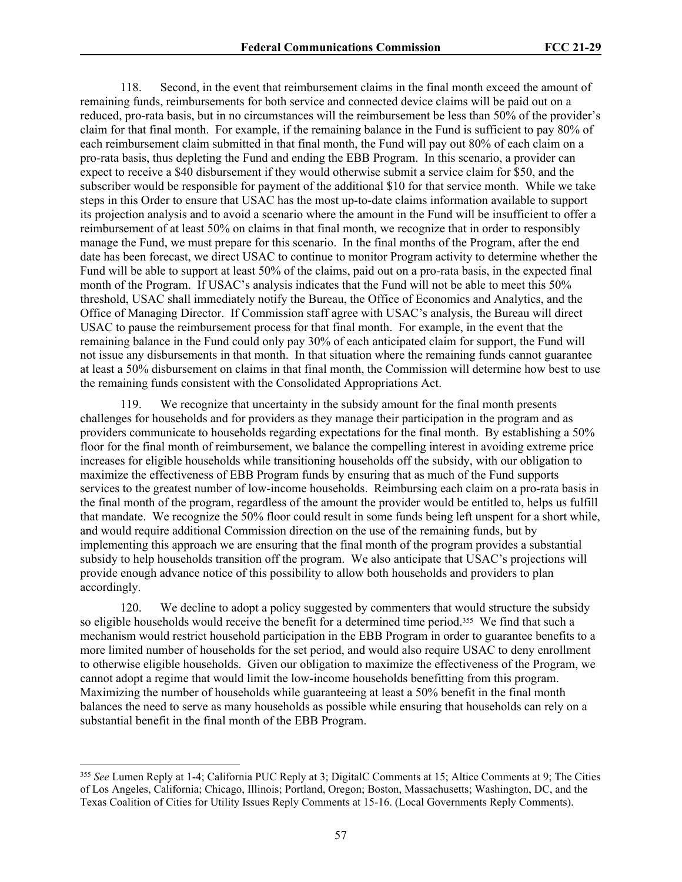118. Second, in the event that reimbursement claims in the final month exceed the amount of remaining funds, reimbursements for both service and connected device claims will be paid out on a reduced, pro-rata basis, but in no circumstances will the reimbursement be less than 50% of the provider's claim for that final month. For example, if the remaining balance in the Fund is sufficient to pay 80% of each reimbursement claim submitted in that final month, the Fund will pay out 80% of each claim on a pro-rata basis, thus depleting the Fund and ending the EBB Program. In this scenario, a provider can expect to receive a $40 disbursement if they would otherwise submit a service claim for $50, and the subscriber would be responsible for payment of the additional $10 for that service month. While we take steps in this Order to ensure that USAC has the most up-to-date claims information available to support its projection analysis and to avoid a scenario where the amount in the Fund will be insufficient to offer a reimbursement of at least 50% on claims in that final month, we recognize that in order to responsibly manage the Fund, we must prepare for this scenario. In the final months of the Program, after the end date has been forecast, we direct USAC to continue to monitor Program activity to determine whether the Fund will be able to support at least 50% of the claims, paid out on a pro-rata basis, in the expected final month of the Program. If USAC's analysis indicates that the Fund will not be able to meet this 50% threshold, USAC shall immediately notify the Bureau, the Office of Economics and Analytics, and the Office of Managing Director. If Commission staff agree with USAC's analysis, the Bureau will direct USAC to pause the reimbursement process for that final month. For example, in the event that the remaining balance in the Fund could only pay 30% of each anticipated claim for support, the Fund will not issue any disbursements in that month. In that situation where the remaining funds cannot guarantee at least a 50% disbursement on claims in that final month, the Commission will determine how best to use the remaining funds consistent with the Consolidated Appropriations Act.

119. We recognize that uncertainty in the subsidy amount for the final month presents challenges for households and for providers as they manage their participation in the program and as providers communicate to households regarding expectations for the final month. By establishing a 50% floor for the final month of reimbursement, we balance the compelling interest in avoiding extreme price increases for eligible households while transitioning households off the subsidy, with our obligation to maximize the effectiveness of EBB Program funds by ensuring that as much of the Fund supports services to the greatest number of low-income households. Reimbursing each claim on a pro-rata basis in the final month of the program, regardless of the amount the provider would be entitled to, helps us fulfill that mandate. We recognize the 50% floor could result in some funds being left unspent for a short while, and would require additional Commission direction on the use of the remaining funds, but by implementing this approach we are ensuring that the final month of the program provides a substantial subsidy to help households transition off the program. We also anticipate that USAC's projections will provide enough advance notice of this possibility to allow both households and providers to plan accordingly.

120. We decline to adopt a policy suggested by commenters that would structure the subsidy so eligible households would receive the benefit for a determined time period.[355] We find that such a mechanism would restrict household participation in the EBB Program in order to guarantee benefits to a more limited number of households for the set period, and would also require USAC to deny enrollment to otherwise eligible households. Given our obligation to maximize the effectiveness of the Program, we cannot adopt a regime that would limit the low-income households benefitting from this program. Maximizing the number of households while guaranteeing at least a 50% benefit in the final month balances the need to serve as many households as possible while ensuring that households can rely on a substantial benefit in the final month of the EBB Program.

---

[355] *See* Lumen Reply at 1-4; California PUC Reply at 3; DigitalC Comments at 15; Altice Comments at 9; The Cities of Los Angeles, California; Chicago, Illinois; Portland, Oregon; Boston, Massachusetts; Washington, DC, and the Texas Coalition of Cities for Utility Issues Reply Comments at 15-16. (Local Governments Reply Comments).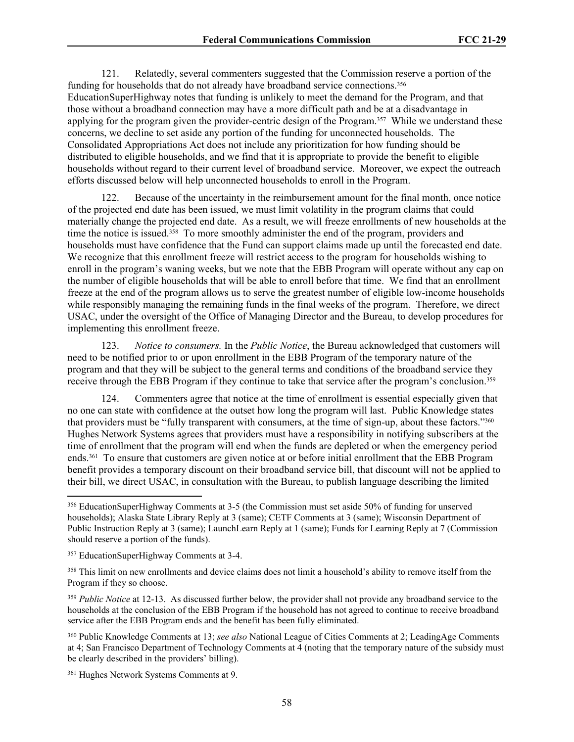121. Relatedly, several commenters suggested that the Commission reserve a portion of the funding for households that do not already have broadband service connections.[356] EducationSuperHighway notes that funding is unlikely to meet the demand for the Program, and that those without a broadband connection may have a more difficult path and be at a disadvantage in applying for the program given the provider-centric design of the Program.[357] While we understand these concerns, we decline to set aside any portion of the funding for unconnected households. The Consolidated Appropriations Act does not include any prioritization for how funding should be distributed to eligible households, and we find that it is appropriate to provide the benefit to eligible households without regard to their current level of broadband service. Moreover, we expect the outreach efforts discussed below will help unconnected households to enroll in the Program.

122. Because of the uncertainty in the reimbursement amount for the final month, once notice of the projected end date has been issued, we must limit volatility in the program claims that could materially change the projected end date. As a result, we will freeze enrollments of new households at the time the notice is issued.[358] To more smoothly administer the end of the program, providers and households must have confidence that the Fund can support claims made up until the forecasted end date. We recognize that this enrollment freeze will restrict access to the program for households wishing to enroll in the program's waning weeks, but we note that the EBB Program will operate without any cap on the number of eligible households that will be able to enroll before that time. We find that an enrollment freeze at the end of the program allows us to serve the greatest number of eligible low-income households while responsibly managing the remaining funds in the final weeks of the program. Therefore, we direct USAC, under the oversight of the Office of Managing Director and the Bureau, to develop procedures for implementing this enrollment freeze.

123. *Notice to consumers.* In the *Public Notice*, the Bureau acknowledged that customers will need to be notified prior to or upon enrollment in the EBB Program of the temporary nature of the program and that they will be subject to the general terms and conditions of the broadband service they receive through the EBB Program if they continue to take that service after the program's conclusion.[359]

124. Commenters agree that notice at the time of enrollment is essential especially given that no one can state with confidence at the outset how long the program will last. Public Knowledge states that providers must be "fully transparent with consumers, at the time of sign-up, about these factors."[360] Hughes Network Systems agrees that providers must have a responsibility in notifying subscribers at the time of enrollment that the program will end when the funds are depleted or when the emergency period ends.[361] To ensure that customers are given notice at or before initial enrollment that the EBB Program benefit provides a temporary discount on their broadband service bill, that discount will not be applied to their bill, we direct USAC, in consultation with the Bureau, to publish language describing the limited

---

[356] EducationSuperHighway Comments at 3-5 (the Commission must set aside 50% of funding for unserved households); Alaska State Library Reply at 3 (same); CETF Comments at 3 (same); Wisconsin Department of Public Instruction Reply at 3 (same); LaunchLearn Reply at 1 (same); Funds for Learning Reply at 7 (Commission should reserve a portion of the funds).

[357] EducationSuperHighway Comments at 3-4.

[358] This limit on new enrollments and device claims does not limit a household's ability to remove itself from the Program if they so choose.

[359] *Public Notice* at 12-13. As discussed further below, the provider shall not provide any broadband service to the households at the conclusion of the EBB Program if the household has not agreed to continue to receive broadband service after the EBB Program ends and the benefit has been fully eliminated.

[360] Public Knowledge Comments at 13; *see also* National League of Cities Comments at 2; LeadingAge Comments at 4; San Francisco Department of Technology Comments at 4 (noting that the temporary nature of the subsidy must be clearly described in the providers' billing).

[361] Hughes Network Systems Comments at 9.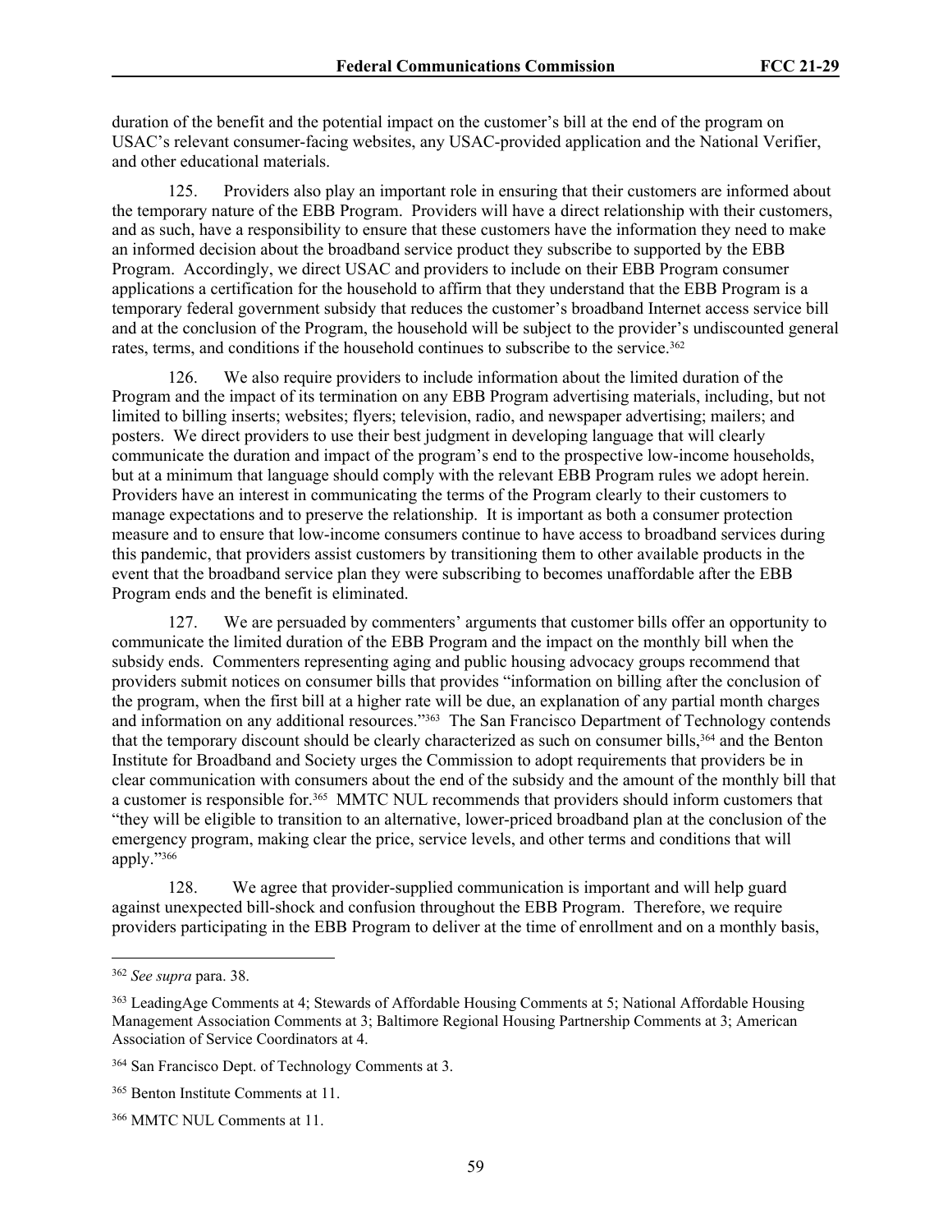duration of the benefit and the potential impact on the customer's bill at the end of the program on USAC's relevant consumer-facing websites, any USAC-provided application and the National Verifier, and other educational materials.

125. Providers also play an important role in ensuring that their customers are informed about the temporary nature of the EBB Program. Providers will have a direct relationship with their customers, and as such, have a responsibility to ensure that these customers have the information they need to make an informed decision about the broadband service product they subscribe to supported by the EBB Program. Accordingly, we direct USAC and providers to include on their EBB Program consumer applications a certification for the household to affirm that they understand that the EBB Program is a temporary federal government subsidy that reduces the customer's broadband Internet access service bill and at the conclusion of the Program, the household will be subject to the provider's undiscounted general rates, terms, and conditions if the household continues to subscribe to the service.[362]

126. We also require providers to include information about the limited duration of the Program and the impact of its termination on any EBB Program advertising materials, including, but not limited to billing inserts; websites; flyers; television, radio, and newspaper advertising; mailers; and posters. We direct providers to use their best judgment in developing language that will clearly communicate the duration and impact of the program's end to the prospective low-income households, but at a minimum that language should comply with the relevant EBB Program rules we adopt herein. Providers have an interest in communicating the terms of the Program clearly to their customers to manage expectations and to preserve the relationship. It is important as both a consumer protection measure and to ensure that low-income consumers continue to have access to broadband services during this pandemic, that providers assist customers by transitioning them to other available products in the event that the broadband service plan they were subscribing to becomes unaffordable after the EBB Program ends and the benefit is eliminated.

127. We are persuaded by commenters' arguments that customer bills offer an opportunity to communicate the limited duration of the EBB Program and the impact on the monthly bill when the subsidy ends. Commenters representing aging and public housing advocacy groups recommend that providers submit notices on consumer bills that provides "information on billing after the conclusion of the program, when the first bill at a higher rate will be due, an explanation of any partial month charges and information on any additional resources."[363] The San Francisco Department of Technology contends that the temporary discount should be clearly characterized as such on consumer bills,[364] and the Benton Institute for Broadband and Society urges the Commission to adopt requirements that providers be in clear communication with consumers about the end of the subsidy and the amount of the monthly bill that a customer is responsible for.[365] MMTC NUL recommends that providers should inform customers that "they will be eligible to transition to an alternative, lower-priced broadband plan at the conclusion of the emergency program, making clear the price, service levels, and other terms and conditions that will apply."[366]

128. We agree that provider-supplied communication is important and will help guard against unexpected bill-shock and confusion throughout the EBB Program. Therefore, we require providers participating in the EBB Program to deliver at the time of enrollment and on a monthly basis,

---

[362] *See supra* para. 38.

[363] LeadingAge Comments at 4; Stewards of Affordable Housing Comments at 5; National Affordable Housing Management Association Comments at 3; Baltimore Regional Housing Partnership Comments at 3; American Association of Service Coordinators at 4.

[364] San Francisco Dept. of Technology Comments at 3.

[365] Benton Institute Comments at 11.

[366] MMTC NUL Comments at 11.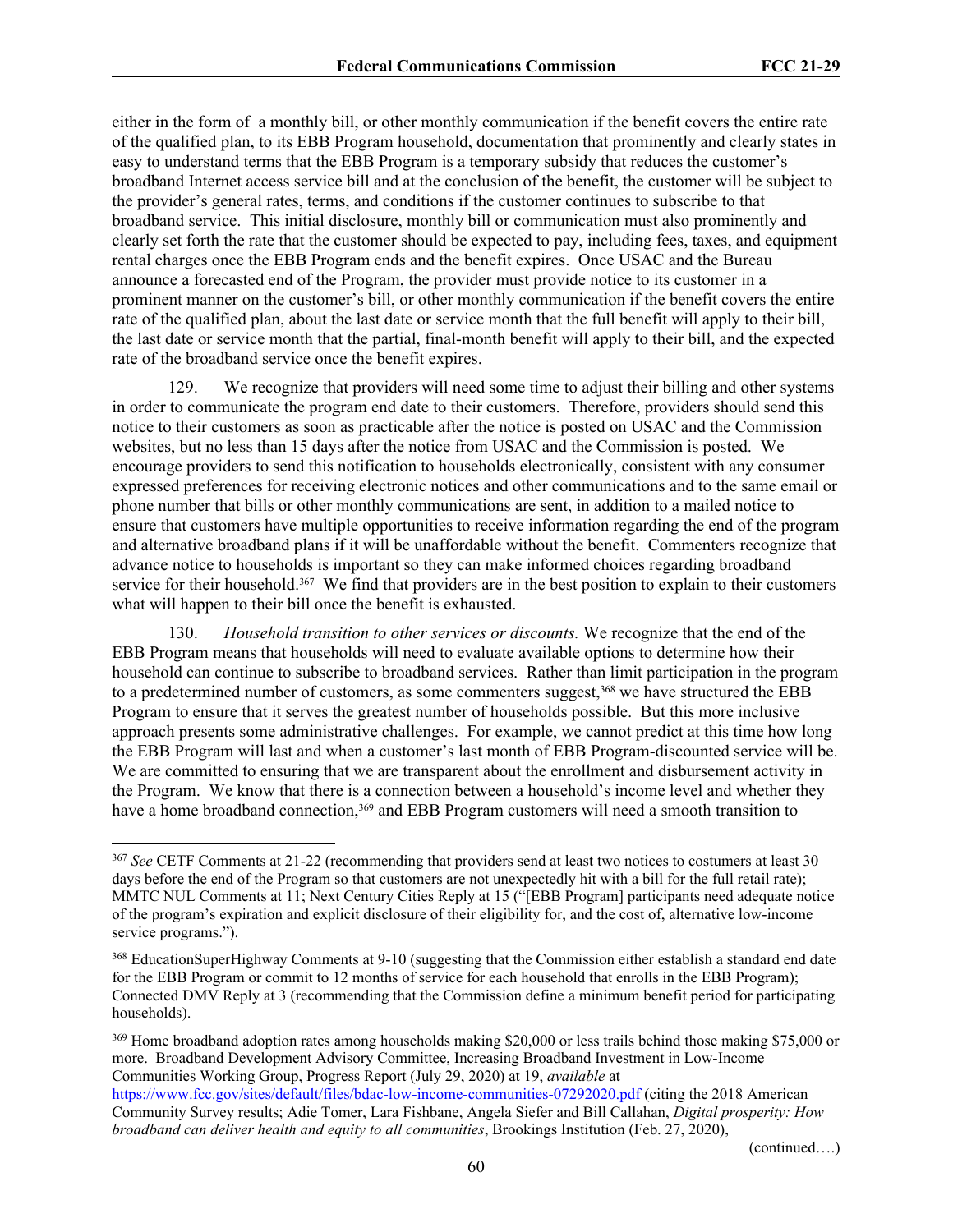either in the form of a monthly bill, or other monthly communication if the benefit covers the entire rate of the qualified plan, to its EBB Program household, documentation that prominently and clearly states in easy to understand terms that the EBB Program is a temporary subsidy that reduces the customer's broadband Internet access service bill and at the conclusion of the benefit, the customer will be subject to the provider's general rates, terms, and conditions if the customer continues to subscribe to that broadband service. This initial disclosure, monthly bill or communication must also prominently and clearly set forth the rate that the customer should be expected to pay, including fees, taxes, and equipment rental charges once the EBB Program ends and the benefit expires. Once USAC and the Bureau announce a forecasted end of the Program, the provider must provide notice to its customer in a prominent manner on the customer's bill, or other monthly communication if the benefit covers the entire rate of the qualified plan, about the last date or service month that the full benefit will apply to their bill, the last date or service month that the partial, final-month benefit will apply to their bill, and the expected rate of the broadband service once the benefit expires.

129. We recognize that providers will need some time to adjust their billing and other systems in order to communicate the program end date to their customers. Therefore, providers should send this notice to their customers as soon as practicable after the notice is posted on USAC and the Commission websites, but no less than 15 days after the notice from USAC and the Commission is posted. We encourage providers to send this notification to households electronically, consistent with any consumer expressed preferences for receiving electronic notices and other communications and to the same email or phone number that bills or other monthly communications are sent, in addition to a mailed notice to ensure that customers have multiple opportunities to receive information regarding the end of the program and alternative broadband plans if it will be unaffordable without the benefit. Commenters recognize that advance notice to households is important so they can make informed choices regarding broadband service for their household.[367] We find that providers are in the best position to explain to their customers what will happen to their bill once the benefit is exhausted.

130. *Household transition to other services or discounts.* We recognize that the end of the EBB Program means that households will need to evaluate available options to determine how their household can continue to subscribe to broadband services. Rather than limit participation in the program to a predetermined number of customers, as some commenters suggest,[368] we have structured the EBB Program to ensure that it serves the greatest number of households possible. But this more inclusive approach presents some administrative challenges. For example, we cannot predict at this time how long the EBB Program will last and when a customer's last month of EBB Program-discounted service will be. We are committed to ensuring that we are transparent about the enrollment and disbursement activity in the Program. We know that there is a connection between a household's income level and whether they have a home broadband connection,[369] and EBB Program customers will need a smooth transition to

---

[367] *See* CETF Comments at 21-22 (recommending that providers send at least two notices to costumers at least 30 days before the end of the Program so that customers are not unexpectedly hit with a bill for the full retail rate); MMTC NUL Comments at 11; Next Century Cities Reply at 15 ("[EBB Program] participants need adequate notice of the program's expiration and explicit disclosure of their eligibility for, and the cost of, alternative low-income service programs.").

[368] EducationSuperHighway Comments at 9-10 (suggesting that the Commission either establish a standard end date for the EBB Program or commit to 12 months of service for each household that enrolls in the EBB Program); Connected DMV Reply at 3 (recommending that the Commission define a minimum benefit period for participating households).

[369] Home broadband adoption rates among households making $20,000 or less trails behind those making $75,000 or more. Broadband Development Advisory Committee, Increasing Broadband Investment in Low-Income Communities Working Group, Progress Report (July 29, 2020) at 19, *available* at https://www.fcc.gov/sites/default/files/bdac-low-income-communities-07292020.pdf (citing the 2018 American Community Survey results; Adie Tomer, Lara Fishbane, Angela Siefer and Bill Callahan, *Digital prosperity: How broadband can deliver health and equity to all communities*, Brookings Institution (Feb. 27, 2020),

(continued….)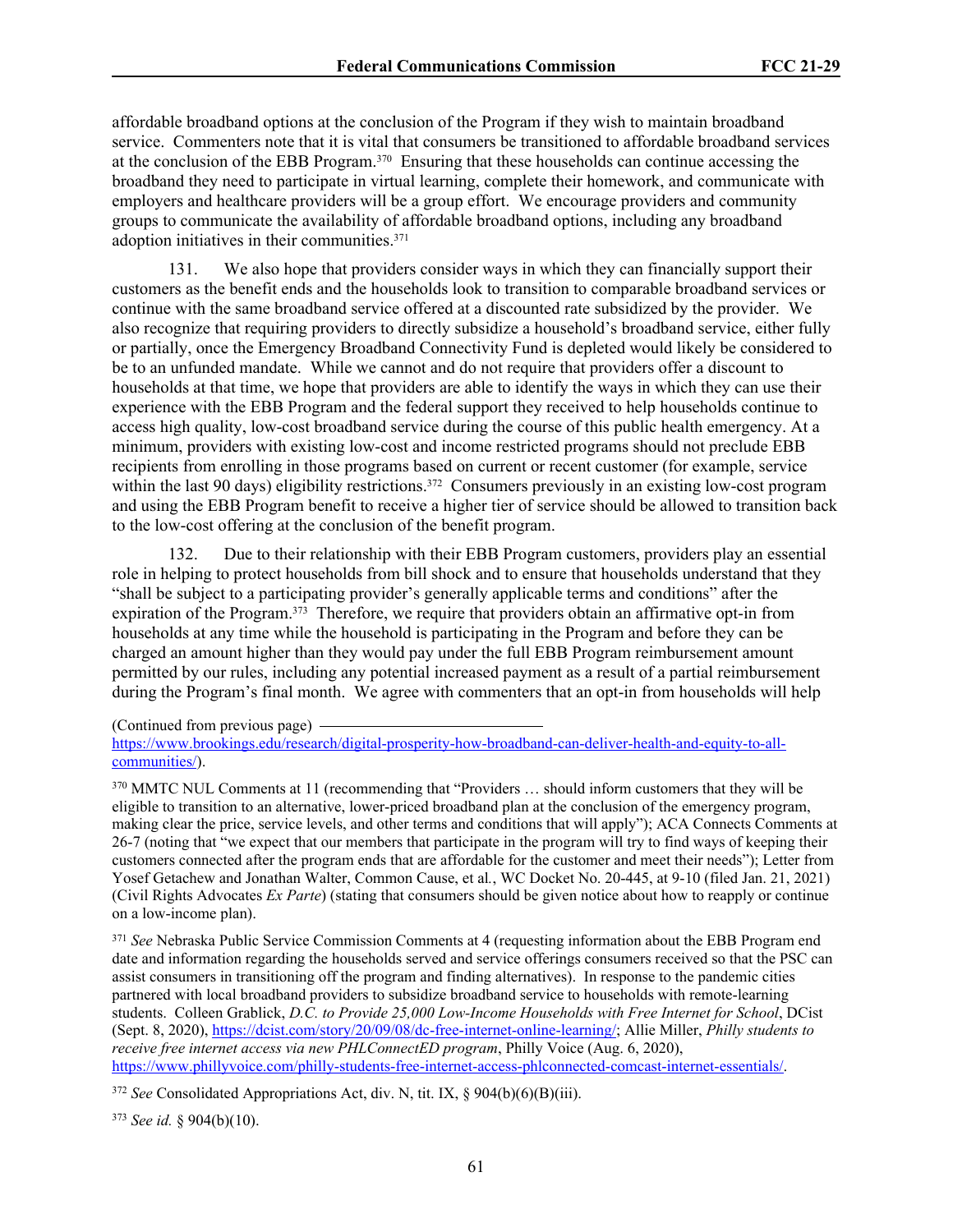affordable broadband options at the conclusion of the Program if they wish to maintain broadband service. Commenters note that it is vital that consumers be transitioned to affordable broadband services at the conclusion of the EBB Program.[370] Ensuring that these households can continue accessing the broadband they need to participate in virtual learning, complete their homework, and communicate with employers and healthcare providers will be a group effort. We encourage providers and community groups to communicate the availability of affordable broadband options, including any broadband adoption initiatives in their communities.[371]

131. We also hope that providers consider ways in which they can financially support their customers as the benefit ends and the households look to transition to comparable broadband services or continue with the same broadband service offered at a discounted rate subsidized by the provider. We also recognize that requiring providers to directly subsidize a household's broadband service, either fully or partially, once the Emergency Broadband Connectivity Fund is depleted would likely be considered to be to an unfunded mandate. While we cannot and do not require that providers offer a discount to households at that time, we hope that providers are able to identify the ways in which they can use their experience with the EBB Program and the federal support they received to help households continue to access high quality, low-cost broadband service during the course of this public health emergency. At a minimum, providers with existing low-cost and income restricted programs should not preclude EBB recipients from enrolling in those programs based on current or recent customer (for example, service within the last 90 days) eligibility restrictions.[372] Consumers previously in an existing low-cost program and using the EBB Program benefit to receive a higher tier of service should be allowed to transition back to the low-cost offering at the conclusion of the benefit program.

132. Due to their relationship with their EBB Program customers, providers play an essential role in helping to protect households from bill shock and to ensure that households understand that they "shall be subject to a participating provider's generally applicable terms and conditions" after the expiration of the Program.[373] Therefore, we require that providers obtain an affirmative opt-in from households at any time while the household is participating in the Program and before they can be charged an amount higher than they would pay under the full EBB Program reimbursement amount permitted by our rules, including any potential increased payment as a result of a partial reimbursement during the Program's final month. We agree with commenters that an opt-in from households will help

(Continued from previous page)
https://www.brookings.edu/research/digital-prosperity-how-broadband-can-deliver-health-and-equity-to-all-communities/).

[370] MMTC NUL Comments at 11 (recommending that "Providers … should inform customers that they will be eligible to transition to an alternative, lower-priced broadband plan at the conclusion of the emergency program, making clear the price, service levels, and other terms and conditions that will apply"); ACA Connects Comments at 26-7 (noting that "we expect that our members that participate in the program will try to find ways of keeping their customers connected after the program ends that are affordable for the customer and meet their needs"); Letter from Yosef Getachew and Jonathan Walter, Common Cause, et al., WC Docket No. 20-445, at 9-10 (filed Jan. 21, 2021) (Civil Rights Advocates *Ex Parte*) (stating that consumers should be given notice about how to reapply or continue on a low-income plan).

[371] *See* Nebraska Public Service Commission Comments at 4 (requesting information about the EBB Program end date and information regarding the households served and service offerings consumers received so that the PSC can assist consumers in transitioning off the program and finding alternatives). In response to the pandemic cities partnered with local broadband providers to subsidize broadband service to households with remote-learning students. Colleen Grablick, *D.C. to Provide 25,000 Low-Income Households with Free Internet for School*, DCist (Sept. 8, 2020), https://dcist.com/story/20/09/08/dc-free-internet-online-learning/; Allie Miller, *Philly students to receive free internet access via new PHLConnectED program*, Philly Voice (Aug. 6, 2020), https://www.phillyvoice.com/philly-students-free-internet-access-phlconnected-comcast-internet-essentials/.

[372] *See* Consolidated Appropriations Act, div. N, tit. IX, § 904(b)(6)(B)(iii).

[373] *See id.* § 904(b)(10).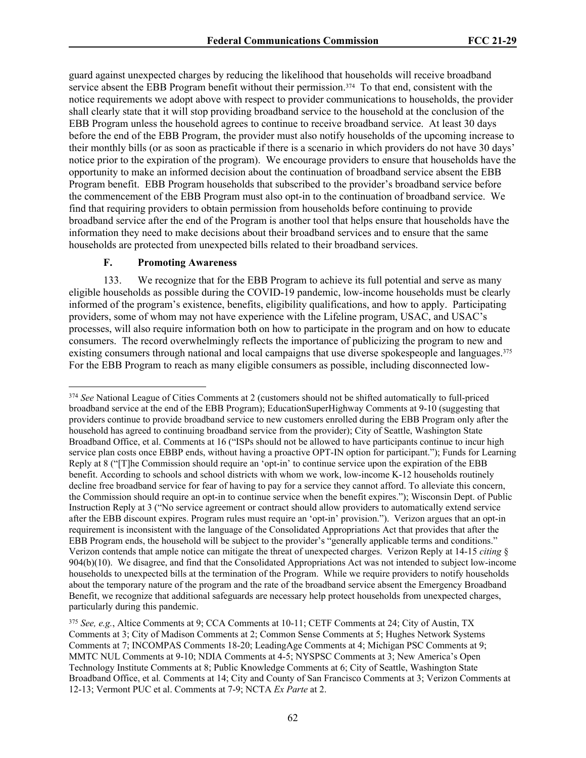guard against unexpected charges by reducing the likelihood that households will receive broadband service absent the EBB Program benefit without their permission.[374] To that end, consistent with the notice requirements we adopt above with respect to provider communications to households, the provider shall clearly state that it will stop providing broadband service to the household at the conclusion of the EBB Program unless the household agrees to continue to receive broadband service. At least 30 days before the end of the EBB Program, the provider must also notify households of the upcoming increase to their monthly bills (or as soon as practicable if there is a scenario in which providers do not have 30 days' notice prior to the expiration of the program). We encourage providers to ensure that households have the opportunity to make an informed decision about the continuation of broadband service absent the EBB Program benefit. EBB Program households that subscribed to the provider's broadband service before the commencement of the EBB Program must also opt-in to the continuation of broadband service. We find that requiring providers to obtain permission from households before continuing to provide broadband service after the end of the Program is another tool that helps ensure that households have the information they need to make decisions about their broadband services and to ensure that the same households are protected from unexpected bills related to their broadband services.

### F. Promoting Awareness

133. We recognize that for the EBB Program to achieve its full potential and serve as many eligible households as possible during the COVID-19 pandemic, low-income households must be clearly informed of the program's existence, benefits, eligibility qualifications, and how to apply. Participating providers, some of whom may not have experience with the Lifeline program, USAC, and USAC's processes, will also require information both on how to participate in the program and on how to educate consumers. The record overwhelmingly reflects the importance of publicizing the program to new and existing consumers through national and local campaigns that use diverse spokespeople and languages.[375] For the EBB Program to reach as many eligible consumers as possible, including disconnected low-

---

[374] *See* National League of Cities Comments at 2 (customers should not be shifted automatically to full-priced broadband service at the end of the EBB Program); EducationSuperHighway Comments at 9-10 (suggesting that providers continue to provide broadband service to new customers enrolled during the EBB Program only after the household has agreed to continuing broadband service from the provider); City of Seattle, Washington State Broadband Office, et al. Comments at 16 ("ISPs should not be allowed to have participants continue to incur high service plan costs once EBBP ends, without having a proactive OPT-IN option for participant."); Funds for Learning Reply at 8 ("[T]he Commission should require an 'opt-in' to continue service upon the expiration of the EBB benefit. According to schools and school districts with whom we work, low-income K-12 households routinely decline free broadband service for fear of having to pay for a service they cannot afford. To alleviate this concern, the Commission should require an opt-in to continue service when the benefit expires."); Wisconsin Dept. of Public Instruction Reply at 3 ("No service agreement or contract should allow providers to automatically extend service after the EBB discount expires. Program rules must require an 'opt-in' provision."). Verizon argues that an opt-in requirement is inconsistent with the language of the Consolidated Appropriations Act that provides that after the EBB Program ends, the household will be subject to the provider's "generally applicable terms and conditions." Verizon contends that ample notice can mitigate the threat of unexpected charges. Verizon Reply at 14-15 *citing* § 904(b)(10). We disagree, and find that the Consolidated Appropriations Act was not intended to subject low-income households to unexpected bills at the termination of the Program. While we require providers to notify households about the temporary nature of the program and the rate of the broadband service absent the Emergency Broadband Benefit, we recognize that additional safeguards are necessary help protect households from unexpected charges, particularly during this pandemic.

[375] *See, e.g.*, Altice Comments at 9; CCA Comments at 10-11; CETF Comments at 24; City of Austin, TX Comments at 3; City of Madison Comments at 2; Common Sense Comments at 5; Hughes Network Systems Comments at 7; INCOMPAS Comments 18-20; LeadingAge Comments at 4; Michigan PSC Comments at 9; MMTC NUL Comments at 9-10; NDIA Comments at 4-5; NYSPSC Comments at 3; New America's Open Technology Institute Comments at 8; Public Knowledge Comments at 6; City of Seattle, Washington State Broadband Office, et al*.* Comments at 14; City and County of San Francisco Comments at 3; Verizon Comments at 12-13; Vermont PUC et al. Comments at 7-9; NCTA *Ex Parte* at 2.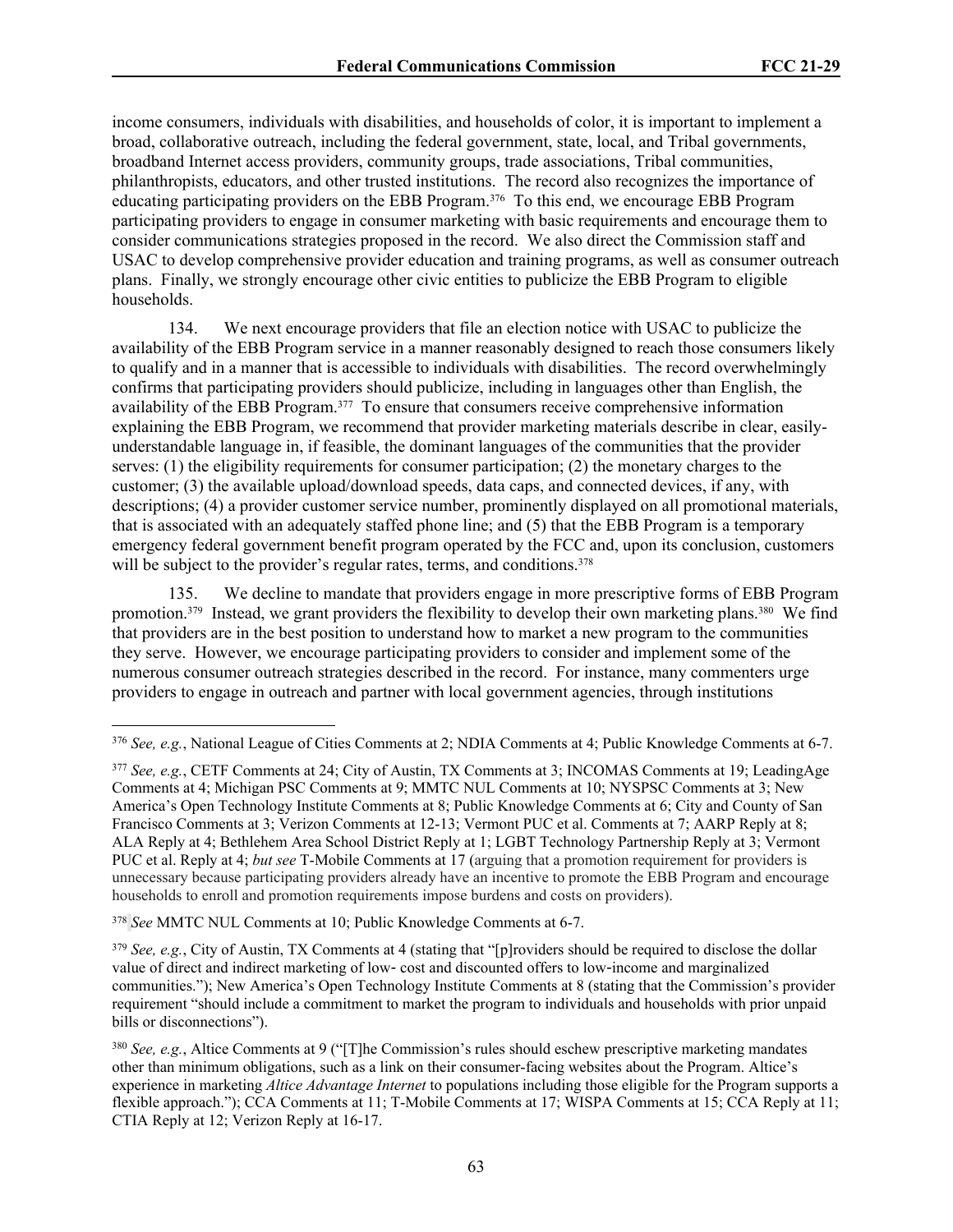income consumers, individuals with disabilities, and households of color, it is important to implement a broad, collaborative outreach, including the federal government, state, local, and Tribal governments, broadband Internet access providers, community groups, trade associations, Tribal communities, philanthropists, educators, and other trusted institutions. The record also recognizes the importance of educating participating providers on the EBB Program.[376] To this end, we encourage EBB Program participating providers to engage in consumer marketing with basic requirements and encourage them to consider communications strategies proposed in the record. We also direct the Commission staff and USAC to develop comprehensive provider education and training programs, as well as consumer outreach plans. Finally, we strongly encourage other civic entities to publicize the EBB Program to eligible households.

134. We next encourage providers that file an election notice with USAC to publicize the availability of the EBB Program service in a manner reasonably designed to reach those consumers likely to qualify and in a manner that is accessible to individuals with disabilities. The record overwhelmingly confirms that participating providers should publicize, including in languages other than English, the availability of the EBB Program.[377] To ensure that consumers receive comprehensive information explaining the EBB Program, we recommend that provider marketing materials describe in clear, easily-understandable language in, if feasible, the dominant languages of the communities that the provider serves: (1) the eligibility requirements for consumer participation; (2) the monetary charges to the customer; (3) the available upload/download speeds, data caps, and connected devices, if any, with descriptions; (4) a provider customer service number, prominently displayed on all promotional materials, that is associated with an adequately staffed phone line; and (5) that the EBB Program is a temporary emergency federal government benefit program operated by the FCC and, upon its conclusion, customers will be subject to the provider's regular rates, terms, and conditions.[378]

135. We decline to mandate that providers engage in more prescriptive forms of EBB Program promotion.[379] Instead, we grant providers the flexibility to develop their own marketing plans.[380] We find that providers are in the best position to understand how to market a new program to the communities they serve. However, we encourage participating providers to consider and implement some of the numerous consumer outreach strategies described in the record. For instance, many commenters urge providers to engage in outreach and partner with local government agencies, through institutions

---

[376] *See, e.g.*, National League of Cities Comments at 2; NDIA Comments at 4; Public Knowledge Comments at 6-7.

[377] *See, e.g.*, CETF Comments at 24; City of Austin, TX Comments at 3; INCOMAS Comments at 19; LeadingAge Comments at 4; Michigan PSC Comments at 9; MMTC NUL Comments at 10; NYSPSC Comments at 3; New America's Open Technology Institute Comments at 8; Public Knowledge Comments at 6; City and County of San Francisco Comments at 3; Verizon Comments at 12-13; Vermont PUC et al. Comments at 7; AARP Reply at 8; ALA Reply at 4; Bethlehem Area School District Reply at 1; LGBT Technology Partnership Reply at 3; Vermont PUC et al. Reply at 4; *but see* T-Mobile Comments at 17 (arguing that a promotion requirement for providers is unnecessary because participating providers already have an incentive to promote the EBB Program and encourage households to enroll and promotion requirements impose burdens and costs on providers).

[378] *See* MMTC NUL Comments at 10; Public Knowledge Comments at 6-7.

[379] *See, e.g.*, City of Austin, TX Comments at 4 (stating that "[p]roviders should be required to disclose the dollar value of direct and indirect marketing of low- cost and discounted offers to low-income and marginalized communities."); New America's Open Technology Institute Comments at 8 (stating that the Commission's provider requirement "should include a commitment to market the program to individuals and households with prior unpaid bills or disconnections").

[380] *See, e.g.*, Altice Comments at 9 ("[T]he Commission's rules should eschew prescriptive marketing mandates other than minimum obligations, such as a link on their consumer-facing websites about the Program. Altice's experience in marketing *Altice Advantage Internet* to populations including those eligible for the Program supports a flexible approach."); CCA Comments at 11; T-Mobile Comments at 17; WISPA Comments at 15; CCA Reply at 11; CTIA Reply at 12; Verizon Reply at 16-17.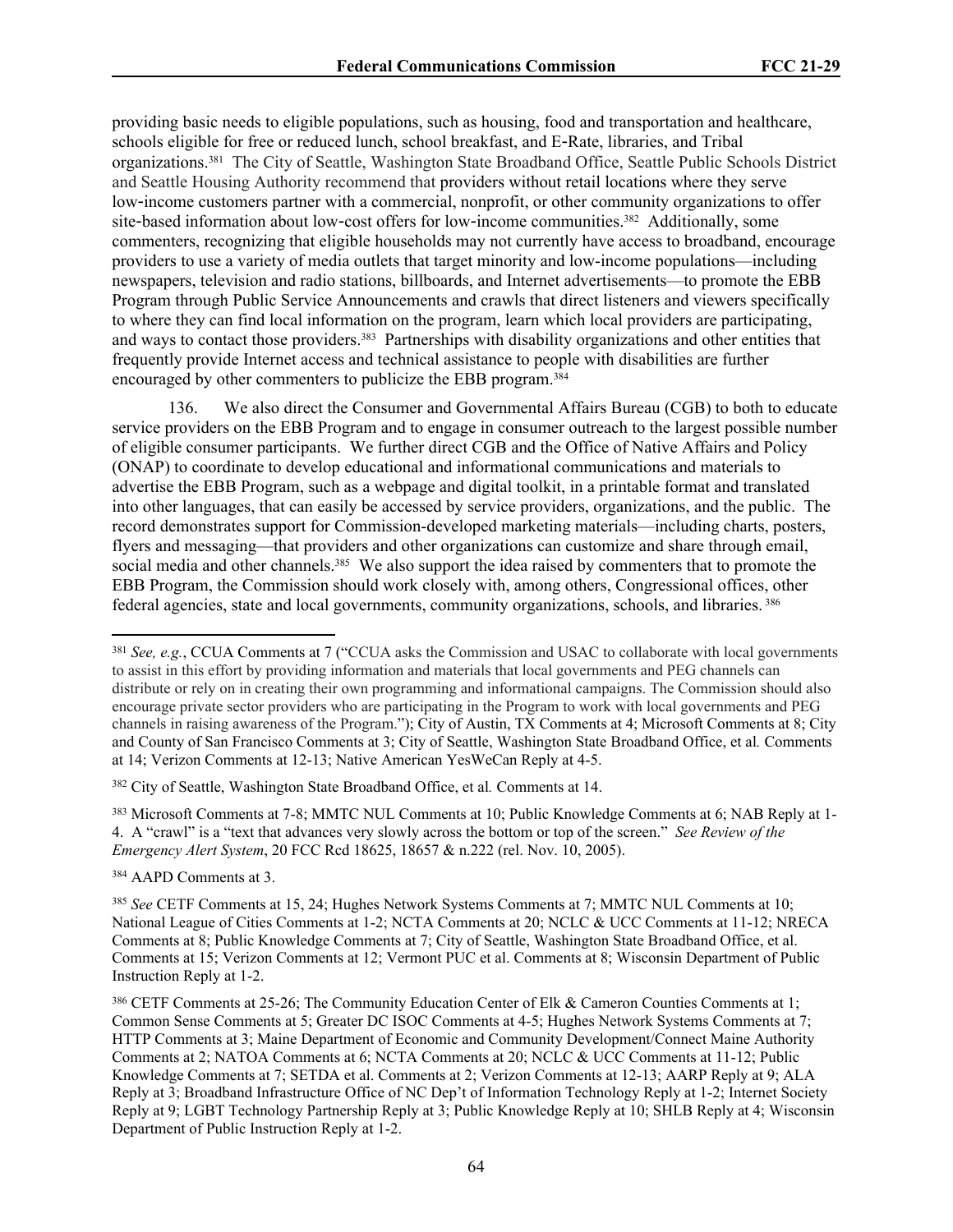providing basic needs to eligible populations, such as housing, food and transportation and healthcare, schools eligible for free or reduced lunch, school breakfast, and E-Rate, libraries, and Tribal organizations.[381] The City of Seattle, Washington State Broadband Office, Seattle Public Schools District and Seattle Housing Authority recommend that providers without retail locations where they serve low-income customers partner with a commercial, nonprofit, or other community organizations to offer site-based information about low-cost offers for low-income communities.[382] Additionally, some commenters, recognizing that eligible households may not currently have access to broadband, encourage providers to use a variety of media outlets that target minority and low-income populations—including newspapers, television and radio stations, billboards, and Internet advertisements—to promote the EBB Program through Public Service Announcements and crawls that direct listeners and viewers specifically to where they can find local information on the program, learn which local providers are participating, and ways to contact those providers.[383] Partnerships with disability organizations and other entities that frequently provide Internet access and technical assistance to people with disabilities are further encouraged by other commenters to publicize the EBB program.[384]

136. We also direct the Consumer and Governmental Affairs Bureau (CGB) to both to educate service providers on the EBB Program and to engage in consumer outreach to the largest possible number of eligible consumer participants. We further direct CGB and the Office of Native Affairs and Policy (ONAP) to coordinate to develop educational and informational communications and materials to advertise the EBB Program, such as a webpage and digital toolkit, in a printable format and translated into other languages, that can easily be accessed by service providers, organizations, and the public. The record demonstrates support for Commission-developed marketing materials—including charts, posters, flyers and messaging—that providers and other organizations can customize and share through email, social media and other channels.[385] We also support the idea raised by commenters that to promote the EBB Program, the Commission should work closely with, among others, Congressional offices, other federal agencies, state and local governments, community organizations, schools, and libraries.[386]

---

[381] *See, e.g.*, CCUA Comments at 7 ("CCUA asks the Commission and USAC to collaborate with local governments to assist in this effort by providing information and materials that local governments and PEG channels can distribute or rely on in creating their own programming and informational campaigns. The Commission should also encourage private sector providers who are participating in the Program to work with local governments and PEG channels in raising awareness of the Program."); City of Austin, TX Comments at 4; Microsoft Comments at 8; City and County of San Francisco Comments at 3; City of Seattle, Washington State Broadband Office, et al*.* Comments at 14; Verizon Comments at 12-13; Native American YesWeCan Reply at 4-5.

[382] City of Seattle, Washington State Broadband Office, et al*.* Comments at 14.

[383] Microsoft Comments at 7-8; MMTC NUL Comments at 10; Public Knowledge Comments at 6; NAB Reply at 1-4. A "crawl" is a "text that advances very slowly across the bottom or top of the screen." *See Review of the Emergency Alert System*, 20 FCC Rcd 18625, 18657 & n.222 (rel. Nov. 10, 2005).

[384] AAPD Comments at 3.

[385] *See* CETF Comments at 15, 24; Hughes Network Systems Comments at 7; MMTC NUL Comments at 10; National League of Cities Comments at 1-2; NCTA Comments at 20; NCLC & UCC Comments at 11-12; NRECA Comments at 8; Public Knowledge Comments at 7; City of Seattle, Washington State Broadband Office, et al. Comments at 15; Verizon Comments at 12; Vermont PUC et al. Comments at 8; Wisconsin Department of Public Instruction Reply at 1-2.

[386] CETF Comments at 25-26; The Community Education Center of Elk & Cameron Counties Comments at 1; Common Sense Comments at 5; Greater DC ISOC Comments at 4-5; Hughes Network Systems Comments at 7; HTTP Comments at 3; Maine Department of Economic and Community Development/Connect Maine Authority Comments at 2; NATOA Comments at 6; NCTA Comments at 20; NCLC & UCC Comments at 11-12; Public Knowledge Comments at 7; SETDA et al. Comments at 2; Verizon Comments at 12-13; AARP Reply at 9; ALA Reply at 3; Broadband Infrastructure Office of NC Dep't of Information Technology Reply at 1-2; Internet Society Reply at 9; LGBT Technology Partnership Reply at 3; Public Knowledge Reply at 10; SHLB Reply at 4; Wisconsin Department of Public Instruction Reply at 1-2.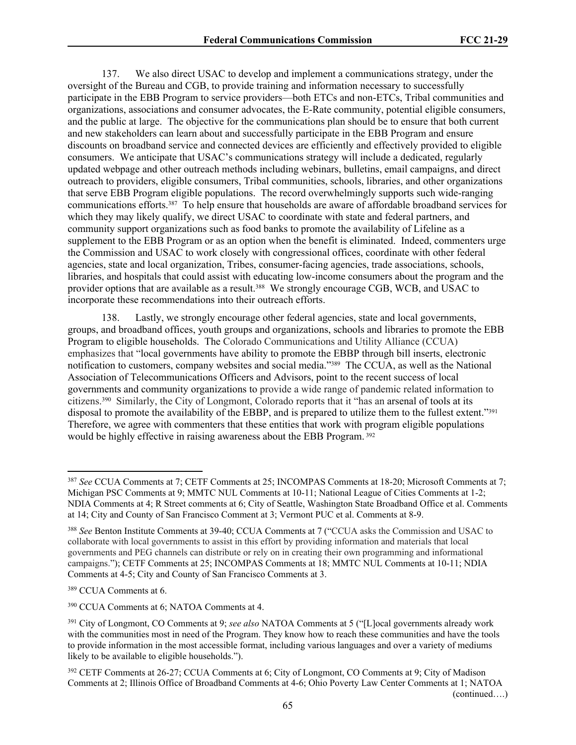137. We also direct USAC to develop and implement a communications strategy, under the oversight of the Bureau and CGB, to provide training and information necessary to successfully participate in the EBB Program to service providers—both ETCs and non-ETCs, Tribal communities and organizations, associations and consumer advocates, the E-Rate community, potential eligible consumers, and the public at large. The objective for the communications plan should be to ensure that both current and new stakeholders can learn about and successfully participate in the EBB Program and ensure discounts on broadband service and connected devices are efficiently and effectively provided to eligible consumers. We anticipate that USAC's communications strategy will include a dedicated, regularly updated webpage and other outreach methods including webinars, bulletins, email campaigns, and direct outreach to providers, eligible consumers, Tribal communities, schools, libraries, and other organizations that serve EBB Program eligible populations. The record overwhelmingly supports such wide-ranging communications efforts.[387] To help ensure that households are aware of affordable broadband services for which they may likely qualify, we direct USAC to coordinate with state and federal partners, and community support organizations such as food banks to promote the availability of Lifeline as a supplement to the EBB Program or as an option when the benefit is eliminated. Indeed, commenters urge the Commission and USAC to work closely with congressional offices, coordinate with other federal agencies, state and local organization, Tribes, consumer-facing agencies, trade associations, schools, libraries, and hospitals that could assist with educating low-income consumers about the program and the provider options that are available as a result.[388] We strongly encourage CGB, WCB, and USAC to incorporate these recommendations into their outreach efforts.

138. Lastly, we strongly encourage other federal agencies, state and local governments, groups, and broadband offices, youth groups and organizations, schools and libraries to promote the EBB Program to eligible households. The Colorado Communications and Utility Alliance (CCUA) emphasizes that "local governments have ability to promote the EBBP through bill inserts, electronic notification to customers, company websites and social media."[389] The CCUA, as well as the National Association of Telecommunications Officers and Advisors, point to the recent success of local governments and community organizations to provide a wide range of pandemic related information to citizens.[390] Similarly, the City of Longmont, Colorado reports that it "has an arsenal of tools at its disposal to promote the availability of the EBBP, and is prepared to utilize them to the fullest extent."[391] Therefore, we agree with commenters that these entities that work with program eligible populations would be highly effective in raising awareness about the EBB Program.[392]

---

[387] *See* CCUA Comments at 7; CETF Comments at 25; INCOMPAS Comments at 18-20; Microsoft Comments at 7; Michigan PSC Comments at 9; MMTC NUL Comments at 10-11; National League of Cities Comments at 1-2; NDIA Comments at 4; R Street comments at 6; City of Seattle, Washington State Broadband Office et al. Comments at 14; City and County of San Francisco Comment at 3; Vermont PUC et al. Comments at 8-9.

[388] *See* Benton Institute Comments at 39-40; CCUA Comments at 7 ("CCUA asks the Commission and USAC to collaborate with local governments to assist in this effort by providing information and materials that local governments and PEG channels can distribute or rely on in creating their own programming and informational campaigns."); CETF Comments at 25; INCOMPAS Comments at 18; MMTC NUL Comments at 10-11; NDIA Comments at 4-5; City and County of San Francisco Comments at 3.

[389] CCUA Comments at 6.

[390] CCUA Comments at 6; NATOA Comments at 4.

[391] City of Longmont, CO Comments at 9; *see also* NATOA Comments at 5 ("[L]ocal governments already work with the communities most in need of the Program. They know how to reach these communities and have the tools to provide information in the most accessible format, including various languages and over a variety of mediums likely to be available to eligible households.").

[392] CETF Comments at 26-27; CCUA Comments at 6; City of Longmont, CO Comments at 9; City of Madison Comments at 2; Illinois Office of Broadband Comments at 4-6; Ohio Poverty Law Center Comments at 1; NATOA

(continued….)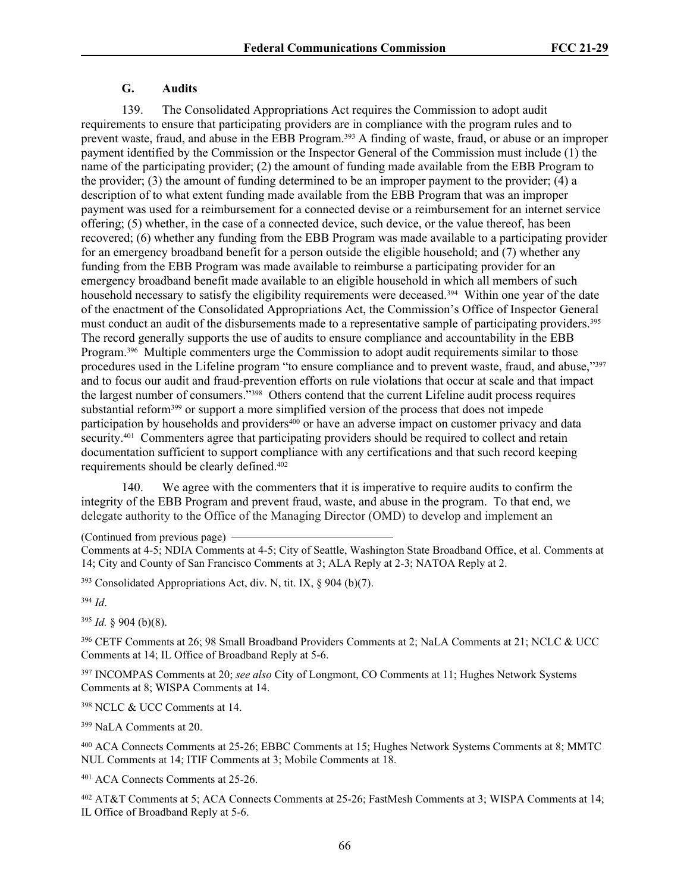### G. Audits

139. The Consolidated Appropriations Act requires the Commission to adopt audit requirements to ensure that participating providers are in compliance with the program rules and to prevent waste, fraud, and abuse in the EBB Program.[393] A finding of waste, fraud, or abuse or an improper payment identified by the Commission or the Inspector General of the Commission must include (1) the name of the participating provider; (2) the amount of funding made available from the EBB Program to the provider; (3) the amount of funding determined to be an improper payment to the provider; (4) a description of to what extent funding made available from the EBB Program that was an improper payment was used for a reimbursement for a connected devise or a reimbursement for an internet service offering; (5) whether, in the case of a connected device, such device, or the value thereof, has been recovered; (6) whether any funding from the EBB Program was made available to a participating provider for an emergency broadband benefit for a person outside the eligible household; and (7) whether any funding from the EBB Program was made available to reimburse a participating provider for an emergency broadband benefit made available to an eligible household in which all members of such household necessary to satisfy the eligibility requirements were deceased.[394] Within one year of the date of the enactment of the Consolidated Appropriations Act, the Commission's Office of Inspector General must conduct an audit of the disbursements made to a representative sample of participating providers.[395] The record generally supports the use of audits to ensure compliance and accountability in the EBB Program.[396] Multiple commenters urge the Commission to adopt audit requirements similar to those procedures used in the Lifeline program "to ensure compliance and to prevent waste, fraud, and abuse,"[397] and to focus our audit and fraud-prevention efforts on rule violations that occur at scale and that impact the largest number of consumers."[398] Others contend that the current Lifeline audit process requires substantial reform[399] or support a more simplified version of the process that does not impede participation by households and providers[400] or have an adverse impact on customer privacy and data security.[401] Commenters agree that participating providers should be required to collect and retain documentation sufficient to support compliance with any certifications and that such record keeping requirements should be clearly defined.[402]

140. We agree with the commenters that it is imperative to require audits to confirm the integrity of the EBB Program and prevent fraud, waste, and abuse in the program. To that end, we delegate authority to the Office of the Managing Director (OMD) to develop and implement an

(Continued from previous page)

Comments at 4-5; NDIA Comments at 4-5; City of Seattle, Washington State Broadband Office, et al. Comments at 14; City and County of San Francisco Comments at 3; ALA Reply at 2-3; NATOA Reply at 2.

[393] Consolidated Appropriations Act, div. N, tit. IX, § 904 (b)(7).

[394] *Id*.

[395] *Id.* § 904 (b)(8).

[396] CETF Comments at 26; 98 Small Broadband Providers Comments at 2; NaLA Comments at 21; NCLC & UCC Comments at 14; IL Office of Broadband Reply at 5-6.

[397] INCOMPAS Comments at 20; *see also* City of Longmont, CO Comments at 11; Hughes Network Systems Comments at 8; WISPA Comments at 14.

[398] NCLC & UCC Comments at 14.

[399] NaLA Comments at 20.

[400] ACA Connects Comments at 25-26; EBBC Comments at 15; Hughes Network Systems Comments at 8; MMTC NUL Comments at 14; ITIF Comments at 3; Mobile Comments at 18.

[401] ACA Connects Comments at 25-26.

[402] AT&T Comments at 5; ACA Connects Comments at 25-26; FastMesh Comments at 3; WISPA Comments at 14; IL Office of Broadband Reply at 5-6.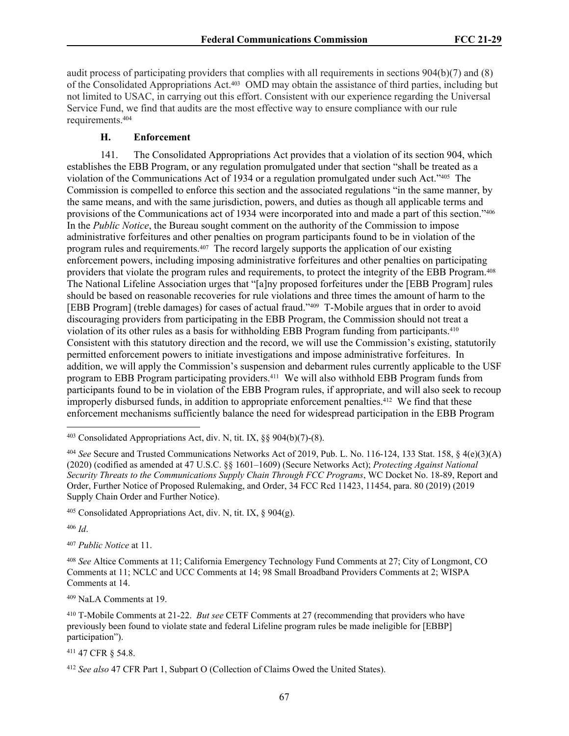audit process of participating providers that complies with all requirements in sections 904(b)(7) and (8) of the Consolidated Appropriations Act.[403] OMD may obtain the assistance of third parties, including but not limited to USAC, in carrying out this effort. Consistent with our experience regarding the Universal Service Fund, we find that audits are the most effective way to ensure compliance with our rule requirements.[404]

### H. Enforcement

141. The Consolidated Appropriations Act provides that a violation of its section 904, which establishes the EBB Program, or any regulation promulgated under that section "shall be treated as a violation of the Communications Act of 1934 or a regulation promulgated under such Act."[405] The Commission is compelled to enforce this section and the associated regulations "in the same manner, by the same means, and with the same jurisdiction, powers, and duties as though all applicable terms and provisions of the Communications act of 1934 were incorporated into and made a part of this section."[406] In the *Public Notice*, the Bureau sought comment on the authority of the Commission to impose administrative forfeitures and other penalties on program participants found to be in violation of the program rules and requirements.[407] The record largely supports the application of our existing enforcement powers, including imposing administrative forfeitures and other penalties on participating providers that violate the program rules and requirements, to protect the integrity of the EBB Program.[408] The National Lifeline Association urges that "[a]ny proposed forfeitures under the [EBB Program] rules should be based on reasonable recoveries for rule violations and three times the amount of harm to the [EBB Program] (treble damages) for cases of actual fraud."[409] T-Mobile argues that in order to avoid discouraging providers from participating in the EBB Program, the Commission should not treat a violation of its other rules as a basis for withholding EBB Program funding from participants.[410] Consistent with this statutory direction and the record, we will use the Commission's existing, statutorily permitted enforcement powers to initiate investigations and impose administrative forfeitures. In addition, we will apply the Commission's suspension and debarment rules currently applicable to the USF program to EBB Program participating providers.[411] We will also withhold EBB Program funds from participants found to be in violation of the EBB Program rules, if appropriate, and will also seek to recoup improperly disbursed funds, in addition to appropriate enforcement penalties.[412] We find that these enforcement mechanisms sufficiently balance the need for widespread participation in the EBB Program

---

[403] Consolidated Appropriations Act, div. N, tit. IX, §§ 904(b)(7)-(8).

[404] *See* Secure and Trusted Communications Networks Act of 2019, Pub. L. No. 116-124, 133 Stat. 158, § 4(e)(3)(A) (2020) (codified as amended at 47 U.S.C. §§ 1601–1609) (Secure Networks Act); *Protecting Against National Security Threats to the Communications Supply Chain Through FCC Programs*, WC Docket No. 18-89, Report and Order, Further Notice of Proposed Rulemaking, and Order, 34 FCC Rcd 11423, 11454, para. 80 (2019) (2019 Supply Chain Order and Further Notice).

[405] Consolidated Appropriations Act, div. N, tit. IX, § 904(g).

[406] *Id*.

[407] *Public Notice* at 11.

[408] *See* Altice Comments at 11; California Emergency Technology Fund Comments at 27; City of Longmont, CO Comments at 11; NCLC and UCC Comments at 14; 98 Small Broadband Providers Comments at 2; WISPA Comments at 14.

[409] NaLA Comments at 19.

[410] T-Mobile Comments at 21-22. *But see* CETF Comments at 27 (recommending that providers who have previously been found to violate state and federal Lifeline program rules be made ineligible for [EBBP] participation").

[411] 47 CFR § 54.8.

[412] *See also* 47 CFR Part 1, Subpart O (Collection of Claims Owed the United States).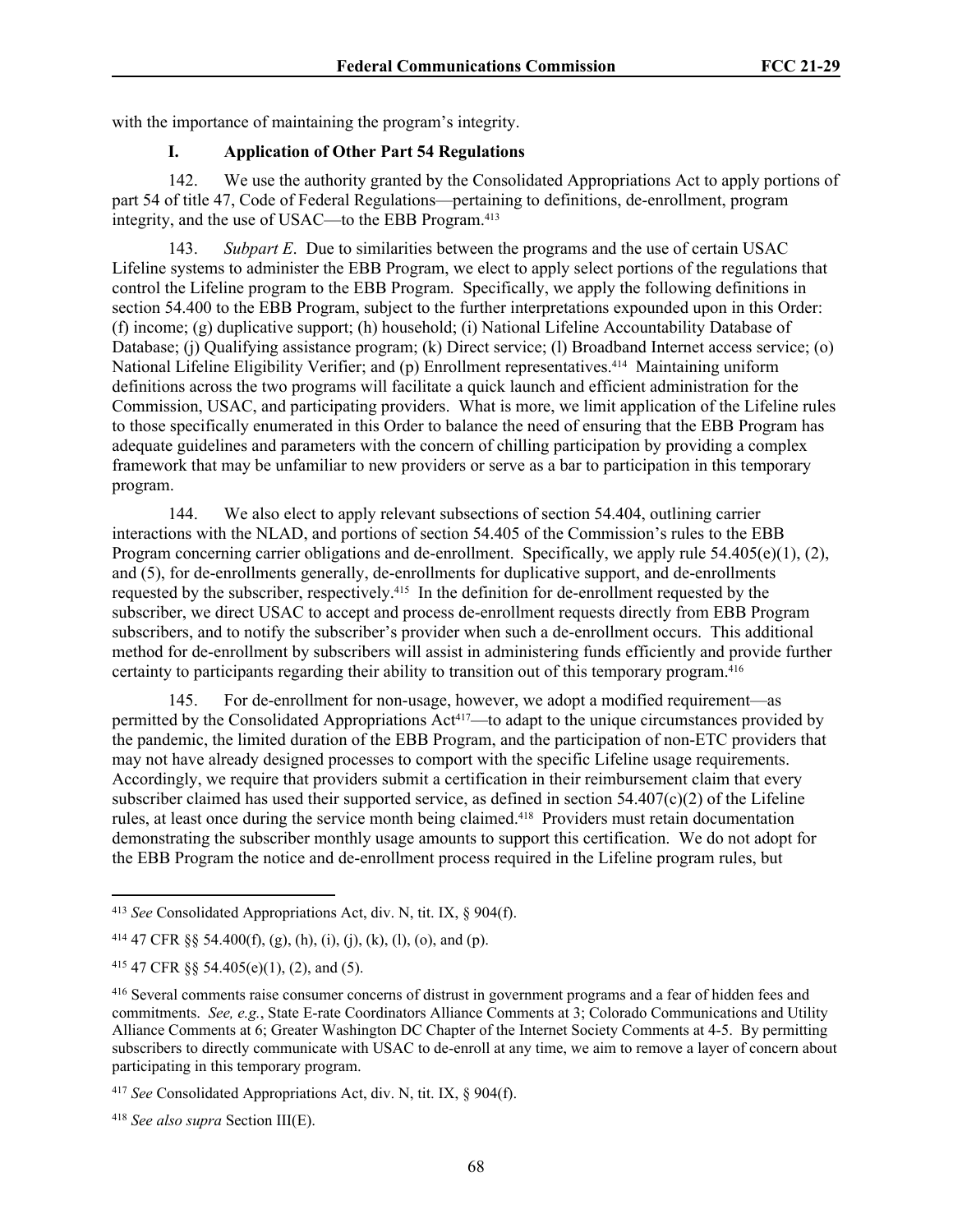with the importance of maintaining the program's integrity.

### I. Application of Other Part 54 Regulations

142. We use the authority granted by the Consolidated Appropriations Act to apply portions of part 54 of title 47, Code of Federal Regulations—pertaining to definitions, de-enrollment, program integrity, and the use of USAC—to the EBB Program.[413]

143. *Subpart E*. Due to similarities between the programs and the use of certain USAC Lifeline systems to administer the EBB Program, we elect to apply select portions of the regulations that control the Lifeline program to the EBB Program. Specifically, we apply the following definitions in section 54.400 to the EBB Program, subject to the further interpretations expounded upon in this Order: (f) income; (g) duplicative support; (h) household; (i) National Lifeline Accountability Database of Database; (j) Qualifying assistance program; (k) Direct service; (l) Broadband Internet access service; (o) National Lifeline Eligibility Verifier; and (p) Enrollment representatives.[414] Maintaining uniform definitions across the two programs will facilitate a quick launch and efficient administration for the Commission, USAC, and participating providers. What is more, we limit application of the Lifeline rules to those specifically enumerated in this Order to balance the need of ensuring that the EBB Program has adequate guidelines and parameters with the concern of chilling participation by providing a complex framework that may be unfamiliar to new providers or serve as a bar to participation in this temporary program.

144. We also elect to apply relevant subsections of section 54.404, outlining carrier interactions with the NLAD, and portions of section 54.405 of the Commission's rules to the EBB Program concerning carrier obligations and de-enrollment. Specifically, we apply rule 54.405(e)(1), (2), and (5), for de-enrollments generally, de-enrollments for duplicative support, and de-enrollments requested by the subscriber, respectively.[415] In the definition for de-enrollment requested by the subscriber, we direct USAC to accept and process de-enrollment requests directly from EBB Program subscribers, and to notify the subscriber's provider when such a de-enrollment occurs. This additional method for de-enrollment by subscribers will assist in administering funds efficiently and provide further certainty to participants regarding their ability to transition out of this temporary program.[416]

145. For de-enrollment for non-usage, however, we adopt a modified requirement—as permitted by the Consolidated Appropriations Act[417]—to adapt to the unique circumstances provided by the pandemic, the limited duration of the EBB Program, and the participation of non-ETC providers that may not have already designed processes to comport with the specific Lifeline usage requirements. Accordingly, we require that providers submit a certification in their reimbursement claim that every subscriber claimed has used their supported service, as defined in section 54.407(c)(2) of the Lifeline rules, at least once during the service month being claimed.[418] Providers must retain documentation demonstrating the subscriber monthly usage amounts to support this certification. We do not adopt for the EBB Program the notice and de-enrollment process required in the Lifeline program rules, but

---

[413] *See* Consolidated Appropriations Act, div. N, tit. IX, § 904(f).

[414] 47 CFR §§ 54.400(f), (g), (h), (i), (j), (k), (l), (o), and (p).

[415] 47 CFR §§ 54.405(e)(1), (2), and (5).

[416] Several comments raise consumer concerns of distrust in government programs and a fear of hidden fees and commitments. *See, e.g.*, State E-rate Coordinators Alliance Comments at 3; Colorado Communications and Utility Alliance Comments at 6; Greater Washington DC Chapter of the Internet Society Comments at 4-5. By permitting subscribers to directly communicate with USAC to de-enroll at any time, we aim to remove a layer of concern about participating in this temporary program.

[417] *See* Consolidated Appropriations Act, div. N, tit. IX, § 904(f).

[418] *See also supra* Section III(E).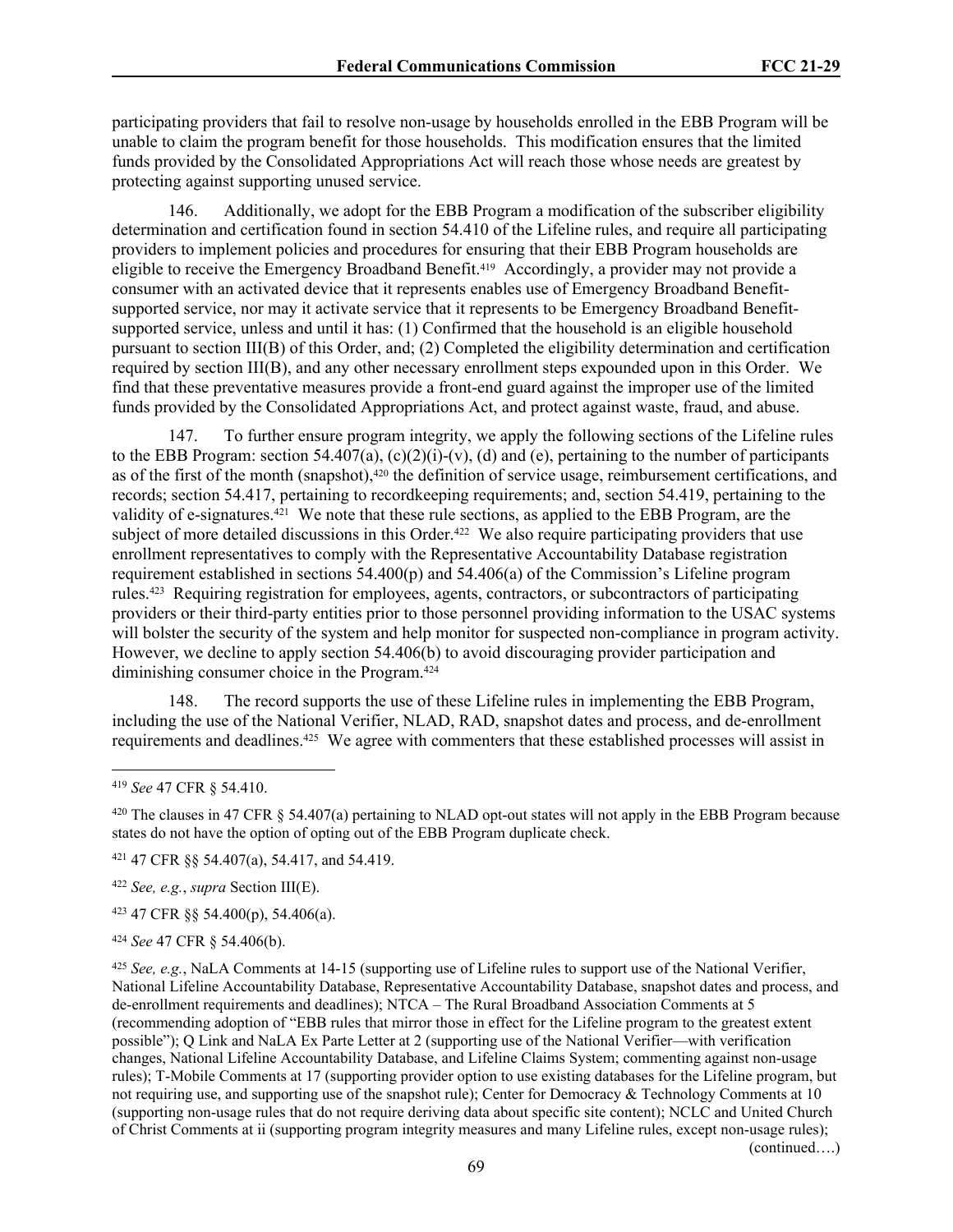participating providers that fail to resolve non-usage by households enrolled in the EBB Program will be unable to claim the program benefit for those households. This modification ensures that the limited funds provided by the Consolidated Appropriations Act will reach those whose needs are greatest by protecting against supporting unused service.

146. Additionally, we adopt for the EBB Program a modification of the subscriber eligibility determination and certification found in section 54.410 of the Lifeline rules, and require all participating providers to implement policies and procedures for ensuring that their EBB Program households are eligible to receive the Emergency Broadband Benefit.[419] Accordingly, a provider may not provide a consumer with an activated device that it represents enables use of Emergency Broadband Benefit-supported service, nor may it activate service that it represents to be Emergency Broadband Benefit-supported service, unless and until it has: (1) Confirmed that the household is an eligible household pursuant to section III(B) of this Order, and; (2) Completed the eligibility determination and certification required by section III(B), and any other necessary enrollment steps expounded upon in this Order. We find that these preventative measures provide a front-end guard against the improper use of the limited funds provided by the Consolidated Appropriations Act, and protect against waste, fraud, and abuse.

147. To further ensure program integrity, we apply the following sections of the Lifeline rules to the EBB Program: section 54.407(a), (c)(2)(i)-(v), (d) and (e), pertaining to the number of participants as of the first of the month (snapshot),[420] the definition of service usage, reimbursement certifications, and records; section 54.417, pertaining to recordkeeping requirements; and, section 54.419, pertaining to the validity of e-signatures.[421] We note that these rule sections, as applied to the EBB Program, are the subject of more detailed discussions in this Order.[422] We also require participating providers that use enrollment representatives to comply with the Representative Accountability Database registration requirement established in sections 54.400(p) and 54.406(a) of the Commission's Lifeline program rules.[423] Requiring registration for employees, agents, contractors, or subcontractors of participating providers or their third-party entities prior to those personnel providing information to the USAC systems will bolster the security of the system and help monitor for suspected non-compliance in program activity. However, we decline to apply section 54.406(b) to avoid discouraging provider participation and diminishing consumer choice in the Program.[424]

148. The record supports the use of these Lifeline rules in implementing the EBB Program, including the use of the National Verifier, NLAD, RAD, snapshot dates and process, and de-enrollment requirements and deadlines.[425] We agree with commenters that these established processes will assist in

---

[419] *See* 47 CFR § 54.410.

[420] The clauses in 47 CFR § 54.407(a) pertaining to NLAD opt-out states will not apply in the EBB Program because states do not have the option of opting out of the EBB Program duplicate check.

[421] 47 CFR §§ 54.407(a), 54.417, and 54.419.

[422] *See, e.g.*, *supra* Section III(E).

[423] 47 CFR §§ 54.400(p), 54.406(a).

[424] *See* 47 CFR § 54.406(b).

[425] *See, e.g.*, NaLA Comments at 14-15 (supporting use of Lifeline rules to support use of the National Verifier, National Lifeline Accountability Database, Representative Accountability Database, snapshot dates and process, and de-enrollment requirements and deadlines); NTCA – The Rural Broadband Association Comments at 5 (recommending adoption of "EBB rules that mirror those in effect for the Lifeline program to the greatest extent possible"); Q Link and NaLA Ex Parte Letter at 2 (supporting use of the National Verifier—with verification changes, National Lifeline Accountability Database, and Lifeline Claims System; commenting against non-usage rules); T-Mobile Comments at 17 (supporting provider option to use existing databases for the Lifeline program, but not requiring use, and supporting use of the snapshot rule); Center for Democracy & Technology Comments at 10 (supporting non-usage rules that do not require deriving data about specific site content); NCLC and United Church of Christ Comments at ii (supporting program integrity measures and many Lifeline rules, except non-usage rules);

(continued….)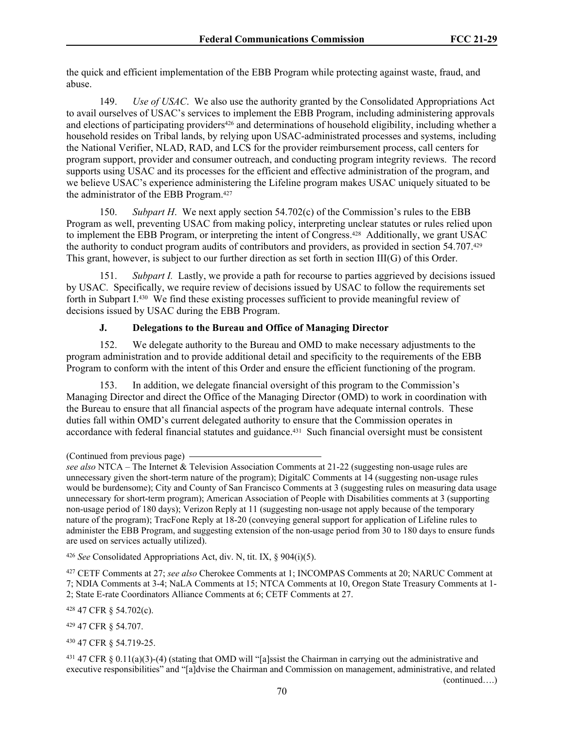the quick and efficient implementation of the EBB Program while protecting against waste, fraud, and abuse.

149. *Use of USAC*. We also use the authority granted by the Consolidated Appropriations Act to avail ourselves of USAC's services to implement the EBB Program, including administering approvals and elections of participating providers[426] and determinations of household eligibility, including whether a household resides on Tribal lands, by relying upon USAC-administrated processes and systems, including the National Verifier, NLAD, RAD, and LCS for the provider reimbursement process, call centers for program support, provider and consumer outreach, and conducting program integrity reviews. The record supports using USAC and its processes for the efficient and effective administration of the program, and we believe USAC's experience administering the Lifeline program makes USAC uniquely situated to be the administrator of the EBB Program.[427]

150. *Subpart H*. We next apply section 54.702(c) of the Commission's rules to the EBB Program as well, preventing USAC from making policy, interpreting unclear statutes or rules relied upon to implement the EBB Program, or interpreting the intent of Congress.[428] Additionally, we grant USAC the authority to conduct program audits of contributors and providers, as provided in section 54.707.[429] This grant, however, is subject to our further direction as set forth in section III(G) of this Order.

151. *Subpart I.* Lastly, we provide a path for recourse to parties aggrieved by decisions issued by USAC. Specifically, we require review of decisions issued by USAC to follow the requirements set forth in Subpart I.[430] We find these existing processes sufficient to provide meaningful review of decisions issued by USAC during the EBB Program.

### J. Delegations to the Bureau and Office of Managing Director

152. We delegate authority to the Bureau and OMD to make necessary adjustments to the program administration and to provide additional detail and specificity to the requirements of the EBB Program to conform with the intent of this Order and ensure the efficient functioning of the program.

153. In addition, we delegate financial oversight of this program to the Commission's Managing Director and direct the Office of the Managing Director (OMD) to work in coordination with the Bureau to ensure that all financial aspects of the program have adequate internal controls. These duties fall within OMD's current delegated authority to ensure that the Commission operates in accordance with federal financial statutes and guidance.[431] Such financial oversight must be consistent

---

(Continued from previous page)

*see also* NTCA – The Internet & Television Association Comments at 21-22 (suggesting non-usage rules are unnecessary given the short-term nature of the program); DigitalC Comments at 14 (suggesting non-usage rules would be burdensome); City and County of San Francisco Comments at 3 (suggesting rules on measuring data usage unnecessary for short-term program); American Association of People with Disabilities comments at 3 (supporting non-usage period of 180 days); Verizon Reply at 11 (suggesting non-usage not apply because of the temporary nature of the program); TracFone Reply at 18-20 (conveying general support for application of Lifeline rules to administer the EBB Program, and suggesting extension of the non-usage period from 30 to 180 days to ensure funds are used on services actually utilized).

[426] *See* Consolidated Appropriations Act, div. N, tit. IX, § 904(i)(5).

[427] CETF Comments at 27; *see also* Cherokee Comments at 1; INCOMPAS Comments at 20; NARUC Comment at 7; NDIA Comments at 3-4; NaLA Comments at 15; NTCA Comments at 10, Oregon State Treasury Comments at 1-2; State E-rate Coordinators Alliance Comments at 6; CETF Comments at 27.

[428] 47 CFR § 54.702(c).

[429] 47 CFR § 54.707.

[430] 47 CFR § 54.719-25.

[431] 47 CFR § 0.11(a)(3)-(4) (stating that OMD will "[a]ssist the Chairman in carrying out the administrative and executive responsibilities" and "[a]dvise the Chairman and Commission on management, administrative, and related (continued….)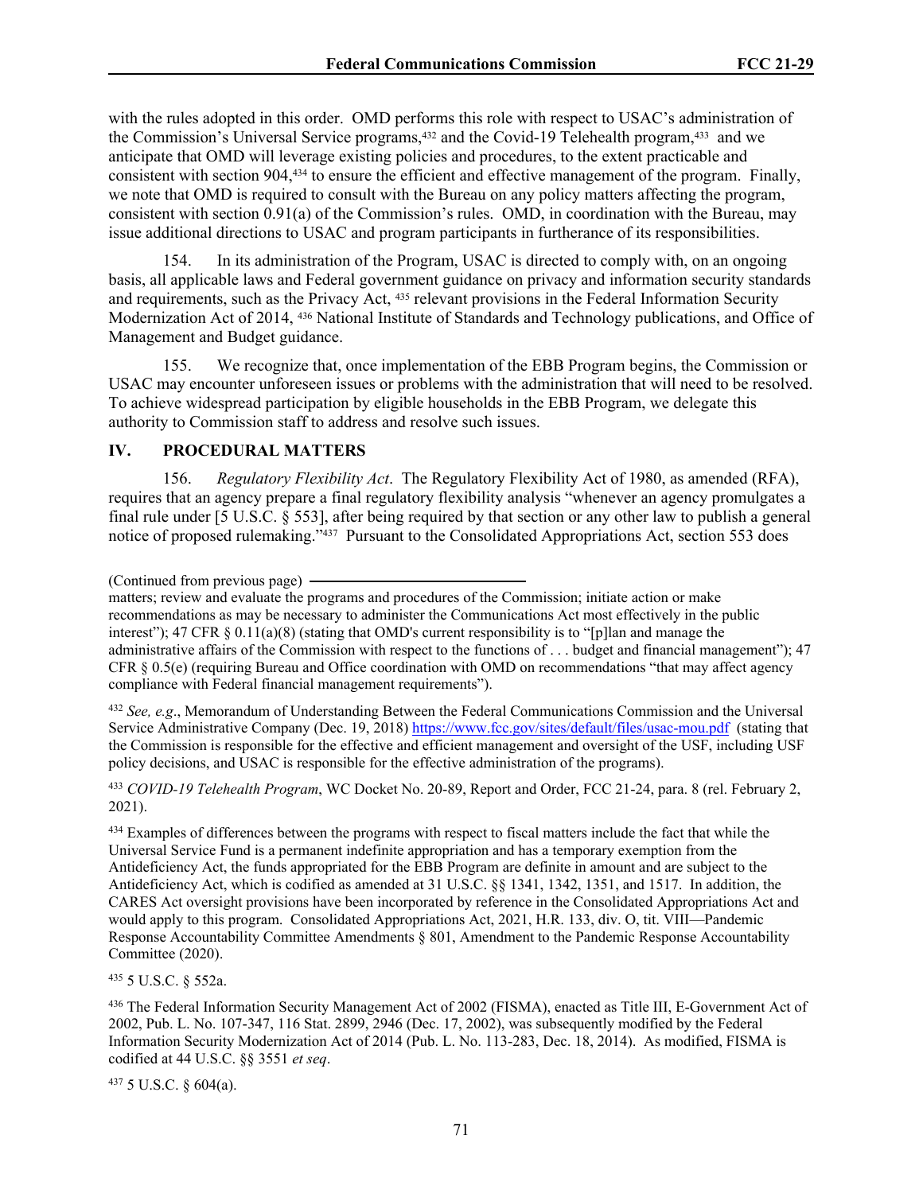with the rules adopted in this order. OMD performs this role with respect to USAC's administration of the Commission's Universal Service programs,[432] and the Covid-19 Telehealth program,[433] and we anticipate that OMD will leverage existing policies and procedures, to the extent practicable and consistent with section 904,[434] to ensure the efficient and effective management of the program. Finally, we note that OMD is required to consult with the Bureau on any policy matters affecting the program, consistent with section 0.91(a) of the Commission's rules. OMD, in coordination with the Bureau, may issue additional directions to USAC and program participants in furtherance of its responsibilities.

154. In its administration of the Program, USAC is directed to comply with, on an ongoing basis, all applicable laws and Federal government guidance on privacy and information security standards and requirements, such as the Privacy Act, [435] relevant provisions in the Federal Information Security Modernization Act of 2014, [436] National Institute of Standards and Technology publications, and Office of Management and Budget guidance.

155. We recognize that, once implementation of the EBB Program begins, the Commission or USAC may encounter unforeseen issues or problems with the administration that will need to be resolved. To achieve widespread participation by eligible households in the EBB Program, we delegate this authority to Commission staff to address and resolve such issues.

## IV. PROCEDURAL MATTERS

156. *Regulatory Flexibility Act*. The Regulatory Flexibility Act of 1980, as amended (RFA), requires that an agency prepare a final regulatory flexibility analysis "whenever an agency promulgates a final rule under [5 U.S.C. § 553], after being required by that section or any other law to publish a general notice of proposed rulemaking."[437] Pursuant to the Consolidated Appropriations Act, section 553 does

(Continued from previous page)
matters; review and evaluate the programs and procedures of the Commission; initiate action or make recommendations as may be necessary to administer the Communications Act most effectively in the public interest"); 47 CFR § 0.11(a)(8) (stating that OMD's current responsibility is to "[p]lan and manage the administrative affairs of the Commission with respect to the functions of . . . budget and financial management"); 47 CFR § 0.5(e) (requiring Bureau and Office coordination with OMD on recommendations "that may affect agency compliance with Federal financial management requirements").

[432] *See, e.g*., Memorandum of Understanding Between the Federal Communications Commission and the Universal Service Administrative Company (Dec. 19, 2018) https://www.fcc.gov/sites/default/files/usac-mou.pdf (stating that the Commission is responsible for the effective and efficient management and oversight of the USF, including USF policy decisions, and USAC is responsible for the effective administration of the programs).

[433] *COVID-19 Telehealth Program*, WC Docket No. 20-89, Report and Order, FCC 21-24, para. 8 (rel. February 2, 2021).

[434] Examples of differences between the programs with respect to fiscal matters include the fact that while the Universal Service Fund is a permanent indefinite appropriation and has a temporary exemption from the Antideficiency Act, the funds appropriated for the EBB Program are definite in amount and are subject to the Antideficiency Act, which is codified as amended at 31 U.S.C. §§ 1341, 1342, 1351, and 1517. In addition, the CARES Act oversight provisions have been incorporated by reference in the Consolidated Appropriations Act and would apply to this program. Consolidated Appropriations Act, 2021, H.R. 133, div. O, tit. VIII—Pandemic Response Accountability Committee Amendments § 801, Amendment to the Pandemic Response Accountability Committee (2020).

[435] 5 U.S.C. § 552a.

[436] The Federal Information Security Management Act of 2002 (FISMA), enacted as Title III, E-Government Act of 2002, Pub. L. No. 107-347, 116 Stat. 2899, 2946 (Dec. 17, 2002), was subsequently modified by the Federal Information Security Modernization Act of 2014 (Pub. L. No. 113-283, Dec. 18, 2014). As modified, FISMA is codified at 44 U.S.C. §§ 3551 *et seq*.

[437] 5 U.S.C. § 604(a).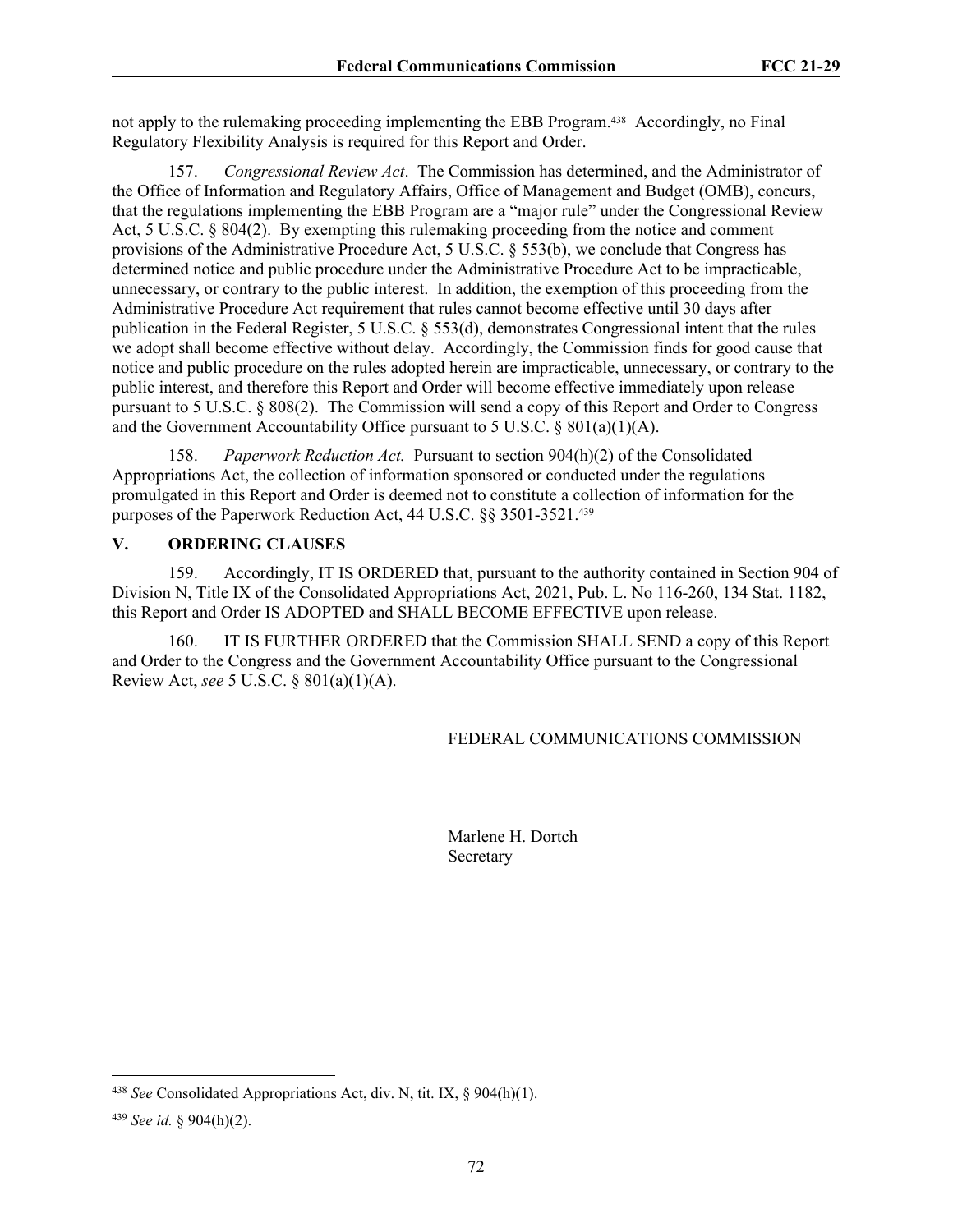not apply to the rulemaking proceeding implementing the EBB Program.[438] Accordingly, no Final Regulatory Flexibility Analysis is required for this Report and Order.

157. *Congressional Review Act*. The Commission has determined, and the Administrator of the Office of Information and Regulatory Affairs, Office of Management and Budget (OMB), concurs, that the regulations implementing the EBB Program are a "major rule" under the Congressional Review Act, 5 U.S.C. § 804(2). By exempting this rulemaking proceeding from the notice and comment provisions of the Administrative Procedure Act, 5 U.S.C. § 553(b), we conclude that Congress has determined notice and public procedure under the Administrative Procedure Act to be impracticable, unnecessary, or contrary to the public interest. In addition, the exemption of this proceeding from the Administrative Procedure Act requirement that rules cannot become effective until 30 days after publication in the Federal Register, 5 U.S.C. § 553(d), demonstrates Congressional intent that the rules we adopt shall become effective without delay. Accordingly, the Commission finds for good cause that notice and public procedure on the rules adopted herein are impracticable, unnecessary, or contrary to the public interest, and therefore this Report and Order will become effective immediately upon release pursuant to 5 U.S.C. § 808(2). The Commission will send a copy of this Report and Order to Congress and the Government Accountability Office pursuant to 5 U.S.C. § 801(a)(1)(A).

158. *Paperwork Reduction Act.* Pursuant to section 904(h)(2) of the Consolidated Appropriations Act, the collection of information sponsored or conducted under the regulations promulgated in this Report and Order is deemed not to constitute a collection of information for the purposes of the Paperwork Reduction Act, 44 U.S.C. §§ 3501-3521.[439]

## V. ORDERING CLAUSES

159. Accordingly, IT IS ORDERED that, pursuant to the authority contained in Section 904 of Division N, Title IX of the Consolidated Appropriations Act, 2021, Pub. L. No 116-260, 134 Stat. 1182, this Report and Order IS ADOPTED and SHALL BECOME EFFECTIVE upon release.

160. IT IS FURTHER ORDERED that the Commission SHALL SEND a copy of this Report and Order to the Congress and the Government Accountability Office pursuant to the Congressional Review Act, *see* 5 U.S.C. § 801(a)(1)(A).

FEDERAL COMMUNICATIONS COMMISSION

Marlene H. Dortch
Secretary

---

[438] *See* Consolidated Appropriations Act, div. N, tit. IX, § 904(h)(1).

[439] *See id.* § 904(h)(2).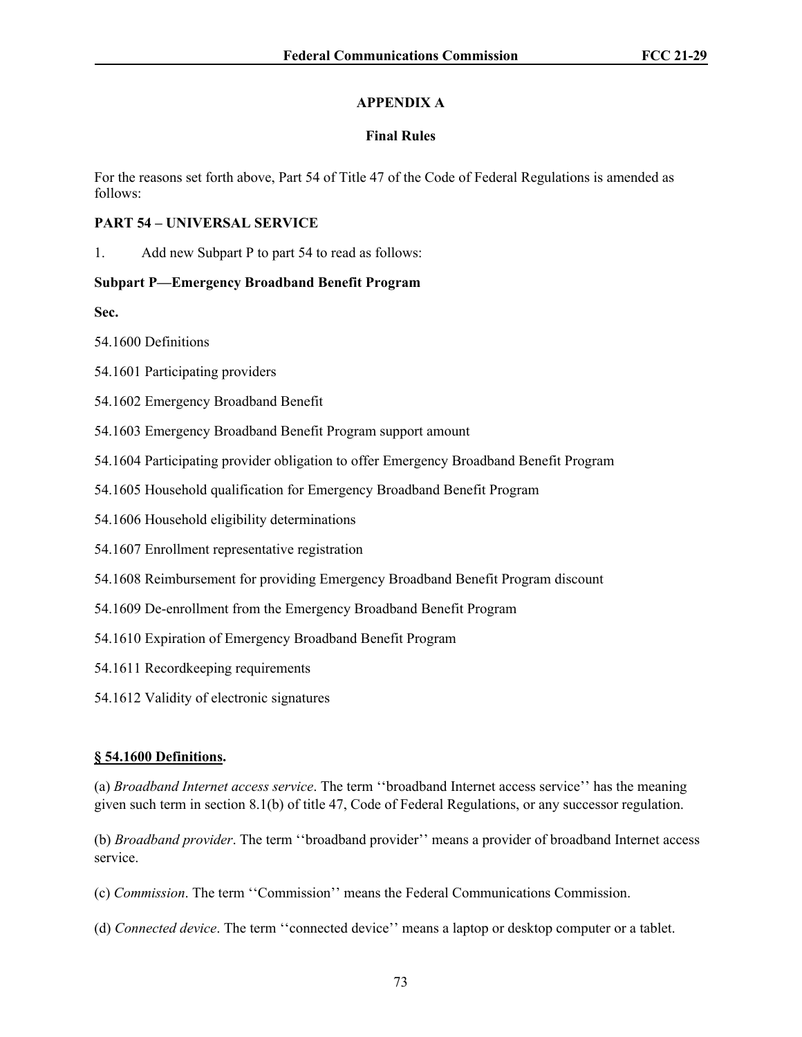## APPENDIX A

### Final Rules

For the reasons set forth above, Part 54 of Title 47 of the Code of Federal Regulations is amended as follows:

**PART 54 – UNIVERSAL SERVICE**

1. Add new Subpart P to part 54 to read as follows:

**Subpart P—Emergency Broadband Benefit Program**

**Sec.**

54.1600 Definitions

54.1601 Participating providers

54.1602 Emergency Broadband Benefit

54.1603 Emergency Broadband Benefit Program support amount

54.1604 Participating provider obligation to offer Emergency Broadband Benefit Program

54.1605 Household qualification for Emergency Broadband Benefit Program

54.1606 Household eligibility determinations

54.1607 Enrollment representative registration

54.1608 Reimbursement for providing Emergency Broadband Benefit Program discount

54.1609 De-enrollment from the Emergency Broadband Benefit Program

54.1610 Expiration of Emergency Broadband Benefit Program

54.1611 Recordkeeping requirements

54.1612 Validity of electronic signatures

**§ 54.1600 Definitions.**

(a) *Broadband Internet access service*. The term ''broadband Internet access service'' has the meaning given such term in section 8.1(b) of title 47, Code of Federal Regulations, or any successor regulation.

(b) *Broadband provider*. The term ''broadband provider'' means a provider of broadband Internet access service.

(c) *Commission*. The term ''Commission'' means the Federal Communications Commission.

(d) *Connected device*. The term ''connected device'' means a laptop or desktop computer or a tablet.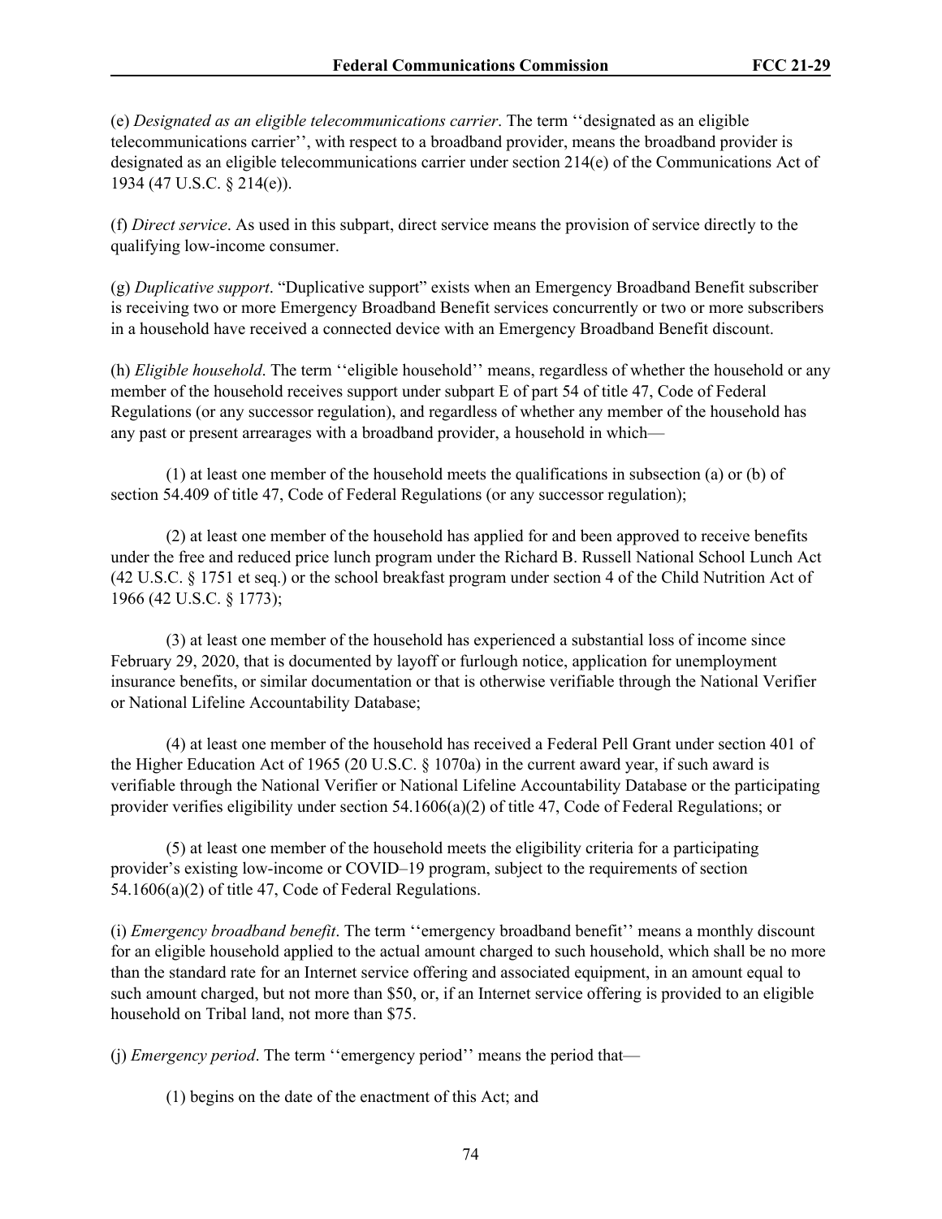(e) *Designated as an eligible telecommunications carrier*. The term ''designated as an eligible telecommunications carrier'', with respect to a broadband provider, means the broadband provider is designated as an eligible telecommunications carrier under section 214(e) of the Communications Act of 1934 (47 U.S.C. § 214(e)).

(f) *Direct service*. As used in this subpart, direct service means the provision of service directly to the qualifying low-income consumer.

(g) *Duplicative support*. "Duplicative support" exists when an Emergency Broadband Benefit subscriber is receiving two or more Emergency Broadband Benefit services concurrently or two or more subscribers in a household have received a connected device with an Emergency Broadband Benefit discount.

(h) *Eligible household*. The term ''eligible household'' means, regardless of whether the household or any member of the household receives support under subpart E of part 54 of title 47, Code of Federal Regulations (or any successor regulation), and regardless of whether any member of the household has any past or present arrearages with a broadband provider, a household in which—

(1) at least one member of the household meets the qualifications in subsection (a) or (b) of section 54.409 of title 47, Code of Federal Regulations (or any successor regulation);

(2) at least one member of the household has applied for and been approved to receive benefits under the free and reduced price lunch program under the Richard B. Russell National School Lunch Act (42 U.S.C. § 1751 et seq.) or the school breakfast program under section 4 of the Child Nutrition Act of 1966 (42 U.S.C. § 1773);

(3) at least one member of the household has experienced a substantial loss of income since February 29, 2020, that is documented by layoff or furlough notice, application for unemployment insurance benefits, or similar documentation or that is otherwise verifiable through the National Verifier or National Lifeline Accountability Database;

(4) at least one member of the household has received a Federal Pell Grant under section 401 of the Higher Education Act of 1965 (20 U.S.C. § 1070a) in the current award year, if such award is verifiable through the National Verifier or National Lifeline Accountability Database or the participating provider verifies eligibility under section 54.1606(a)(2) of title 47, Code of Federal Regulations; or

(5) at least one member of the household meets the eligibility criteria for a participating provider's existing low-income or COVID–19 program, subject to the requirements of section 54.1606(a)(2) of title 47, Code of Federal Regulations.

(i) *Emergency broadband benefit*. The term ''emergency broadband benefit'' means a monthly discount for an eligible household applied to the actual amount charged to such household, which shall be no more than the standard rate for an Internet service offering and associated equipment, in an amount equal to such amount charged, but not more than $50, or, if an Internet service offering is provided to an eligible household on Tribal land, not more than $75.

(j) *Emergency period*. The term ''emergency period'' means the period that—

(1) begins on the date of the enactment of this Act; and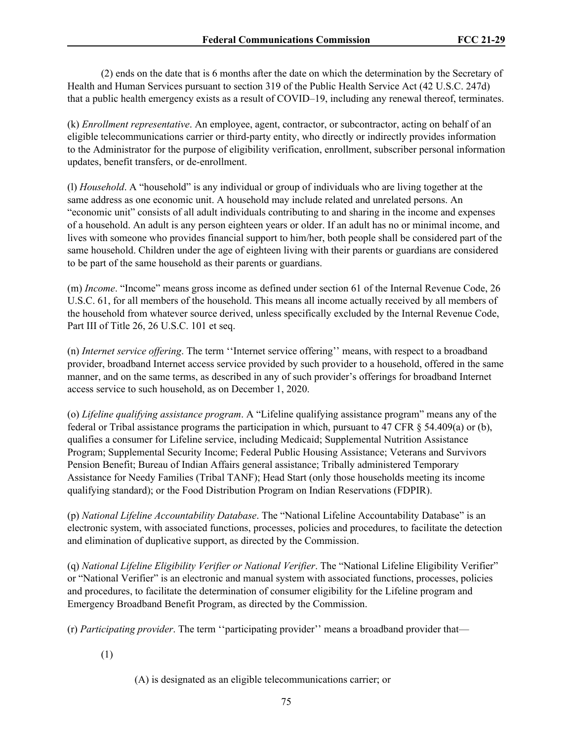(2) ends on the date that is 6 months after the date on which the determination by the Secretary of Health and Human Services pursuant to section 319 of the Public Health Service Act (42 U.S.C. 247d) that a public health emergency exists as a result of COVID–19, including any renewal thereof, terminates.

(k) *Enrollment representative*. An employee, agent, contractor, or subcontractor, acting on behalf of an eligible telecommunications carrier or third-party entity, who directly or indirectly provides information to the Administrator for the purpose of eligibility verification, enrollment, subscriber personal information updates, benefit transfers, or de-enrollment.

(l) *Household*. A "household" is any individual or group of individuals who are living together at the same address as one economic unit. A household may include related and unrelated persons. An "economic unit" consists of all adult individuals contributing to and sharing in the income and expenses of a household. An adult is any person eighteen years or older. If an adult has no or minimal income, and lives with someone who provides financial support to him/her, both people shall be considered part of the same household. Children under the age of eighteen living with their parents or guardians are considered to be part of the same household as their parents or guardians.

(m) *Income*. "Income" means gross income as defined under section 61 of the Internal Revenue Code, 26 U.S.C. 61, for all members of the household. This means all income actually received by all members of the household from whatever source derived, unless specifically excluded by the Internal Revenue Code, Part III of Title 26, 26 U.S.C. 101 et seq.

(n) *Internet service offering*. The term ''Internet service offering'' means, with respect to a broadband provider, broadband Internet access service provided by such provider to a household, offered in the same manner, and on the same terms, as described in any of such provider's offerings for broadband Internet access service to such household, as on December 1, 2020.

(o) *Lifeline qualifying assistance program*. A "Lifeline qualifying assistance program" means any of the federal or Tribal assistance programs the participation in which, pursuant to 47 CFR § 54.409(a) or (b), qualifies a consumer for Lifeline service, including Medicaid; Supplemental Nutrition Assistance Program; Supplemental Security Income; Federal Public Housing Assistance; Veterans and Survivors Pension Benefit; Bureau of Indian Affairs general assistance; Tribally administered Temporary Assistance for Needy Families (Tribal TANF); Head Start (only those households meeting its income qualifying standard); or the Food Distribution Program on Indian Reservations (FDPIR).

(p) *National Lifeline Accountability Database*. The "National Lifeline Accountability Database" is an electronic system, with associated functions, processes, policies and procedures, to facilitate the detection and elimination of duplicative support, as directed by the Commission.

(q) *National Lifeline Eligibility Verifier or National Verifier*. The "National Lifeline Eligibility Verifier" or "National Verifier" is an electronic and manual system with associated functions, processes, policies and procedures, to facilitate the determination of consumer eligibility for the Lifeline program and Emergency Broadband Benefit Program, as directed by the Commission.

(r) *Participating provider*. The term ''participating provider'' means a broadband provider that—

(1)

(A) is designated as an eligible telecommunications carrier; or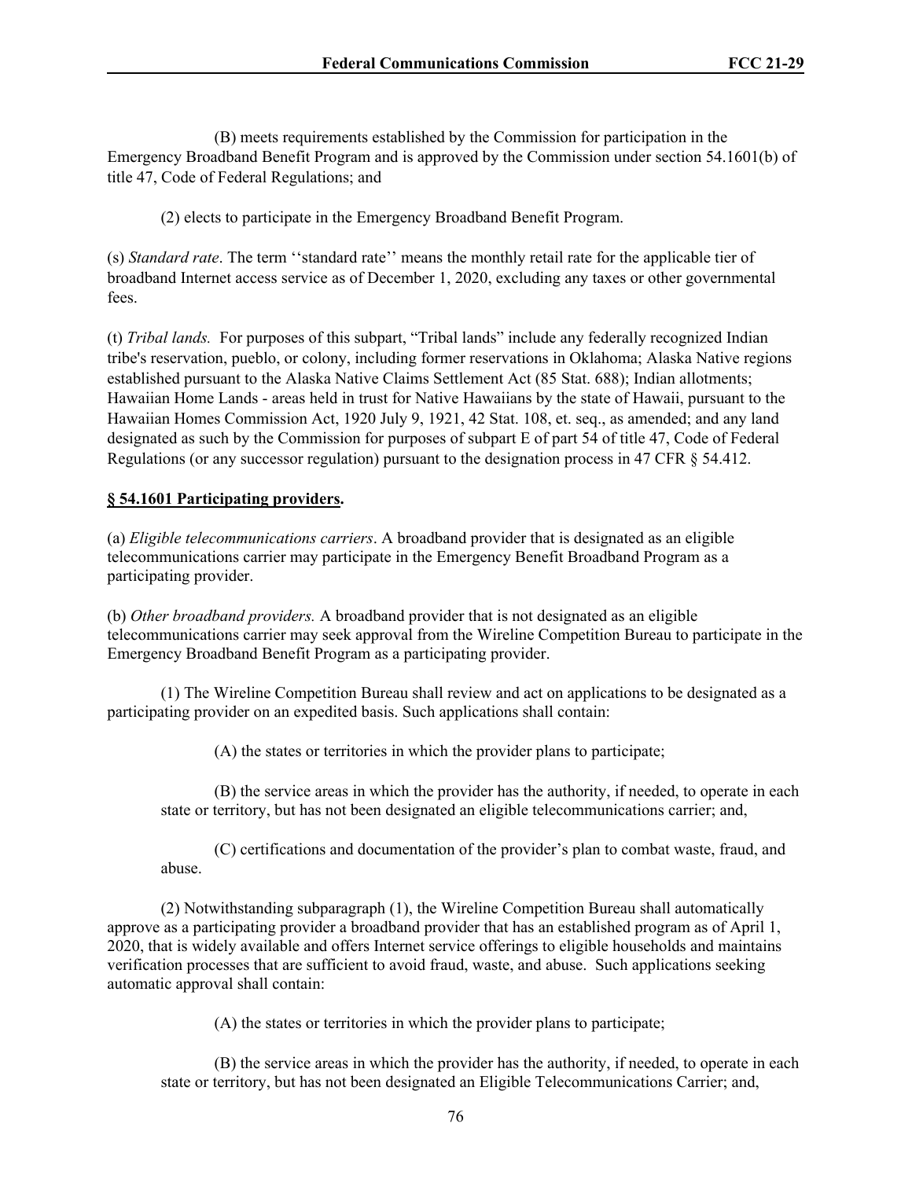(B) meets requirements established by the Commission for participation in the Emergency Broadband Benefit Program and is approved by the Commission under section 54.1601(b) of title 47, Code of Federal Regulations; and

(2) elects to participate in the Emergency Broadband Benefit Program.

(s) *Standard rate*. The term ''standard rate'' means the monthly retail rate for the applicable tier of broadband Internet access service as of December 1, 2020, excluding any taxes or other governmental fees.

(t) *Tribal lands.* For purposes of this subpart, "Tribal lands" include any federally recognized Indian tribe's reservation, pueblo, or colony, including former reservations in Oklahoma; Alaska Native regions established pursuant to the Alaska Native Claims Settlement Act (85 Stat. 688); Indian allotments; Hawaiian Home Lands - areas held in trust for Native Hawaiians by the state of Hawaii, pursuant to the Hawaiian Homes Commission Act, 1920 July 9, 1921, 42 Stat. 108, et. seq., as amended; and any land designated as such by the Commission for purposes of subpart E of part 54 of title 47, Code of Federal Regulations (or any successor regulation) pursuant to the designation process in 47 CFR § 54.412.

**§ 54.1601 Participating providers.**

(a) *Eligible telecommunications carriers*. A broadband provider that is designated as an eligible telecommunications carrier may participate in the Emergency Benefit Broadband Program as a participating provider.

(b) *Other broadband providers.* A broadband provider that is not designated as an eligible telecommunications carrier may seek approval from the Wireline Competition Bureau to participate in the Emergency Broadband Benefit Program as a participating provider.

(1) The Wireline Competition Bureau shall review and act on applications to be designated as a participating provider on an expedited basis. Such applications shall contain:

(A) the states or territories in which the provider plans to participate;

(B) the service areas in which the provider has the authority, if needed, to operate in each state or territory, but has not been designated an eligible telecommunications carrier; and,

(C) certifications and documentation of the provider's plan to combat waste, fraud, and abuse.

(2) Notwithstanding subparagraph (1), the Wireline Competition Bureau shall automatically approve as a participating provider a broadband provider that has an established program as of April 1, 2020, that is widely available and offers Internet service offerings to eligible households and maintains verification processes that are sufficient to avoid fraud, waste, and abuse. Such applications seeking automatic approval shall contain:

(A) the states or territories in which the provider plans to participate;

(B) the service areas in which the provider has the authority, if needed, to operate in each state or territory, but has not been designated an Eligible Telecommunications Carrier; and,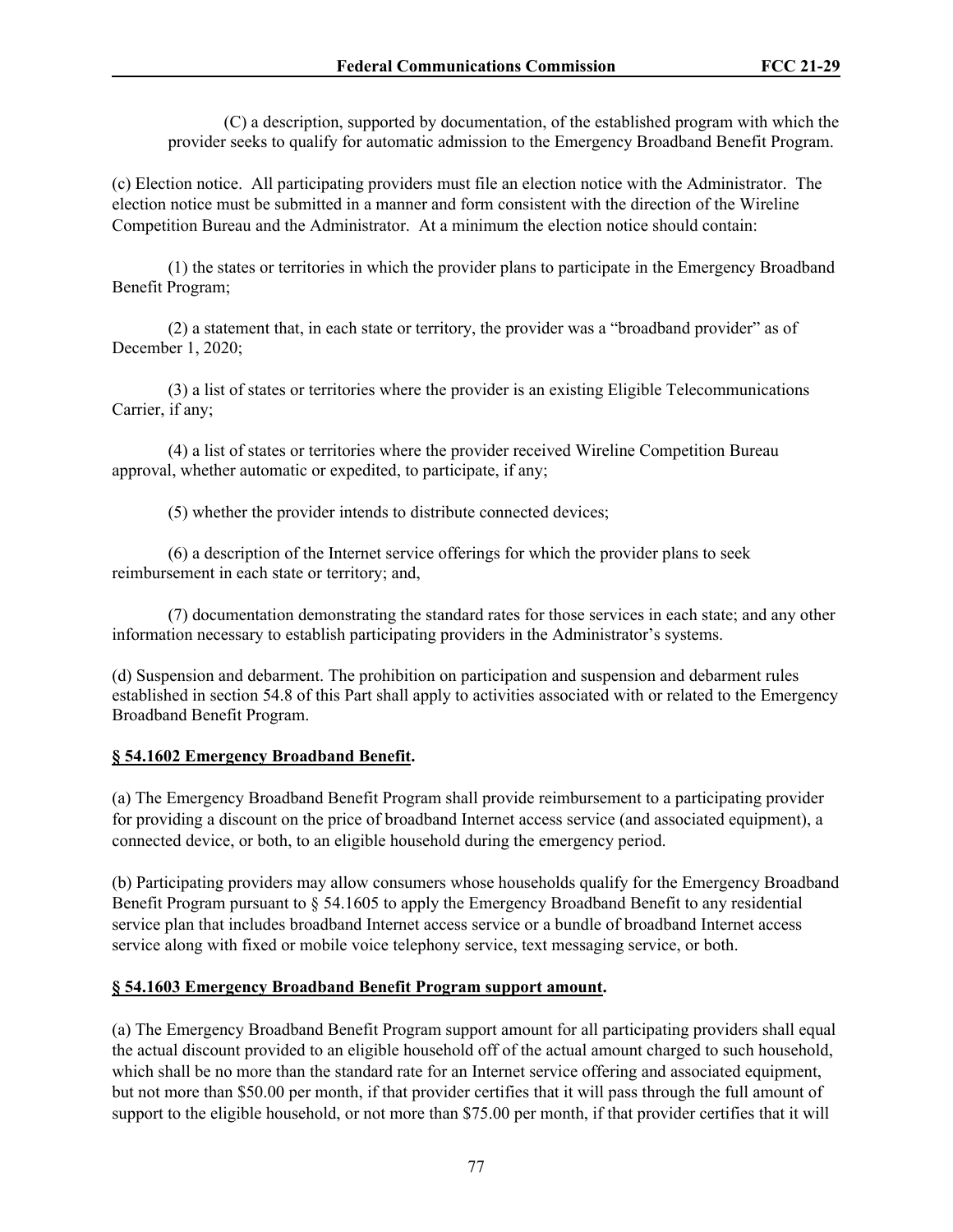(C) a description, supported by documentation, of the established program with which the provider seeks to qualify for automatic admission to the Emergency Broadband Benefit Program.

(c) Election notice. All participating providers must file an election notice with the Administrator. The election notice must be submitted in a manner and form consistent with the direction of the Wireline Competition Bureau and the Administrator. At a minimum the election notice should contain:

(1) the states or territories in which the provider plans to participate in the Emergency Broadband Benefit Program;

(2) a statement that, in each state or territory, the provider was a "broadband provider" as of December 1, 2020;

(3) a list of states or territories where the provider is an existing Eligible Telecommunications Carrier, if any;

(4) a list of states or territories where the provider received Wireline Competition Bureau approval, whether automatic or expedited, to participate, if any;

(5) whether the provider intends to distribute connected devices;

(6) a description of the Internet service offerings for which the provider plans to seek reimbursement in each state or territory; and,

(7) documentation demonstrating the standard rates for those services in each state; and any other information necessary to establish participating providers in the Administrator's systems.

(d) Suspension and debarment. The prohibition on participation and suspension and debarment rules established in section 54.8 of this Part shall apply to activities associated with or related to the Emergency Broadband Benefit Program.

**§ 54.1602 Emergency Broadband Benefit.**

(a) The Emergency Broadband Benefit Program shall provide reimbursement to a participating provider for providing a discount on the price of broadband Internet access service (and associated equipment), a connected device, or both, to an eligible household during the emergency period.

(b) Participating providers may allow consumers whose households qualify for the Emergency Broadband Benefit Program pursuant to § 54.1605 to apply the Emergency Broadband Benefit to any residential service plan that includes broadband Internet access service or a bundle of broadband Internet access service along with fixed or mobile voice telephony service, text messaging service, or both.

**§ 54.1603 Emergency Broadband Benefit Program support amount.**

(a) The Emergency Broadband Benefit Program support amount for all participating providers shall equal the actual discount provided to an eligible household off of the actual amount charged to such household, which shall be no more than the standard rate for an Internet service offering and associated equipment, but not more than $50.00 per month, if that provider certifies that it will pass through the full amount of support to the eligible household, or not more than $75.00 per month, if that provider certifies that it will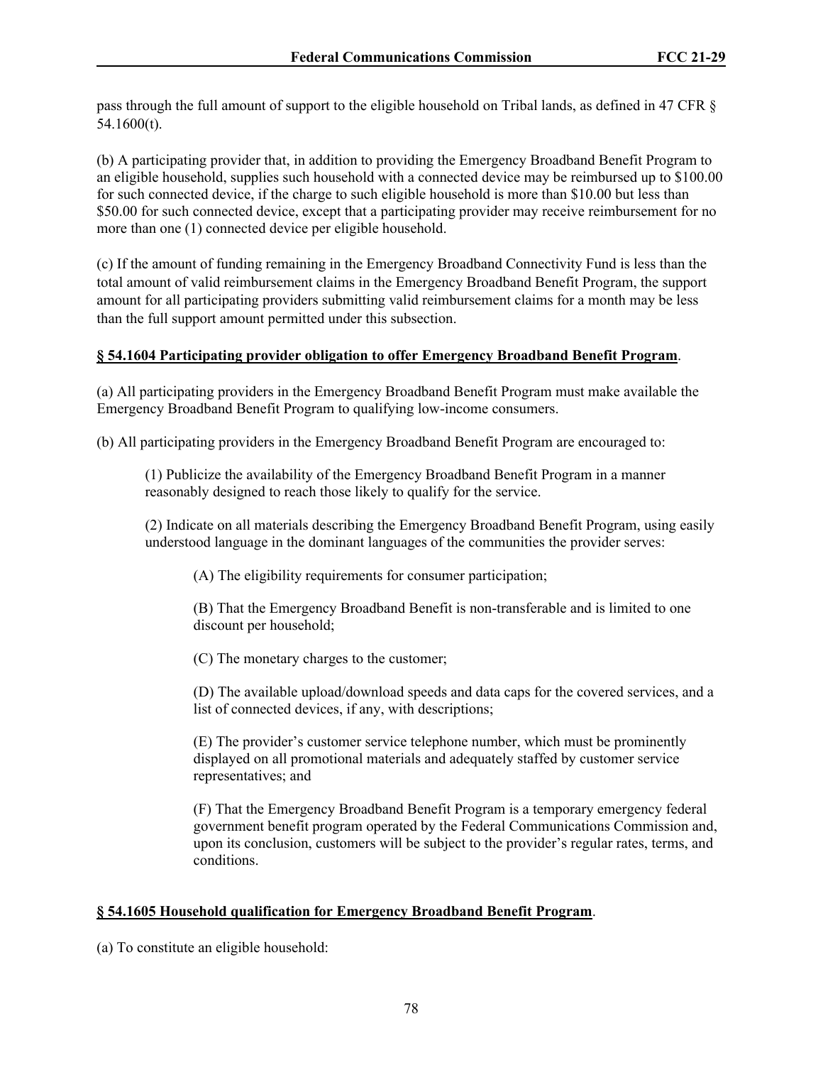pass through the full amount of support to the eligible household on Tribal lands, as defined in 47 CFR § 54.1600(t).

(b) A participating provider that, in addition to providing the Emergency Broadband Benefit Program to an eligible household, supplies such household with a connected device may be reimbursed up to $100.00 for such connected device, if the charge to such eligible household is more than $10.00 but less than $50.00 for such connected device, except that a participating provider may receive reimbursement for no more than one (1) connected device per eligible household.

(c) If the amount of funding remaining in the Emergency Broadband Connectivity Fund is less than the total amount of valid reimbursement claims in the Emergency Broadband Benefit Program, the support amount for all participating providers submitting valid reimbursement claims for a month may be less than the full support amount permitted under this subsection.

**§ 54.1604 Participating provider obligation to offer Emergency Broadband Benefit Program**.

(a) All participating providers in the Emergency Broadband Benefit Program must make available the Emergency Broadband Benefit Program to qualifying low-income consumers.

(b) All participating providers in the Emergency Broadband Benefit Program are encouraged to:

> (1) Publicize the availability of the Emergency Broadband Benefit Program in a manner reasonably designed to reach those likely to qualify for the service.
>
> (2) Indicate on all materials describing the Emergency Broadband Benefit Program, using easily understood language in the dominant languages of the communities the provider serves:
>
> > (A) The eligibility requirements for consumer participation;
> >
> > (B) That the Emergency Broadband Benefit is non-transferable and is limited to one discount per household;
> >
> > (C) The monetary charges to the customer;
> >
> > (D) The available upload/download speeds and data caps for the covered services, and a list of connected devices, if any, with descriptions;
> >
> > (E) The provider's customer service telephone number, which must be prominently displayed on all promotional materials and adequately staffed by customer service representatives; and
> >
> > (F) That the Emergency Broadband Benefit Program is a temporary emergency federal government benefit program operated by the Federal Communications Commission and, upon its conclusion, customers will be subject to the provider's regular rates, terms, and conditions.

**§ 54.1605 Household qualification for Emergency Broadband Benefit Program**.

(a) To constitute an eligible household: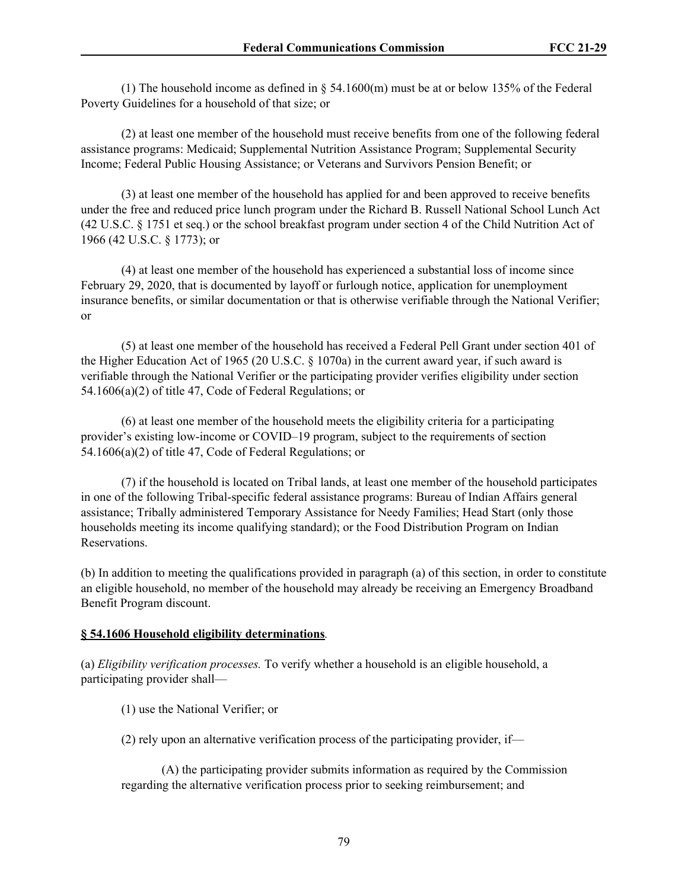(1) The household income as defined in § 54.1600(m) must be at or below 135% of the Federal Poverty Guidelines for a household of that size; or

(2) at least one member of the household must receive benefits from one of the following federal assistance programs: Medicaid; Supplemental Nutrition Assistance Program; Supplemental Security Income; Federal Public Housing Assistance; or Veterans and Survivors Pension Benefit; or

(3) at least one member of the household has applied for and been approved to receive benefits under the free and reduced price lunch program under the Richard B. Russell National School Lunch Act (42 U.S.C. § 1751 et seq.) or the school breakfast program under section 4 of the Child Nutrition Act of 1966 (42 U.S.C. § 1773); or

(4) at least one member of the household has experienced a substantial loss of income since February 29, 2020, that is documented by layoff or furlough notice, application for unemployment insurance benefits, or similar documentation or that is otherwise verifiable through the National Verifier; or

(5) at least one member of the household has received a Federal Pell Grant under section 401 of the Higher Education Act of 1965 (20 U.S.C. § 1070a) in the current award year, if such award is verifiable through the National Verifier or the participating provider verifies eligibility under section 54.1606(a)(2) of title 47, Code of Federal Regulations; or

(6) at least one member of the household meets the eligibility criteria for a participating provider's existing low-income or COVID–19 program, subject to the requirements of section 54.1606(a)(2) of title 47, Code of Federal Regulations; or

(7) if the household is located on Tribal lands, at least one member of the household participates in one of the following Tribal-specific federal assistance programs: Bureau of Indian Affairs general assistance; Tribally administered Temporary Assistance for Needy Families; Head Start (only those households meeting its income qualifying standard); or the Food Distribution Program on Indian Reservations.

(b) In addition to meeting the qualifications provided in paragraph (a) of this section, in order to constitute an eligible household, no member of the household may already be receiving an Emergency Broadband Benefit Program discount.

**§ 54.1606 Household eligibility determinations**.

(a) *Eligibility verification processes.* To verify whether a household is an eligible household, a participating provider shall—

(1) use the National Verifier; or

(2) rely upon an alternative verification process of the participating provider, if—

(A) the participating provider submits information as required by the Commission regarding the alternative verification process prior to seeking reimbursement; and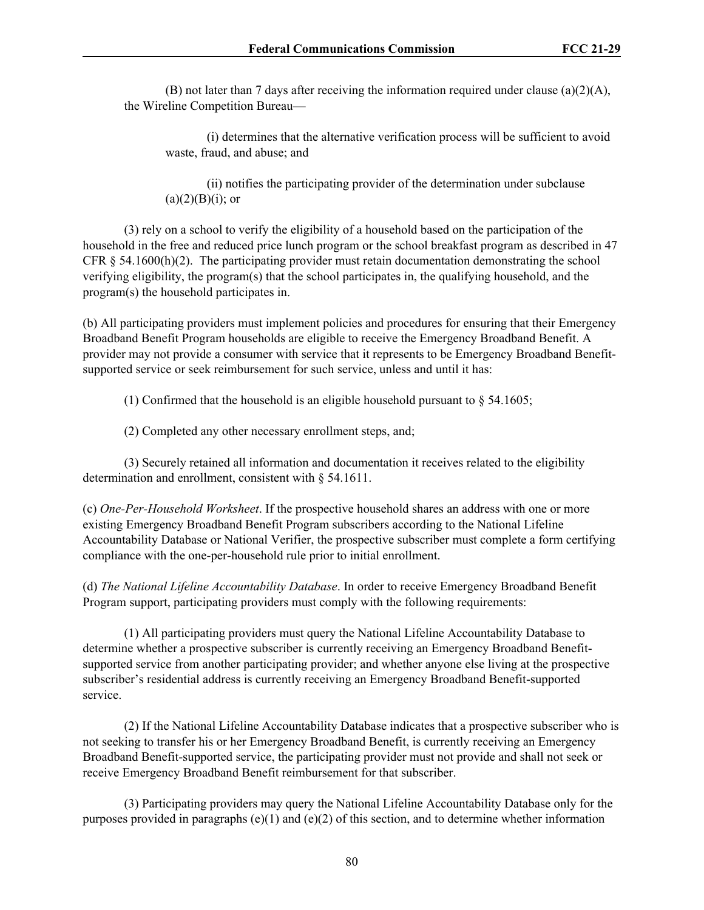(B) not later than 7 days after receiving the information required under clause (a)(2)(A), the Wireline Competition Bureau—

(i) determines that the alternative verification process will be sufficient to avoid waste, fraud, and abuse; and

(ii) notifies the participating provider of the determination under subclause (a)(2)(B)(i); or

(3) rely on a school to verify the eligibility of a household based on the participation of the household in the free and reduced price lunch program or the school breakfast program as described in 47 CFR § 54.1600(h)(2). The participating provider must retain documentation demonstrating the school verifying eligibility, the program(s) that the school participates in, the qualifying household, and the program(s) the household participates in.

(b) All participating providers must implement policies and procedures for ensuring that their Emergency Broadband Benefit Program households are eligible to receive the Emergency Broadband Benefit. A provider may not provide a consumer with service that it represents to be Emergency Broadband Benefit-supported service or seek reimbursement for such service, unless and until it has:

(1) Confirmed that the household is an eligible household pursuant to § 54.1605;

(2) Completed any other necessary enrollment steps, and;

(3) Securely retained all information and documentation it receives related to the eligibility determination and enrollment, consistent with § 54.1611.

(c) *One-Per-Household Worksheet*. If the prospective household shares an address with one or more existing Emergency Broadband Benefit Program subscribers according to the National Lifeline Accountability Database or National Verifier, the prospective subscriber must complete a form certifying compliance with the one-per-household rule prior to initial enrollment.

(d) *The National Lifeline Accountability Database*. In order to receive Emergency Broadband Benefit Program support, participating providers must comply with the following requirements:

(1) All participating providers must query the National Lifeline Accountability Database to determine whether a prospective subscriber is currently receiving an Emergency Broadband Benefit-supported service from another participating provider; and whether anyone else living at the prospective subscriber's residential address is currently receiving an Emergency Broadband Benefit-supported service.

(2) If the National Lifeline Accountability Database indicates that a prospective subscriber who is not seeking to transfer his or her Emergency Broadband Benefit, is currently receiving an Emergency Broadband Benefit-supported service, the participating provider must not provide and shall not seek or receive Emergency Broadband Benefit reimbursement for that subscriber.

(3) Participating providers may query the National Lifeline Accountability Database only for the purposes provided in paragraphs (e)(1) and (e)(2) of this section, and to determine whether information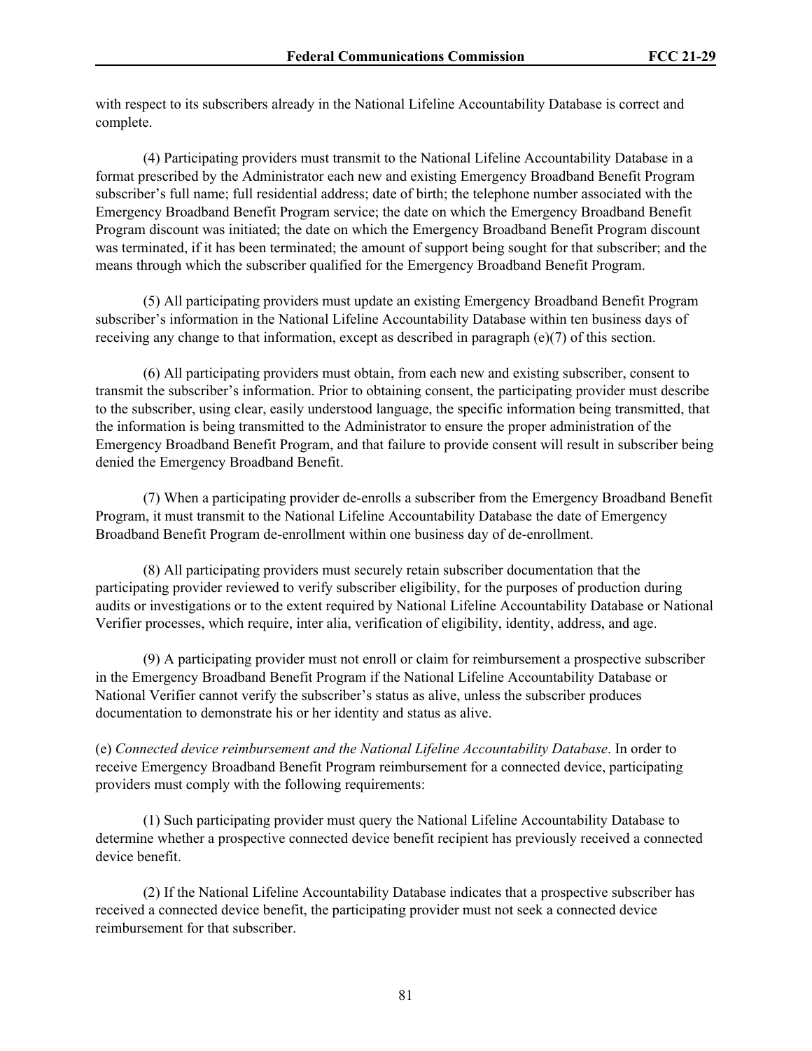with respect to its subscribers already in the National Lifeline Accountability Database is correct and complete.

(4) Participating providers must transmit to the National Lifeline Accountability Database in a format prescribed by the Administrator each new and existing Emergency Broadband Benefit Program subscriber's full name; full residential address; date of birth; the telephone number associated with the Emergency Broadband Benefit Program service; the date on which the Emergency Broadband Benefit Program discount was initiated; the date on which the Emergency Broadband Benefit Program discount was terminated, if it has been terminated; the amount of support being sought for that subscriber; and the means through which the subscriber qualified for the Emergency Broadband Benefit Program.

(5) All participating providers must update an existing Emergency Broadband Benefit Program subscriber's information in the National Lifeline Accountability Database within ten business days of receiving any change to that information, except as described in paragraph (e)(7) of this section.

(6) All participating providers must obtain, from each new and existing subscriber, consent to transmit the subscriber's information. Prior to obtaining consent, the participating provider must describe to the subscriber, using clear, easily understood language, the specific information being transmitted, that the information is being transmitted to the Administrator to ensure the proper administration of the Emergency Broadband Benefit Program, and that failure to provide consent will result in subscriber being denied the Emergency Broadband Benefit.

(7) When a participating provider de-enrolls a subscriber from the Emergency Broadband Benefit Program, it must transmit to the National Lifeline Accountability Database the date of Emergency Broadband Benefit Program de-enrollment within one business day of de-enrollment.

(8) All participating providers must securely retain subscriber documentation that the participating provider reviewed to verify subscriber eligibility, for the purposes of production during audits or investigations or to the extent required by National Lifeline Accountability Database or National Verifier processes, which require, inter alia, verification of eligibility, identity, address, and age.

(9) A participating provider must not enroll or claim for reimbursement a prospective subscriber in the Emergency Broadband Benefit Program if the National Lifeline Accountability Database or National Verifier cannot verify the subscriber's status as alive, unless the subscriber produces documentation to demonstrate his or her identity and status as alive.

(e) *Connected device reimbursement and the National Lifeline Accountability Database*. In order to receive Emergency Broadband Benefit Program reimbursement for a connected device, participating providers must comply with the following requirements:

(1) Such participating provider must query the National Lifeline Accountability Database to determine whether a prospective connected device benefit recipient has previously received a connected device benefit.

(2) If the National Lifeline Accountability Database indicates that a prospective subscriber has received a connected device benefit, the participating provider must not seek a connected device reimbursement for that subscriber.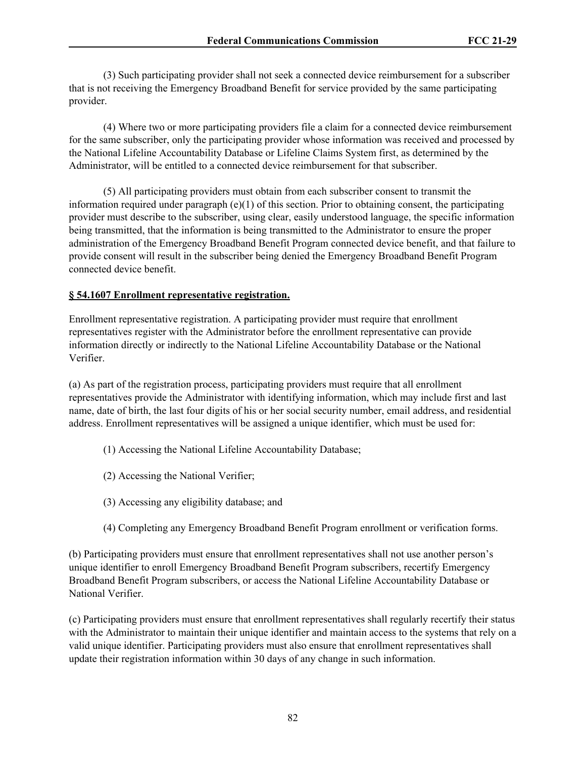(3) Such participating provider shall not seek a connected device reimbursement for a subscriber that is not receiving the Emergency Broadband Benefit for service provided by the same participating provider.

(4) Where two or more participating providers file a claim for a connected device reimbursement for the same subscriber, only the participating provider whose information was received and processed by the National Lifeline Accountability Database or Lifeline Claims System first, as determined by the Administrator, will be entitled to a connected device reimbursement for that subscriber.

(5) All participating providers must obtain from each subscriber consent to transmit the information required under paragraph (e)(1) of this section. Prior to obtaining consent, the participating provider must describe to the subscriber, using clear, easily understood language, the specific information being transmitted, that the information is being transmitted to the Administrator to ensure the proper administration of the Emergency Broadband Benefit Program connected device benefit, and that failure to provide consent will result in the subscriber being denied the Emergency Broadband Benefit Program connected device benefit.

**§ 54.1607 Enrollment representative registration.**

Enrollment representative registration. A participating provider must require that enrollment representatives register with the Administrator before the enrollment representative can provide information directly or indirectly to the National Lifeline Accountability Database or the National Verifier.

(a) As part of the registration process, participating providers must require that all enrollment representatives provide the Administrator with identifying information, which may include first and last name, date of birth, the last four digits of his or her social security number, email address, and residential address. Enrollment representatives will be assigned a unique identifier, which must be used for:

(1) Accessing the National Lifeline Accountability Database;

(2) Accessing the National Verifier;

(3) Accessing any eligibility database; and

(4) Completing any Emergency Broadband Benefit Program enrollment or verification forms.

(b) Participating providers must ensure that enrollment representatives shall not use another person's unique identifier to enroll Emergency Broadband Benefit Program subscribers, recertify Emergency Broadband Benefit Program subscribers, or access the National Lifeline Accountability Database or National Verifier.

(c) Participating providers must ensure that enrollment representatives shall regularly recertify their status with the Administrator to maintain their unique identifier and maintain access to the systems that rely on a valid unique identifier. Participating providers must also ensure that enrollment representatives shall update their registration information within 30 days of any change in such information.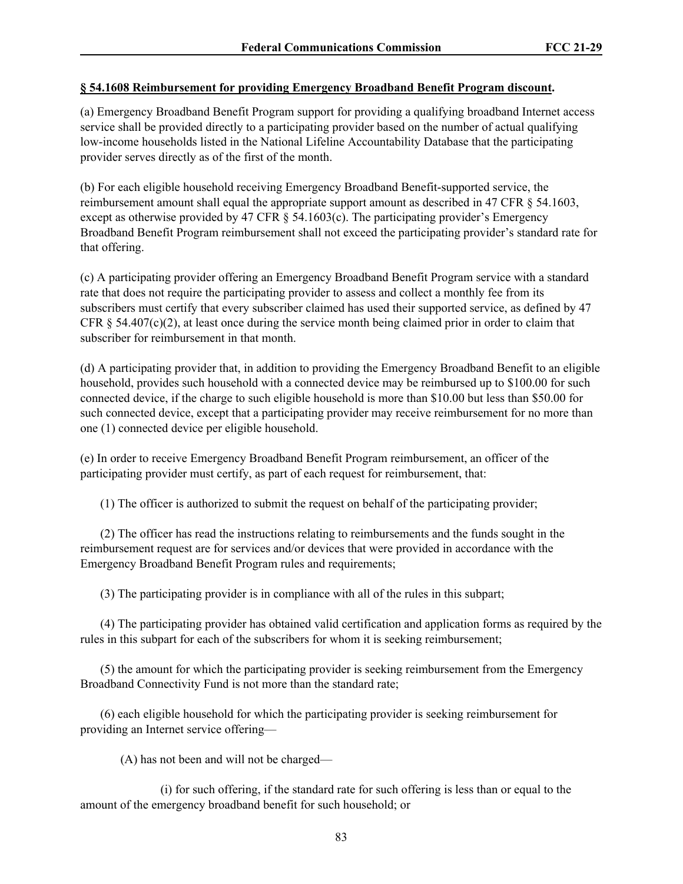**§ 54.1608 Reimbursement for providing Emergency Broadband Benefit Program discount.**

(a) Emergency Broadband Benefit Program support for providing a qualifying broadband Internet access service shall be provided directly to a participating provider based on the number of actual qualifying low-income households listed in the National Lifeline Accountability Database that the participating provider serves directly as of the first of the month.

(b) For each eligible household receiving Emergency Broadband Benefit-supported service, the reimbursement amount shall equal the appropriate support amount as described in 47 CFR § 54.1603, except as otherwise provided by 47 CFR § 54.1603(c). The participating provider's Emergency Broadband Benefit Program reimbursement shall not exceed the participating provider's standard rate for that offering.

(c) A participating provider offering an Emergency Broadband Benefit Program service with a standard rate that does not require the participating provider to assess and collect a monthly fee from its subscribers must certify that every subscriber claimed has used their supported service, as defined by 47 CFR § 54.407(c)(2), at least once during the service month being claimed prior in order to claim that subscriber for reimbursement in that month.

(d) A participating provider that, in addition to providing the Emergency Broadband Benefit to an eligible household, provides such household with a connected device may be reimbursed up to $100.00 for such connected device, if the charge to such eligible household is more than $10.00 but less than $50.00 for such connected device, except that a participating provider may receive reimbursement for no more than one (1) connected device per eligible household.

(e) In order to receive Emergency Broadband Benefit Program reimbursement, an officer of the participating provider must certify, as part of each request for reimbursement, that:

(1) The officer is authorized to submit the request on behalf of the participating provider;

(2) The officer has read the instructions relating to reimbursements and the funds sought in the reimbursement request are for services and/or devices that were provided in accordance with the Emergency Broadband Benefit Program rules and requirements;

(3) The participating provider is in compliance with all of the rules in this subpart;

(4) The participating provider has obtained valid certification and application forms as required by the rules in this subpart for each of the subscribers for whom it is seeking reimbursement;

(5) the amount for which the participating provider is seeking reimbursement from the Emergency Broadband Connectivity Fund is not more than the standard rate;

(6) each eligible household for which the participating provider is seeking reimbursement for providing an Internet service offering—

(A) has not been and will not be charged—

(i) for such offering, if the standard rate for such offering is less than or equal to the amount of the emergency broadband benefit for such household; or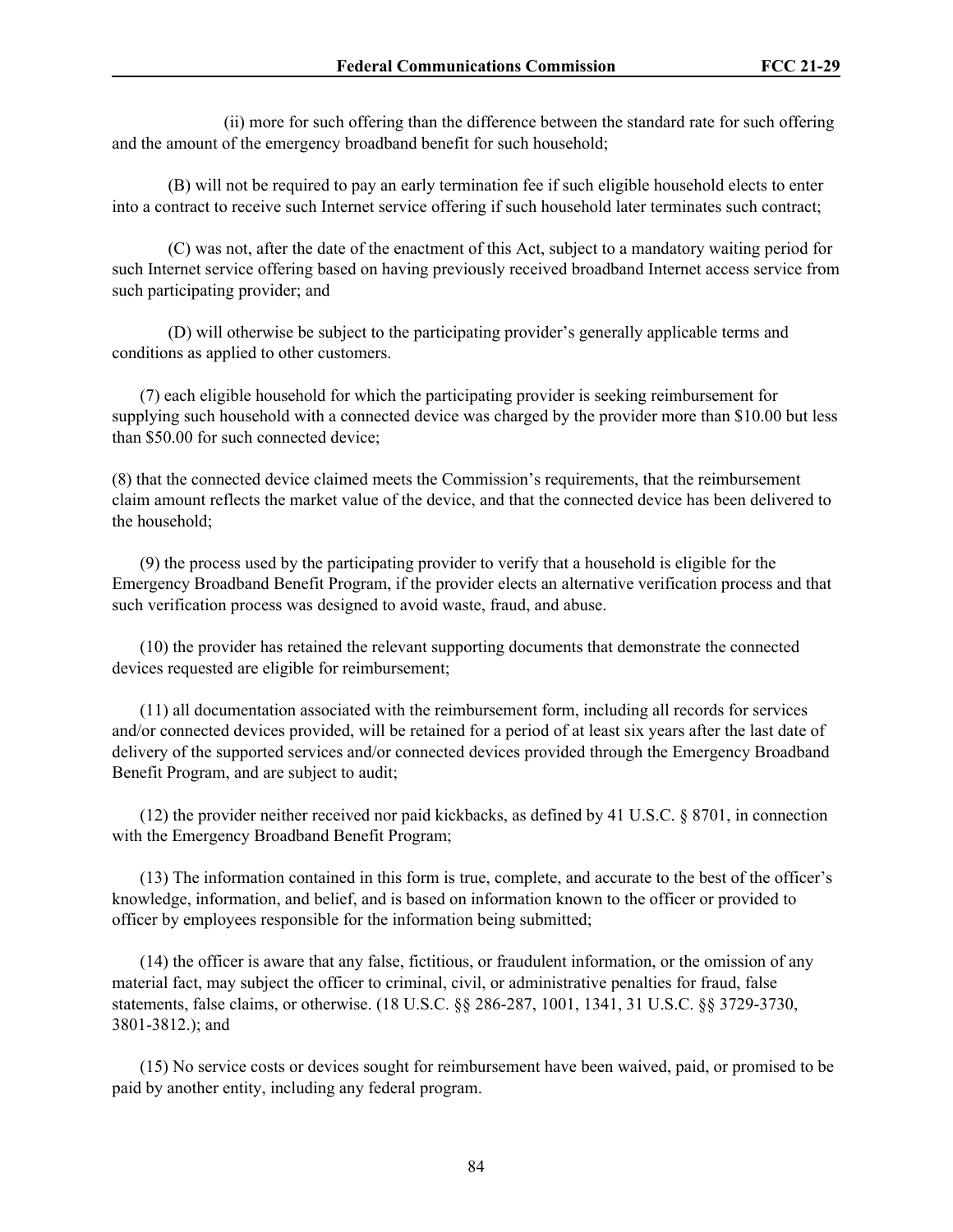(ii) more for such offering than the difference between the standard rate for such offering and the amount of the emergency broadband benefit for such household;

(B) will not be required to pay an early termination fee if such eligible household elects to enter into a contract to receive such Internet service offering if such household later terminates such contract;

(C) was not, after the date of the enactment of this Act, subject to a mandatory waiting period for such Internet service offering based on having previously received broadband Internet access service from such participating provider; and

(D) will otherwise be subject to the participating provider's generally applicable terms and conditions as applied to other customers.

(7) each eligible household for which the participating provider is seeking reimbursement for supplying such household with a connected device was charged by the provider more than $10.00 but less than $50.00 for such connected device;

(8) that the connected device claimed meets the Commission's requirements, that the reimbursement claim amount reflects the market value of the device, and that the connected device has been delivered to the household;

(9) the process used by the participating provider to verify that a household is eligible for the Emergency Broadband Benefit Program, if the provider elects an alternative verification process and that such verification process was designed to avoid waste, fraud, and abuse.

(10) the provider has retained the relevant supporting documents that demonstrate the connected devices requested are eligible for reimbursement;

(11) all documentation associated with the reimbursement form, including all records for services and/or connected devices provided, will be retained for a period of at least six years after the last date of delivery of the supported services and/or connected devices provided through the Emergency Broadband Benefit Program, and are subject to audit;

(12) the provider neither received nor paid kickbacks, as defined by 41 U.S.C. § 8701, in connection with the Emergency Broadband Benefit Program;

(13) The information contained in this form is true, complete, and accurate to the best of the officer's knowledge, information, and belief, and is based on information known to the officer or provided to officer by employees responsible for the information being submitted;

(14) the officer is aware that any false, fictitious, or fraudulent information, or the omission of any material fact, may subject the officer to criminal, civil, or administrative penalties for fraud, false statements, false claims, or otherwise. (18 U.S.C. §§ 286-287, 1001, 1341, 31 U.S.C. §§ 3729-3730, 3801-3812.); and

(15) No service costs or devices sought for reimbursement have been waived, paid, or promised to be paid by another entity, including any federal program.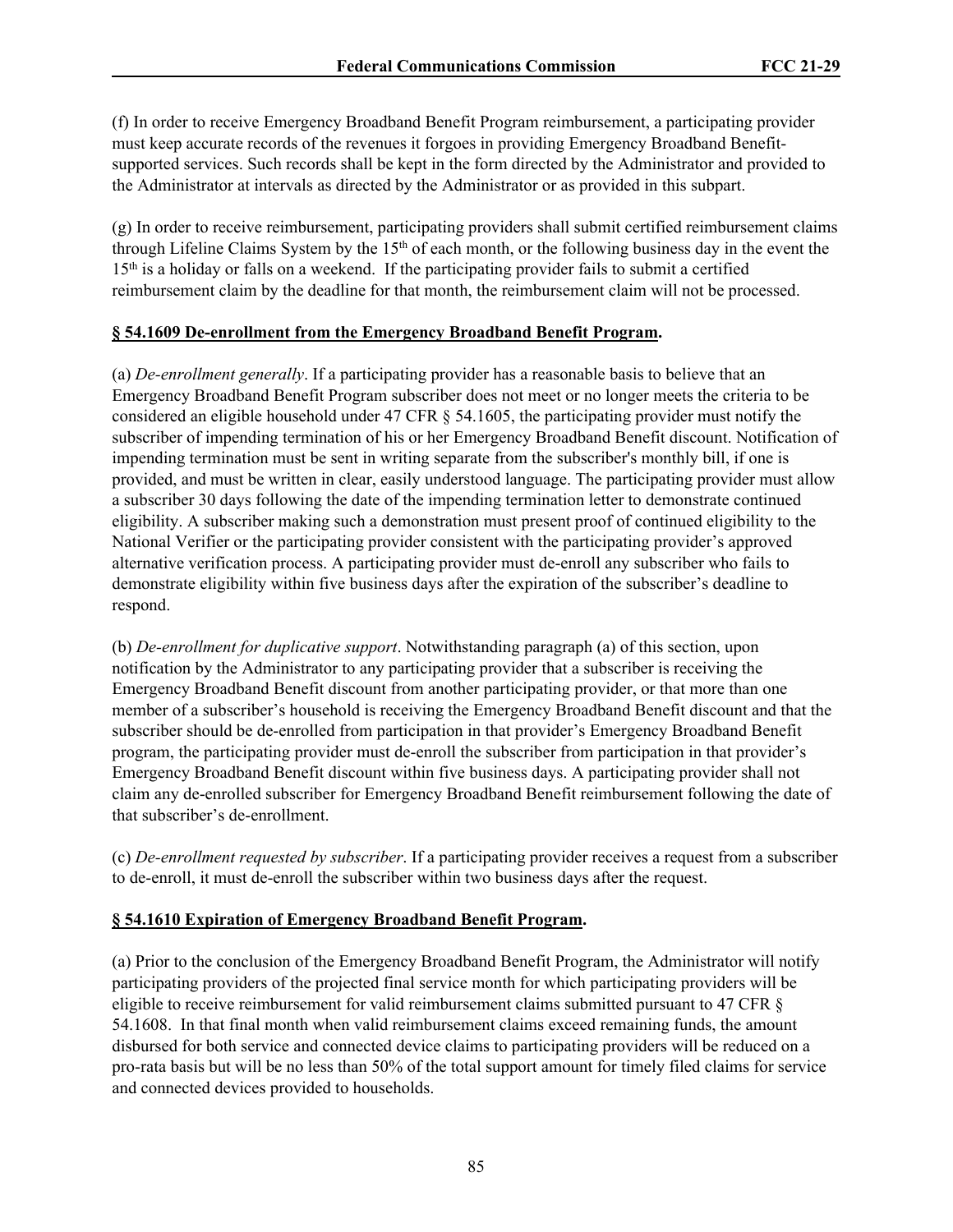(f) In order to receive Emergency Broadband Benefit Program reimbursement, a participating provider must keep accurate records of the revenues it forgoes in providing Emergency Broadband Benefit-supported services. Such records shall be kept in the form directed by the Administrator and provided to the Administrator at intervals as directed by the Administrator or as provided in this subpart.

(g) In order to receive reimbursement, participating providers shall submit certified reimbursement claims through Lifeline Claims System by the 15th of each month, or the following business day in the event the 15th is a holiday or falls on a weekend. If the participating provider fails to submit a certified reimbursement claim by the deadline for that month, the reimbursement claim will not be processed.

**§ 54.1609 De-enrollment from the Emergency Broadband Benefit Program.**

(a) *De-enrollment generally*. If a participating provider has a reasonable basis to believe that an Emergency Broadband Benefit Program subscriber does not meet or no longer meets the criteria to be considered an eligible household under 47 CFR § 54.1605, the participating provider must notify the subscriber of impending termination of his or her Emergency Broadband Benefit discount. Notification of impending termination must be sent in writing separate from the subscriber's monthly bill, if one is provided, and must be written in clear, easily understood language. The participating provider must allow a subscriber 30 days following the date of the impending termination letter to demonstrate continued eligibility. A subscriber making such a demonstration must present proof of continued eligibility to the National Verifier or the participating provider consistent with the participating provider's approved alternative verification process. A participating provider must de-enroll any subscriber who fails to demonstrate eligibility within five business days after the expiration of the subscriber's deadline to respond.

(b) *De-enrollment for duplicative support*. Notwithstanding paragraph (a) of this section, upon notification by the Administrator to any participating provider that a subscriber is receiving the Emergency Broadband Benefit discount from another participating provider, or that more than one member of a subscriber's household is receiving the Emergency Broadband Benefit discount and that the subscriber should be de-enrolled from participation in that provider's Emergency Broadband Benefit program, the participating provider must de-enroll the subscriber from participation in that provider's Emergency Broadband Benefit discount within five business days. A participating provider shall not claim any de-enrolled subscriber for Emergency Broadband Benefit reimbursement following the date of that subscriber's de-enrollment.

(c) *De-enrollment requested by subscriber*. If a participating provider receives a request from a subscriber to de-enroll, it must de-enroll the subscriber within two business days after the request.

**§ 54.1610 Expiration of Emergency Broadband Benefit Program.**

(a) Prior to the conclusion of the Emergency Broadband Benefit Program, the Administrator will notify participating providers of the projected final service month for which participating providers will be eligible to receive reimbursement for valid reimbursement claims submitted pursuant to 47 CFR § 54.1608. In that final month when valid reimbursement claims exceed remaining funds, the amount disbursed for both service and connected device claims to participating providers will be reduced on a pro-rata basis but will be no less than 50% of the total support amount for timely filed claims for service and connected devices provided to households.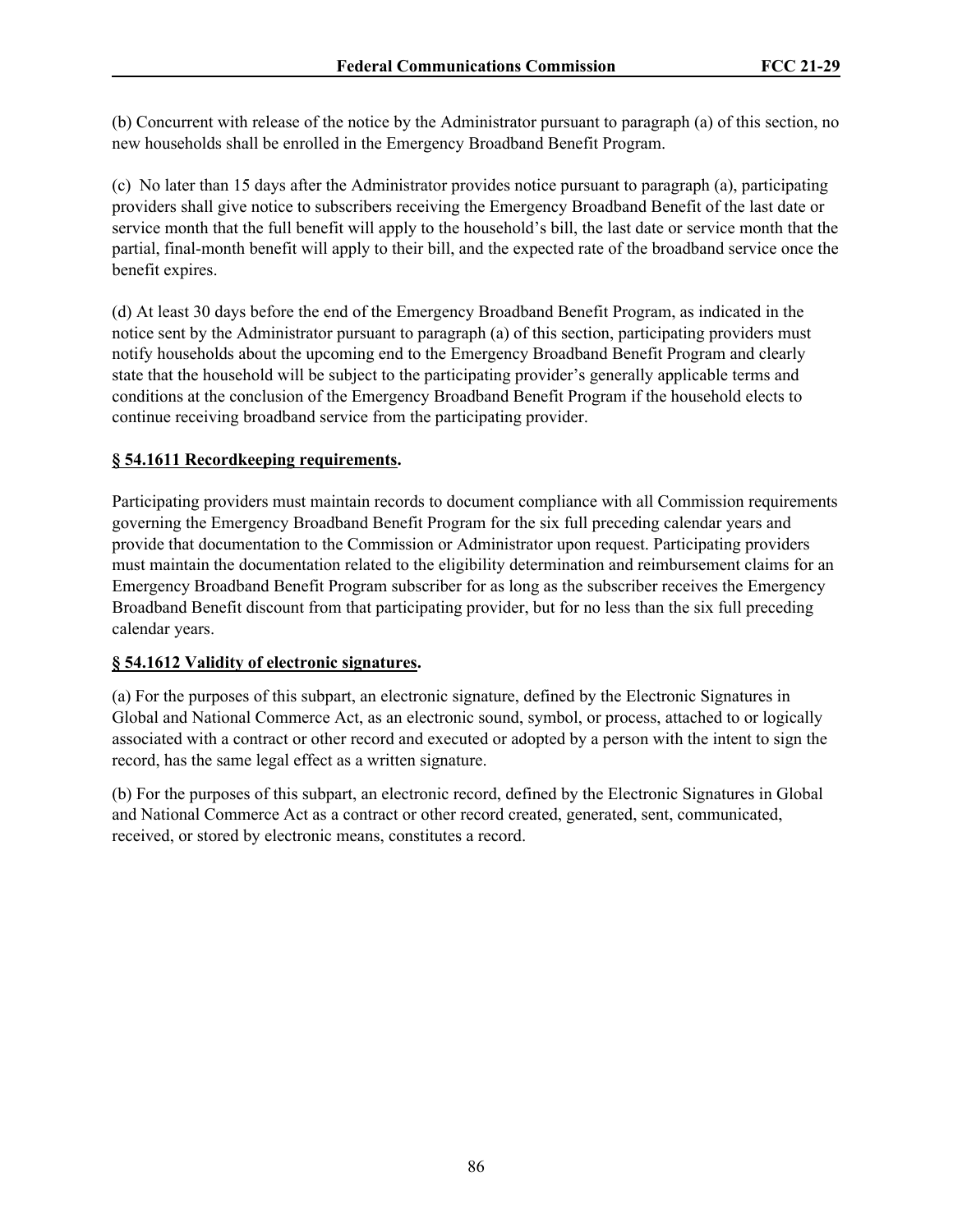(b) Concurrent with release of the notice by the Administrator pursuant to paragraph (a) of this section, no new households shall be enrolled in the Emergency Broadband Benefit Program.

(c) No later than 15 days after the Administrator provides notice pursuant to paragraph (a), participating providers shall give notice to subscribers receiving the Emergency Broadband Benefit of the last date or service month that the full benefit will apply to the household's bill, the last date or service month that the partial, final-month benefit will apply to their bill, and the expected rate of the broadband service once the benefit expires.

(d) At least 30 days before the end of the Emergency Broadband Benefit Program, as indicated in the notice sent by the Administrator pursuant to paragraph (a) of this section, participating providers must notify households about the upcoming end to the Emergency Broadband Benefit Program and clearly state that the household will be subject to the participating provider's generally applicable terms and conditions at the conclusion of the Emergency Broadband Benefit Program if the household elects to continue receiving broadband service from the participating provider.

**§ 54.1611 Recordkeeping requirements.**

Participating providers must maintain records to document compliance with all Commission requirements governing the Emergency Broadband Benefit Program for the six full preceding calendar years and provide that documentation to the Commission or Administrator upon request. Participating providers must maintain the documentation related to the eligibility determination and reimbursement claims for an Emergency Broadband Benefit Program subscriber for as long as the subscriber receives the Emergency Broadband Benefit discount from that participating provider, but for no less than the six full preceding calendar years.

**§ 54.1612 Validity of electronic signatures.**

(a) For the purposes of this subpart, an electronic signature, defined by the Electronic Signatures in Global and National Commerce Act, as an electronic sound, symbol, or process, attached to or logically associated with a contract or other record and executed or adopted by a person with the intent to sign the record, has the same legal effect as a written signature.

(b) For the purposes of this subpart, an electronic record, defined by the Electronic Signatures in Global and National Commerce Act as a contract or other record created, generated, sent, communicated, received, or stored by electronic means, constitutes a record.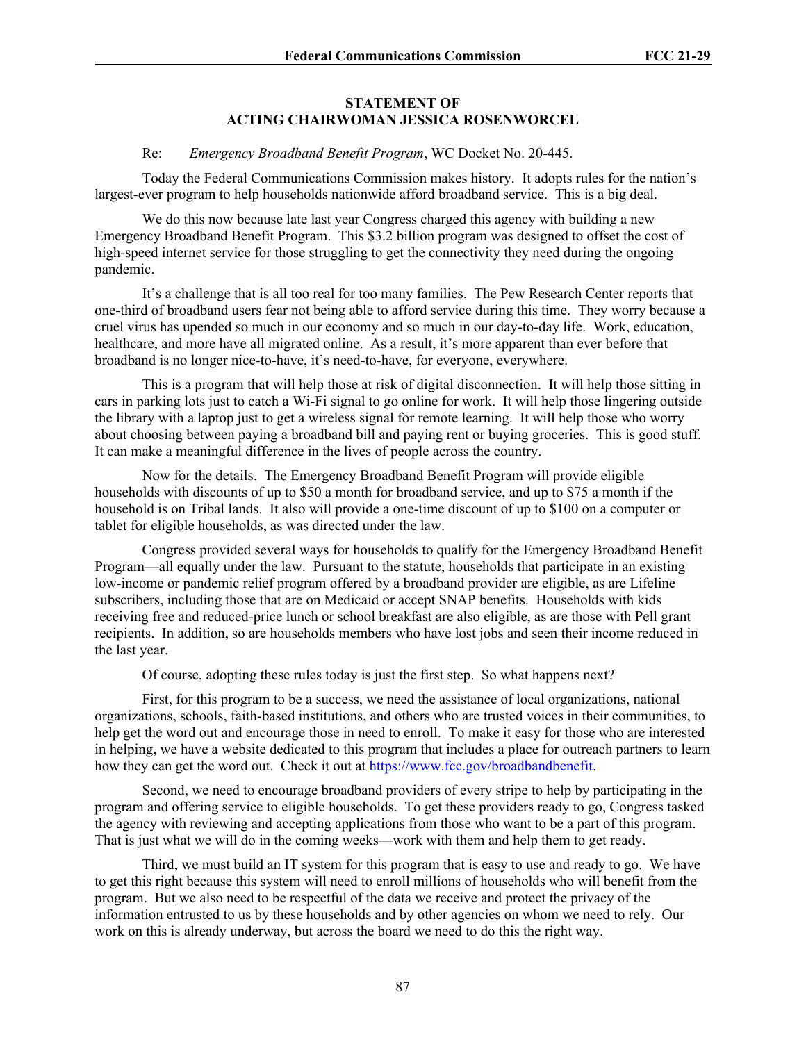**STATEMENT OF**
**ACTING CHAIRWOMAN JESSICA ROSENWORCEL**

Re: *Emergency Broadband Benefit Program*, WC Docket No. 20-445.

Today the Federal Communications Commission makes history. It adopts rules for the nation's largest-ever program to help households nationwide afford broadband service. This is a big deal.

We do this now because late last year Congress charged this agency with building a new Emergency Broadband Benefit Program. This $3.2 billion program was designed to offset the cost of high-speed internet service for those struggling to get the connectivity they need during the ongoing pandemic.

It's a challenge that is all too real for too many families. The Pew Research Center reports that one-third of broadband users fear not being able to afford service during this time. They worry because a cruel virus has upended so much in our economy and so much in our day-to-day life. Work, education, healthcare, and more have all migrated online. As a result, it's more apparent than ever before that broadband is no longer nice-to-have, it's need-to-have, for everyone, everywhere.

This is a program that will help those at risk of digital disconnection. It will help those sitting in cars in parking lots just to catch a Wi-Fi signal to go online for work. It will help those lingering outside the library with a laptop just to get a wireless signal for remote learning. It will help those who worry about choosing between paying a broadband bill and paying rent or buying groceries. This is good stuff. It can make a meaningful difference in the lives of people across the country.

Now for the details. The Emergency Broadband Benefit Program will provide eligible households with discounts of up to $50 a month for broadband service, and up to $75 a month if the household is on Tribal lands. It also will provide a one-time discount of up to $100 on a computer or tablet for eligible households, as was directed under the law.

Congress provided several ways for households to qualify for the Emergency Broadband Benefit Program—all equally under the law. Pursuant to the statute, households that participate in an existing low-income or pandemic relief program offered by a broadband provider are eligible, as are Lifeline subscribers, including those that are on Medicaid or accept SNAP benefits. Households with kids receiving free and reduced-price lunch or school breakfast are also eligible, as are those with Pell grant recipients. In addition, so are households members who have lost jobs and seen their income reduced in the last year.

Of course, adopting these rules today is just the first step. So what happens next?

First, for this program to be a success, we need the assistance of local organizations, national organizations, schools, faith-based institutions, and others who are trusted voices in their communities, to help get the word out and encourage those in need to enroll. To make it easy for those who are interested in helping, we have a website dedicated to this program that includes a place for outreach partners to learn how they can get the word out. Check it out at [https://www.fcc.gov/broadbandbenefit](https://www.fcc.gov/broadbandbenefit).

Second, we need to encourage broadband providers of every stripe to help by participating in the program and offering service to eligible households. To get these providers ready to go, Congress tasked the agency with reviewing and accepting applications from those who want to be a part of this program. That is just what we will do in the coming weeks—work with them and help them to get ready.

Third, we must build an IT system for this program that is easy to use and ready to go. We have to get this right because this system will need to enroll millions of households who will benefit from the program. But we also need to be respectful of the data we receive and protect the privacy of the information entrusted to us by these households and by other agencies on whom we need to rely. Our work on this is already underway, but across the board we need to do this the right way.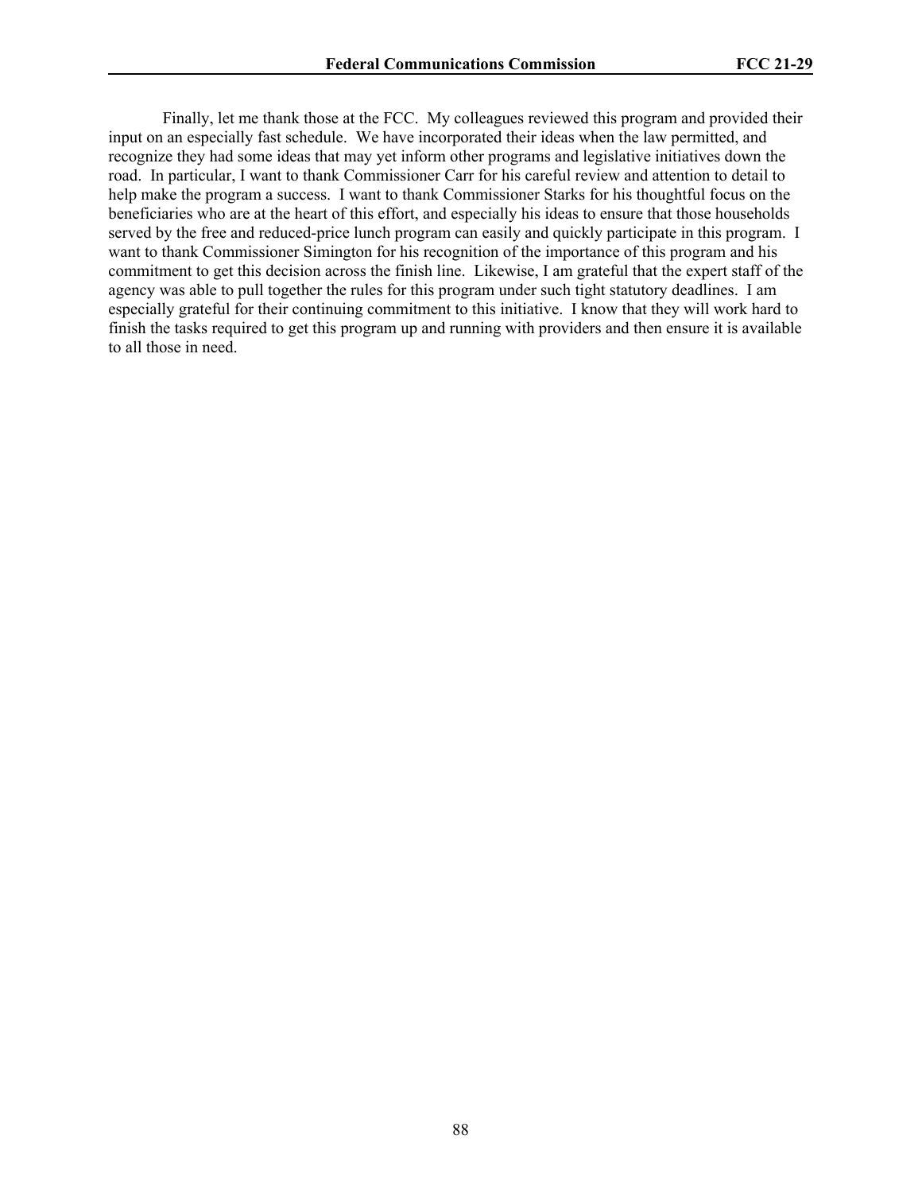Finally, let me thank those at the FCC. My colleagues reviewed this program and provided their input on an especially fast schedule. We have incorporated their ideas when the law permitted, and recognize they had some ideas that may yet inform other programs and legislative initiatives down the road. In particular, I want to thank Commissioner Carr for his careful review and attention to detail to help make the program a success. I want to thank Commissioner Starks for his thoughtful focus on the beneficiaries who are at the heart of this effort, and especially his ideas to ensure that those households served by the free and reduced-price lunch program can easily and quickly participate in this program. I want to thank Commissioner Simington for his recognition of the importance of this program and his commitment to get this decision across the finish line. Likewise, I am grateful that the expert staff of the agency was able to pull together the rules for this program under such tight statutory deadlines. I am especially grateful for their continuing commitment to this initiative. I know that they will work hard to finish the tasks required to get this program up and running with providers and then ensure it is available to all those in need.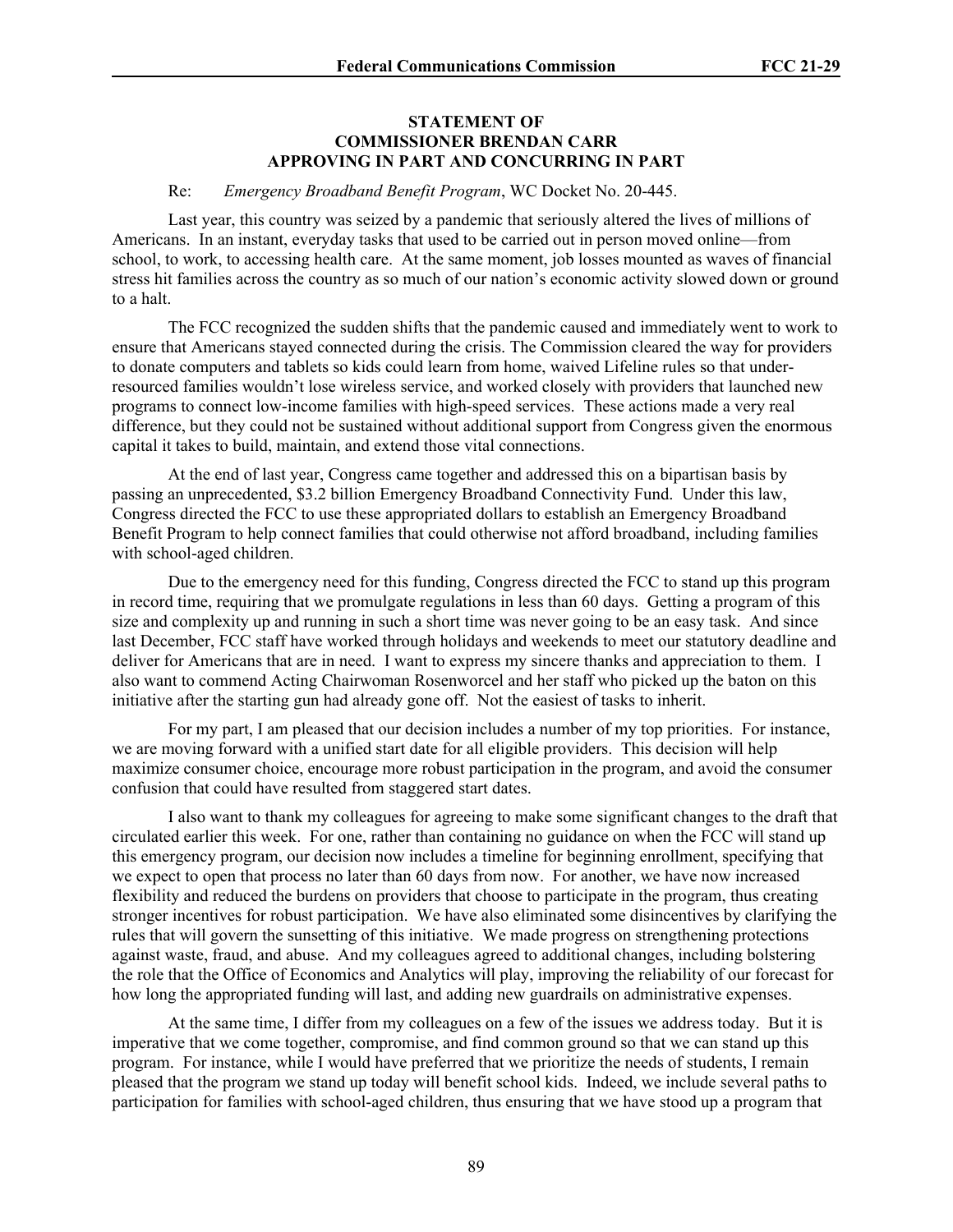**STATEMENT OF COMMISSIONER BRENDAN CARR APPROVING IN PART AND CONCURRING IN PART**

Re: *Emergency Broadband Benefit Program*, WC Docket No. 20-445.

Last year, this country was seized by a pandemic that seriously altered the lives of millions of Americans. In an instant, everyday tasks that used to be carried out in person moved online—from school, to work, to accessing health care. At the same moment, job losses mounted as waves of financial stress hit families across the country as so much of our nation's economic activity slowed down or ground to a halt.

The FCC recognized the sudden shifts that the pandemic caused and immediately went to work to ensure that Americans stayed connected during the crisis. The Commission cleared the way for providers to donate computers and tablets so kids could learn from home, waived Lifeline rules so that under-resourced families wouldn't lose wireless service, and worked closely with providers that launched new programs to connect low-income families with high-speed services. These actions made a very real difference, but they could not be sustained without additional support from Congress given the enormous capital it takes to build, maintain, and extend those vital connections.

At the end of last year, Congress came together and addressed this on a bipartisan basis by passing an unprecedented, $3.2 billion Emergency Broadband Connectivity Fund. Under this law, Congress directed the FCC to use these appropriated dollars to establish an Emergency Broadband Benefit Program to help connect families that could otherwise not afford broadband, including families with school-aged children.

Due to the emergency need for this funding, Congress directed the FCC to stand up this program in record time, requiring that we promulgate regulations in less than 60 days. Getting a program of this size and complexity up and running in such a short time was never going to be an easy task. And since last December, FCC staff have worked through holidays and weekends to meet our statutory deadline and deliver for Americans that are in need. I want to express my sincere thanks and appreciation to them. I also want to commend Acting Chairwoman Rosenworcel and her staff who picked up the baton on this initiative after the starting gun had already gone off. Not the easiest of tasks to inherit.

For my part, I am pleased that our decision includes a number of my top priorities. For instance, we are moving forward with a unified start date for all eligible providers. This decision will help maximize consumer choice, encourage more robust participation in the program, and avoid the consumer confusion that could have resulted from staggered start dates.

I also want to thank my colleagues for agreeing to make some significant changes to the draft that circulated earlier this week. For one, rather than containing no guidance on when the FCC will stand up this emergency program, our decision now includes a timeline for beginning enrollment, specifying that we expect to open that process no later than 60 days from now. For another, we have now increased flexibility and reduced the burdens on providers that choose to participate in the program, thus creating stronger incentives for robust participation. We have also eliminated some disincentives by clarifying the rules that will govern the sunsetting of this initiative. We made progress on strengthening protections against waste, fraud, and abuse. And my colleagues agreed to additional changes, including bolstering the role that the Office of Economics and Analytics will play, improving the reliability of our forecast for how long the appropriated funding will last, and adding new guardrails on administrative expenses.

At the same time, I differ from my colleagues on a few of the issues we address today. But it is imperative that we come together, compromise, and find common ground so that we can stand up this program. For instance, while I would have preferred that we prioritize the needs of students, I remain pleased that the program we stand up today will benefit school kids. Indeed, we include several paths to participation for families with school-aged children, thus ensuring that we have stood up a program that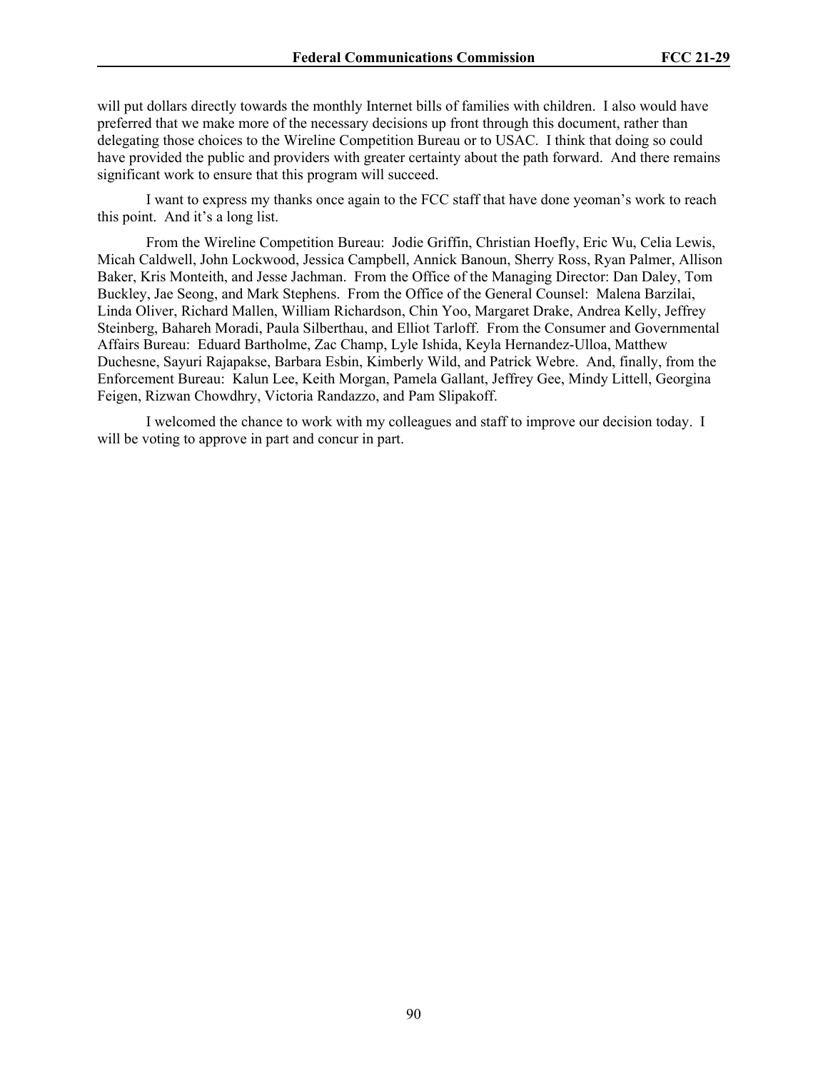will put dollars directly towards the monthly Internet bills of families with children. I also would have preferred that we make more of the necessary decisions up front through this document, rather than delegating those choices to the Wireline Competition Bureau or to USAC. I think that doing so could have provided the public and providers with greater certainty about the path forward. And there remains significant work to ensure that this program will succeed.

I want to express my thanks once again to the FCC staff that have done yeoman's work to reach this point. And it's a long list.

From the Wireline Competition Bureau: Jodie Griffin, Christian Hoefly, Eric Wu, Celia Lewis, Micah Caldwell, John Lockwood, Jessica Campbell, Annick Banoun, Sherry Ross, Ryan Palmer, Allison Baker, Kris Monteith, and Jesse Jachman. From the Office of the Managing Director: Dan Daley, Tom Buckley, Jae Seong, and Mark Stephens. From the Office of the General Counsel: Malena Barzilai, Linda Oliver, Richard Mallen, William Richardson, Chin Yoo, Margaret Drake, Andrea Kelly, Jeffrey Steinberg, Bahareh Moradi, Paula Silberthau, and Elliot Tarloff. From the Consumer and Governmental Affairs Bureau: Eduard Bartholme, Zac Champ, Lyle Ishida, Keyla Hernandez-Ulloa, Matthew Duchesne, Sayuri Rajapakse, Barbara Esbin, Kimberly Wild, and Patrick Webre. And, finally, from the Enforcement Bureau: Kalun Lee, Keith Morgan, Pamela Gallant, Jeffrey Gee, Mindy Littell, Georgina Feigen, Rizwan Chowdhry, Victoria Randazzo, and Pam Slipakoff.

I welcomed the chance to work with my colleagues and staff to improve our decision today. I will be voting to approve in part and concur in part.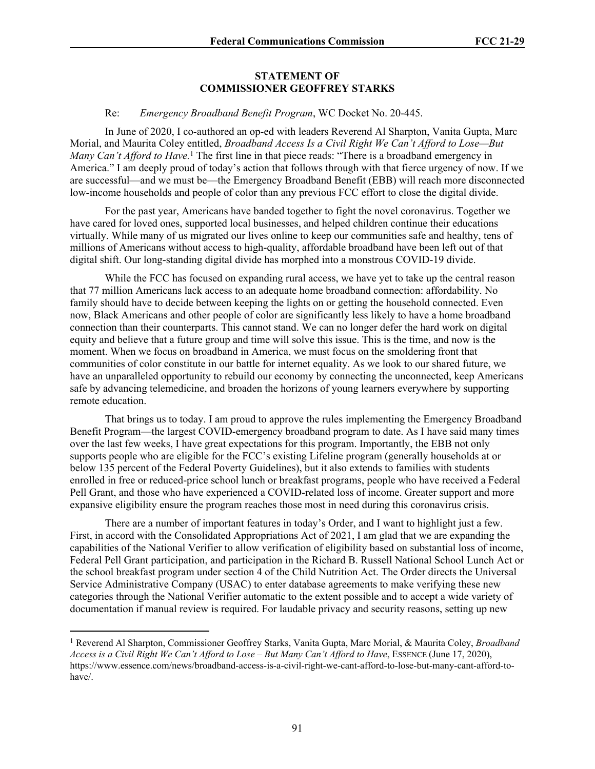**STATEMENT OF**
**COMMISSIONER GEOFFREY STARKS**

Re: *Emergency Broadband Benefit Program*, WC Docket No. 20-445.

In June of 2020, I co-authored an op-ed with leaders Reverend Al Sharpton, Vanita Gupta, Marc Morial, and Maurita Coley entitled, *Broadband Access Is a Civil Right We Can't Afford to Lose—But Many Can't Afford to Have.*[1] The first line in that piece reads: "There is a broadband emergency in America." I am deeply proud of today's action that follows through with that fierce urgency of now. If we are successful—and we must be—the Emergency Broadband Benefit (EBB) will reach more disconnected low-income households and people of color than any previous FCC effort to close the digital divide.

For the past year, Americans have banded together to fight the novel coronavirus. Together we have cared for loved ones, supported local businesses, and helped children continue their educations virtually. While many of us migrated our lives online to keep our communities safe and healthy, tens of millions of Americans without access to high-quality, affordable broadband have been left out of that digital shift. Our long-standing digital divide has morphed into a monstrous COVID-19 divide.

While the FCC has focused on expanding rural access, we have yet to take up the central reason that 77 million Americans lack access to an adequate home broadband connection: affordability. No family should have to decide between keeping the lights on or getting the household connected. Even now, Black Americans and other people of color are significantly less likely to have a home broadband connection than their counterparts. This cannot stand. We can no longer defer the hard work on digital equity and believe that a future group and time will solve this issue. This is the time, and now is the moment. When we focus on broadband in America, we must focus on the smoldering front that communities of color constitute in our battle for internet equality. As we look to our shared future, we have an unparalleled opportunity to rebuild our economy by connecting the unconnected, keep Americans safe by advancing telemedicine, and broaden the horizons of young learners everywhere by supporting remote education.

That brings us to today. I am proud to approve the rules implementing the Emergency Broadband Benefit Program—the largest COVID-emergency broadband program to date. As I have said many times over the last few weeks, I have great expectations for this program. Importantly, the EBB not only supports people who are eligible for the FCC's existing Lifeline program (generally households at or below 135 percent of the Federal Poverty Guidelines), but it also extends to families with students enrolled in free or reduced-price school lunch or breakfast programs, people who have received a Federal Pell Grant, and those who have experienced a COVID-related loss of income. Greater support and more expansive eligibility ensure the program reaches those most in need during this coronavirus crisis.

There are a number of important features in today's Order, and I want to highlight just a few. First, in accord with the Consolidated Appropriations Act of 2021, I am glad that we are expanding the capabilities of the National Verifier to allow verification of eligibility based on substantial loss of income, Federal Pell Grant participation, and participation in the Richard B. Russell National School Lunch Act or the school breakfast program under section 4 of the Child Nutrition Act. The Order directs the Universal Service Administrative Company (USAC) to enter database agreements to make verifying these new categories through the National Verifier automatic to the extent possible and to accept a wide variety of documentation if manual review is required. For laudable privacy and security reasons, setting up new

---

[1] Reverend Al Sharpton, Commissioner Geoffrey Starks, Vanita Gupta, Marc Morial, & Maurita Coley, *Broadband Access is a Civil Right We Can't Afford to Lose – But Many Can't Afford to Have*, ESSENCE (June 17, 2020), https://www.essence.com/news/broadband-access-is-a-civil-right-we-cant-afford-to-lose-but-many-cant-afford-to-have/.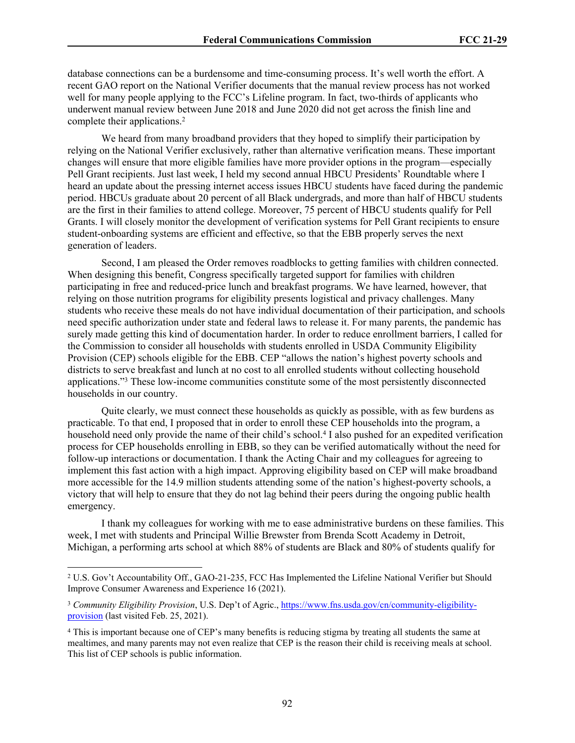database connections can be a burdensome and time-consuming process. It's well worth the effort. A recent GAO report on the National Verifier documents that the manual review process has not worked well for many people applying to the FCC's Lifeline program. In fact, two-thirds of applicants who underwent manual review between June 2018 and June 2020 did not get across the finish line and complete their applications.[2]

We heard from many broadband providers that they hoped to simplify their participation by relying on the National Verifier exclusively, rather than alternative verification means. These important changes will ensure that more eligible families have more provider options in the program—especially Pell Grant recipients. Just last week, I held my second annual HBCU Presidents' Roundtable where I heard an update about the pressing internet access issues HBCU students have faced during the pandemic period. HBCUs graduate about 20 percent of all Black undergrads, and more than half of HBCU students are the first in their families to attend college. Moreover, 75 percent of HBCU students qualify for Pell Grants. I will closely monitor the development of verification systems for Pell Grant recipients to ensure student-onboarding systems are efficient and effective, so that the EBB properly serves the next generation of leaders.

Second, I am pleased the Order removes roadblocks to getting families with children connected. When designing this benefit, Congress specifically targeted support for families with children participating in free and reduced-price lunch and breakfast programs. We have learned, however, that relying on those nutrition programs for eligibility presents logistical and privacy challenges. Many students who receive these meals do not have individual documentation of their participation, and schools need specific authorization under state and federal laws to release it. For many parents, the pandemic has surely made getting this kind of documentation harder. In order to reduce enrollment barriers, I called for the Commission to consider all households with students enrolled in USDA Community Eligibility Provision (CEP) schools eligible for the EBB. CEP "allows the nation's highest poverty schools and districts to serve breakfast and lunch at no cost to all enrolled students without collecting household applications."[3] These low-income communities constitute some of the most persistently disconnected households in our country.

Quite clearly, we must connect these households as quickly as possible, with as few burdens as practicable. To that end, I proposed that in order to enroll these CEP households into the program, a household need only provide the name of their child's school.[4] I also pushed for an expedited verification process for CEP households enrolling in EBB, so they can be verified automatically without the need for follow-up interactions or documentation. I thank the Acting Chair and my colleagues for agreeing to implement this fast action with a high impact. Approving eligibility based on CEP will make broadband more accessible for the 14.9 million students attending some of the nation's highest-poverty schools, a victory that will help to ensure that they do not lag behind their peers during the ongoing public health emergency.

I thank my colleagues for working with me to ease administrative burdens on these families. This week, I met with students and Principal Willie Brewster from Brenda Scott Academy in Detroit, Michigan, a performing arts school at which 88% of students are Black and 80% of students qualify for

---

[2] U.S. Gov't Accountability Off., GAO-21-235, FCC Has Implemented the Lifeline National Verifier but Should Improve Consumer Awareness and Experience 16 (2021).

[3] *Community Eligibility Provision*, U.S. Dep't of Agric., https://www.fns.usda.gov/cn/community-eligibility-provision (last visited Feb. 25, 2021).

[4] This is important because one of CEP's many benefits is reducing stigma by treating all students the same at mealtimes, and many parents may not even realize that CEP is the reason their child is receiving meals at school. This list of CEP schools is public information.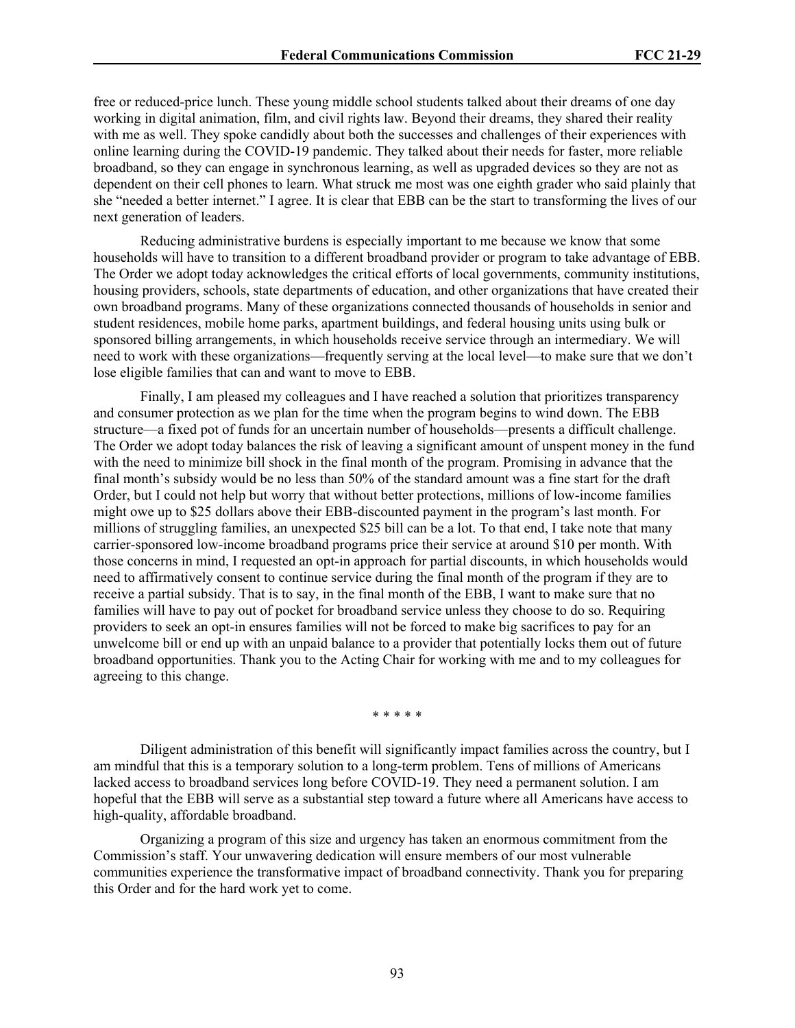free or reduced-price lunch. These young middle school students talked about their dreams of one day working in digital animation, film, and civil rights law. Beyond their dreams, they shared their reality with me as well. They spoke candidly about both the successes and challenges of their experiences with online learning during the COVID-19 pandemic. They talked about their needs for faster, more reliable broadband, so they can engage in synchronous learning, as well as upgraded devices so they are not as dependent on their cell phones to learn. What struck me most was one eighth grader who said plainly that she "needed a better internet." I agree. It is clear that EBB can be the start to transforming the lives of our next generation of leaders.

Reducing administrative burdens is especially important to me because we know that some households will have to transition to a different broadband provider or program to take advantage of EBB. The Order we adopt today acknowledges the critical efforts of local governments, community institutions, housing providers, schools, state departments of education, and other organizations that have created their own broadband programs. Many of these organizations connected thousands of households in senior and student residences, mobile home parks, apartment buildings, and federal housing units using bulk or sponsored billing arrangements, in which households receive service through an intermediary. We will need to work with these organizations—frequently serving at the local level—to make sure that we don't lose eligible families that can and want to move to EBB.

Finally, I am pleased my colleagues and I have reached a solution that prioritizes transparency and consumer protection as we plan for the time when the program begins to wind down. The EBB structure—a fixed pot of funds for an uncertain number of households—presents a difficult challenge. The Order we adopt today balances the risk of leaving a significant amount of unspent money in the fund with the need to minimize bill shock in the final month of the program. Promising in advance that the final month's subsidy would be no less than 50% of the standard amount was a fine start for the draft Order, but I could not help but worry that without better protections, millions of low-income families might owe up to $25 dollars above their EBB-discounted payment in the program's last month. For millions of struggling families, an unexpected $25 bill can be a lot. To that end, I take note that many carrier-sponsored low-income broadband programs price their service at around $10 per month. With those concerns in mind, I requested an opt-in approach for partial discounts, in which households would need to affirmatively consent to continue service during the final month of the program if they are to receive a partial subsidy. That is to say, in the final month of the EBB, I want to make sure that no families will have to pay out of pocket for broadband service unless they choose to do so. Requiring providers to seek an opt-in ensures families will not be forced to make big sacrifices to pay for an unwelcome bill or end up with an unpaid balance to a provider that potentially locks them out of future broadband opportunities. Thank you to the Acting Chair for working with me and to my colleagues for agreeing to this change.

\* \* \* \* \*

Diligent administration of this benefit will significantly impact families across the country, but I am mindful that this is a temporary solution to a long-term problem. Tens of millions of Americans lacked access to broadband services long before COVID-19. They need a permanent solution. I am hopeful that the EBB will serve as a substantial step toward a future where all Americans have access to high-quality, affordable broadband.

Organizing a program of this size and urgency has taken an enormous commitment from the Commission's staff. Your unwavering dedication will ensure members of our most vulnerable communities experience the transformative impact of broadband connectivity. Thank you for preparing this Order and for the hard work yet to come.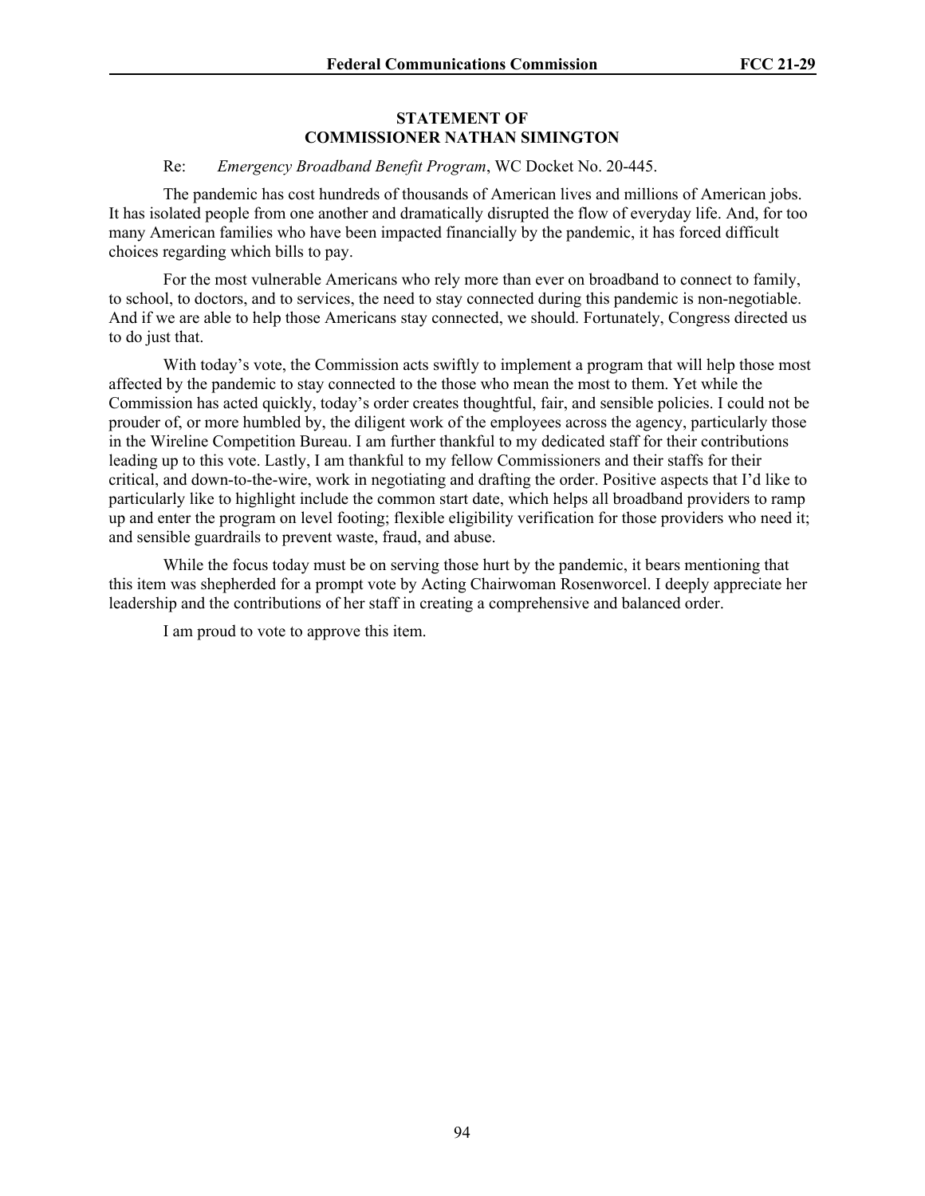**STATEMENT OF**
**COMMISSIONER NATHAN SIMINGTON**

Re: *Emergency Broadband Benefit Program*, WC Docket No. 20-445.

The pandemic has cost hundreds of thousands of American lives and millions of American jobs. It has isolated people from one another and dramatically disrupted the flow of everyday life. And, for too many American families who have been impacted financially by the pandemic, it has forced difficult choices regarding which bills to pay.

For the most vulnerable Americans who rely more than ever on broadband to connect to family, to school, to doctors, and to services, the need to stay connected during this pandemic is non-negotiable. And if we are able to help those Americans stay connected, we should. Fortunately, Congress directed us to do just that.

With today's vote, the Commission acts swiftly to implement a program that will help those most affected by the pandemic to stay connected to the those who mean the most to them. Yet while the Commission has acted quickly, today's order creates thoughtful, fair, and sensible policies. I could not be prouder of, or more humbled by, the diligent work of the employees across the agency, particularly those in the Wireline Competition Bureau. I am further thankful to my dedicated staff for their contributions leading up to this vote. Lastly, I am thankful to my fellow Commissioners and their staffs for their critical, and down-to-the-wire, work in negotiating and drafting the order. Positive aspects that I'd like to particularly like to highlight include the common start date, which helps all broadband providers to ramp up and enter the program on level footing; flexible eligibility verification for those providers who need it; and sensible guardrails to prevent waste, fraud, and abuse.

While the focus today must be on serving those hurt by the pandemic, it bears mentioning that this item was shepherded for a prompt vote by Acting Chairwoman Rosenworcel. I deeply appreciate her leadership and the contributions of her staff in creating a comprehensive and balanced order.

I am proud to vote to approve this item.